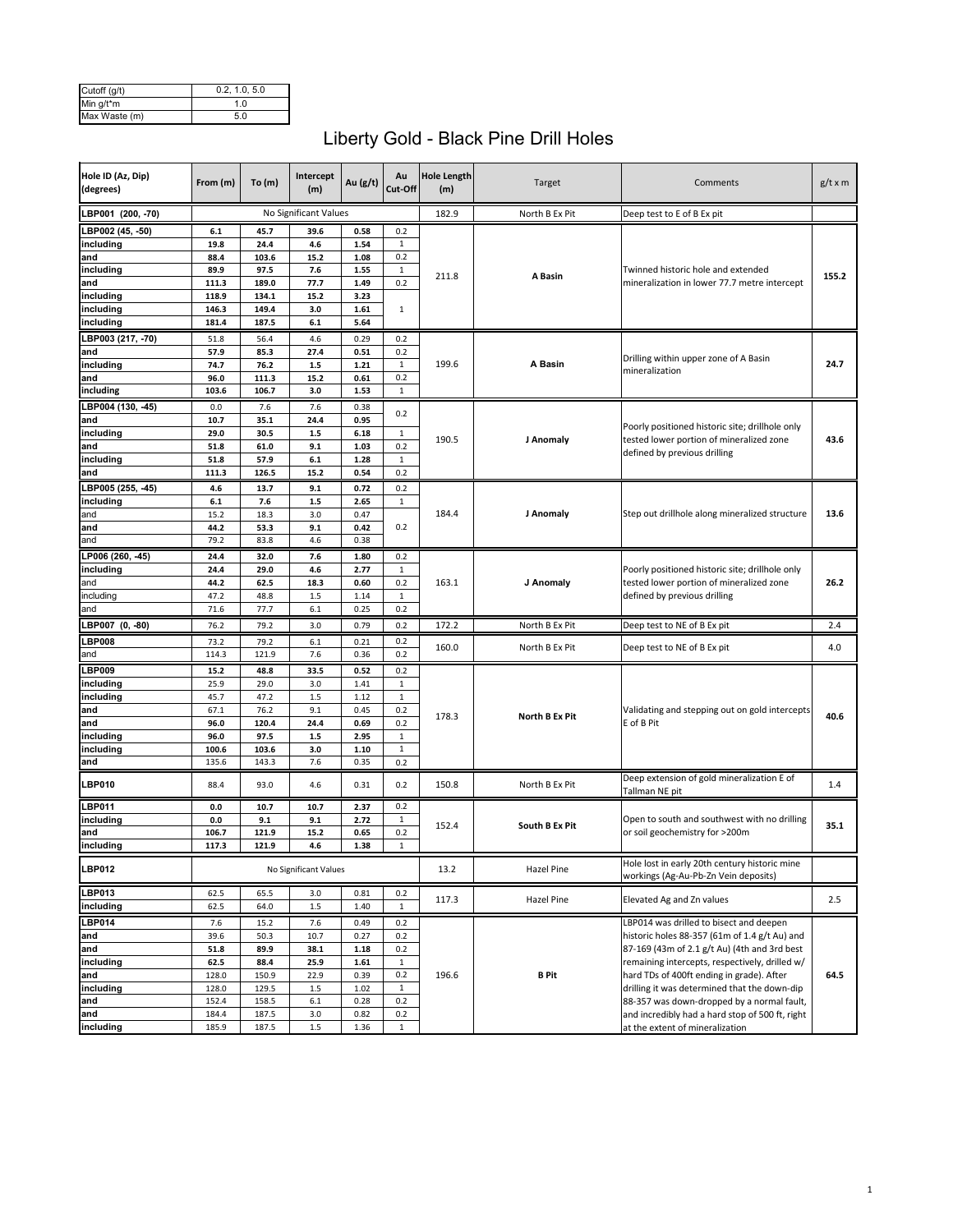| Cutoff (g/t) | 0.2, 1.0, 5.0 |
|---|---|
| Min g/t*m | 1.0 |
| Max Waste (m) | 5.0 |

# Liberty Gold - Black Pine Drill Holes

| Hole ID (Az, Dip) (degrees) | From (m) | To (m) | Intercept (m) | Au (g/t) | Au Cut-Off | Hole Length (m) | Target | Comments | g/t x m |
|---|---|---|---|---|---|---|---|---|---|
| **LBP001 (200, -70)** | No Significant Values | | | | | 182.9 | North B Ex Pit | Deep test to E of B Ex pit | |
| **LBP002 (45, -50)** | **6.1** | **45.7** | **39.6** | **0.58** | 0.2 | 211.8 | **A Basin** | Twinned historic hole and extended mineralization in lower 77.7 metre intercept | **155.2** |
| **including** | **19.8** | **24.4** | **4.6** | **1.54** | 1 | | | | |
| **and** | **88.4** | **103.6** | **15.2** | **1.08** | 0.2 | | | | |
| **including** | **89.9** | **97.5** | **7.6** | **1.55** | 1 | | | | |
| **and** | **111.3** | **189.0** | **77.7** | **1.49** | 0.2 | | | | |
| **including** | **118.9** | **134.1** | **15.2** | **3.23** | 1 | | | | |
| **including** | **146.3** | **149.4** | **3.0** | **1.61** | 1 | | | | |
| **including** | **181.4** | **187.5** | **6.1** | **5.64** | 1 | | | | |
| LBP003 (217, -70) | 51.8 | 56.4 | 4.6 | 0.29 | 0.2 | 199.6 | **A Basin** | Drilling within upper zone of A Basin mineralization | **24.7** |
| **and** | **57.9** | **85.3** | **27.4** | **0.51** | 0.2 | | | | |
| **including** | **74.7** | **76.2** | **1.5** | **1.21** | 1 | | | | |
| **and** | **96.0** | **111.3** | **15.2** | **0.61** | 0.2 | | | | |
| **including** | **103.6** | **106.7** | **3.0** | **1.53** | 1 | | | | |
| LBP004 (130, -45) | 0.0 | 7.6 | 7.6 | 0.38 | 0.2 | 190.5 | **J Anomaly** | Poorly positioned historic site; drillhole only tested lower portion of mineralized zone defined by previous drilling | **43.6** |
| **and** | **10.7** | **35.1** | **24.4** | **0.95** | 0.2 | | | | |
| **including** | **29.0** | **30.5** | **1.5** | **6.18** | 1 | | | | |
| **and** | **51.8** | **61.0** | **9.1** | **1.03** | 0.2 | | | | |
| **including** | **51.8** | **57.9** | **6.1** | **1.28** | 1 | | | | |
| **and** | **111.3** | **126.5** | **15.2** | **0.54** | 0.2 | | | | |
| **LBP005 (255, -45)** | **4.6** | **13.7** | **9.1** | **0.72** | 0.2 | 184.4 | **J Anomaly** | Step out drillhole along mineralized structure | **13.6** |
| **including** | **6.1** | **7.6** | **1.5** | **2.65** | 1 | | | | |
| and | 15.2 | 18.3 | 3.0 | 0.47 | 0.2 | | | | |
| **and** | **44.2** | **53.3** | **9.1** | **0.42** | 0.2 | | | | |
| and | 79.2 | 83.8 | 4.6 | 0.38 | 0.2 | | | | |
| **LP006 (260, -45)** | **24.4** | **32.0** | **7.6** | **1.80** | 0.2 | 163.1 | **J Anomaly** | Poorly positioned historic site; drillhole only tested lower portion of mineralized zone defined by previous drilling | **26.2** |
| **including** | **24.4** | **29.0** | **4.6** | **2.77** | 1 | | | | |
| and | **44.2** | **62.5** | **18.3** | **0.60** | 0.2 | | | | |
| including | 47.2 | 48.8 | 1.5 | 1.14 | 1 | | | | |
| and | 71.6 | 77.7 | 6.1 | 0.25 | 0.2 | | | | |
| **LBP007 (0, -80)** | 76.2 | 79.2 | 3.0 | 0.79 | 0.2 | 172.2 | North B Ex Pit | Deep test to NE of B Ex pit | 2.4 |
| **LBP008** | 73.2 | 79.2 | 6.1 | 0.21 | 0.2 | 160.0 | North B Ex Pit | Deep test to NE of B Ex pit | 4.0 |
| and | 114.3 | 121.9 | 7.6 | 0.36 | 0.2 | | | | |
| **LBP009** | **15.2** | **48.8** | **33.5** | **0.52** | 0.2 | 178.3 | **North B Ex Pit** | Validating and stepping out on gold intercepts E of B Pit | **40.6** |
| **including** | 25.9 | 29.0 | 3.0 | 1.41 | 1 | | | | |
| **including** | 45.7 | 47.2 | 1.5 | 1.12 | 1 | | | | |
| **and** | 67.1 | 76.2 | 9.1 | 0.45 | 0.2 | | | | |
| **and** | **96.0** | **120.4** | **24.4** | **0.69** | 0.2 | | | | |
| **including** | **96.0** | **97.5** | **1.5** | **2.95** | 1 | | | | |
| **including** | **100.6** | **103.6** | **3.0** | **1.10** | 1 | | | | |
| **and** | 135.6 | 143.3 | 7.6 | 0.35 | 0.2 | | | | |
| **LBP010** | 88.4 | 93.0 | 4.6 | 0.31 | 0.2 | 150.8 | North B Ex Pit | Deep extension of gold mineralization E of Tallman NE pit | 1.4 |
| **LBP011** | **0.0** | **10.7** | **10.7** | **2.37** | 0.2 | 152.4 | **South B Ex Pit** | Open to south and southwest with no drilling or soil geochemistry for >200m | **35.1** |
| **including** | **0.0** | **9.1** | **9.1** | **2.72** | 1 | | | | |
| **and** | **106.7** | **121.9** | **15.2** | **0.65** | 0.2 | | | | |
| **including** | **117.3** | **121.9** | **4.6** | **1.38** | 1 | | | | |
| **LBP012** | No Significant Values | | | | | 13.2 | Hazel Pine | Hole lost in early 20th century historic mine workings (Ag-Au-Pb-Zn Vein deposits) | |
| **LBP013** | 62.5 | 65.5 | 3.0 | 0.81 | 0.2 | 117.3 | Hazel Pine | Elevated Ag and Zn values | 2.5 |
| **including** | 62.5 | 64.0 | 1.5 | 1.40 | 1 | | | | |
| **LBP014** | 7.6 | 15.2 | 7.6 | 0.49 | 0.2 | 196.6 | **B Pit** | LBP014 was drilled to bisect and deepen historic holes 88-357 (61m of 1.4 g/t Au) and 87-169 (43m of 2.1 g/t Au) (4th and 3rd best remaining intercepts, respectively, drilled w/ hard TDs of 400ft ending in grade). After drilling it was determined that the down-dip 88-357 was down-dropped by a normal fault, and incredibly had a hard stop of 500 ft, right at the extent of mineralization | **64.5** |
| **and** | 39.6 | 50.3 | 10.7 | 0.27 | 0.2 | | | | |
| **and** | 51.8 | 89.9 | 38.1 | 1.18 | 0.2 | | | | |
| **including** | 62.5 | 88.4 | 25.9 | 1.61 | 1 | | | | |
| **and** | 128.0 | 150.9 | 22.9 | 0.39 | 0.2 | | | | |
| **including** | 128.0 | 129.5 | 1.5 | 1.02 | 1 | | | | |
| **and** | 152.4 | 158.5 | 6.1 | 0.28 | 0.2 | | | | |
| **and** | 184.4 | 187.5 | 3.0 | 0.82 | 0.2 | | | | |
| **including** | 185.9 | 187.5 | 1.5 | 1.36 | 1 | | | | |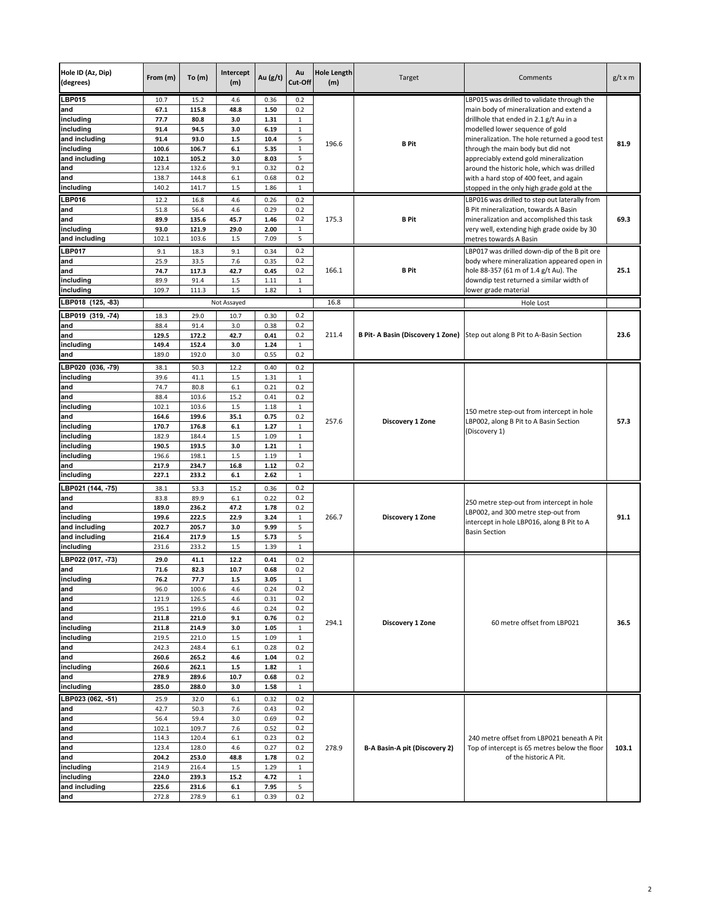| Hole ID (Az, Dip) (degrees) | From (m) | To (m) | Intercept (m) | Au (g/t) | Au Cut-Off | Hole Length (m) | Target | Comments | g/t x m |
|---|---|---|---|---|---|---|---|---|---|
| **LBP015** | 10.7 | 15.2 | 4.6 | 0.36 | 0.2 | 196.6 | **B Pit** | LBP015 was drilled to validate through the main body of mineralization and extend a drillhole that ended in 2.1 g/t Au in a modelled lower sequence of gold mineralization. The hole returned a good test through the main body but did not appreciably extend gold mineralization around the historic hole, which was drilled with a hard stop of 400 feet, and again stopped in the only high grade gold at the | **81.9** |
| **and** | **67.1** | **115.8** | **48.8** | **1.50** | 0.2 | | | | |
| **including** | **77.7** | **80.8** | **3.0** | **1.31** | 1 | | | | |
| **including** | **91.4** | **94.5** | **3.0** | **6.19** | 1 | | | | |
| **and including** | **91.4** | **93.0** | **1.5** | **10.4** | 5 | | | | |
| **including** | **100.6** | **106.7** | **6.1** | **5.35** | 1 | | | | |
| **and including** | **102.1** | **105.2** | **3.0** | **8.03** | 5 | | | | |
| **and** | 123.4 | 132.6 | 9.1 | 0.32 | 0.2 | | | | |
| **and** | 138.7 | 144.8 | 6.1 | 0.68 | 0.2 | | | | |
| **including** | 140.2 | 141.7 | 1.5 | 1.86 | 1 | | | | |
| **LBP016** | 12.2 | 16.8 | 4.6 | 0.26 | 0.2 | 175.3 | **B Pit** | LBP016 was drilled to step out laterally from B Pit mineralization, towards A Basin mineralization and accomplished this task very well, extending high grade oxide by 30 metres towards A Basin | **69.3** |
| **and** | 51.8 | 56.4 | 4.6 | 0.29 | 0.2 | | | | |
| **and** | **89.9** | **135.6** | **45.7** | **1.46** | 0.2 | | | | |
| **including** | **93.0** | **121.9** | **29.0** | **2.00** | 1 | | | | |
| **and including** | 102.1 | 103.6 | 1.5 | 7.09 | 5 | | | | |
| **LBP017** | 9.1 | 18.3 | 9.1 | 0.34 | 0.2 | 166.1 | **B Pit** | LBP017 was drilled down-dip of the B pit ore body where mineralization appeared open in hole 88-357 (61 m of 1.4 g/t Au). The downdip test returned a similar width of lower grade material | **25.1** |
| **and** | 25.9 | 33.5 | 7.6 | 0.35 | 0.2 | | | | |
| **and** | **74.7** | **117.3** | **42.7** | **0.45** | 0.2 | | | | |
| **including** | 89.9 | 91.4 | 1.5 | 1.11 | 1 | | | | |
| **including** | 109.7 | 111.3 | 1.5 | 1.82 | 1 | | | | |
| **LBP018 (125, -83)** | | | Not Assayed | | | 16.8 | | Hole Lost | |
| **LBP019 (319, -74)** | 18.3 | 29.0 | 10.7 | 0.30 | 0.2 | 211.4 | **B Pit- A Basin (Discovery 1 Zone)** | Step out along B Pit to A-Basin Section | **23.6** |
| **and** | 88.4 | 91.4 | 3.0 | 0.38 | 0.2 | | | | |
| **and** | **129.5** | **172.2** | **42.7** | **0.41** | 0.2 | | | | |
| **including** | **149.4** | **152.4** | **3.0** | **1.24** | 1 | | | | |
| **and** | 189.0 | 192.0 | 3.0 | 0.55 | 0.2 | | | | |
| **LBP020 (036, -79)** | 38.1 | 50.3 | 12.2 | 0.40 | 0.2 | 257.6 | **Discovery 1 Zone** | 150 metre step-out from intercept in hole LBP002, along B Pit to A Basin Section (Discovery 1) | **57.3** |
| **including** | 39.6 | 41.1 | 1.5 | 1.31 | 1 | | | | |
| **and** | 74.7 | 80.8 | 6.1 | 0.21 | 0.2 | | | | |
| **and** | 88.4 | 103.6 | 15.2 | 0.41 | 0.2 | | | | |
| **including** | 102.1 | 103.6 | 1.5 | 1.18 | 1 | | | | |
| **and** | **164.6** | **199.6** | **35.1** | **0.75** | 0.2 | | | | |
| **including** | **170.7** | **176.8** | **6.1** | **1.27** | 1 | | | | |
| **including** | 182.9 | 184.4 | 1.5 | 1.09 | 1 | | | | |
| **including** | **190.5** | **193.5** | **3.0** | **1.21** | 1 | | | | |
| **including** | 196.6 | 198.1 | 1.5 | 1.19 | 1 | | | | |
| **and** | **217.9** | **234.7** | **16.8** | **1.12** | 0.2 | | | | |
| **including** | **227.1** | **233.2** | **6.1** | **2.62** | 1 | | | | |
| **LBP021 (144, -75)** | 38.1 | 53.3 | 15.2 | 0.36 | 0.2 | 266.7 | **Discovery 1 Zone** | 250 metre step-out from intercept in hole LBP002, and 300 metre step-out from intercept in hole LBP016, along B Pit to A Basin Section | **91.1** |
| **and** | 83.8 | 89.9 | 6.1 | 0.22 | 0.2 | | | | |
| **and** | **189.0** | **236.2** | **47.2** | **1.78** | 0.2 | | | | |
| **including** | **199.6** | **222.5** | **22.9** | **3.24** | 1 | | | | |
| **and including** | **202.7** | **205.7** | **3.0** | **9.99** | 5 | | | | |
| **and including** | **216.4** | **217.9** | **1.5** | **5.73** | 5 | | | | |
| **including** | 231.6 | 233.2 | 1.5 | 1.39 | 1 | | | | |
| **LBP022 (017, -73)** | **29.0** | **41.1** | **12.2** | **0.41** | 0.2 | 294.1 | **Discovery 1 Zone** | 60 metre offset from LBP021 | **36.5** |
| **and** | **71.6** | **82.3** | **10.7** | **0.68** | 0.2 | | | | |
| **including** | **76.2** | **77.7** | **1.5** | **3.05** | 1 | | | | |
| **and** | 96.0 | 100.6 | 4.6 | 0.24 | 0.2 | | | | |
| **and** | 121.9 | 126.5 | 4.6 | 0.31 | 0.2 | | | | |
| **and** | 195.1 | 199.6 | 4.6 | 0.24 | 0.2 | | | | |
| **and** | **211.8** | **221.0** | **9.1** | **0.76** | 0.2 | | | | |
| **including** | **211.8** | **214.9** | **3.0** | **1.05** | 1 | | | | |
| **including** | 219.5 | 221.0 | 1.5 | 1.09 | 1 | | | | |
| **and** | 242.3 | 248.4 | 6.1 | 0.28 | 0.2 | | | | |
| **and** | **260.6** | **265.2** | **4.6** | **1.04** | 0.2 | | | | |
| **including** | 260.6 | 262.1 | 1.5 | 1.82 | 1 | | | | |
| **and** | **278.9** | **289.6** | **10.7** | **0.68** | 0.2 | | | | |
| **including** | **285.0** | **288.0** | **3.0** | **1.58** | 1 | | | | |
| **LBP023 (062, -51)** | 25.9 | 32.0 | 6.1 | 0.32 | 0.2 | 278.9 | **B-A Basin-A pit (Discovery 2)** | 240 metre offset from LBP021 beneath A Pit Top of intercept is 65 metres below the floor of the historic A Pit. | **103.1** |
| **and** | 42.7 | 50.3 | 7.6 | 0.43 | 0.2 | | | | |
| **and** | 56.4 | 59.4 | 3.0 | 0.69 | 0.2 | | | | |
| **and** | 102.1 | 109.7 | 7.6 | 0.52 | 0.2 | | | | |
| **and** | 114.3 | 120.4 | 6.1 | 0.23 | 0.2 | | | | |
| **and** | 123.4 | 128.0 | 4.6 | 0.27 | 0.2 | | | | |
| **and** | **204.2** | **253.0** | **48.8** | **1.78** | 0.2 | | | | |
| **including** | 214.9 | 216.4 | 1.5 | 1.29 | 1 | | | | |
| **including** | **224.0** | **239.3** | **15.2** | **4.72** | 1 | | | | |
| **and including** | **225.6** | **231.6** | **6.1** | **7.95** | 5 | | | | |
| **and** | 272.8 | 278.9 | 6.1 | 0.39 | 0.2 | | | | |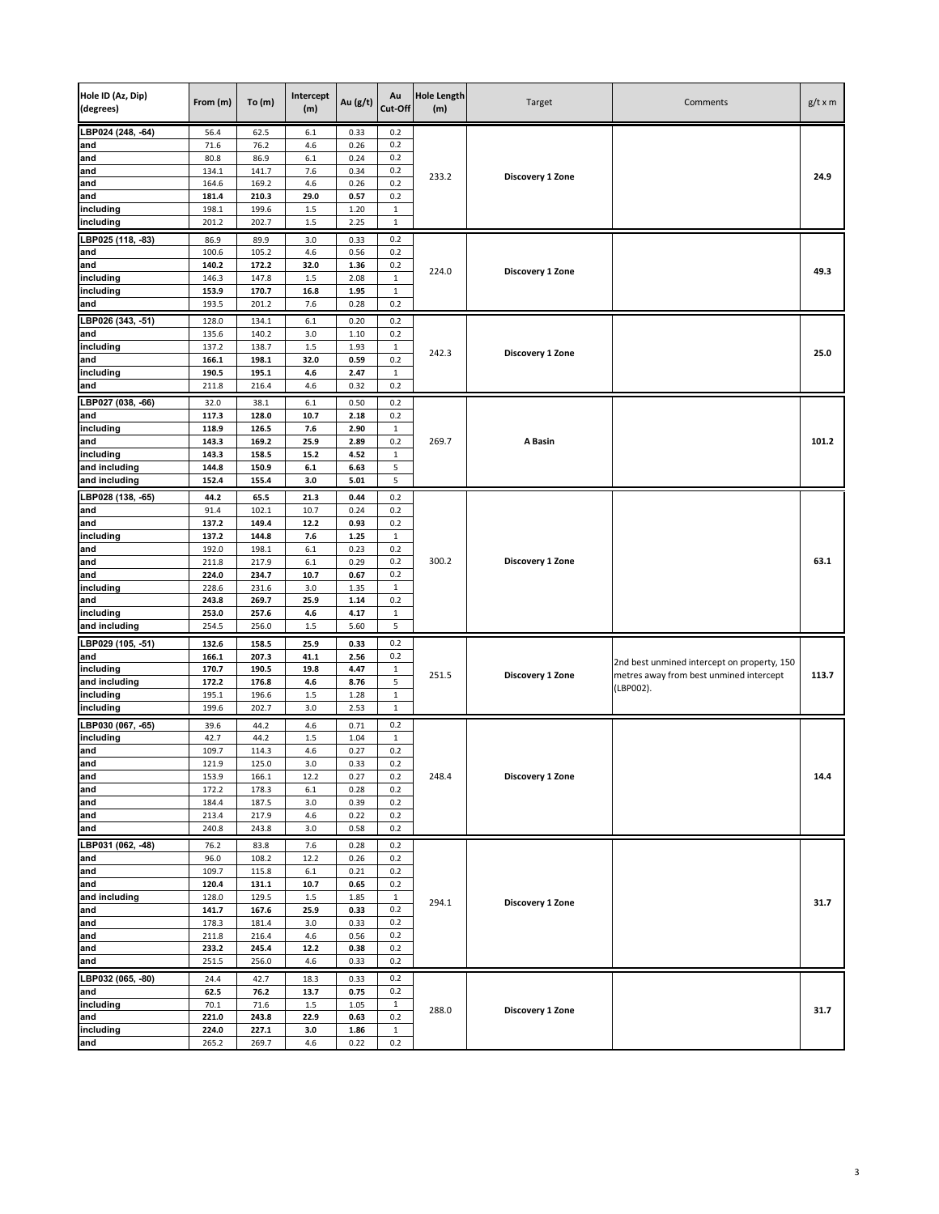| Hole ID (Az, Dip) (degrees) | From (m) | To (m) | Intercept (m) | Au (g/t) | Au Cut-Off | Hole Length (m) | Target | Comments | g/t x m |
|---|---|---|---|---|---|---|---|---|---|
| LBP024 (248, -64) | 56.4 | 62.5 | 6.1 | 0.33 | 0.2 | 233.2 | Discovery 1 Zone | | 24.9 |
| and | 71.6 | 76.2 | 4.6 | 0.26 | 0.2 | | | | |
| and | 80.8 | 86.9 | 6.1 | 0.24 | 0.2 | | | | |
| and | 134.1 | 141.7 | 7.6 | 0.34 | 0.2 | | | | |
| and | 164.6 | 169.2 | 4.6 | 0.26 | 0.2 | | | | |
| and | **181.4** | **210.3** | **29.0** | **0.57** | 0.2 | | | | |
| including | 198.1 | 199.6 | 1.5 | 1.20 | 1 | | | | |
| including | 201.2 | 202.7 | 1.5 | 2.25 | 1 | | | | |
| LBP025 (118, -83) | 86.9 | 89.9 | 3.0 | 0.33 | 0.2 | 224.0 | Discovery 1 Zone | | 49.3 |
| and | 100.6 | 105.2 | 4.6 | 0.56 | 0.2 | | | | |
| and | **140.2** | **172.2** | **32.0** | **1.36** | 0.2 | | | | |
| including | 146.3 | 147.8 | 1.5 | 2.08 | 1 | | | | |
| including | **153.9** | **170.7** | **16.8** | **1.95** | 1 | | | | |
| and | 193.5 | 201.2 | 7.6 | 0.28 | 0.2 | | | | |
| LBP026 (343, -51) | 128.0 | 134.1 | 6.1 | 0.20 | 0.2 | 242.3 | Discovery 1 Zone | | 25.0 |
| and | 135.6 | 140.2 | 3.0 | 1.10 | 0.2 | | | | |
| including | 137.2 | 138.7 | 1.5 | 1.93 | 1 | | | | |
| and | **166.1** | **198.1** | **32.0** | **0.59** | 0.2 | | | | |
| including | **190.5** | **195.1** | **4.6** | **2.47** | 1 | | | | |
| and | 211.8 | 216.4 | 4.6 | 0.32 | 0.2 | | | | |
| LBP027 (038, -66) | 32.0 | 38.1 | 6.1 | 0.50 | 0.2 | 269.7 | A Basin | | 101.2 |
| and | **117.3** | **128.0** | **10.7** | **2.18** | 0.2 | | | | |
| including | **118.9** | **126.5** | **7.6** | **2.90** | 1 | | | | |
| and | **143.3** | **169.2** | **25.9** | **2.89** | 0.2 | | | | |
| including | **143.3** | **158.5** | **15.2** | **4.52** | 1 | | | | |
| and including | **144.8** | **150.9** | **6.1** | **6.63** | 5 | | | | |
| and including | **152.4** | **155.4** | **3.0** | **5.01** | 5 | | | | |
| LBP028 (138, -65) | **44.2** | **65.5** | **21.3** | **0.44** | 0.2 | 300.2 | Discovery 1 Zone | | 63.1 |
| and | 91.4 | 102.1 | 10.7 | 0.24 | 0.2 | | | | |
| and | **137.2** | **149.4** | **12.2** | **0.93** | 0.2 | | | | |
| including | **137.2** | **144.8** | **7.6** | **1.25** | 1 | | | | |
| and | 192.0 | 198.1 | 6.1 | 0.23 | 0.2 | | | | |
| and | 211.8 | 217.9 | 6.1 | 0.29 | 0.2 | | | | |
| and | **224.0** | **234.7** | **10.7** | **0.67** | 0.2 | | | | |
| including | 228.6 | 231.6 | 3.0 | 1.35 | 1 | | | | |
| and | **243.8** | **269.7** | **25.9** | **1.14** | 0.2 | | | | |
| including | **253.0** | **257.6** | **4.6** | **4.17** | 1 | | | | |
| and including | 254.5 | 256.0 | 1.5 | 5.60 | 5 | | | | |
| LBP029 (105, -51) | **132.6** | **158.5** | **25.9** | **0.33** | 0.2 | 251.5 | Discovery 1 Zone | 2nd best unmined intercept on property, 150 metres away from best unmined intercept (LBP002). | 113.7 |
| and | **166.1** | **207.3** | **41.1** | **2.56** | 0.2 | | | | |
| including | **170.7** | **190.5** | **19.8** | **4.47** | 1 | | | | |
| and including | **172.2** | **176.8** | **4.6** | **8.76** | 5 | | | | |
| including | 195.1 | 196.6 | 1.5 | 1.28 | 1 | | | | |
| including | 199.6 | 202.7 | 3.0 | 2.53 | 1 | | | | |
| LBP030 (067, -65) | 39.6 | 44.2 | 4.6 | 0.71 | 0.2 | 248.4 | Discovery 1 Zone | | 14.4 |
| including | 42.7 | 44.2 | 1.5 | 1.04 | 1 | | | | |
| and | 109.7 | 114.3 | 4.6 | 0.27 | 0.2 | | | | |
| and | 121.9 | 125.0 | 3.0 | 0.33 | 0.2 | | | | |
| and | 153.9 | 166.1 | 12.2 | 0.27 | 0.2 | | | | |
| and | 172.2 | 178.3 | 6.1 | 0.28 | 0.2 | | | | |
| and | 184.4 | 187.5 | 3.0 | 0.39 | 0.2 | | | | |
| and | 213.4 | 217.9 | 4.6 | 0.22 | 0.2 | | | | |
| and | 240.8 | 243.8 | 3.0 | 0.58 | 0.2 | | | | |
| LBP031 (062, -48) | 76.2 | 83.8 | 7.6 | 0.28 | 0.2 | 294.1 | Discovery 1 Zone | | 31.7 |
| and | 96.0 | 108.2 | 12.2 | 0.26 | 0.2 | | | | |
| and | 109.7 | 115.8 | 6.1 | 0.21 | 0.2 | | | | |
| and | **120.4** | **131.1** | **10.7** | **0.65** | 0.2 | | | | |
| and including | 128.0 | 129.5 | 1.5 | 1.85 | 1 | | | | |
| and | **141.7** | **167.6** | **25.9** | **0.33** | 0.2 | | | | |
| and | 178.3 | 181.4 | 3.0 | 0.33 | 0.2 | | | | |
| and | 211.8 | 216.4 | 4.6 | 0.56 | 0.2 | | | | |
| and | **233.2** | **245.4** | **12.2** | **0.38** | 0.2 | | | | |
| and | 251.5 | 256.0 | 4.6 | 0.33 | 0.2 | | | | |
| LBP032 (065, -80) | 24.4 | 42.7 | 18.3 | 0.33 | 0.2 | 288.0 | Discovery 1 Zone | | 31.7 |
| and | **62.5** | **76.2** | **13.7** | **0.75** | 0.2 | | | | |
| including | 70.1 | 71.6 | 1.5 | 1.05 | 1 | | | | |
| and | **221.0** | **243.8** | **22.9** | **0.63** | 0.2 | | | | |
| including | **224.0** | **227.1** | **3.0** | **1.86** | 1 | | | | |
| and | 265.2 | 269.7 | 4.6 | 0.22 | 0.2 | | | | |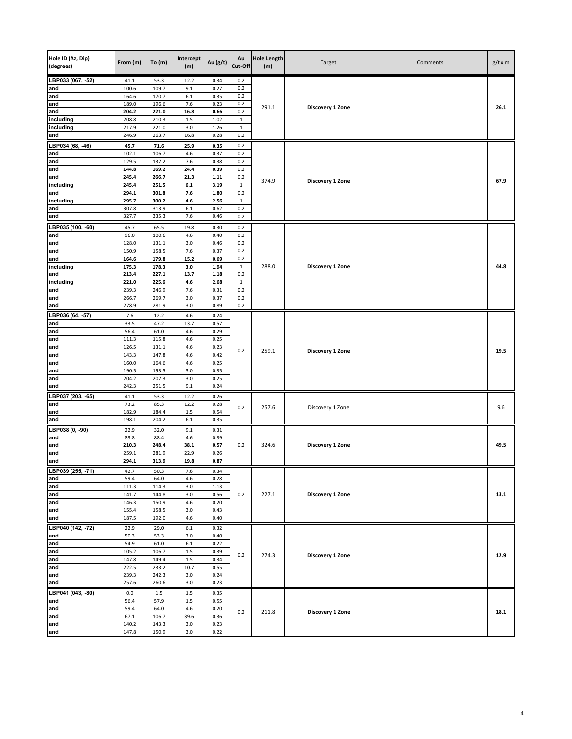| Hole ID (Az, Dip) (degrees) | From (m) | To (m) | Intercept (m) | Au (g/t) | Au Cut-Off | Hole Length (m) | Target | Comments | g/t x m |
|---|---|---|---|---|---|---|---|---|---|
| LBP033 (067, -52) | 41.1 | 53.3 | 12.2 | 0.34 | 0.2 | 291.1 | Discovery 1 Zone | | 26.1 |
| and | 100.6 | 109.7 | 9.1 | 0.27 | 0.2 | | | | |
| and | 164.6 | 170.7 | 6.1 | 0.35 | 0.2 | | | | |
| and | 189.0 | 196.6 | 7.6 | 0.23 | 0.2 | | | | |
| and | **204.2** | **221.0** | **16.8** | **0.66** | 0.2 | | | | |
| including | 208.8 | 210.3 | 1.5 | 1.02 | 1 | | | | |
| including | 217.9 | 221.0 | 3.0 | 1.26 | 1 | | | | |
| and | 246.9 | 263.7 | 16.8 | 0.28 | 0.2 | | | | |
| LBP034 (68, -46) | **45.7** | **71.6** | **25.9** | **0.35** | 0.2 | 374.9 | Discovery 1 Zone | | 67.9 |
| and | 102.1 | 106.7 | 4.6 | 0.37 | 0.2 | | | | |
| and | 129.5 | 137.2 | 7.6 | 0.38 | 0.2 | | | | |
| and | **144.8** | **169.2** | **24.4** | **0.39** | 0.2 | | | | |
| and | **245.4** | **266.7** | **21.3** | **1.11** | 0.2 | | | | |
| including | **245.4** | **251.5** | **6.1** | **3.19** | 1 | | | | |
| and | **294.1** | **301.8** | **7.6** | **1.80** | 0.2 | | | | |
| including | **295.7** | **300.2** | **4.6** | **2.56** | 1 | | | | |
| and | 307.8 | 313.9 | 6.1 | 0.62 | 0.2 | | | | |
| and | 327.7 | 335.3 | 7.6 | 0.46 | 0.2 | | | | |
| LBP035 (100, -60) | 45.7 | 65.5 | 19.8 | 0.30 | 0.2 | 288.0 | Discovery 1 Zone | | 44.8 |
| and | 96.0 | 100.6 | 4.6 | 0.40 | 0.2 | | | | |
| and | 128.0 | 131.1 | 3.0 | 0.46 | 0.2 | | | | |
| and | 150.9 | 158.5 | 7.6 | 0.37 | 0.2 | | | | |
| and | **164.6** | **179.8** | **15.2** | **0.69** | 0.2 | | | | |
| including | **175.3** | **178.3** | **3.0** | **1.94** | 1 | | | | |
| and | **213.4** | **227.1** | **13.7** | **1.18** | 0.2 | | | | |
| including | **221.0** | **225.6** | **4.6** | **2.68** | 1 | | | | |
| and | 239.3 | 246.9 | 7.6 | 0.31 | 0.2 | | | | |
| and | 266.7 | 269.7 | 3.0 | 0.37 | 0.2 | | | | |
| and | 278.9 | 281.9 | 3.0 | 0.89 | 0.2 | | | | |
| LBP036 (64, -57) | 7.6 | 12.2 | 4.6 | 0.24 | 0.2 | 259.1 | Discovery 1 Zone | | 19.5 |
| and | 33.5 | 47.2 | 13.7 | 0.57 | | | | | |
| and | 56.4 | 61.0 | 4.6 | 0.29 | | | | | |
| and | 111.3 | 115.8 | 4.6 | 0.25 | | | | | |
| and | 126.5 | 131.1 | 4.6 | 0.23 | | | | | |
| and | 143.3 | 147.8 | 4.6 | 0.42 | | | | | |
| and | 160.0 | 164.6 | 4.6 | 0.25 | | | | | |
| and | 190.5 | 193.5 | 3.0 | 0.35 | | | | | |
| and | 204.2 | 207.3 | 3.0 | 0.25 | | | | | |
| and | 242.3 | 251.5 | 9.1 | 0.24 | | | | | |
| LBP037 (203, -65) | 41.1 | 53.3 | 12.2 | 0.26 | 0.2 | 257.6 | Discovery 1 Zone | | 9.6 |
| and | 73.2 | 85.3 | 12.2 | 0.28 | | | | | |
| and | 182.9 | 184.4 | 1.5 | 0.54 | | | | | |
| and | 198.1 | 204.2 | 6.1 | 0.35 | | | | | |
| LBP038 (0, -90) | 22.9 | 32.0 | 9.1 | 0.31 | 0.2 | 324.6 | Discovery 1 Zone | | 49.5 |
| and | 83.8 | 88.4 | 4.6 | 0.39 | | | | | |
| and | **210.3** | **248.4** | **38.1** | **0.57** | | | | | |
| and | 259.1 | 281.9 | 22.9 | 0.26 | | | | | |
| and | **294.1** | **313.9** | **19.8** | **0.87** | | | | | |
| LBP039 (255, -71) | 42.7 | 50.3 | 7.6 | 0.34 | 0.2 | 227.1 | Discovery 1 Zone | | 13.1 |
| and | 59.4 | 64.0 | 4.6 | 0.28 | | | | | |
| and | 111.3 | 114.3 | 3.0 | 1.13 | | | | | |
| and | 141.7 | 144.8 | 3.0 | 0.56 | | | | | |
| and | 146.3 | 150.9 | 4.6 | 0.20 | | | | | |
| and | 155.4 | 158.5 | 3.0 | 0.43 | | | | | |
| and | 187.5 | 192.0 | 4.6 | 0.40 | | | | | |
| LBP040 (142, -72) | 22.9 | 29.0 | 6.1 | 0.32 | 0.2 | 274.3 | Discovery 1 Zone | | 12.9 |
| and | 50.3 | 53.3 | 3.0 | 0.40 | | | | | |
| and | 54.9 | 61.0 | 6.1 | 0.22 | | | | | |
| and | 105.2 | 106.7 | 1.5 | 0.39 | | | | | |
| and | 147.8 | 149.4 | 1.5 | 0.34 | | | | | |
| and | 222.5 | 233.2 | 10.7 | 0.55 | | | | | |
| and | 239.3 | 242.3 | 3.0 | 0.24 | | | | | |
| and | 257.6 | 260.6 | 3.0 | 0.23 | | | | | |
| LBP041 (043, -80) | 0.0 | 1.5 | 1.5 | 0.35 | 0.2 | 211.8 | Discovery 1 Zone | | 18.1 |
| and | 56.4 | 57.9 | 1.5 | 0.55 | | | | | |
| and | 59.4 | 64.0 | 4.6 | 0.20 | | | | | |
| and | 67.1 | 106.7 | 39.6 | 0.36 | | | | | |
| and | 140.2 | 143.3 | 3.0 | 0.23 | | | | | |
| and | 147.8 | 150.9 | 3.0 | 0.22 | | | | | |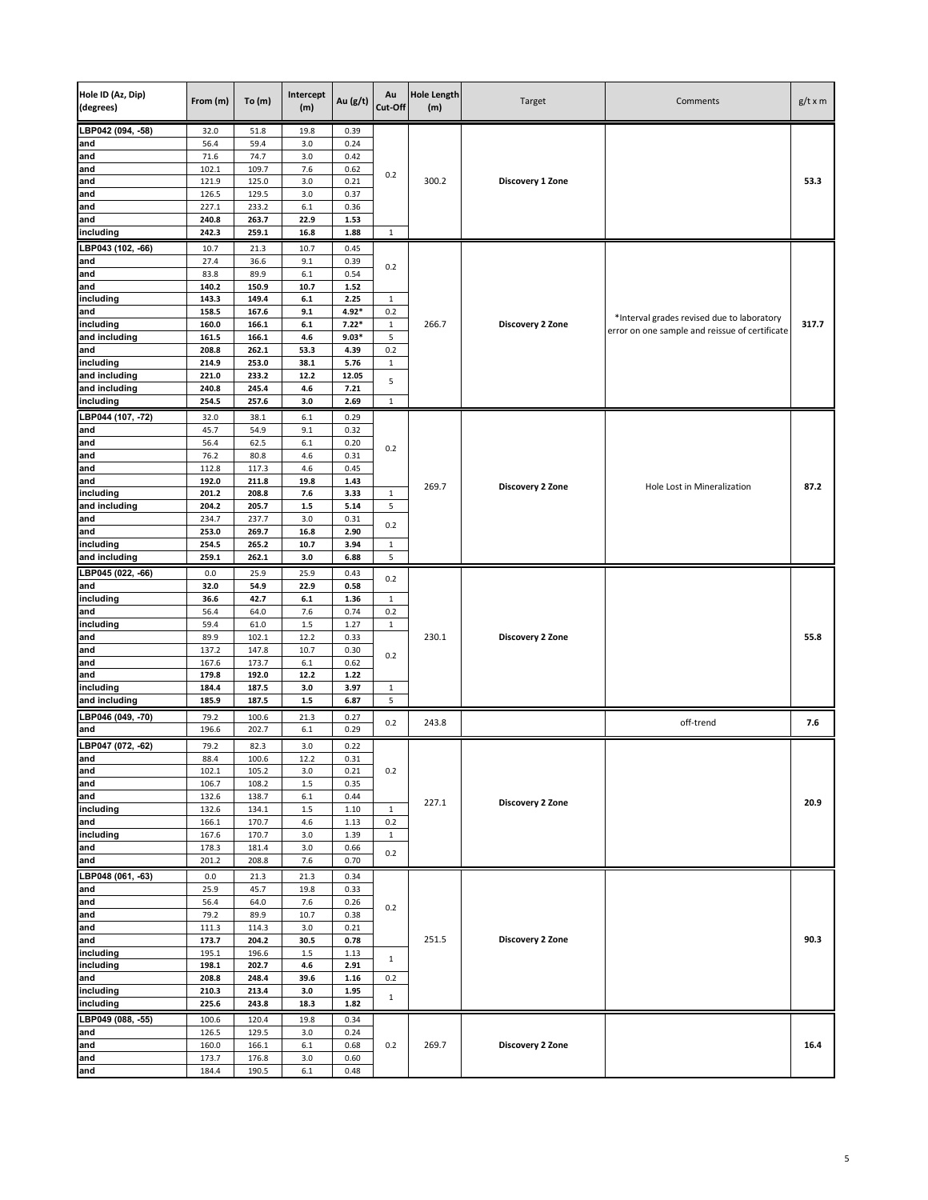| Hole ID (Az, Dip) (degrees) | From (m) | To (m) | Intercept (m) | Au (g/t) | Au Cut-Off | Hole Length (m) | Target | Comments | g/t x m |
|---|---|---|---|---|---|---|---|---|---|
| LBP042 (094, -58) | 32.0 | 51.8 | 19.8 | 0.39 | 0.2 | 300.2 | Discovery 1 Zone | | 53.3 |
| and | 56.4 | 59.4 | 3.0 | 0.24 | | | | | |
| and | 71.6 | 74.7 | 3.0 | 0.42 | | | | | |
| and | 102.1 | 109.7 | 7.6 | 0.62 | | | | | |
| and | 121.9 | 125.0 | 3.0 | 0.21 | | | | | |
| and | 126.5 | 129.5 | 3.0 | 0.37 | | | | | |
| and | 227.1 | 233.2 | 6.1 | 0.36 | | | | | |
| **and** | **240.8** | **263.7** | **22.9** | **1.53** | | | | | |
| **including** | **242.3** | **259.1** | **16.8** | **1.88** | 1 | | | | |
| LBP043 (102, -66) | 10.7 | 21.3 | 10.7 | 0.45 | 0.2 | 266.7 | Discovery 2 Zone | *Interval grades revised due to laboratory error on one sample and reissue of certificate | 317.7 |
| and | 27.4 | 36.6 | 9.1 | 0.39 | | | | | |
| and | 83.8 | 89.9 | 6.1 | 0.54 | | | | | |
| **and** | **140.2** | **150.9** | **10.7** | **1.52** | | | | | |
| **including** | **143.3** | **149.4** | **6.1** | **2.25** | 1 | | | | |
| **and** | **158.5** | **167.6** | **9.1** | **4.92*** | 0.2 | | | | |
| **including** | **160.0** | **166.1** | **6.1** | **7.22*** | 1 | | | | |
| **and including** | **161.5** | **166.1** | **4.6** | **9.03*** | 5 | | | | |
| **and** | **208.8** | **262.1** | **53.3** | **4.39** | 0.2 | | | | |
| **including** | **214.9** | **253.0** | **38.1** | **5.76** | 1 | | | | |
| **and including** | **221.0** | **233.2** | **12.2** | **12.05** | 5 | | | | |
| **and including** | **240.8** | **245.4** | **4.6** | **7.21** | | | | | |
| **including** | **254.5** | **257.6** | **3.0** | **2.69** | 1 | | | | |
| LBP044 (107, -72) | 32.0 | 38.1 | 6.1 | 0.29 | 0.2 | 269.7 | Discovery 2 Zone | Hole Lost in Mineralization | 87.2 |
| and | 45.7 | 54.9 | 9.1 | 0.32 | | | | | |
| and | 56.4 | 62.5 | 6.1 | 0.20 | | | | | |
| and | 76.2 | 80.8 | 4.6 | 0.31 | | | | | |
| and | 112.8 | 117.3 | 4.6 | 0.45 | | | | | |
| **and** | **192.0** | **211.8** | **19.8** | **1.43** | | | | | |
| **including** | **201.2** | **208.8** | **7.6** | **3.33** | 1 | | | | |
| **and including** | **204.2** | **205.7** | **1.5** | **5.14** | 5 | | | | |
| and | 234.7 | 237.7 | 3.0 | 0.31 | 0.2 | | | | |
| **and** | **253.0** | **269.7** | **16.8** | **2.90** | | | | | |
| **including** | **254.5** | **265.2** | **10.7** | **3.94** | 1 | | | | |
| **and including** | **259.1** | **262.1** | **3.0** | **6.88** | 5 | | | | |
| LBP045 (022, -66) | 0.0 | 25.9 | 25.9 | 0.43 | 0.2 | 230.1 | Discovery 2 Zone | | 55.8 |
| **and** | **32.0** | **54.9** | **22.9** | **0.58** | | | | | |
| **including** | **36.6** | **42.7** | **6.1** | **1.36** | 1 | | | | |
| and | 56.4 | 64.0 | 7.6 | 0.74 | 0.2 | | | | |
| including | 59.4 | 61.0 | 1.5 | 1.27 | 1 | | | | |
| and | 89.9 | 102.1 | 12.2 | 0.33 | 0.2 | | | | |
| and | 137.2 | 147.8 | 10.7 | 0.30 | | | | | |
| and | 167.6 | 173.7 | 6.1 | 0.62 | | | | | |
| **and** | **179.8** | **192.0** | **12.2** | **1.22** | | | | | |
| **including** | **184.4** | **187.5** | **3.0** | **3.97** | 1 | | | | |
| **and including** | **185.9** | **187.5** | **1.5** | **6.87** | 5 | | | | |
| LBP046 (049, -70) | 79.2 | 100.6 | 21.3 | 0.27 | 0.2 | 243.8 | | off-trend | 7.6 |
| and | 196.6 | 202.7 | 6.1 | 0.29 | | | | | |
| LBP047 (072, -62) | 79.2 | 82.3 | 3.0 | 0.22 | 0.2 | 227.1 | Discovery 2 Zone | | 20.9 |
| and | 88.4 | 100.6 | 12.2 | 0.31 | | | | | |
| and | 102.1 | 105.2 | 3.0 | 0.21 | | | | | |
| and | 106.7 | 108.2 | 1.5 | 0.35 | | | | | |
| and | 132.6 | 138.7 | 6.1 | 0.44 | | | | | |
| including | 132.6 | 134.1 | 1.5 | 1.10 | 1 | | | | |
| and | 166.1 | 170.7 | 4.6 | 1.13 | 0.2 | | | | |
| including | 167.6 | 170.7 | 3.0 | 1.39 | 1 | | | | |
| and | 178.3 | 181.4 | 3.0 | 0.66 | 0.2 | | | | |
| and | 201.2 | 208.8 | 7.6 | 0.70 | | | | | |
| LBP048 (061, -63) | 0.0 | 21.3 | 21.3 | 0.34 | 0.2 | 251.5 | Discovery 2 Zone | | 90.3 |
| and | 25.9 | 45.7 | 19.8 | 0.33 | | | | | |
| and | 56.4 | 64.0 | 7.6 | 0.26 | | | | | |
| and | 79.2 | 89.9 | 10.7 | 0.38 | | | | | |
| and | 111.3 | 114.3 | 3.0 | 0.21 | | | | | |
| **and** | **173.7** | **204.2** | **30.5** | **0.78** | | | | | |
| including | 195.1 | 196.6 | 1.5 | 1.13 | 1 | | | | |
| **including** | **198.1** | **202.7** | **4.6** | **2.91** | | | | | |
| **and** | **208.8** | **248.4** | **39.6** | **1.16** | 0.2 | | | | |
| **including** | **210.3** | **213.4** | **3.0** | **1.95** | 1 | | | | |
| **including** | **225.6** | **243.8** | **18.3** | **1.82** | | | | | |
| LBP049 (088, -55) | 100.6 | 120.4 | 19.8 | 0.34 | 0.2 | 269.7 | Discovery 2 Zone | | 16.4 |
| and | 126.5 | 129.5 | 3.0 | 0.24 | | | | | |
| and | 160.0 | 166.1 | 6.1 | 0.68 | | | | | |
| and | 173.7 | 176.8 | 3.0 | 0.60 | | | | | |
| and | 184.4 | 190.5 | 6.1 | 0.48 | | | | | |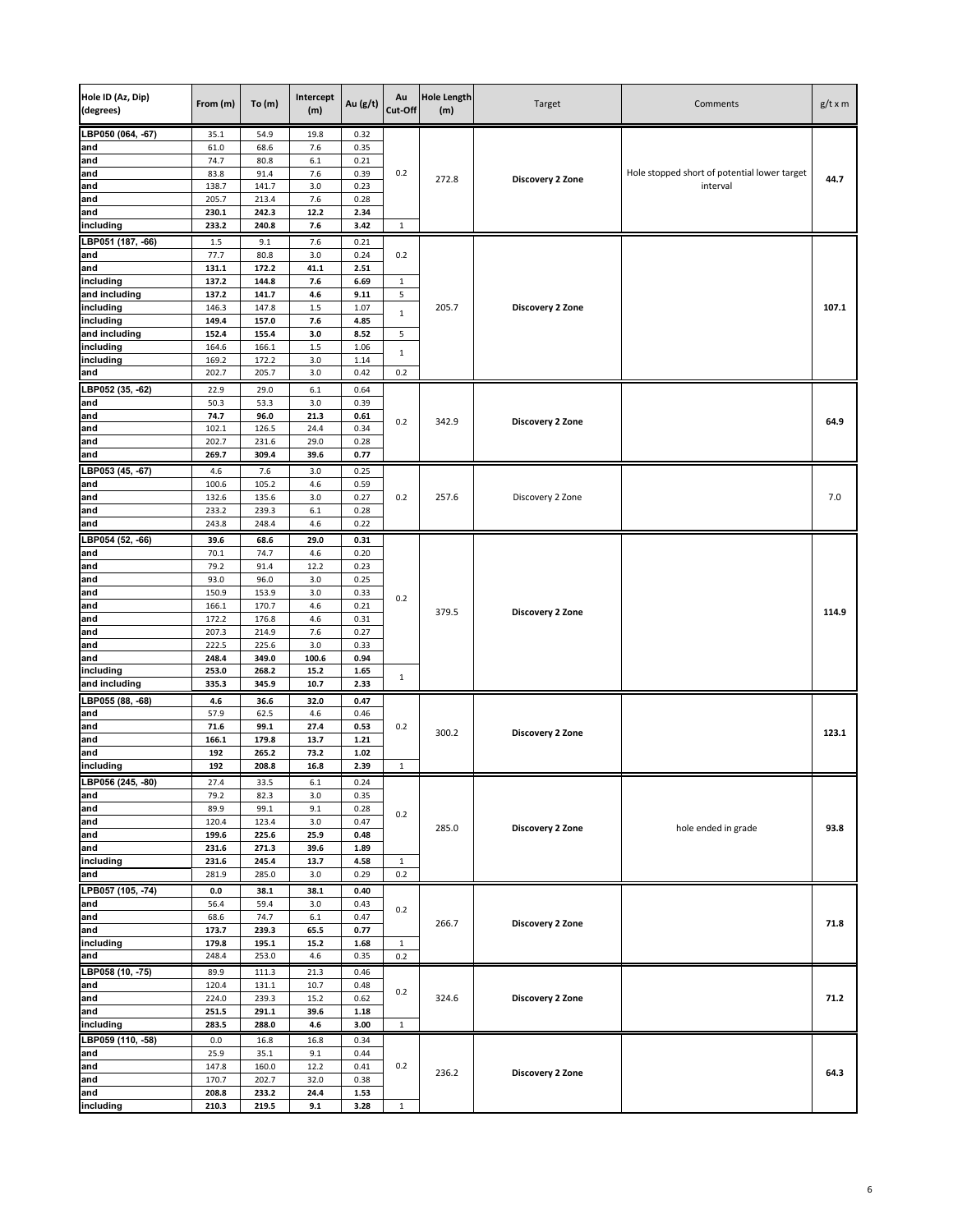| Hole ID (Az, Dip) (degrees) | From (m) | To (m) | Intercept (m) | Au (g/t) | Au Cut-Off | Hole Length (m) | Target | Comments | g/t x m |
|---|---|---|---|---|---|---|---|---|---|
| LBP050 (064, -67) | 35.1 | 54.9 | 19.8 | 0.32 | 0.2 | 272.8 | **Discovery 2 Zone** | Hole stopped short of potential lower target interval | **44.7** |
| and | 61.0 | 68.6 | 7.6 | 0.35 | | | | | |
| and | 74.7 | 80.8 | 6.1 | 0.21 | | | | | |
| and | 83.8 | 91.4 | 7.6 | 0.39 | | | | | |
| and | 138.7 | 141.7 | 3.0 | 0.23 | | | | | |
| and | 205.7 | 213.4 | 7.6 | 0.28 | | | | | |
| and | **230.1** | **242.3** | **12.2** | **2.34** | | | | | |
| including | **233.2** | **240.8** | **7.6** | **3.42** | 1 | | | | |
| LBP051 (187, -66) | 1.5 | 9.1 | 7.6 | 0.21 | 0.2 | 205.7 | **Discovery 2 Zone** | | **107.1** |
| and | 77.7 | 80.8 | 3.0 | 0.24 | | | | | |
| and | **131.1** | **172.2** | **41.1** | **2.51** | | | | | |
| including | **137.2** | **144.8** | **7.6** | **6.69** | 1 | | | | |
| and including | **137.2** | **141.7** | **4.6** | **9.11** | 5 | | | | |
| including | 146.3 | 147.8 | 1.5 | 1.07 | 1 | | | | |
| including | **149.4** | **157.0** | **7.6** | **4.85** | | | | | |
| and including | **152.4** | **155.4** | **3.0** | **8.52** | 5 | | | | |
| including | 164.6 | 166.1 | 1.5 | 1.06 | 1 | | | | |
| including | 169.2 | 172.2 | 3.0 | 1.14 | | | | | |
| and | 202.7 | 205.7 | 3.0 | 0.42 | 0.2 | | | | |
| LBP052 (35, -62) | 22.9 | 29.0 | 6.1 | 0.64 | 0.2 | 342.9 | **Discovery 2 Zone** | | **64.9** |
| and | 50.3 | 53.3 | 3.0 | 0.39 | | | | | |
| and | **74.7** | **96.0** | **21.3** | **0.61** | | | | | |
| and | 102.1 | 126.5 | 24.4 | 0.34 | | | | | |
| and | 202.7 | 231.6 | 29.0 | 0.28 | | | | | |
| and | **269.7** | **309.4** | **39.6** | **0.77** | | | | | |
| LBP053 (45, -67) | 4.6 | 7.6 | 3.0 | 0.25 | 0.2 | 257.6 | Discovery 2 Zone | | 7.0 |
| and | 100.6 | 105.2 | 4.6 | 0.59 | | | | | |
| and | 132.6 | 135.6 | 3.0 | 0.27 | | | | | |
| and | 233.2 | 239.3 | 6.1 | 0.28 | | | | | |
| and | 243.8 | 248.4 | 4.6 | 0.22 | | | | | |
| LBP054 (52, -66) | **39.6** | **68.6** | **29.0** | **0.31** | 0.2 | 379.5 | **Discovery 2 Zone** | | **114.9** |
| and | 70.1 | 74.7 | 4.6 | 0.20 | | | | | |
| and | 79.2 | 91.4 | 12.2 | 0.23 | | | | | |
| and | 93.0 | 96.0 | 3.0 | 0.25 | | | | | |
| and | 150.9 | 153.9 | 3.0 | 0.33 | | | | | |
| and | 166.1 | 170.7 | 4.6 | 0.21 | | | | | |
| and | 172.2 | 176.8 | 4.6 | 0.31 | | | | | |
| and | 207.3 | 214.9 | 7.6 | 0.27 | | | | | |
| and | 222.5 | 225.6 | 3.0 | 0.33 | | | | | |
| and | **248.4** | **349.0** | **100.6** | **0.94** | | | | | |
| including | **253.0** | **268.2** | **15.2** | **1.65** | 1 | | | | |
| and including | **335.3** | **345.9** | **10.7** | **2.33** | | | | | |
| LBP055 (88, -68) | **4.6** | **36.6** | **32.0** | **0.47** | 0.2 | 300.2 | **Discovery 2 Zone** | | **123.1** |
| and | 57.9 | 62.5 | 4.6 | 0.46 | | | | | |
| and | **71.6** | **99.1** | **27.4** | **0.53** | | | | | |
| and | **166.1** | **179.8** | **13.7** | **1.21** | | | | | |
| and | **192** | **265.2** | **73.2** | **1.02** | | | | | |
| including | **192** | **208.8** | **16.8** | **2.39** | 1 | | | | |
| LBP056 (245, -80) | 27.4 | 33.5 | 6.1 | 0.24 | 0.2 | 285.0 | **Discovery 2 Zone** | hole ended in grade | **93.8** |
| and | 79.2 | 82.3 | 3.0 | 0.35 | | | | | |
| and | 89.9 | 99.1 | 9.1 | 0.28 | | | | | |
| and | 120.4 | 123.4 | 3.0 | 0.47 | | | | | |
| and | **199.6** | **225.6** | **25.9** | **0.48** | | | | | |
| and | **231.6** | **271.3** | **39.6** | **1.89** | | | | | |
| including | **231.6** | **245.4** | **13.7** | **4.58** | 1 | | | | |
| and | 281.9 | 285.0 | 3.0 | 0.29 | 0.2 | | | | |
| LPB057 (105, -74) | **0.0** | **38.1** | **38.1** | **0.40** | 0.2 | 266.7 | **Discovery 2 Zone** | | **71.8** |
| and | 56.4 | 59.4 | 3.0 | 0.43 | | | | | |
| and | 68.6 | 74.7 | 6.1 | 0.47 | | | | | |
| and | **173.7** | **239.3** | **65.5** | **0.77** | | | | | |
| including | **179.8** | **195.1** | **15.2** | **1.68** | 1 | | | | |
| and | 248.4 | 253.0 | 4.6 | 0.35 | 0.2 | | | | |
| LBP058 (10, -75) | 89.9 | 111.3 | 21.3 | 0.46 | 0.2 | 324.6 | **Discovery 2 Zone** | | **71.2** |
| and | 120.4 | 131.1 | 10.7 | 0.48 | | | | | |
| and | 224.0 | 239.3 | 15.2 | 0.62 | | | | | |
| and | **251.5** | **291.1** | **39.6** | **1.18** | | | | | |
| including | **283.5** | **288.0** | **4.6** | **3.00** | 1 | | | | |
| LBP059 (110, -58) | 0.0 | 16.8 | 16.8 | 0.34 | 0.2 | 236.2 | **Discovery 2 Zone** | | **64.3** |
| and | 25.9 | 35.1 | 9.1 | 0.44 | | | | | |
| and | 147.8 | 160.0 | 12.2 | 0.41 | | | | | |
| and | 170.7 | 202.7 | 32.0 | 0.38 | | | | | |
| and | **208.8** | **233.2** | **24.4** | **1.53** | | | | | |
| including | **210.3** | **219.5** | **9.1** | **3.28** | 1 | | | | |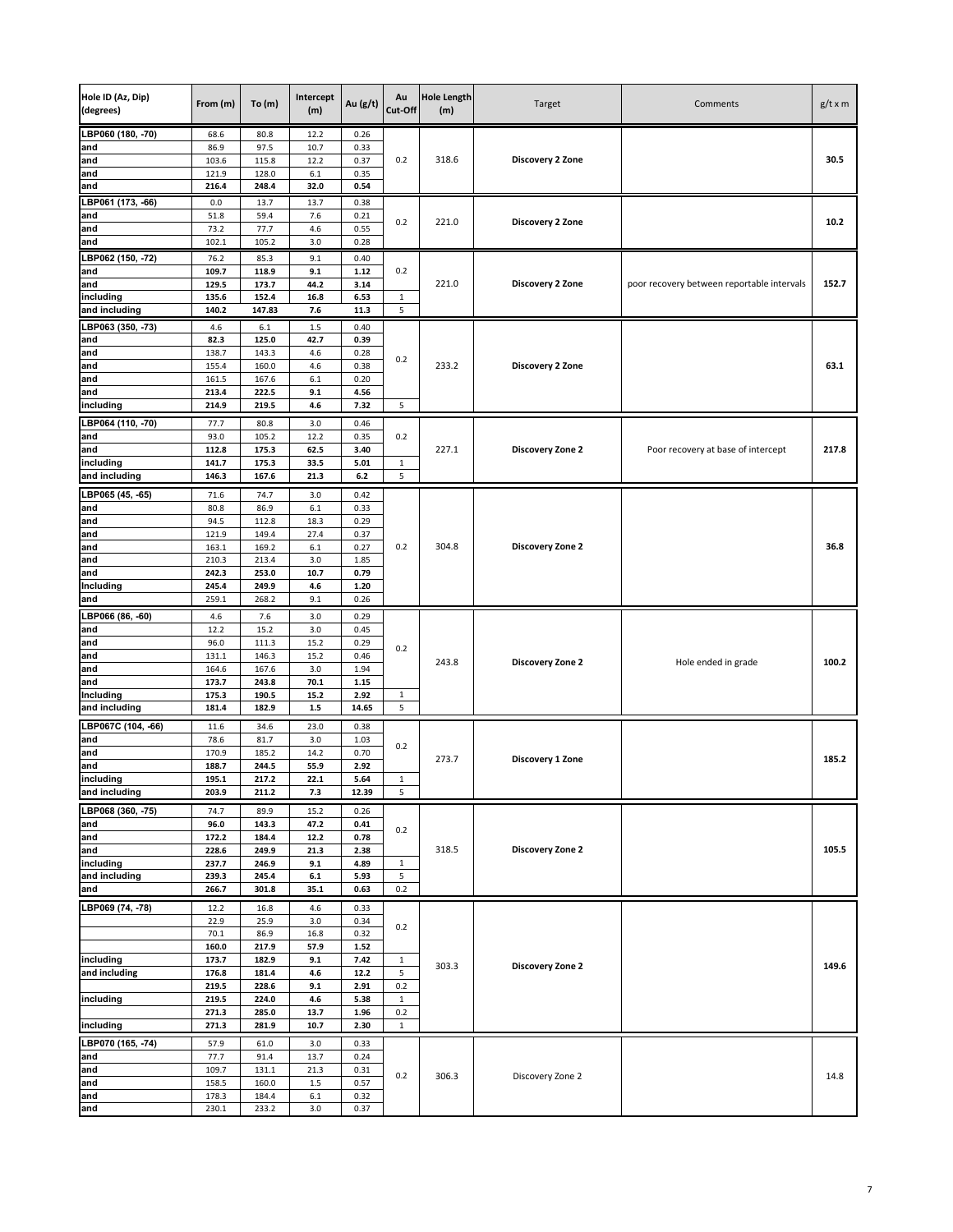| Hole ID (Az, Dip) (degrees) | From (m) | To (m) | Intercept (m) | Au (g/t) | Au Cut-Off | Hole Length (m) | Target | Comments | g/t x m |
|---|---|---|---|---|---|---|---|---|---|
| LBP060 (180, -70) | 68.6 | 80.8 | 12.2 | 0.26 | 0.2 | 318.6 | **Discovery 2 Zone** | | **30.5** |
| and | 86.9 | 97.5 | 10.7 | 0.33 | | | | | |
| and | 103.6 | 115.8 | 12.2 | 0.37 | | | | | |
| and | 121.9 | 128.0 | 6.1 | 0.35 | | | | | |
| and | **216.4** | **248.4** | **32.0** | **0.54** | | | | | |
| LBP061 (173, -66) | 0.0 | 13.7 | 13.7 | 0.38 | 0.2 | 221.0 | **Discovery 2 Zone** | | **10.2** |
| and | 51.8 | 59.4 | 7.6 | 0.21 | | | | | |
| and | 73.2 | 77.7 | 4.6 | 0.55 | | | | | |
| and | 102.1 | 105.2 | 3.0 | 0.28 | | | | | |
| LBP062 (150, -72) | 76.2 | 85.3 | 9.1 | 0.40 | 0.2 | 221.0 | **Discovery 2 Zone** | poor recovery between reportable intervals | **152.7** |
| and | **109.7** | **118.9** | **9.1** | **1.12** | | | | | |
| and | **129.5** | **173.7** | **44.2** | **3.14** | | | | | |
| including | **135.6** | **152.4** | **16.8** | **6.53** | 1 | | | | |
| and including | **140.2** | **147.83** | **7.6** | **11.3** | 5 | | | | |
| LBP063 (350, -73) | 4.6 | 6.1 | 1.5 | 0.40 | 0.2 | 233.2 | **Discovery 2 Zone** | | **63.1** |
| and | **82.3** | **125.0** | **42.7** | **0.39** | | | | | |
| and | 138.7 | 143.3 | 4.6 | 0.28 | | | | | |
| and | 155.4 | 160.0 | 4.6 | 0.38 | | | | | |
| and | 161.5 | 167.6 | 6.1 | 0.20 | | | | | |
| and | **213.4** | **222.5** | **9.1** | **4.56** | | | | | |
| including | **214.9** | **219.5** | **4.6** | **7.32** | 5 | | | | |
| LBP064 (110, -70) | 77.7 | 80.8 | 3.0 | 0.46 | 0.2 | 227.1 | **Discovery Zone 2** | Poor recovery at base of intercept | **217.8** |
| and | 93.0 | 105.2 | 12.2 | 0.35 | | | | | |
| and | **112.8** | **175.3** | **62.5** | **3.40** | | | | | |
| including | **141.7** | **175.3** | **33.5** | **5.01** | 1 | | | | |
| and including | **146.3** | **167.6** | **21.3** | **6.2** | 5 | | | | |
| LBP065 (45, -65) | 71.6 | 74.7 | 3.0 | 0.42 | 0.2 | 304.8 | **Discovery Zone 2** | | **36.8** |
| and | 80.8 | 86.9 | 6.1 | 0.33 | | | | | |
| and | 94.5 | 112.8 | 18.3 | 0.29 | | | | | |
| and | 121.9 | 149.4 | 27.4 | 0.37 | | | | | |
| and | 163.1 | 169.2 | 6.1 | 0.27 | | | | | |
| and | 210.3 | 213.4 | 3.0 | 1.85 | | | | | |
| and | **242.3** | **253.0** | **10.7** | **0.79** | | | | | |
| Including | **245.4** | **249.9** | **4.6** | **1.20** | | | | | |
| and | 259.1 | 268.2 | 9.1 | 0.26 | | | | | |
| LBP066 (86, -60) | 4.6 | 7.6 | 3.0 | 0.29 | 0.2 | 243.8 | **Discovery Zone 2** | Hole ended in grade | **100.2** |
| and | 12.2 | 15.2 | 3.0 | 0.45 | | | | | |
| and | 96.0 | 111.3 | 15.2 | 0.29 | | | | | |
| and | 131.1 | 146.3 | 15.2 | 0.46 | | | | | |
| and | 164.6 | 167.6 | 3.0 | 1.94 | | | | | |
| and | **173.7** | **243.8** | **70.1** | **1.15** | | | | | |
| Including | **175.3** | **190.5** | **15.2** | **2.92** | 1 | | | | |
| and including | **181.4** | **182.9** | **1.5** | **14.65** | 5 | | | | |
| LBP067C (104, -66) | 11.6 | 34.6 | 23.0 | 0.38 | 0.2 | 273.7 | **Discovery 1 Zone** | | **185.2** |
| and | 78.6 | 81.7 | 3.0 | 1.03 | | | | | |
| and | 170.9 | 185.2 | 14.2 | 0.70 | | | | | |
| and | **188.7** | **244.5** | **55.9** | **2.92** | | | | | |
| including | **195.1** | **217.2** | **22.1** | **5.64** | 1 | | | | |
| and including | **203.9** | **211.2** | **7.3** | **12.39** | 5 | | | | |
| LBP068 (360, -75) | 74.7 | 89.9 | 15.2 | 0.26 | 0.2 | 318.5 | **Discovery Zone 2** | | **105.5** |
| and | **96.0** | **143.3** | **47.2** | **0.41** | | | | | |
| and | **172.2** | **184.4** | **12.2** | **0.78** | | | | | |
| and | **228.6** | **249.9** | **21.3** | **2.38** | | | | | |
| including | **237.7** | **246.9** | **9.1** | **4.89** | 1 | | | | |
| and including | **239.3** | **245.4** | **6.1** | **5.93** | 5 | | | | |
| and | **266.7** | **301.8** | **35.1** | **0.63** | 0.2 | | | | |
| LBP069 (74, -78) | 12.2 | 16.8 | 4.6 | 0.33 | 0.2 | 303.3 | **Discovery Zone 2** | | **149.6** |
| | 22.9 | 25.9 | 3.0 | 0.34 | | | | | |
| | 70.1 | 86.9 | 16.8 | 0.32 | | | | | |
| | **160.0** | **217.9** | **57.9** | **1.52** | | | | | |
| including | **173.7** | **182.9** | **9.1** | **7.42** | 1 | | | | |
| and including | **176.8** | **181.4** | **4.6** | **12.2** | 5 | | | | |
| | **219.5** | **228.6** | **9.1** | **2.91** | 0.2 | | | | |
| including | **219.5** | **224.0** | **4.6** | **5.38** | 1 | | | | |
| | **271.3** | **285.0** | **13.7** | **1.96** | 0.2 | | | | |
| including | **271.3** | **281.9** | **10.7** | **2.30** | 1 | | | | |
| LBP070 (165, -74) | 57.9 | 61.0 | 3.0 | 0.33 | 0.2 | 306.3 | Discovery Zone 2 | | 14.8 |
| and | 77.7 | 91.4 | 13.7 | 0.24 | | | | | |
| and | 109.7 | 131.1 | 21.3 | 0.31 | | | | | |
| and | 158.5 | 160.0 | 1.5 | 0.57 | | | | | |
| and | 178.3 | 184.4 | 6.1 | 0.32 | | | | | |
| and | 230.1 | 233.2 | 3.0 | 0.37 | | | | | |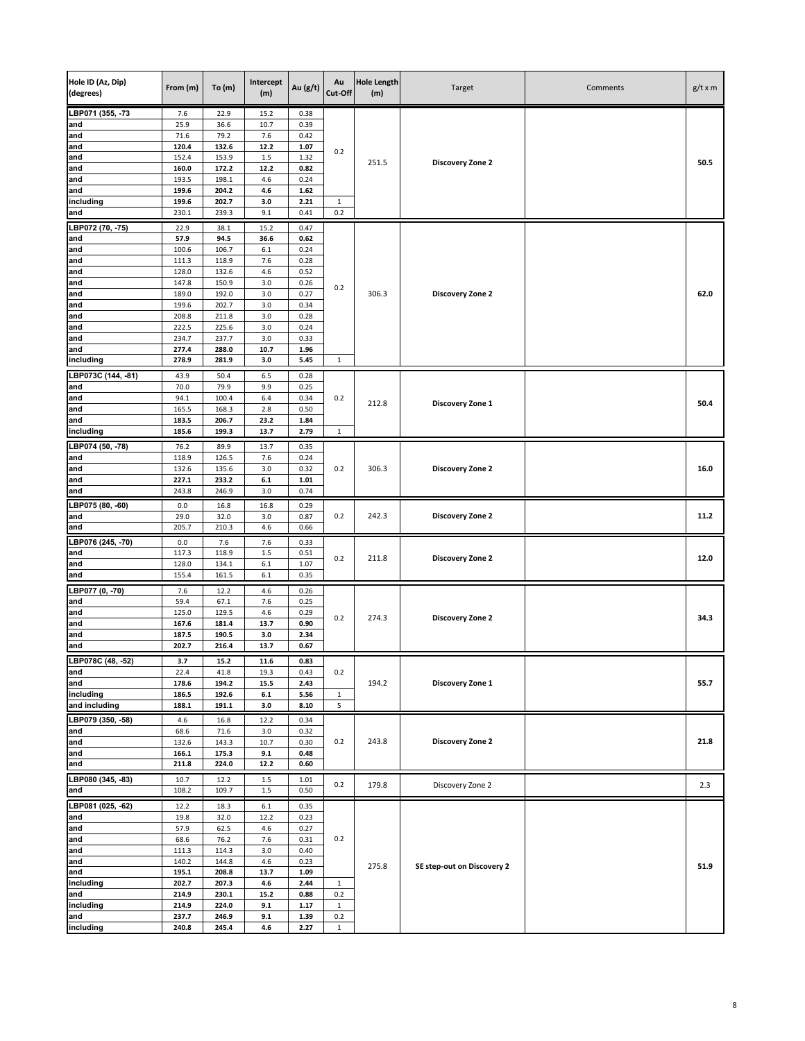| Hole ID (Az, Dip) (degrees) | From (m) | To (m) | Intercept (m) | Au (g/t) | Au Cut-Off | Hole Length (m) | Target | Comments | g/t x m |
|---|---|---|---|---|---|---|---|---|---|
| LBP071 (355, -73 | 7.6 | 22.9 | 15.2 | 0.38 | 0.2 | 251.5 | **Discovery Zone 2** | | **50.5** |
| and | 25.9 | 36.6 | 10.7 | 0.39 | | | | | |
| and | 71.6 | 79.2 | 7.6 | 0.42 | | | | | |
| and | **120.4** | **132.6** | **12.2** | **1.07** | | | | | |
| and | 152.4 | 153.9 | 1.5 | 1.32 | | | | | |
| and | **160.0** | **172.2** | **12.2** | **0.82** | | | | | |
| and | 193.5 | 198.1 | 4.6 | 0.24 | | | | | |
| and | **199.6** | **204.2** | **4.6** | **1.62** | | | | | |
| including | **199.6** | **202.7** | **3.0** | **2.21** | 1 | | | | |
| and | 230.1 | 239.3 | 9.1 | 0.41 | 0.2 | | | | |
| LBP072 (70, -75) | 22.9 | 38.1 | 15.2 | 0.47 | 0.2 | 306.3 | **Discovery Zone 2** | | **62.0** |
| and | **57.9** | **94.5** | **36.6** | **0.62** | | | | | |
| and | 100.6 | 106.7 | 6.1 | 0.24 | | | | | |
| and | 111.3 | 118.9 | 7.6 | 0.28 | | | | | |
| and | 128.0 | 132.6 | 4.6 | 0.52 | | | | | |
| and | 147.8 | 150.9 | 3.0 | 0.26 | | | | | |
| and | 189.0 | 192.0 | 3.0 | 0.27 | | | | | |
| and | 199.6 | 202.7 | 3.0 | 0.34 | | | | | |
| and | 208.8 | 211.8 | 3.0 | 0.28 | | | | | |
| and | 222.5 | 225.6 | 3.0 | 0.24 | | | | | |
| and | 234.7 | 237.7 | 3.0 | 0.33 | | | | | |
| and | **277.4** | **288.0** | **10.7** | **1.96** | | | | | |
| including | **278.9** | **281.9** | **3.0** | **5.45** | 1 | | | | |
| LBP073C (144, -81) | 43.9 | 50.4 | 6.5 | 0.28 | 0.2 | 212.8 | **Discovery Zone 1** | | **50.4** |
| and | 70.0 | 79.9 | 9.9 | 0.25 | | | | | |
| and | 94.1 | 100.4 | 6.4 | 0.34 | | | | | |
| and | 165.5 | 168.3 | 2.8 | 0.50 | | | | | |
| and | **183.5** | **206.7** | **23.2** | **1.84** | | | | | |
| including | **185.6** | **199.3** | **13.7** | **2.79** | 1 | | | | |
| LBP074 (50, -78) | 76.2 | 89.9 | 13.7 | 0.35 | 0.2 | 306.3 | **Discovery Zone 2** | | **16.0** |
| and | 118.9 | 126.5 | 7.6 | 0.24 | | | | | |
| and | 132.6 | 135.6 | 3.0 | 0.32 | | | | | |
| and | **227.1** | **233.2** | **6.1** | **1.01** | | | | | |
| and | 243.8 | 246.9 | 3.0 | 0.74 | | | | | |
| LBP075 (80, -60) | 0.0 | 16.8 | 16.8 | 0.29 | 0.2 | 242.3 | **Discovery Zone 2** | | **11.2** |
| and | 29.0 | 32.0 | 3.0 | 0.87 | | | | | |
| and | 205.7 | 210.3 | 4.6 | 0.66 | | | | | |
| LBP076 (245, -70) | 0.0 | 7.6 | 7.6 | 0.33 | 0.2 | 211.8 | **Discovery Zone 2** | | **12.0** |
| and | 117.3 | 118.9 | 1.5 | 0.51 | | | | | |
| and | 128.0 | 134.1 | 6.1 | 1.07 | | | | | |
| and | 155.4 | 161.5 | 6.1 | 0.35 | | | | | |
| LBP077 (0, -70) | 7.6 | 12.2 | 4.6 | 0.26 | 0.2 | 274.3 | **Discovery Zone 2** | | **34.3** |
| and | 59.4 | 67.1 | 7.6 | 0.25 | | | | | |
| and | 125.0 | 129.5 | 4.6 | 0.29 | | | | | |
| and | **167.6** | **181.4** | **13.7** | **0.90** | | | | | |
| and | **187.5** | **190.5** | **3.0** | **2.34** | | | | | |
| and | **202.7** | **216.4** | **13.7** | **0.67** | | | | | |
| LBP078C (48, -52) | **3.7** | **15.2** | **11.6** | **0.83** | 0.2 | 194.2 | **Discovery Zone 1** | | **55.7** |
| and | 22.4 | 41.8 | 19.3 | 0.43 | | | | | |
| and | **178.6** | **194.2** | **15.5** | **2.43** | | | | | |
| including | **186.5** | **192.6** | **6.1** | **5.56** | 1 | | | | |
| and including | **188.1** | **191.1** | **3.0** | **8.10** | 5 | | | | |
| LBP079 (350, -58) | 4.6 | 16.8 | 12.2 | 0.34 | 0.2 | 243.8 | **Discovery Zone 2** | | **21.8** |
| and | 68.6 | 71.6 | 3.0 | 0.32 | | | | | |
| and | 132.6 | 143.3 | 10.7 | 0.30 | | | | | |
| and | **166.1** | **175.3** | **9.1** | **0.48** | | | | | |
| and | **211.8** | **224.0** | **12.2** | **0.60** | | | | | |
| LBP080 (345, -83) | 10.7 | 12.2 | 1.5 | 1.01 | 0.2 | 179.8 | Discovery Zone 2 | | 2.3 |
| and | 108.2 | 109.7 | 1.5 | 0.50 | | | | | |
| LBP081 (025, -62) | 12.2 | 18.3 | 6.1 | 0.35 | 0.2 | 275.8 | **SE step-out on Discovery 2** | | **51.9** |
| and | 19.8 | 32.0 | 12.2 | 0.23 | | | | | |
| and | 57.9 | 62.5 | 4.6 | 0.27 | | | | | |
| and | 68.6 | 76.2 | 7.6 | 0.31 | | | | | |
| and | 111.3 | 114.3 | 3.0 | 0.40 | | | | | |
| and | 140.2 | 144.8 | 4.6 | 0.23 | | | | | |
| and | **195.1** | **208.8** | **13.7** | **1.09** | | | | | |
| including | **202.7** | **207.3** | **4.6** | **2.44** | 1 | | | | |
| and | **214.9** | **230.1** | **15.2** | **0.88** | 0.2 | | | | |
| including | **214.9** | **224.0** | **9.1** | **1.17** | 1 | | | | |
| and | **237.7** | **246.9** | **9.1** | **1.39** | 0.2 | | | | |
| including | **240.8** | **245.4** | **4.6** | **2.27** | 1 | | | | |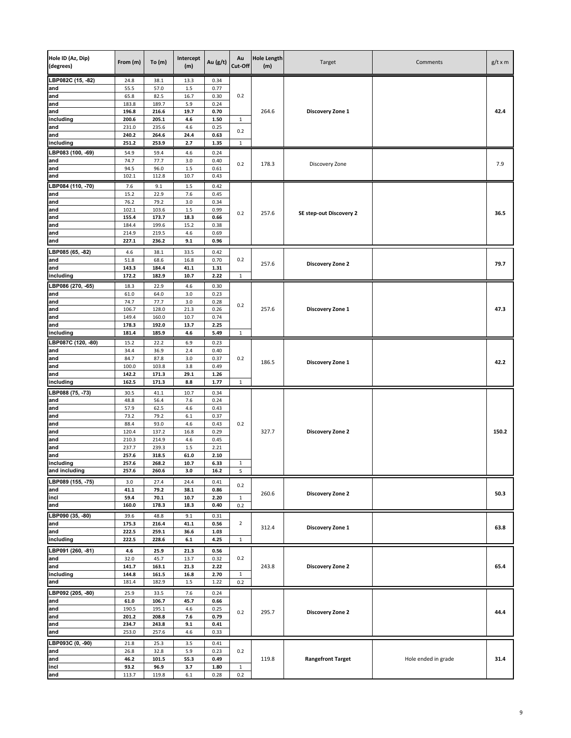| Hole ID (Az, Dip) (degrees) | From (m) | To (m) | Intercept (m) | Au (g/t) | Au Cut-Off | Hole Length (m) | Target | Comments | g/t x m |
|---|---|---|---|---|---|---|---|---|---|
| LBP082C (15, -82) | 24.8 | 38.1 | 13.3 | 0.34 | 0.2 | 264.6 | **Discovery Zone 1** | | **42.4** |
| and | 55.5 | 57.0 | 1.5 | 0.77 | | | | | |
| and | 65.8 | 82.5 | 16.7 | 0.30 | | | | | |
| and | 183.8 | 189.7 | 5.9 | 0.24 | | | | | |
| and | **196.8** | **216.6** | **19.7** | **0.70** | | | | | |
| including | **200.6** | **205.1** | **4.6** | **1.50** | 1 | | | | |
| and | 231.0 | 235.6 | 4.6 | 0.25 | 0.2 | | | | |
| and | **240.2** | **264.6** | **24.4** | **0.63** | | | | | |
| including | **251.2** | **253.9** | **2.7** | **1.35** | 1 | | | | |
| LBP083 (100, -69) | 54.9 | 59.4 | 4.6 | 0.24 | 0.2 | 178.3 | Discovery Zone | | 7.9 |
| and | 74.7 | 77.7 | 3.0 | 0.40 | | | | | |
| and | 94.5 | 96.0 | 1.5 | 0.61 | | | | | |
| and | 102.1 | 112.8 | 10.7 | 0.43 | | | | | |
| LBP084 (110, -70) | 7.6 | 9.1 | 1.5 | 0.42 | 0.2 | 257.6 | **SE step-out Discovery 2** | | **36.5** |
| and | 15.2 | 22.9 | 7.6 | 0.45 | | | | | |
| and | 76.2 | 79.2 | 3.0 | 0.34 | | | | | |
| and | 102.1 | 103.6 | 1.5 | 0.99 | | | | | |
| and | **155.4** | **173.7** | **18.3** | **0.66** | | | | | |
| and | 184.4 | 199.6 | 15.2 | 0.38 | | | | | |
| and | 214.9 | 219.5 | 4.6 | 0.69 | | | | | |
| and | **227.1** | **236.2** | **9.1** | **0.96** | | | | | |
| LBP085 (65, -82) | 4.6 | 38.1 | 33.5 | 0.42 | 0.2 | 257.6 | **Discovery Zone 2** | | **79.7** |
| and | 51.8 | 68.6 | 16.8 | 0.70 | | | | | |
| and | **143.3** | **184.4** | **41.1** | **1.31** | | | | | |
| including | **172.2** | **182.9** | **10.7** | **2.22** | 1 | | | | |
| LBP086 (270, -65) | 18.3 | 22.9 | 4.6 | 0.30 | 0.2 | 257.6 | **Discovery Zone 1** | | **47.3** |
| and | 61.0 | 64.0 | 3.0 | 0.23 | | | | | |
| and | 74.7 | 77.7 | 3.0 | 0.28 | | | | | |
| and | 106.7 | 128.0 | 21.3 | 0.26 | | | | | |
| and | 149.4 | 160.0 | 10.7 | 0.74 | | | | | |
| and | **178.3** | **192.0** | **13.7** | **2.25** | | | | | |
| including | **181.4** | **185.9** | **4.6** | **5.49** | 1 | | | | |
| LBP087C (120, -80) | 15.2 | 22.2 | 6.9 | 0.23 | 0.2 | 186.5 | **Discovery Zone 1** | | **42.2** |
| and | 34.4 | 36.9 | 2.4 | 0.40 | | | | | |
| and | 84.7 | 87.8 | 3.0 | 0.37 | | | | | |
| and | 100.0 | 103.8 | 3.8 | 0.49 | | | | | |
| and | **142.2** | **171.3** | **29.1** | **1.26** | | | | | |
| including | **162.5** | **171.3** | **8.8** | **1.77** | 1 | | | | |
| LBP088 (75, -73) | 30.5 | 41.1 | 10.7 | 0.34 | 0.2 | 327.7 | **Discovery Zone 2** | | **150.2** |
| and | 48.8 | 56.4 | 7.6 | 0.24 | | | | | |
| and | 57.9 | 62.5 | 4.6 | 0.43 | | | | | |
| and | 73.2 | 79.2 | 6.1 | 0.37 | | | | | |
| and | 88.4 | 93.0 | 4.6 | 0.43 | | | | | |
| and | 120.4 | 137.2 | 16.8 | 0.29 | | | | | |
| and | 210.3 | 214.9 | 4.6 | 0.45 | | | | | |
| and | 237.7 | 239.3 | 1.5 | 2.21 | | | | | |
| and | **257.6** | **318.5** | **61.0** | **2.10** | | | | | |
| including | **257.6** | **268.2** | **10.7** | **6.33** | 1 | | | | |
| and including | **257.6** | **260.6** | **3.0** | **16.2** | 5 | | | | |
| LBP089 (155, -75) | 3.0 | 27.4 | 24.4 | 0.41 | 0.2 | 260.6 | **Discovery Zone 2** | | **50.3** |
| and | **41.1** | **79.2** | **38.1** | **0.86** | | | | | |
| incl | **59.4** | **70.1** | **10.7** | **2.20** | 1 | | | | |
| and | **160.0** | **178.3** | **18.3** | **0.40** | 0.2 | | | | |
| LBP090 (35, -80) | 39.6 | 48.8 | 9.1 | 0.31 | 2 | 312.4 | **Discovery Zone 1** | | **63.8** |
| and | **175.3** | **216.4** | **41.1** | **0.56** | | | | | |
| and | **222.5** | **259.1** | **36.6** | **1.03** | | | | | |
| including | **222.5** | **228.6** | **6.1** | **4.25** | 1 | | | | |
| LBP091 (260, -81) | **4.6** | **25.9** | **21.3** | **0.56** | 0.2 | 243.8 | **Discovery Zone 2** | | **65.4** |
| and | 32.0 | 45.7 | 13.7 | 0.32 | | | | | |
| and | **141.7** | **163.1** | **21.3** | **2.22** | | | | | |
| including | **144.8** | **161.5** | **16.8** | **2.70** | 1 | | | | |
| and | 181.4 | 182.9 | 1.5 | 1.22 | 0.2 | | | | |
| LBP092 (205, -80) | 25.9 | 33.5 | 7.6 | 0.24 | 0.2 | 295.7 | **Discovery Zone 2** | | **44.4** |
| and | **61.0** | **106.7** | **45.7** | **0.66** | | | | | |
| and | 190.5 | 195.1 | 4.6 | 0.25 | | | | | |
| and | **201.2** | **208.8** | **7.6** | **0.79** | | | | | |
| and | **234.7** | **243.8** | **9.1** | **0.41** | | | | | |
| and | 253.0 | 257.6 | 4.6 | 0.33 | | | | | |
| LBP093C (0, -90) | 21.8 | 25.3 | 3.5 | 0.41 | 0.2 | 119.8 | **Rangefront Target** | Hole ended in grade | **31.4** |
| and | 26.8 | 32.8 | 5.9 | 0.23 | | | | | |
| and | **46.2** | **101.5** | **55.3** | **0.49** | | | | | |
| incl | **93.2** | **96.9** | **3.7** | **1.80** | 1 | | | | |
| and | 113.7 | 119.8 | 6.1 | 0.28 | 0.2 | | | | |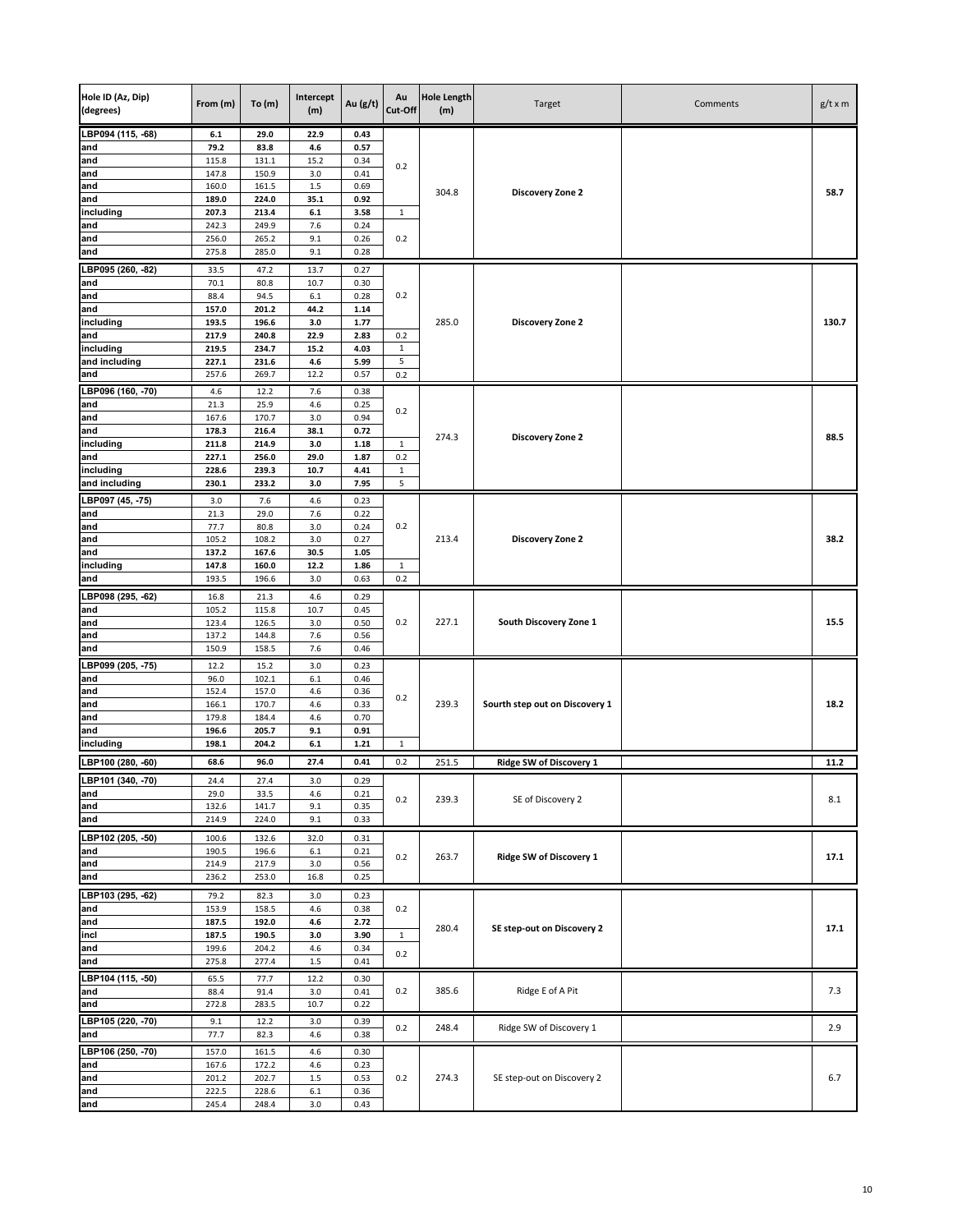| Hole ID (Az, Dip) (degrees) | From (m) | To (m) | Intercept (m) | Au (g/t) | Au Cut-Off | Hole Length (m) | Target | Comments | g/t x m |
|---|---|---|---|---|---|---|---|---|---|
| **LBP094 (115, -68)** | **6.1** | **29.0** | **22.9** | **0.43** | 0.2 | 304.8 | **Discovery Zone 2** | | **58.7** |
| and | **79.2** | **83.8** | **4.6** | **0.57** | | | | | |
| and | 115.8 | 131.1 | 15.2 | 0.34 | | | | | |
| and | 147.8 | 150.9 | 3.0 | 0.41 | | | | | |
| and | 160.0 | 161.5 | 1.5 | 0.69 | | | | | |
| and | **189.0** | **224.0** | **35.1** | **0.92** | | | | | |
| including | **207.3** | **213.4** | **6.1** | **3.58** | 1 | | | | |
| and | 242.3 | 249.9 | 7.6 | 0.24 | 0.2 | | | | |
| and | 256.0 | 265.2 | 9.1 | 0.26 | | | | | |
| and | 275.8 | 285.0 | 9.1 | 0.28 | | | | | |
| **LBP095 (260, -82)** | 33.5 | 47.2 | 13.7 | 0.27 | 0.2 | 285.0 | **Discovery Zone 2** | | **130.7** |
| and | 70.1 | 80.8 | 10.7 | 0.30 | | | | | |
| and | 88.4 | 94.5 | 6.1 | 0.28 | | | | | |
| and | **157.0** | **201.2** | **44.2** | **1.14** | | | | | |
| including | **193.5** | **196.6** | **3.0** | **1.77** | | | | | |
| and | **217.9** | **240.8** | **22.9** | **2.83** | 0.2 | | | | |
| including | **219.5** | **234.7** | **15.2** | **4.03** | 1 | | | | |
| and including | **227.1** | **231.6** | **4.6** | **5.99** | 5 | | | | |
| and | 257.6 | 269.7 | 12.2 | 0.57 | 0.2 | | | | |
| **LBP096 (160, -70)** | 4.6 | 12.2 | 7.6 | 0.38 | 0.2 | 274.3 | **Discovery Zone 2** | | **88.5** |
| and | 21.3 | 25.9 | 4.6 | 0.25 | | | | | |
| and | 167.6 | 170.7 | 3.0 | 0.94 | | | | | |
| and | **178.3** | **216.4** | **38.1** | **0.72** | | | | | |
| including | **211.8** | **214.9** | **3.0** | **1.18** | 1 | | | | |
| and | **227.1** | **256.0** | **29.0** | **1.87** | 0.2 | | | | |
| including | **228.6** | **239.3** | **10.7** | **4.41** | 1 | | | | |
| and including | **230.1** | **233.2** | **3.0** | **7.95** | 5 | | | | |
| **LBP097 (45, -75)** | 3.0 | 7.6 | 4.6 | 0.23 | 0.2 | 213.4 | **Discovery Zone 2** | | **38.2** |
| and | 21.3 | 29.0 | 7.6 | 0.22 | | | | | |
| and | 77.7 | 80.8 | 3.0 | 0.24 | | | | | |
| and | 105.2 | 108.2 | 3.0 | 0.27 | | | | | |
| and | **137.2** | **167.6** | **30.5** | **1.05** | | | | | |
| including | **147.8** | **160.0** | **12.2** | **1.86** | 1 | | | | |
| and | 193.5 | 196.6 | 3.0 | 0.63 | 0.2 | | | | |
| **LBP098 (295, -62)** | 16.8 | 21.3 | 4.6 | 0.29 | 0.2 | 227.1 | **South Discovery Zone 1** | | **15.5** |
| and | 105.2 | 115.8 | 10.7 | 0.45 | | | | | |
| and | 123.4 | 126.5 | 3.0 | 0.50 | | | | | |
| and | 137.2 | 144.8 | 7.6 | 0.56 | | | | | |
| and | 150.9 | 158.5 | 7.6 | 0.46 | | | | | |
| **LBP099 (205, -75)** | 12.2 | 15.2 | 3.0 | 0.23 | 0.2 | 239.3 | **Sourth step out on Discovery 1** | | **18.2** |
| and | 96.0 | 102.1 | 6.1 | 0.46 | | | | | |
| and | 152.4 | 157.0 | 4.6 | 0.36 | | | | | |
| and | 166.1 | 170.7 | 4.6 | 0.33 | | | | | |
| and | 179.8 | 184.4 | 4.6 | 0.70 | | | | | |
| and | **196.6** | **205.7** | **9.1** | **0.91** | | | | | |
| including | **198.1** | **204.2** | **6.1** | **1.21** | 1 | | | | |
| **LBP100 (280, -60)** | **68.6** | **96.0** | **27.4** | **0.41** | 0.2 | 251.5 | **Ridge SW of Discovery 1** | | **11.2** |
| **LBP101 (340, -70)** | 24.4 | 27.4 | 3.0 | 0.29 | 0.2 | 239.3 | SE of Discovery 2 | | 8.1 |
| and | 29.0 | 33.5 | 4.6 | 0.21 | | | | | |
| and | 132.6 | 141.7 | 9.1 | 0.35 | | | | | |
| and | 214.9 | 224.0 | 9.1 | 0.33 | | | | | |
| **LBP102 (205, -50)** | 100.6 | 132.6 | 32.0 | 0.31 | 0.2 | 263.7 | **Ridge SW of Discovery 1** | | **17.1** |
| and | 190.5 | 196.6 | 6.1 | 0.21 | | | | | |
| and | 214.9 | 217.9 | 3.0 | 0.56 | | | | | |
| and | 236.2 | 253.0 | 16.8 | 0.25 | | | | | |
| **LBP103 (295, -62)** | 79.2 | 82.3 | 3.0 | 0.23 | 0.2 | 280.4 | **SE step-out on Discovery 2** | | **17.1** |
| and | 153.9 | 158.5 | 4.6 | 0.38 | | | | | |
| and | **187.5** | **192.0** | **4.6** | **2.72** | | | | | |
| incl | **187.5** | **190.5** | **3.0** | **3.90** | 1 | | | | |
| and | 199.6 | 204.2 | 4.6 | 0.34 | 0.2 | | | | |
| and | 275.8 | 277.4 | 1.5 | 0.41 | | | | | |
| **LBP104 (115, -50)** | 65.5 | 77.7 | 12.2 | 0.30 | 0.2 | 385.6 | Ridge E of A Pit | | 7.3 |
| and | 88.4 | 91.4 | 3.0 | 0.41 | | | | | |
| and | 272.8 | 283.5 | 10.7 | 0.22 | | | | | |
| **LBP105 (220, -70)** | 9.1 | 12.2 | 3.0 | 0.39 | 0.2 | 248.4 | Ridge SW of Discovery 1 | | 2.9 |
| and | 77.7 | 82.3 | 4.6 | 0.38 | | | | | |
| **LBP106 (250, -70)** | 157.0 | 161.5 | 4.6 | 0.30 | 0.2 | 274.3 | SE step-out on Discovery 2 | | 6.7 |
| and | 167.6 | 172.2 | 4.6 | 0.23 | | | | | |
| and | 201.2 | 202.7 | 1.5 | 0.53 | | | | | |
| and | 222.5 | 228.6 | 6.1 | 0.36 | | | | | |
| and | 245.4 | 248.4 | 3.0 | 0.43 | | | | | |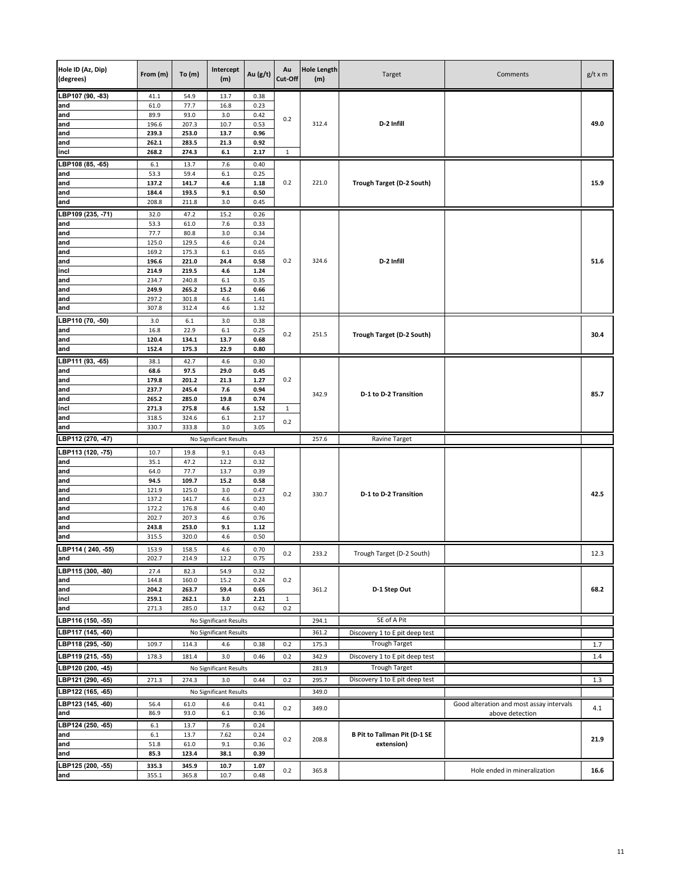| Hole ID (Az, Dip) (degrees) | From (m) | To (m) | Intercept (m) | Au (g/t) | Au Cut-Off | Hole Length (m) | Target | Comments | g/t x m |
|---|---|---|---|---|---|---|---|---|---|
| LBP107 (90, -83) | 41.1 | 54.9 | 13.7 | 0.38 | 0.2 | 312.4 | **D-2 Infill** | | **49.0** |
| and | 61.0 | 77.7 | 16.8 | 0.23 | | | | | |
| and | 89.9 | 93.0 | 3.0 | 0.42 | | | | | |
| and | 196.6 | 207.3 | 10.7 | 0.53 | | | | | |
| and | **239.3** | **253.0** | **13.7** | **0.96** | | | | | |
| and | **262.1** | **283.5** | **21.3** | **0.92** | | | | | |
| incl | **268.2** | **274.3** | **6.1** | **2.17** | 1 | | | | |
| LBP108 (85, -65) | 6.1 | 13.7 | 7.6 | 0.40 | 0.2 | 221.0 | **Trough Target (D-2 South)** | | **15.9** |
| and | 53.3 | 59.4 | 6.1 | 0.25 | | | | | |
| and | **137.2** | **141.7** | **4.6** | **1.18** | | | | | |
| and | **184.4** | **193.5** | **9.1** | **0.50** | | | | | |
| and | 208.8 | 211.8 | 3.0 | 0.45 | | | | | |
| LBP109 (235, -71) | 32.0 | 47.2 | 15.2 | 0.26 | 0.2 | 324.6 | **D-2 Infill** | | **51.6** |
| and | 53.3 | 61.0 | 7.6 | 0.33 | | | | | |
| and | 77.7 | 80.8 | 3.0 | 0.34 | | | | | |
| and | 125.0 | 129.5 | 4.6 | 0.24 | | | | | |
| and | 169.2 | 175.3 | 6.1 | 0.65 | | | | | |
| and | **196.6** | **221.0** | **24.4** | **0.58** | | | | | |
| incl | **214.9** | **219.5** | **4.6** | **1.24** | | | | | |
| and | 234.7 | 240.8 | 6.1 | 0.35 | | | | | |
| and | **249.9** | **265.2** | **15.2** | **0.66** | | | | | |
| and | 297.2 | 301.8 | 4.6 | 1.41 | | | | | |
| and | 307.8 | 312.4 | 4.6 | 1.32 | | | | | |
| LBP110 (70, -50) | 3.0 | 6.1 | 3.0 | 0.38 | 0.2 | 251.5 | **Trough Target (D-2 South)** | | **30.4** |
| and | 16.8 | 22.9 | 6.1 | 0.25 | | | | | |
| and | **120.4** | **134.1** | **13.7** | **0.68** | | | | | |
| and | **152.4** | **175.3** | **22.9** | **0.80** | | | | | |
| LBP111 (93, -65) | 38.1 | 42.7 | 4.6 | 0.30 | 0.2 | 342.9 | **D-1 to D-2 Transition** | | **85.7** |
| and | **68.6** | **97.5** | **29.0** | **0.45** | | | | | |
| and | **179.8** | **201.2** | **21.3** | **1.27** | | | | | |
| and | **237.7** | **245.4** | **7.6** | **0.94** | | | | | |
| and | **265.2** | **285.0** | **19.8** | **0.74** | | | | | |
| incl | **271.3** | **275.8** | **4.6** | **1.52** | 1 | | | | |
| and | 318.5 | 324.6 | 6.1 | 2.17 | 0.2 | | | | |
| and | 330.7 | 333.8 | 3.0 | 3.05 | | | | | |
| LBP112 (270, -47) | | | No Significant Results | | | 257.6 | Ravine Target | | |
| LBP113 (120, -75) | 10.7 | 19.8 | 9.1 | 0.43 | 0.2 | 330.7 | **D-1 to D-2 Transition** | | **42.5** |
| and | 35.1 | 47.2 | 12.2 | 0.32 | | | | | |
| and | 64.0 | 77.7 | 13.7 | 0.39 | | | | | |
| and | **94.5** | **109.7** | **15.2** | **0.58** | | | | | |
| and | 121.9 | 125.0 | 3.0 | 0.47 | | | | | |
| and | 137.2 | 141.7 | 4.6 | 0.23 | | | | | |
| and | 172.2 | 176.8 | 4.6 | 0.40 | | | | | |
| and | 202.7 | 207.3 | 4.6 | 0.76 | | | | | |
| and | **243.8** | **253.0** | **9.1** | **1.12** | | | | | |
| and | 315.5 | 320.0 | 4.6 | 0.50 | | | | | |
| LBP114 ( 240, -55) | 153.9 | 158.5 | 4.6 | 0.70 | 0.2 | 233.2 | Trough Target (D-2 South) | | 12.3 |
| and | 202.7 | 214.9 | 12.2 | 0.75 | | | | | |
| LBP115 (300, -80) | 27.4 | 82.3 | 54.9 | 0.32 | 0.2 | 361.2 | **D-1 Step Out** | | **68.2** |
| and | 144.8 | 160.0 | 15.2 | 0.24 | | | | | |
| and | **204.2** | **263.7** | **59.4** | **0.65** | | | | | |
| incl | **259.1** | **262.1** | **3.0** | **2.21** | 1 | | | | |
| and | 271.3 | 285.0 | 13.7 | 0.62 | 0.2 | | | | |
| LBP116 (150, -55) | | | No Significant Results | | | 294.1 | SE of A Pit | | |
| LBP117 (145, -60) | | | No Significant Results | | | 361.2 | Discovery 1 to E pit deep test | | |
| LBP118 (295, -50) | 109.7 | 114.3 | 4.6 | 0.38 | 0.2 | 175.3 | Trough Target | | 1.7 |
| LBP119 (215, -55) | 178.3 | 181.4 | 3.0 | 0.46 | 0.2 | 342.9 | Discovery 1 to E pit deep test | | 1.4 |
| LBP120 (200, -45) | | | No Significant Results | | | 281.9 | Trough Target | | |
| LBP121 (290, -65) | 271.3 | 274.3 | 3.0 | 0.44 | 0.2 | 295.7 | Discovery 1 to E pit deep test | | 1.3 |
| LBP122 (165, -65) | | | No Significant Results | | | 349.0 | | | |
| LBP123 (145, -60) | 56.4 | 61.0 | 4.6 | 0.41 | 0.2 | 349.0 | | Good alteration and most assay intervals above detection | 4.1 |
| and | 86.9 | 93.0 | 6.1 | 0.36 | | | | | |
| LBP124 (250, -65) | 6.1 | 13.7 | 7.6 | 0.24 | 0.2 | 208.8 | **B Pit to Tallman Pit (D-1 SE extension)** | | **21.9** |
| and | 6.1 | 13.7 | 7.62 | 0.24 | | | | | |
| and | 51.8 | 61.0 | 9.1 | 0.36 | | | | | |
| and | **85.3** | **123.4** | **38.1** | **0.39** | | | | | |
| LBP125 (200, -55) | **335.3** | **345.9** | **10.7** | **1.07** | 0.2 | 365.8 | | Hole ended in mineralization | **16.6** |
| and | 355.1 | 365.8 | 10.7 | 0.48 | | | | | |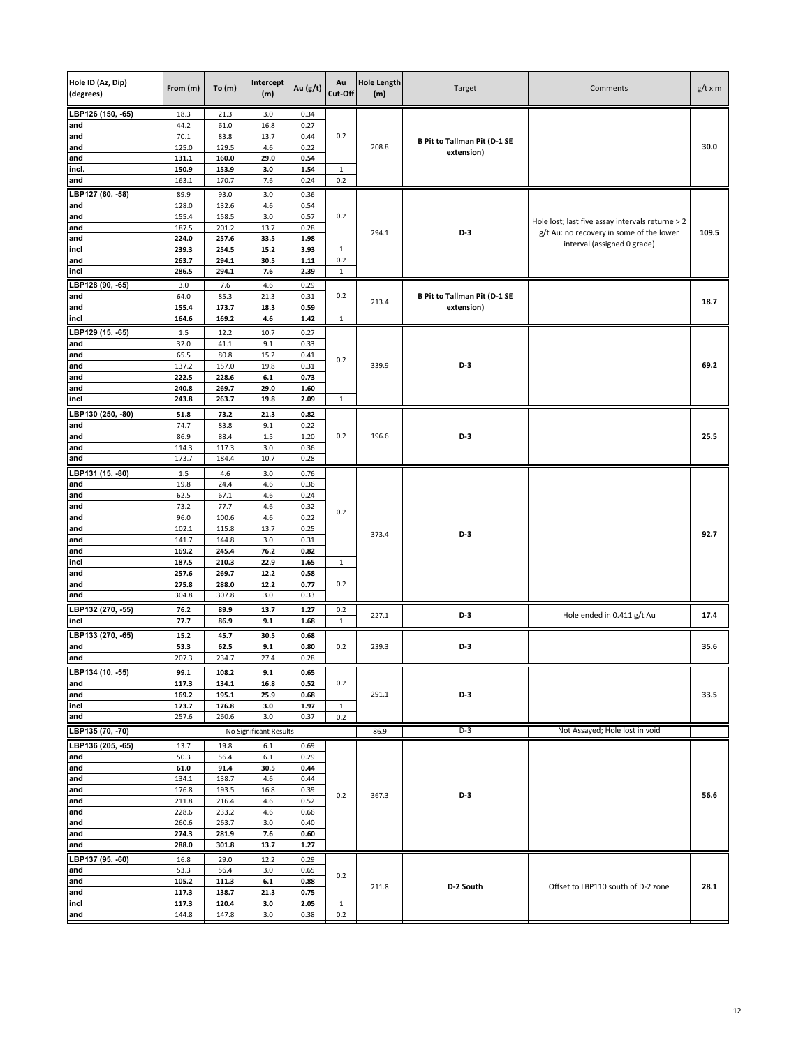| Hole ID (Az, Dip) (degrees) | From (m) | To (m) | Intercept (m) | Au (g/t) | Au Cut-Off | Hole Length (m) | Target | Comments | g/t x m |
|---|---|---|---|---|---|---|---|---|---|
| LBP126 (150, -65) | 18.3 | 21.3 | 3.0 | 0.34 | 0.2 | 208.8 | B Pit to Tallman Pit (D-1 SE extension) | | 30.0 |
| and | 44.2 | 61.0 | 16.8 | 0.27 | | | | | |
| and | 70.1 | 83.8 | 13.7 | 0.44 | | | | | |
| and | 125.0 | 129.5 | 4.6 | 0.22 | | | | | |
| **and** | **131.1** | **160.0** | **29.0** | **0.54** | | | | | |
| **incl.** | **150.9** | **153.9** | **3.0** | **1.54** | 1 | | | | |
| and | 163.1 | 170.7 | 7.6 | 0.24 | 0.2 | | | | |
| LBP127 (60, -58) | 89.9 | 93.0 | 3.0 | 0.36 | 0.2 | 294.1 | D-3 | Hole lost; last five assay intervals returne > 2 g/t Au: no recovery in some of the lower interval (assigned 0 grade) | 109.5 |
| and | 128.0 | 132.6 | 4.6 | 0.54 | | | | | |
| and | 155.4 | 158.5 | 3.0 | 0.57 | | | | | |
| and | 187.5 | 201.2 | 13.7 | 0.28 | | | | | |
| **and** | **224.0** | **257.6** | **33.5** | **1.98** | | | | | |
| **incl** | **239.3** | **254.5** | **15.2** | **3.93** | 1 | | | | |
| **and** | **263.7** | **294.1** | **30.5** | **1.11** | 0.2 | | | | |
| **incl** | **286.5** | **294.1** | **7.6** | **2.39** | 1 | | | | |
| LBP128 (90, -65) | 3.0 | 7.6 | 4.6 | 0.29 | 0.2 | 213.4 | B Pit to Tallman Pit (D-1 SE extension) | | 18.7 |
| and | 64.0 | 85.3 | 21.3 | 0.31 | | | | | |
| **and** | **155.4** | **173.7** | **18.3** | **0.59** | | | | | |
| **incl** | **164.6** | **169.2** | **4.6** | **1.42** | 1 | | | | |
| LBP129 (15, -65) | 1.5 | 12.2 | 10.7 | 0.27 | 0.2 | 339.9 | D-3 | | 69.2 |
| and | 32.0 | 41.1 | 9.1 | 0.33 | | | | | |
| and | 65.5 | 80.8 | 15.2 | 0.41 | | | | | |
| and | 137.2 | 157.0 | 19.8 | 0.31 | | | | | |
| **and** | **222.5** | **228.6** | **6.1** | **0.73** | | | | | |
| **and** | **240.8** | **269.7** | **29.0** | **1.60** | | | | | |
| **incl** | **243.8** | **263.7** | **19.8** | **2.09** | 1 | | | | |
| **LBP130 (250, -80)** | **51.8** | **73.2** | **21.3** | **0.82** | 0.2 | 196.6 | D-3 | | 25.5 |
| and | 74.7 | 83.8 | 9.1 | 0.22 | | | | | |
| and | 86.9 | 88.4 | 1.5 | 1.20 | | | | | |
| and | 114.3 | 117.3 | 3.0 | 0.36 | | | | | |
| and | 173.7 | 184.4 | 10.7 | 0.28 | | | | | |
| LBP131 (15, -80) | 1.5 | 4.6 | 3.0 | 0.76 | 0.2 | 373.4 | D-3 | | 92.7 |
| and | 19.8 | 24.4 | 4.6 | 0.36 | | | | | |
| and | 62.5 | 67.1 | 4.6 | 0.24 | | | | | |
| and | 73.2 | 77.7 | 4.6 | 0.32 | | | | | |
| and | 96.0 | 100.6 | 4.6 | 0.22 | | | | | |
| and | 102.1 | 115.8 | 13.7 | 0.25 | | | | | |
| and | 141.7 | 144.8 | 3.0 | 0.31 | | | | | |
| **and** | **169.2** | **245.4** | **76.2** | **0.82** | | | | | |
| **incl** | **187.5** | **210.3** | **22.9** | **1.65** | 1 | | | | |
| **and** | **257.6** | **269.7** | **12.2** | **0.58** | | | | | |
| **and** | **275.8** | **288.0** | **12.2** | **0.77** | 0.2 | | | | |
| and | 304.8 | 307.8 | 3.0 | 0.33 | | | | | |
| **LBP132 (270, -55)** | **76.2** | **89.9** | **13.7** | **1.27** | 0.2 | 227.1 | D-3 | Hole ended in 0.411 g/t Au | 17.4 |
| **incl** | **77.7** | **86.9** | **9.1** | **1.68** | 1 | | | | |
| **LBP133 (270, -65)** | **15.2** | **45.7** | **30.5** | **0.68** | 0.2 | 239.3 | D-3 | | 35.6 |
| **and** | **53.3** | **62.5** | **9.1** | **0.80** | | | | | |
| and | 207.3 | 234.7 | 27.4 | 0.28 | | | | | |
| **LBP134 (10, -55)** | **99.1** | **108.2** | **9.1** | **0.65** | 0.2 | 291.1 | D-3 | | 33.5 |
| **and** | **117.3** | **134.1** | **16.8** | **0.52** | | | | | |
| **and** | **169.2** | **195.1** | **25.9** | **0.68** | | | | | |
| **incl** | **173.7** | **176.8** | **3.0** | **1.97** | 1 | | | | |
| and | 257.6 | 260.6 | 3.0 | 0.37 | 0.2 | | | | |
| LBP135 (70, -70) | No Significant Results | | | | | 86.9 | D-3 | Not Assayed; Hole lost in void | |
| LBP136 (205, -65) | 13.7 | 19.8 | 6.1 | 0.69 | 0.2 | 367.3 | D-3 | | 56.6 |
| and | 50.3 | 56.4 | 6.1 | 0.29 | | | | | |
| **and** | **61.0** | **91.4** | **30.5** | **0.44** | | | | | |
| and | 134.1 | 138.7 | 4.6 | 0.44 | | | | | |
| and | 176.8 | 193.5 | 16.8 | 0.39 | | | | | |
| and | 211.8 | 216.4 | 4.6 | 0.52 | | | | | |
| and | 228.6 | 233.2 | 4.6 | 0.66 | | | | | |
| and | 260.6 | 263.7 | 3.0 | 0.40 | | | | | |
| **and** | **274.3** | **281.9** | **7.6** | **0.60** | | | | | |
| **and** | **288.0** | **301.8** | **13.7** | **1.27** | | | | | |
| LBP137 (95, -60) | 16.8 | 29.0 | 12.2 | 0.29 | 0.2 | 211.8 | D-2 South | Offset to LBP110 south of D-2 zone | 28.1 |
| and | 53.3 | 56.4 | 3.0 | 0.65 | | | | | |
| **and** | **105.2** | **111.3** | **6.1** | **0.88** | | | | | |
| **and** | **117.3** | **138.7** | **21.3** | **0.75** | | | | | |
| **incl** | **117.3** | **120.4** | **3.0** | **2.05** | 1 | | | | |
| and | 144.8 | 147.8 | 3.0 | 0.38 | 0.2 | | | | |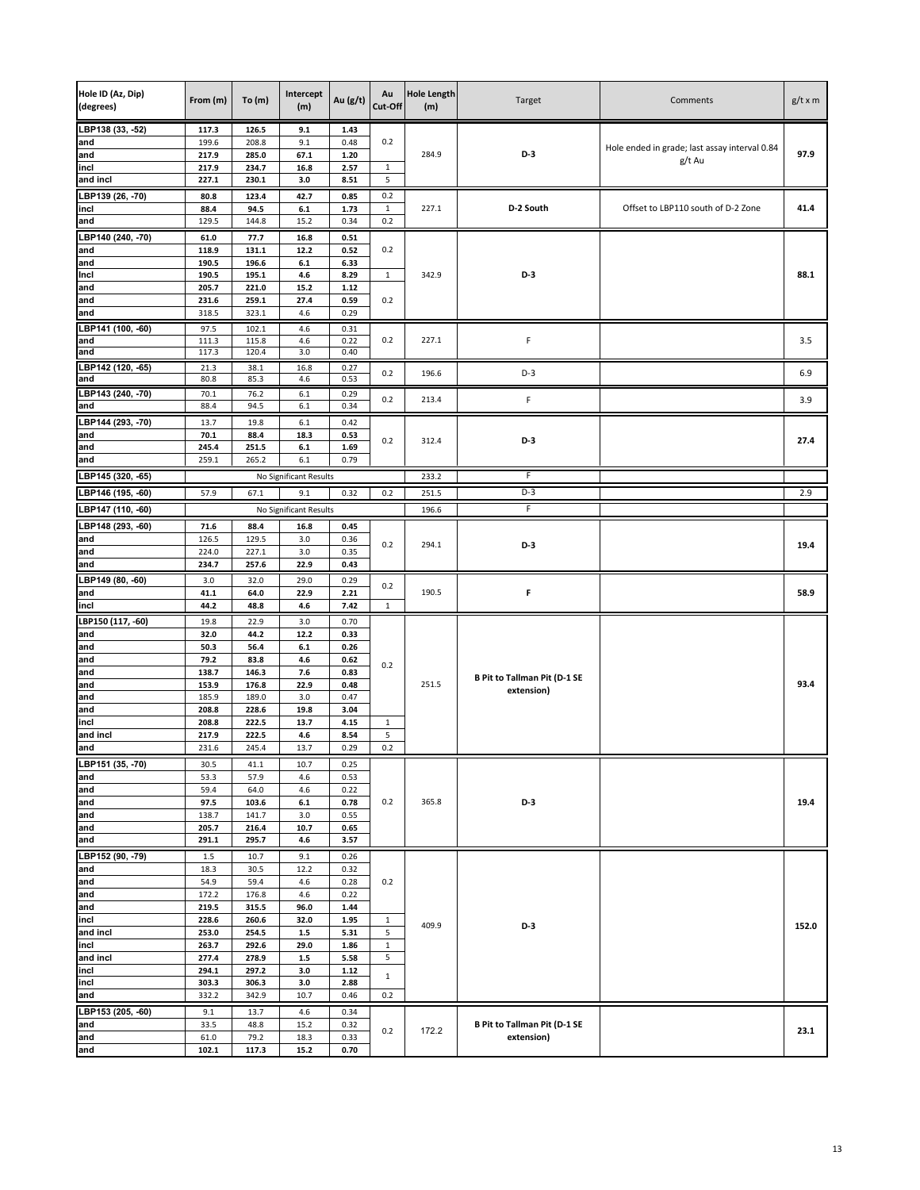| Hole ID (Az, Dip) (degrees) | From (m) | To (m) | Intercept (m) | Au (g/t) | Au Cut-Off | Hole Length (m) | Target | Comments | g/t x m |
|---|---|---|---|---|---|---|---|---|---|
| LBP138 (33, -52) | **117.3** | **126.5** | **9.1** | **1.43** | | | | | |
| and | 199.6 | 208.8 | 9.1 | 0.48 | 0.2 | | | | |
| and | **217.9** | **285.0** | **67.1** | **1.20** | | 284.9 | **D-3** | Hole ended in grade; last assay interval 0.84 g/t Au | **97.9** |
| incl | **217.9** | **234.7** | **16.8** | **2.57** | 1 | | | | |
| and incl | **227.1** | **230.1** | **3.0** | **8.51** | 5 | | | | |
| LBP139 (26, -70) | **80.8** | **123.4** | **42.7** | **0.85** | 0.2 | | | | |
| incl | **88.4** | **94.5** | **6.1** | **1.73** | 1 | 227.1 | **D-2 South** | Offset to LBP110 south of D-2 Zone | **41.4** |
| and | 129.5 | 144.8 | 15.2 | 0.34 | 0.2 | | | | |
| LBP140 (240, -70) | **61.0** | **77.7** | **16.8** | **0.51** | | | | | |
| and | **118.9** | **131.1** | **12.2** | **0.52** | 0.2 | | | | |
| and | **190.5** | **196.6** | **6.1** | **6.33** | | | | | |
| Incl | **190.5** | **195.1** | **4.6** | **8.29** | 1 | 342.9 | **D-3** | | **88.1** |
| and | **205.7** | **221.0** | **15.2** | **1.12** | | | | | |
| and | **231.6** | **259.1** | **27.4** | **0.59** | 0.2 | | | | |
| and | 318.5 | 323.1 | 4.6 | 0.29 | | | | | |
| LBP141 (100, -60) | 97.5 | 102.1 | 4.6 | 0.31 | | | | | |
| and | 111.3 | 115.8 | 4.6 | 0.22 | 0.2 | 227.1 | F | | 3.5 |
| and | 117.3 | 120.4 | 3.0 | 0.40 | | | | | |
| LBP142 (120, -65) | 21.3 | 38.1 | 16.8 | 0.27 | 0.2 | 196.6 | D-3 | | 6.9 |
| and | 80.8 | 85.3 | 4.6 | 0.53 | | | | | |
| LBP143 (240, -70) | 70.1 | 76.2 | 6.1 | 0.29 | 0.2 | 213.4 | F | | 3.9 |
| and | 88.4 | 94.5 | 6.1 | 0.34 | | | | | |
| LBP144 (293, -70) | 13.7 | 19.8 | 6.1 | 0.42 | | | | | |
| and | **70.1** | **88.4** | **18.3** | **0.53** | 0.2 | 312.4 | **D-3** | | **27.4** |
| and | **245.4** | **251.5** | **6.1** | **1.69** | | | | | |
| and | 259.1 | 265.2 | 6.1 | 0.79 | | | | | |
| LBP145 (320, -65) | | | No Significant Results | | | 233.2 | F | | |
| LBP146 (195, -60) | 57.9 | 67.1 | 9.1 | 0.32 | 0.2 | 251.5 | D-3 | | 2.9 |
| LBP147 (110, -60) | | | No Significant Results | | | 196.6 | F | | |
| LBP148 (293, -60) | **71.6** | **88.4** | **16.8** | **0.45** | | | | | |
| and | 126.5 | 129.5 | 3.0 | 0.36 | 0.2 | 294.1 | **D-3** | | **19.4** |
| and | 224.0 | 227.1 | 3.0 | 0.35 | | | | | |
| and | **234.7** | **257.6** | **22.9** | **0.43** | | | | | |
| LBP149 (80, -60) | 3.0 | 32.0 | 29.0 | 0.29 | 0.2 | | | | |
| and | **41.1** | **64.0** | **22.9** | **2.21** | | 190.5 | **F** | | **58.9** |
| incl | **44.2** | **48.8** | **4.6** | **7.42** | 1 | | | | |
| LBP150 (117, -60) | 19.8 | 22.9 | 3.0 | 0.70 | | | | | |
| and | **32.0** | **44.2** | **12.2** | **0.33** | | | | | |
| and | **50.3** | **56.4** | **6.1** | **0.26** | | | | | |
| and | **79.2** | **83.8** | **4.6** | **0.62** | 0.2 | | | | |
| and | **138.7** | **146.3** | **7.6** | **0.83** | | | | | |
| and | **153.9** | **176.8** | **22.9** | **0.48** | | 251.5 | **B Pit to Tallman Pit (D-1 SE extension)** | | **93.4** |
| and | 185.9 | 189.0 | 3.0 | 0.47 | | | | | |
| and | **208.8** | **228.6** | **19.8** | **3.04** | | | | | |
| incl | **208.8** | **222.5** | **13.7** | **4.15** | 1 | | | | |
| and incl | **217.9** | **222.5** | **4.6** | **8.54** | 5 | | | | |
| and | 231.6 | 245.4 | 13.7 | 0.29 | 0.2 | | | | |
| LBP151 (35, -70) | 30.5 | 41.1 | 10.7 | 0.25 | | | | | |
| and | 53.3 | 57.9 | 4.6 | 0.53 | | | | | |
| and | 59.4 | 64.0 | 4.6 | 0.22 | | | | | |
| and | **97.5** | **103.6** | **6.1** | **0.78** | 0.2 | 365.8 | **D-3** | | **19.4** |
| and | 138.7 | 141.7 | 3.0 | 0.55 | | | | | |
| and | **205.7** | **216.4** | **10.7** | **0.65** | | | | | |
| and | **291.1** | **295.7** | **4.6** | **3.57** | | | | | |
| LBP152 (90, -79) | 1.5 | 10.7 | 9.1 | 0.26 | | | | | |
| and | 18.3 | 30.5 | 12.2 | 0.32 | | | | | |
| and | 54.9 | 59.4 | 4.6 | 0.28 | 0.2 | | | | |
| and | 172.2 | 176.8 | 4.6 | 0.22 | | | | | |
| and | **219.5** | **315.5** | **96.0** | **1.44** | | | | | |
| incl | **228.6** | **260.6** | **32.0** | **1.95** | 1 | 409.9 | **D-3** | | **152.0** |
| and incl | **253.0** | **254.5** | **1.5** | **5.31** | 5 | | | | |
| incl | **263.7** | **292.6** | **29.0** | **1.86** | 1 | | | | |
| and incl | **277.4** | **278.9** | **1.5** | **5.58** | 5 | | | | |
| incl | **294.1** | **297.2** | **3.0** | **1.12** | 1 | | | | |
| incl | **303.3** | **306.3** | **3.0** | **2.88** | | | | | |
| and | 332.2 | 342.9 | 10.7 | 0.46 | 0.2 | | | | |
| LBP153 (205, -60) | 9.1 | 13.7 | 4.6 | 0.34 | | | | | |
| and | 33.5 | 48.8 | 15.2 | 0.32 | 0.2 | 172.2 | **B Pit to Tallman Pit (D-1 SE extension)** | | **23.1** |
| and | 61.0 | 79.2 | 18.3 | 0.33 | | | | | |
| and | **102.1** | **117.3** | **15.2** | **0.70** | | | | | |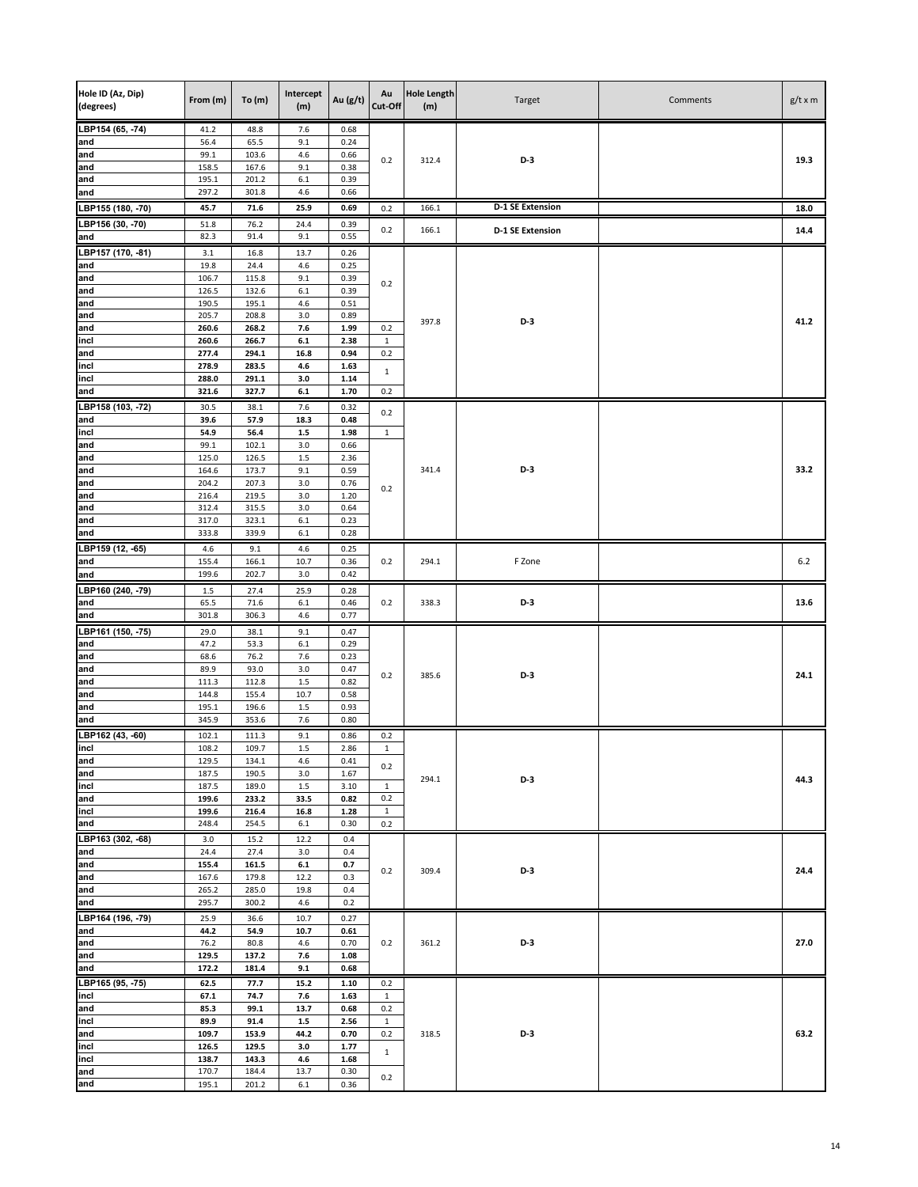| Hole ID (Az, Dip) (degrees) | From (m) | To (m) | Intercept (m) | Au (g/t) | Au Cut-Off | Hole Length (m) | Target | Comments | g/t x m |
|---|---|---|---|---|---|---|---|---|---|
| LBP154 (65, -74) | 41.2 | 48.8 | 7.6 | 0.68 | 0.2 | 312.4 | D-3 | | 19.3 |
| and | 56.4 | 65.5 | 9.1 | 0.24 | | | | | |
| and | 99.1 | 103.6 | 4.6 | 0.66 | | | | | |
| and | 158.5 | 167.6 | 9.1 | 0.38 | | | | | |
| and | 195.1 | 201.2 | 6.1 | 0.39 | | | | | |
| and | 297.2 | 301.8 | 4.6 | 0.66 | | | | | |
| LBP155 (180, -70) | **45.7** | **71.6** | **25.9** | **0.69** | 0.2 | 166.1 | **D-1 SE Extension** | | **18.0** |
| LBP156 (30, -70) | 51.8 | 76.2 | 24.4 | 0.39 | 0.2 | 166.1 | **D-1 SE Extension** | | **14.4** |
| and | 82.3 | 91.4 | 9.1 | 0.55 | | | | | |
| LBP157 (170, -81) | 3.1 | 16.8 | 13.7 | 0.26 | 0.2 | 397.8 | D-3 | | 41.2 |
| and | 19.8 | 24.4 | 4.6 | 0.25 | | | | | |
| and | 106.7 | 115.8 | 9.1 | 0.39 | | | | | |
| and | 126.5 | 132.6 | 6.1 | 0.39 | | | | | |
| and | 190.5 | 195.1 | 4.6 | 0.51 | | | | | |
| and | 205.7 | 208.8 | 3.0 | 0.89 | | | | | |
| and | **260.6** | **268.2** | **7.6** | **1.99** | 0.2 | | | | |
| incl | **260.6** | **266.7** | **6.1** | **2.38** | 1 | | | | |
| and | **277.4** | **294.1** | **16.8** | **0.94** | 0.2 | | | | |
| incl | **278.9** | **283.5** | **4.6** | **1.63** | 1 | | | | |
| incl | **288.0** | **291.1** | **3.0** | **1.14** | | | | | |
| and | **321.6** | **327.7** | **6.1** | **1.70** | 0.2 | | | | |
| LBP158 (103, -72) | 30.5 | 38.1 | 7.6 | 0.32 | 0.2 | 341.4 | D-3 | | 33.2 |
| and | **39.6** | **57.9** | **18.3** | **0.48** | | | | | |
| incl | **54.9** | **56.4** | **1.5** | **1.98** | 1 | | | | |
| and | 99.1 | 102.1 | 3.0 | 0.66 | 0.2 | | | | |
| and | 125.0 | 126.5 | 1.5 | 2.36 | | | | | |
| and | 164.6 | 173.7 | 9.1 | 0.59 | | | | | |
| and | 204.2 | 207.3 | 3.0 | 0.76 | | | | | |
| and | 216.4 | 219.5 | 3.0 | 1.20 | | | | | |
| and | 312.4 | 315.5 | 3.0 | 0.64 | | | | | |
| and | 317.0 | 323.1 | 6.1 | 0.23 | | | | | |
| and | 333.8 | 339.9 | 6.1 | 0.28 | | | | | |
| LBP159 (12, -65) | 4.6 | 9.1 | 4.6 | 0.25 | 0.2 | 294.1 | F Zone | | 6.2 |
| and | 155.4 | 166.1 | 10.7 | 0.36 | | | | | |
| and | 199.6 | 202.7 | 3.0 | 0.42 | | | | | |
| LBP160 (240, -79) | 1.5 | 27.4 | 25.9 | 0.28 | 0.2 | 338.3 | D-3 | | 13.6 |
| and | 65.5 | 71.6 | 6.1 | 0.46 | | | | | |
| and | 301.8 | 306.3 | 4.6 | 0.77 | | | | | |
| LBP161 (150, -75) | 29.0 | 38.1 | 9.1 | 0.47 | 0.2 | 385.6 | D-3 | | 24.1 |
| and | 47.2 | 53.3 | 6.1 | 0.29 | | | | | |
| and | 68.6 | 76.2 | 7.6 | 0.23 | | | | | |
| and | 89.9 | 93.0 | 3.0 | 0.47 | | | | | |
| and | 111.3 | 112.8 | 1.5 | 0.82 | | | | | |
| and | 144.8 | 155.4 | 10.7 | 0.58 | | | | | |
| and | 195.1 | 196.6 | 1.5 | 0.93 | | | | | |
| and | 345.9 | 353.6 | 7.6 | 0.80 | | | | | |
| LBP162 (43, -60) | 102.1 | 111.3 | 9.1 | 0.86 | 0.2 | 294.1 | D-3 | | 44.3 |
| incl | 108.2 | 109.7 | 1.5 | 2.86 | 1 | | | | |
| and | 129.5 | 134.1 | 4.6 | 0.41 | 0.2 | | | | |
| and | 187.5 | 190.5 | 3.0 | 1.67 | | | | | |
| incl | 187.5 | 189.0 | 1.5 | 3.10 | 1 | | | | |
| and | **199.6** | **233.2** | **33.5** | **0.82** | 0.2 | | | | |
| incl | **199.6** | **216.4** | **16.8** | **1.28** | 1 | | | | |
| and | 248.4 | 254.5 | 6.1 | 0.30 | 0.2 | | | | |
| LBP163 (302, -68) | 3.0 | 15.2 | 12.2 | 0.4 | 0.2 | 309.4 | D-3 | | 24.4 |
| and | 24.4 | 27.4 | 3.0 | 0.4 | | | | | |
| and | **155.4** | **161.5** | **6.1** | **0.7** | | | | | |
| and | 167.6 | 179.8 | 12.2 | 0.3 | | | | | |
| and | 265.2 | 285.0 | 19.8 | 0.4 | | | | | |
| and | 295.7 | 300.2 | 4.6 | 0.2 | | | | | |
| LBP164 (196, -79) | 25.9 | 36.6 | 10.7 | 0.27 | 0.2 | 361.2 | D-3 | | 27.0 |
| and | **44.2** | **54.9** | **10.7** | **0.61** | | | | | |
| and | 76.2 | 80.8 | 4.6 | 0.70 | | | | | |
| and | **129.5** | **137.2** | **7.6** | **1.08** | | | | | |
| and | **172.2** | **181.4** | **9.1** | **0.68** | | | | | |
| LBP165 (95, -75) | **62.5** | **77.7** | **15.2** | **1.10** | 0.2 | 318.5 | D-3 | | 63.2 |
| incl | **67.1** | **74.7** | **7.6** | **1.63** | 1 | | | | |
| and | **85.3** | **99.1** | **13.7** | **0.68** | 0.2 | | | | |
| incl | **89.9** | **91.4** | **1.5** | **2.56** | 1 | | | | |
| and | **109.7** | **153.9** | **44.2** | **0.70** | 0.2 | | | | |
| incl | **126.5** | **129.5** | **3.0** | **1.77** | 1 | | | | |
| incl | **138.7** | **143.3** | **4.6** | **1.68** | | | | | |
| and | 170.7 | 184.4 | 13.7 | 0.30 | 0.2 | | | | |
| and | 195.1 | 201.2 | 6.1 | 0.36 | | | | | |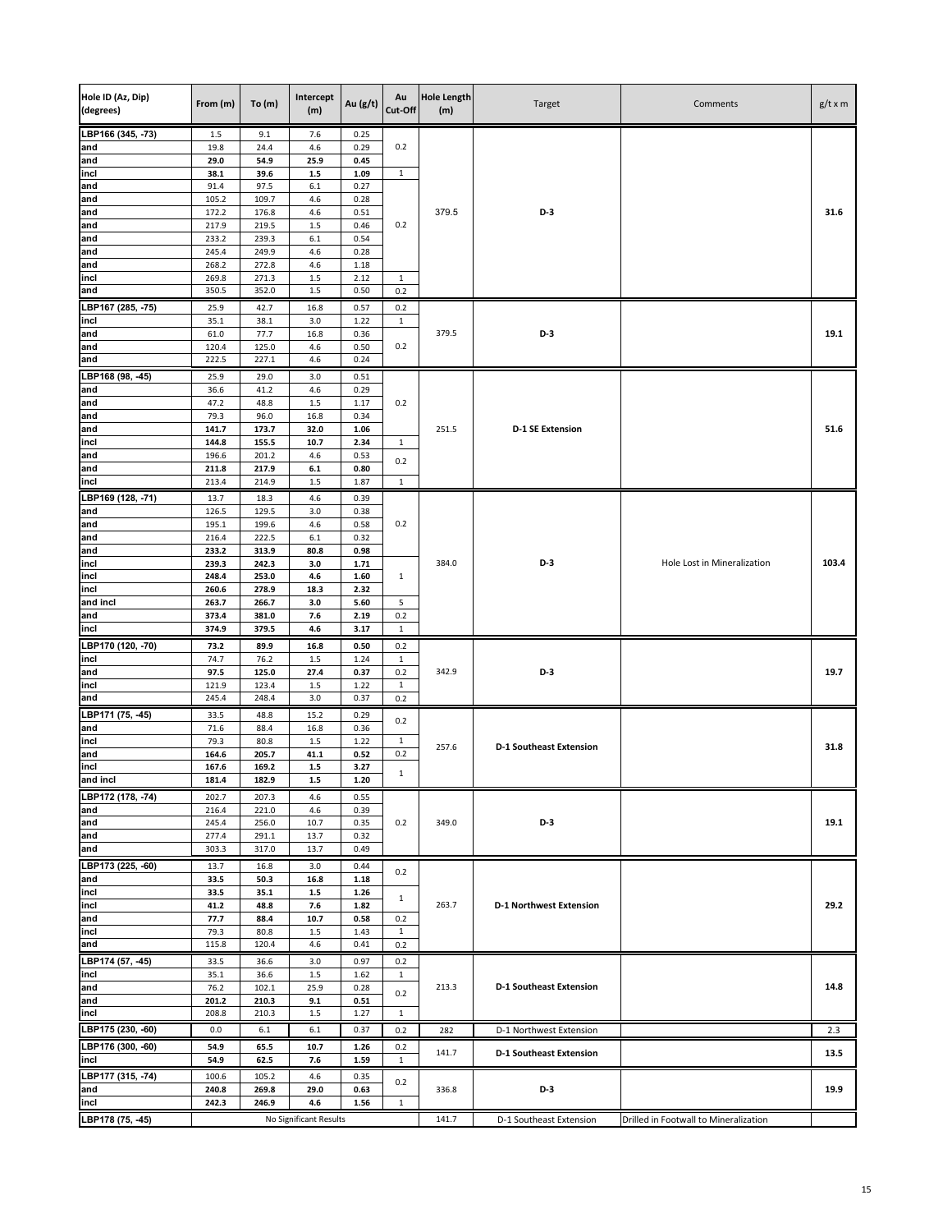| Hole ID (Az, Dip) (degrees) | From (m) | To (m) | Intercept (m) | Au (g/t) | Au Cut-Off | Hole Length (m) | Target | Comments | g/t x m |
|---|---|---|---|---|---|---|---|---|---|
| LBP166 (345, -73) | 1.5 | 9.1 | 7.6 | 0.25 | 0.2 | 379.5 | D-3 | | 31.6 |
| and | 19.8 | 24.4 | 4.6 | 0.29 | | | | | |
| and | **29.0** | **54.9** | **25.9** | **0.45** | | | | | |
| incl | **38.1** | **39.6** | **1.5** | **1.09** | 1 | | | | |
| and | 91.4 | 97.5 | 6.1 | 0.27 | 0.2 | | | | |
| and | 105.2 | 109.7 | 4.6 | 0.28 | | | | | |
| and | 172.2 | 176.8 | 4.6 | 0.51 | | | | | |
| and | 217.9 | 219.5 | 1.5 | 0.46 | | | | | |
| and | 233.2 | 239.3 | 6.1 | 0.54 | | | | | |
| and | 245.4 | 249.9 | 4.6 | 0.28 | | | | | |
| and | 268.2 | 272.8 | 4.6 | 1.18 | | | | | |
| incl | 269.8 | 271.3 | 1.5 | 2.12 | 1 | | | | |
| and | 350.5 | 352.0 | 1.5 | 0.50 | 0.2 | | | | |
| LBP167 (285, -75) | 25.9 | 42.7 | 16.8 | 0.57 | 0.2 | 379.5 | D-3 | | 19.1 |
| incl | 35.1 | 38.1 | 3.0 | 1.22 | 1 | | | | |
| and | 61.0 | 77.7 | 16.8 | 0.36 | 0.2 | | | | |
| and | 120.4 | 125.0 | 4.6 | 0.50 | | | | | |
| and | 222.5 | 227.1 | 4.6 | 0.24 | | | | | |
| LBP168 (98, -45) | 25.9 | 29.0 | 3.0 | 0.51 | 0.2 | 251.5 | D-1 SE Extension | | 51.6 |
| and | 36.6 | 41.2 | 4.6 | 0.29 | | | | | |
| and | 47.2 | 48.8 | 1.5 | 1.17 | | | | | |
| and | 79.3 | 96.0 | 16.8 | 0.34 | | | | | |
| and | **141.7** | **173.7** | **32.0** | **1.06** | | | | | |
| incl | **144.8** | **155.5** | **10.7** | **2.34** | 1 | | | | |
| and | 196.6 | 201.2 | 4.6 | 0.53 | 0.2 | | | | |
| and | **211.8** | **217.9** | **6.1** | **0.80** | | | | | |
| incl | 213.4 | 214.9 | 1.5 | 1.87 | 1 | | | | |
| LBP169 (128, -71) | 13.7 | 18.3 | 4.6 | 0.39 | 0.2 | 384.0 | D-3 | Hole Lost in Mineralization | 103.4 |
| and | 126.5 | 129.5 | 3.0 | 0.38 | | | | | |
| and | 195.1 | 199.6 | 4.6 | 0.58 | | | | | |
| and | 216.4 | 222.5 | 6.1 | 0.32 | | | | | |
| and | **233.2** | **313.9** | **80.8** | **0.98** | | | | | |
| incl | **239.3** | **242.3** | **3.0** | **1.71** | 1 | | | | |
| incl | **248.4** | **253.0** | **4.6** | **1.60** | | | | | |
| incl | **260.6** | **278.9** | **18.3** | **2.32** | | | | | |
| and incl | **263.7** | **266.7** | **3.0** | **5.60** | 5 | | | | |
| and | **373.4** | **381.0** | **7.6** | **2.19** | 0.2 | | | | |
| incl | **374.9** | **379.5** | **4.6** | **3.17** | 1 | | | | |
| LBP170 (120, -70) | **73.2** | **89.9** | **16.8** | **0.50** | 0.2 | 342.9 | D-3 | | 19.7 |
| incl | 74.7 | 76.2 | 1.5 | 1.24 | 1 | | | | |
| and | **97.5** | **125.0** | **27.4** | **0.37** | 0.2 | | | | |
| incl | 121.9 | 123.4 | 1.5 | 1.22 | 1 | | | | |
| and | 245.4 | 248.4 | 3.0 | 0.37 | 0.2 | | | | |
| LBP171 (75, -45) | 33.5 | 48.8 | 15.2 | 0.29 | 0.2 | 257.6 | D-1 Southeast Extension | | 31.8 |
| and | 71.6 | 88.4 | 16.8 | 0.36 | | | | | |
| incl | 79.3 | 80.8 | 1.5 | 1.22 | 1 | | | | |
| and | **164.6** | **205.7** | **41.1** | **0.52** | 0.2 | | | | |
| incl | **167.6** | **169.2** | **1.5** | **3.27** | 1 | | | | |
| and incl | **181.4** | **182.9** | **1.5** | **1.20** | | | | | |
| LBP172 (178, -74) | 202.7 | 207.3 | 4.6 | 0.55 | 0.2 | 349.0 | D-3 | | 19.1 |
| and | 216.4 | 221.0 | 4.6 | 0.39 | | | | | |
| and | 245.4 | 256.0 | 10.7 | 0.35 | | | | | |
| and | 277.4 | 291.1 | 13.7 | 0.32 | | | | | |
| and | 303.3 | 317.0 | 13.7 | 0.49 | | | | | |
| LBP173 (225, -60) | 13.7 | 16.8 | 3.0 | 0.44 | 0.2 | 263.7 | D-1 Northwest Extension | | 29.2 |
| and | **33.5** | **50.3** | **16.8** | **1.18** | | | | | |
| incl | **33.5** | **35.1** | **1.5** | **1.26** | 1 | | | | |
| incl | **41.2** | **48.8** | **7.6** | **1.82** | | | | | |
| and | **77.7** | **88.4** | **10.7** | **0.58** | 0.2 | | | | |
| incl | 79.3 | 80.8 | 1.5 | 1.43 | 1 | | | | |
| and | 115.8 | 120.4 | 4.6 | 0.41 | 0.2 | | | | |
| LBP174 (57, -45) | 33.5 | 36.6 | 3.0 | 0.97 | 0.2 | 213.3 | D-1 Southeast Extension | | 14.8 |
| incl | 35.1 | 36.6 | 1.5 | 1.62 | 1 | | | | |
| and | 76.2 | 102.1 | 25.9 | 0.28 | 0.2 | | | | |
| and | **201.2** | **210.3** | **9.1** | **0.51** | | | | | |
| incl | 208.8 | 210.3 | 1.5 | 1.27 | 1 | | | | |
| LBP175 (230, -60) | 0.0 | 6.1 | 6.1 | 0.37 | 0.2 | 282 | D-1 Northwest Extension | | 2.3 |
| LBP176 (300, -60) | **54.9** | **65.5** | **10.7** | **1.26** | 0.2 | 141.7 | D-1 Southeast Extension | | 13.5 |
| incl | **54.9** | **62.5** | **7.6** | **1.59** | 1 | | | | |
| LBP177 (315, -74) | 100.6 | 105.2 | 4.6 | 0.35 | 0.2 | 336.8 | D-3 | | 19.9 |
| and | **240.8** | **269.8** | **29.0** | **0.63** | | | | | |
| incl | **242.3** | **246.9** | **4.6** | **1.56** | 1 | | | | |
| LBP178 (75, -45) | No Significant Results | | | | | 141.7 | D-1 Southeast Extension | Drilled in Footwall to Mineralization | |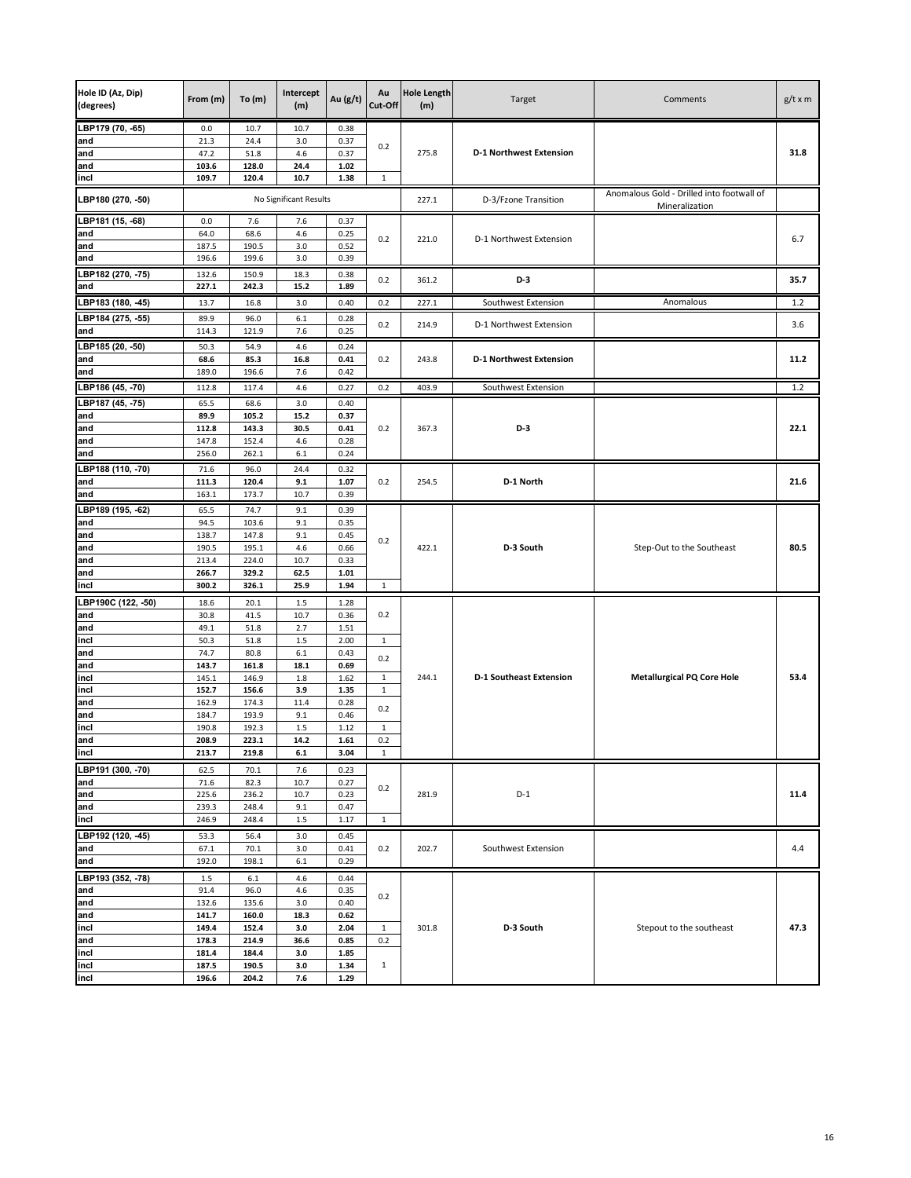| Hole ID (Az, Dip) (degrees) | From (m) | To (m) | Intercept (m) | Au (g/t) | Au Cut-Off | Hole Length (m) | Target | Comments | g/t x m |
|---|---|---|---|---|---|---|---|---|---|
| LBP179 (70, -65) | 0.0 | 10.7 | 10.7 | 0.38 | 0.2 | 275.8 | **D-1 Northwest Extension** | | **31.8** |
| and | 21.3 | 24.4 | 3.0 | 0.37 | | | | | |
| and | 47.2 | 51.8 | 4.6 | 0.37 | | | | | |
| and | **103.6** | **128.0** | **24.4** | **1.02** | | | | | |
| incl | **109.7** | **120.4** | **10.7** | **1.38** | 1 | | | | |
| LBP180 (270, -50) | No Significant Results | | | | | 227.1 | D-3/Fzone Transition | Anomalous Gold - Drilled into footwall of Mineralization | |
| LBP181 (15, -68) | 0.0 | 7.6 | 7.6 | 0.37 | 0.2 | 221.0 | D-1 Northwest Extension | | 6.7 |
| and | 64.0 | 68.6 | 4.6 | 0.25 | | | | | |
| and | 187.5 | 190.5 | 3.0 | 0.52 | | | | | |
| and | 196.6 | 199.6 | 3.0 | 0.39 | | | | | |
| LBP182 (270, -75) | 132.6 | 150.9 | 18.3 | 0.38 | 0.2 | 361.2 | **D-3** | | **35.7** |
| and | **227.1** | **242.3** | **15.2** | **1.89** | | | | | |
| LBP183 (180, -45) | 13.7 | 16.8 | 3.0 | 0.40 | 0.2 | 227.1 | Southwest Extension | Anomalous | 1.2 |
| LBP184 (275, -55) | 89.9 | 96.0 | 6.1 | 0.28 | 0.2 | 214.9 | D-1 Northwest Extension | | 3.6 |
| and | 114.3 | 121.9 | 7.6 | 0.25 | | | | | |
| LBP185 (20, -50) | 50.3 | 54.9 | 4.6 | 0.24 | 0.2 | 243.8 | **D-1 Northwest Extension** | | **11.2** |
| and | **68.6** | **85.3** | **16.8** | **0.41** | | | | | |
| and | 189.0 | 196.6 | 7.6 | 0.42 | | | | | |
| LBP186 (45, -70) | 112.8 | 117.4 | 4.6 | 0.27 | 0.2 | 403.9 | Southwest Extension | | 1.2 |
| LBP187 (45, -75) | 65.5 | 68.6 | 3.0 | 0.40 | 0.2 | 367.3 | **D-3** | | **22.1** |
| and | **89.9** | **105.2** | **15.2** | **0.37** | | | | | |
| and | **112.8** | **143.3** | **30.5** | **0.41** | | | | | |
| and | 147.8 | 152.4 | 4.6 | 0.28 | | | | | |
| and | 256.0 | 262.1 | 6.1 | 0.24 | | | | | |
| LBP188 (110, -70) | 71.6 | 96.0 | 24.4 | 0.32 | 0.2 | 254.5 | **D-1 North** | | **21.6** |
| and | **111.3** | **120.4** | **9.1** | **1.07** | | | | | |
| and | 163.1 | 173.7 | 10.7 | 0.39 | | | | | |
| LBP189 (195, -62) | 65.5 | 74.7 | 9.1 | 0.39 | 0.2 | 422.1 | **D-3 South** | Step-Out to the Southeast | **80.5** |
| and | 94.5 | 103.6 | 9.1 | 0.35 | | | | | |
| and | 138.7 | 147.8 | 9.1 | 0.45 | | | | | |
| and | 190.5 | 195.1 | 4.6 | 0.66 | | | | | |
| and | 213.4 | 224.0 | 10.7 | 0.33 | | | | | |
| and | **266.7** | **329.2** | **62.5** | **1.01** | | | | | |
| incl | **300.2** | **326.1** | **25.9** | **1.94** | 1 | | | | |
| LBP190C (122, -50) | 18.6 | 20.1 | 1.5 | 1.28 | 0.2 | 244.1 | **D-1 Southeast Extension** | **Metallurgical PQ Core Hole** | **53.4** |
| and | 30.8 | 41.5 | 10.7 | 0.36 | | | | | |
| and | 49.1 | 51.8 | 2.7 | 1.51 | | | | | |
| incl | 50.3 | 51.8 | 1.5 | 2.00 | 1 | | | | |
| and | 74.7 | 80.8 | 6.1 | 0.43 | 0.2 | | | | |
| and | **143.7** | **161.8** | **18.1** | **0.69** | | | | | |
| incl | 145.1 | 146.9 | 1.8 | 1.62 | 1 | | | | |
| incl | **152.7** | **156.6** | **3.9** | **1.35** | 1 | | | | |
| and | 162.9 | 174.3 | 11.4 | 0.28 | 0.2 | | | | |
| and | 184.7 | 193.9 | 9.1 | 0.46 | | | | | |
| incl | 190.8 | 192.3 | 1.5 | 1.12 | 1 | | | | |
| and | **208.9** | **223.1** | **14.2** | **1.61** | 0.2 | | | | |
| incl | **213.7** | **219.8** | **6.1** | **3.04** | 1 | | | | |
| LBP191 (300, -70) | 62.5 | 70.1 | 7.6 | 0.23 | 0.2 | 281.9 | D-1 | | 11.4 |
| and | 71.6 | 82.3 | 10.7 | 0.27 | | | | | |
| and | 225.6 | 236.2 | 10.7 | 0.23 | | | | | |
| and | 239.3 | 248.4 | 9.1 | 0.47 | | | | | |
| incl | 246.9 | 248.4 | 1.5 | 1.17 | 1 | | | | |
| LBP192 (120, -45) | 53.3 | 56.4 | 3.0 | 0.45 | 0.2 | 202.7 | Southwest Extension | | 4.4 |
| and | 67.1 | 70.1 | 3.0 | 0.41 | | | | | |
| and | 192.0 | 198.1 | 6.1 | 0.29 | | | | | |
| LBP193 (352, -78) | 1.5 | 6.1 | 4.6 | 0.44 | 0.2 | 301.8 | **D-3 South** | Stepout to the southeast | **47.3** |
| and | 91.4 | 96.0 | 4.6 | 0.35 | | | | | |
| and | 132.6 | 135.6 | 3.0 | 0.40 | | | | | |
| and | **141.7** | **160.0** | **18.3** | **0.62** | | | | | |
| incl | **149.4** | **152.4** | **3.0** | **2.04** | 1 | | | | |
| and | **178.3** | **214.9** | **36.6** | **0.85** | 0.2 | | | | |
| incl | **181.4** | **184.4** | **3.0** | **1.85** | 1 | | | | |
| incl | **187.5** | **190.5** | **3.0** | **1.34** | | | | | |
| incl | **196.6** | **204.2** | **7.6** | **1.29** | | | | | |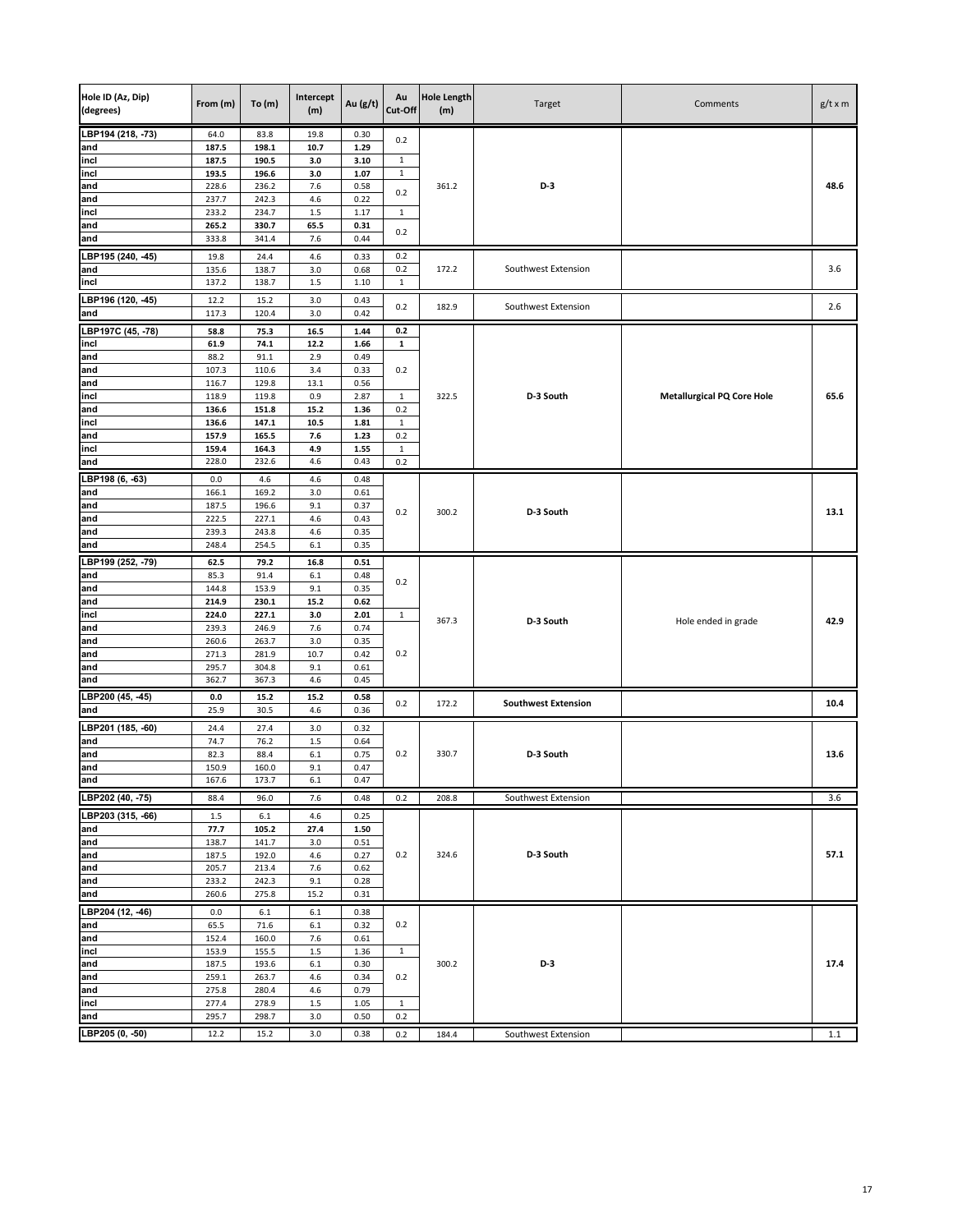| Hole ID (Az, Dip) (degrees) | From (m) | To (m) | Intercept (m) | Au (g/t) | Au Cut-Off | Hole Length (m) | Target | Comments | g/t x m |
|---|---|---|---|---|---|---|---|---|---|
| LBP194 (218, -73) | 64.0 | 83.8 | 19.8 | 0.30 | 0.2 | 361.2 | D-3 | | 48.6 |
| and | **187.5** | **198.1** | **10.7** | **1.29** | | | | | |
| incl | **187.5** | **190.5** | **3.0** | **3.10** | 1 | | | | |
| incl | **193.5** | **196.6** | **3.0** | **1.07** | 1 | | | | |
| and | 228.6 | 236.2 | 7.6 | 0.58 | 0.2 | | | | |
| and | 237.7 | 242.3 | 4.6 | 0.22 | | | | | |
| incl | 233.2 | 234.7 | 1.5 | 1.17 | 1 | | | | |
| and | **265.2** | **330.7** | **65.5** | **0.31** | 0.2 | | | | |
| and | 333.8 | 341.4 | 7.6 | 0.44 | | | | | |
| LBP195 (240, -45) | 19.8 | 24.4 | 4.6 | 0.33 | 0.2 | 172.2 | Southwest Extension | | 3.6 |
| and | 135.6 | 138.7 | 3.0 | 0.68 | 0.2 | | | | |
| incl | 137.2 | 138.7 | 1.5 | 1.10 | 1 | | | | |
| LBP196 (120, -45) | 12.2 | 15.2 | 3.0 | 0.43 | 0.2 | 182.9 | Southwest Extension | | 2.6 |
| and | 117.3 | 120.4 | 3.0 | 0.42 | | | | | |
| LBP197C (45, -78) | **58.8** | **75.3** | **16.5** | **1.44** | **0.2** | 322.5 | D-3 South | **Metallurgical PQ Core Hole** | 65.6 |
| incl | **61.9** | **74.1** | **12.2** | **1.66** | **1** | | | | |
| and | 88.2 | 91.1 | 2.9 | 0.49 | 0.2 | | | | |
| and | 107.3 | 110.6 | 3.4 | 0.33 | | | | | |
| and | 116.7 | 129.8 | 13.1 | 0.56 | | | | | |
| incl | 118.9 | 119.8 | 0.9 | 2.87 | 1 | | | | |
| and | **136.6** | **151.8** | **15.2** | **1.36** | 0.2 | | | | |
| incl | **136.6** | **147.1** | **10.5** | **1.81** | 1 | | | | |
| and | **157.9** | **165.5** | **7.6** | **1.23** | 0.2 | | | | |
| incl | **159.4** | **164.3** | **4.9** | **1.55** | 1 | | | | |
| and | 228.0 | 232.6 | 4.6 | 0.43 | 0.2 | | | | |
| LBP198 (6, -63) | 0.0 | 4.6 | 4.6 | 0.48 | 0.2 | 300.2 | D-3 South | | 13.1 |
| and | 166.1 | 169.2 | 3.0 | 0.61 | | | | | |
| and | 187.5 | 196.6 | 9.1 | 0.37 | | | | | |
| and | 222.5 | 227.1 | 4.6 | 0.43 | | | | | |
| and | 239.3 | 243.8 | 4.6 | 0.35 | | | | | |
| and | 248.4 | 254.5 | 6.1 | 0.35 | | | | | |
| LBP199 (252, -79) | **62.5** | **79.2** | **16.8** | **0.51** | 0.2 | 367.3 | D-3 South | Hole ended in grade | 42.9 |
| and | 85.3 | 91.4 | 6.1 | 0.48 | | | | | |
| and | 144.8 | 153.9 | 9.1 | 0.35 | | | | | |
| and | **214.9** | **230.1** | **15.2** | **0.62** | | | | | |
| incl | **224.0** | **227.1** | **3.0** | **2.01** | 1 | | | | |
| and | 239.3 | 246.9 | 7.6 | 0.74 | 0.2 | | | | |
| and | 260.6 | 263.7 | 3.0 | 0.35 | | | | | |
| and | 271.3 | 281.9 | 10.7 | 0.42 | | | | | |
| and | 295.7 | 304.8 | 9.1 | 0.61 | | | | | |
| and | 362.7 | 367.3 | 4.6 | 0.45 | | | | | |
| LBP200 (45, -45) | **0.0** | **15.2** | **15.2** | **0.58** | 0.2 | 172.2 | **Southwest Extension** | | 10.4 |
| and | 25.9 | 30.5 | 4.6 | 0.36 | | | | | |
| LBP201 (185, -60) | 24.4 | 27.4 | 3.0 | 0.32 | 0.2 | 330.7 | D-3 South | | 13.6 |
| and | 74.7 | 76.2 | 1.5 | 0.64 | | | | | |
| and | 82.3 | 88.4 | 6.1 | 0.75 | | | | | |
| and | 150.9 | 160.0 | 9.1 | 0.47 | | | | | |
| and | 167.6 | 173.7 | 6.1 | 0.47 | | | | | |
| LBP202 (40, -75) | 88.4 | 96.0 | 7.6 | 0.48 | 0.2 | 208.8 | Southwest Extension | | 3.6 |
| LBP203 (315, -66) | 1.5 | 6.1 | 4.6 | 0.25 | 0.2 | 324.6 | D-3 South | | 57.1 |
| and | **77.7** | **105.2** | **27.4** | **1.50** | | | | | |
| and | 138.7 | 141.7 | 3.0 | 0.51 | | | | | |
| and | 187.5 | 192.0 | 4.6 | 0.27 | | | | | |
| and | 205.7 | 213.4 | 7.6 | 0.62 | | | | | |
| and | 233.2 | 242.3 | 9.1 | 0.28 | | | | | |
| and | 260.6 | 275.8 | 15.2 | 0.31 | | | | | |
| LBP204 (12, -46) | 0.0 | 6.1 | 6.1 | 0.38 | 0.2 | 300.2 | D-3 | | 17.4 |
| and | 65.5 | 71.6 | 6.1 | 0.32 | | | | | |
| and | 152.4 | 160.0 | 7.6 | 0.61 | | | | | |
| incl | 153.9 | 155.5 | 1.5 | 1.36 | 1 | | | | |
| and | 187.5 | 193.6 | 6.1 | 0.30 | 0.2 | | | | |
| and | 259.1 | 263.7 | 4.6 | 0.34 | | | | | |
| and | 275.8 | 280.4 | 4.6 | 0.79 | | | | | |
| incl | 277.4 | 278.9 | 1.5 | 1.05 | 1 | | | | |
| and | 295.7 | 298.7 | 3.0 | 0.50 | 0.2 | | | | |
| LBP205 (0, -50) | 12.2 | 15.2 | 3.0 | 0.38 | 0.2 | 184.4 | Southwest Extension | | 1.1 |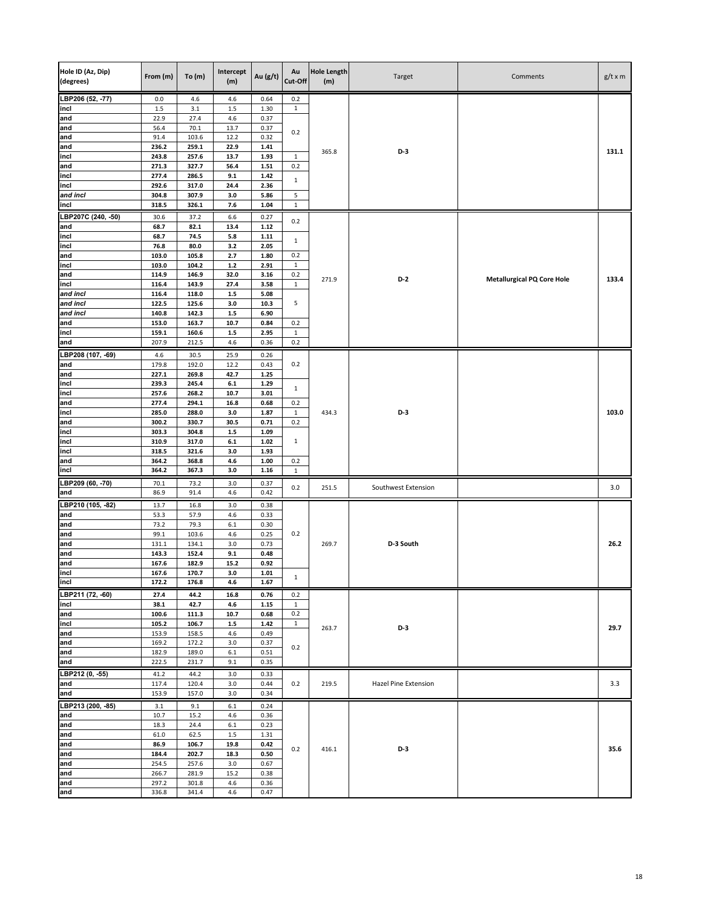| Hole ID (Az, Dip) (degrees) | From (m) | To (m) | Intercept (m) | Au (g/t) | Au Cut-Off | Hole Length (m) | Target | Comments | g/t x m |
|---|---|---|---|---|---|---|---|---|---|
| LBP206 (52, -77) | 0.0 | 4.6 | 4.6 | 0.64 | 0.2 | 365.8 | D-3 | | 131.1 |
| incl | 1.5 | 3.1 | 1.5 | 1.30 | 1 | | | | |
| and | 22.9 | 27.4 | 4.6 | 0.37 | 0.2 | | | | |
| and | 56.4 | 70.1 | 13.7 | 0.37 | | | | | |
| and | 91.4 | 103.6 | 12.2 | 0.32 | | | | | |
| and | **236.2** | **259.1** | **22.9** | **1.41** | | | | | |
| incl | **243.8** | **257.6** | **13.7** | **1.93** | 1 | | | | |
| and | **271.3** | **327.7** | **56.4** | **1.51** | 0.2 | | | | |
| incl | **277.4** | **286.5** | **9.1** | **1.42** | 1 | | | | |
| incl | **292.6** | **317.0** | **24.4** | **2.36** | | | | | |
| *and incl* | **304.8** | **307.9** | **3.0** | **5.86** | 5 | | | | |
| incl | **318.5** | **326.1** | **7.6** | **1.04** | 1 | | | | |
| LBP207C (240, -50) | 30.6 | 37.2 | 6.6 | 0.27 | 0.2 | 271.9 | D-2 | **Metallurgical PQ Core Hole** | 133.4 |
| and | **68.7** | **82.1** | **13.4** | **1.12** | | | | | |
| incl | **68.7** | **74.5** | **5.8** | **1.11** | 1 | | | | |
| incl | **76.8** | **80.0** | **3.2** | **2.05** | | | | | |
| and | **103.0** | **105.8** | **2.7** | **1.80** | 0.2 | | | | |
| incl | **103.0** | **104.2** | **1.2** | **2.91** | 1 | | | | |
| and | **114.9** | **146.9** | **32.0** | **3.16** | 0.2 | | | | |
| incl | **116.4** | **143.9** | **27.4** | **3.58** | 1 | | | | |
| *and incl* | **116.4** | **118.0** | **1.5** | **5.08** | 5 | | | | |
| *and incl* | **122.5** | **125.6** | **3.0** | **10.3** | | | | | |
| *and incl* | **140.8** | **142.3** | **1.5** | **6.90** | | | | | |
| and | **153.0** | **163.7** | **10.7** | **0.84** | 0.2 | | | | |
| incl | **159.1** | **160.6** | **1.5** | **2.95** | 1 | | | | |
| and | 207.9 | 212.5 | 4.6 | 0.36 | 0.2 | | | | |
| LBP208 (107, -69) | 4.6 | 30.5 | 25.9 | 0.26 | 0.2 | 434.3 | D-3 | | 103.0 |
| and | 179.8 | 192.0 | 12.2 | 0.43 | | | | | |
| and | **227.1** | **269.8** | **42.7** | **1.25** | | | | | |
| incl | **239.3** | **245.4** | **6.1** | **1.29** | 1 | | | | |
| incl | **257.6** | **268.2** | **10.7** | **3.01** | | | | | |
| and | **277.4** | **294.1** | **16.8** | **0.68** | 0.2 | | | | |
| incl | **285.0** | **288.0** | **3.0** | **1.87** | 1 | | | | |
| and | **300.2** | **330.7** | **30.5** | **0.71** | 0.2 | | | | |
| incl | **303.3** | **304.8** | **1.5** | **1.09** | 1 | | | | |
| incl | **310.9** | **317.0** | **6.1** | **1.02** | | | | | |
| incl | **318.5** | **321.6** | **3.0** | **1.93** | | | | | |
| and | **364.2** | **368.8** | **4.6** | **1.00** | 0.2 | | | | |
| incl | **364.2** | **367.3** | **3.0** | **1.16** | 1 | | | | |
| LBP209 (60, -70) | 70.1 | 73.2 | 3.0 | 0.37 | 0.2 | 251.5 | Southwest Extension | | 3.0 |
| and | 86.9 | 91.4 | 4.6 | 0.42 | | | | | |
| LBP210 (105, -82) | 13.7 | 16.8 | 3.0 | 0.38 | 0.2 | 269.7 | D-3 South | | 26.2 |
| and | 53.3 | 57.9 | 4.6 | 0.33 | | | | | |
| and | 73.2 | 79.3 | 6.1 | 0.30 | | | | | |
| and | 99.1 | 103.6 | 4.6 | 0.25 | | | | | |
| and | 131.1 | 134.1 | 3.0 | 0.73 | | | | | |
| and | **143.3** | **152.4** | **9.1** | **0.48** | | | | | |
| and | **167.6** | **182.9** | **15.2** | **0.92** | | | | | |
| incl | **167.6** | **170.7** | **3.0** | **1.01** | 1 | | | | |
| incl | **172.2** | **176.8** | **4.6** | **1.67** | | | | | |
| LBP211 (72, -60) | **27.4** | **44.2** | **16.8** | **0.76** | 0.2 | 263.7 | D-3 | | 29.7 |
| incl | **38.1** | **42.7** | **4.6** | **1.15** | 1 | | | | |
| and | **100.6** | **111.3** | **10.7** | **0.68** | 0.2 | | | | |
| incl | **105.2** | **106.7** | **1.5** | **1.42** | 1 | | | | |
| and | 153.9 | 158.5 | 4.6 | 0.49 | 0.2 | | | | |
| and | 169.2 | 172.2 | 3.0 | 0.37 | | | | | |
| and | 182.9 | 189.0 | 6.1 | 0.51 | | | | | |
| and | 222.5 | 231.7 | 9.1 | 0.35 | | | | | |
| LBP212 (0, -55) | 41.2 | 44.2 | 3.0 | 0.33 | 0.2 | 219.5 | Hazel Pine Extension | | 3.3 |
| and | 117.4 | 120.4 | 3.0 | 0.44 | | | | | |
| and | 153.9 | 157.0 | 3.0 | 0.34 | | | | | |
| LBP213 (200, -85) | 3.1 | 9.1 | 6.1 | 0.24 | 0.2 | 416.1 | D-3 | | 35.6 |
| and | 10.7 | 15.2 | 4.6 | 0.36 | | | | | |
| and | 18.3 | 24.4 | 6.1 | 0.23 | | | | | |
| and | 61.0 | 62.5 | 1.5 | 1.31 | | | | | |
| and | **86.9** | **106.7** | **19.8** | **0.42** | | | | | |
| and | **184.4** | **202.7** | **18.3** | **0.50** | | | | | |
| and | 254.5 | 257.6 | 3.0 | 0.67 | | | | | |
| and | 266.7 | 281.9 | 15.2 | 0.38 | | | | | |
| and | 297.2 | 301.8 | 4.6 | 0.36 | | | | | |
| and | 336.8 | 341.4 | 4.6 | 0.47 | | | | | |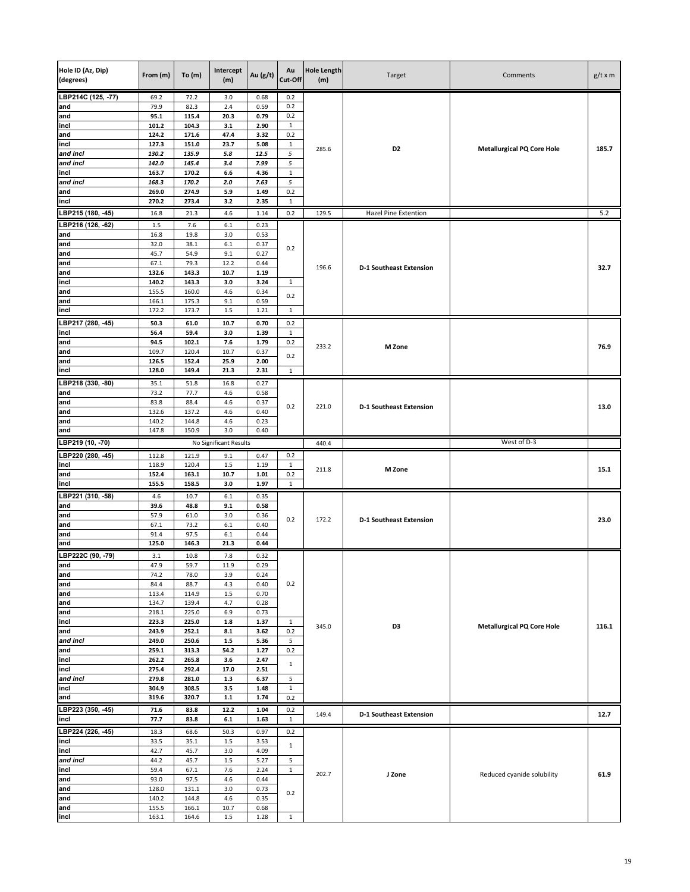| Hole ID (Az, Dip) (degrees) | From (m) | To (m) | Intercept (m) | Au (g/t) | Au Cut-Off | Hole Length (m) | Target | Comments | g/t x m |
|---|---|---|---|---|---|---|---|---|---|
| LBP214C (125, -77) | 69.2 | 72.2 | 3.0 | 0.68 | 0.2 | 285.6 | D2 | **Metallurgical PQ Core Hole** | **185.7** |
| and | 79.9 | 82.3 | 2.4 | 0.59 | 0.2 | | | | |
| and | 95.1 | 115.4 | 20.3 | 0.79 | 0.2 | | | | |
| incl | **101.2** | **104.3** | **3.1** | **2.90** | 1 | | | | |
| and | **124.2** | **171.6** | **47.4** | **3.32** | 0.2 | | | | |
| incl | **127.3** | **151.0** | **23.7** | **5.08** | 1 | | | | |
| *and incl* | ***130.2*** | ***135.9*** | ***5.8*** | ***12.5*** | *5* | | | | |
| *and incl* | ***142.0*** | ***145.4*** | ***3.4*** | ***7.99*** | *5* | | | | |
| incl | **163.7** | **170.2** | **6.6** | **4.36** | 1 | | | | |
| *and incl* | ***168.3*** | ***170.2*** | ***2.0*** | ***7.63*** | *5* | | | | |
| and | **269.0** | **274.9** | **5.9** | **1.49** | 0.2 | | | | |
| incl | **270.2** | **273.4** | **3.2** | **2.35** | 1 | | | | |
| LBP215 (180, -45) | 16.8 | 21.3 | 4.6 | 1.14 | 0.2 | 129.5 | Hazel Pine Extention | | 5.2 |
| LBP216 (126, -62) | 1.5 | 7.6 | 6.1 | 0.23 | 0.2 | 196.6 | **D-1 Southeast Extension** | | **32.7** |
| and | 16.8 | 19.8 | 3.0 | 0.53 | | | | | |
| and | 32.0 | 38.1 | 6.1 | 0.37 | | | | | |
| and | 45.7 | 54.9 | 9.1 | 0.27 | | | | | |
| and | 67.1 | 79.3 | 12.2 | 0.44 | | | | | |
| and | **132.6** | **143.3** | **10.7** | **1.19** | | | | | |
| incl | **140.2** | **143.3** | **3.0** | **3.24** | 1 | | | | |
| and | 155.5 | 160.0 | 4.6 | 0.34 | 0.2 | | | | |
| and | 166.1 | 175.3 | 9.1 | 0.59 | | | | | |
| incl | 172.2 | 173.7 | 1.5 | 1.21 | 1 | | | | |
| LBP217 (280, -45) | **50.3** | **61.0** | **10.7** | **0.70** | 0.2 | 233.2 | **M Zone** | | **76.9** |
| incl | **56.4** | **59.4** | **3.0** | **1.39** | 1 | | | | |
| and | **94.5** | **102.1** | **7.6** | **1.79** | 0.2 | | | | |
| and | 109.7 | 120.4 | 10.7 | 0.37 | 0.2 | | | | |
| and | **126.5** | **152.4** | **25.9** | **2.00** | | | | | |
| incl | **128.0** | **149.4** | **21.3** | **2.31** | 1 | | | | |
| LBP218 (330, -80) | 35.1 | 51.8 | 16.8 | 0.27 | 0.2 | 221.0 | **D-1 Southeast Extension** | | **13.0** |
| and | 73.2 | 77.7 | 4.6 | 0.58 | | | | | |
| and | 83.8 | 88.4 | 4.6 | 0.37 | | | | | |
| and | 132.6 | 137.2 | 4.6 | 0.40 | | | | | |
| and | 140.2 | 144.8 | 4.6 | 0.23 | | | | | |
| and | 147.8 | 150.9 | 3.0 | 0.40 | | | | | |
| LBP219 (10, -70) | | | No Significant Results | | | 440.4 | | West of D-3 | |
| LBP220 (280, -45) | 112.8 | 121.9 | 9.1 | 0.47 | 0.2 | 211.8 | **M Zone** | | **15.1** |
| incl | 118.9 | 120.4 | 1.5 | 1.19 | 1 | | | | |
| and | **152.4** | **163.1** | **10.7** | **1.01** | 0.2 | | | | |
| incl | **155.5** | **158.5** | **3.0** | **1.97** | 1 | | | | |
| LBP221 (310, -58) | 4.6 | 10.7 | 6.1 | 0.35 | 0.2 | 172.2 | **D-1 Southeast Extension** | | **23.0** |
| and | **39.6** | **48.8** | **9.1** | **0.58** | | | | | |
| and | 57.9 | 61.0 | 3.0 | 0.36 | | | | | |
| and | 67.1 | 73.2 | 6.1 | 0.40 | | | | | |
| and | 91.4 | 97.5 | 6.1 | 0.44 | | | | | |
| and | **125.0** | **146.3** | **21.3** | **0.44** | | | | | |
| LBP222C (90, -79) | 3.1 | 10.8 | 7.8 | 0.32 | 0.2 | 345.0 | **D3** | **Metallurgical PQ Core Hole** | **116.1** |
| and | 47.9 | 59.7 | 11.9 | 0.29 | | | | | |
| and | 74.2 | 78.0 | 3.9 | 0.24 | | | | | |
| and | 84.4 | 88.7 | 4.3 | 0.40 | | | | | |
| and | 113.4 | 114.9 | 1.5 | 0.70 | | | | | |
| and | 134.7 | 139.4 | 4.7 | 0.28 | | | | | |
| and | 218.1 | 225.0 | 6.9 | 0.73 | | | | | |
| incl | **223.3** | **225.0** | **1.8** | **1.37** | 1 | | | | |
| and | **243.9** | **252.1** | **8.1** | **3.62** | 0.2 | | | | |
| *and incl* | **249.0** | **250.6** | **1.5** | **5.36** | 5 | | | | |
| and | **259.1** | **313.3** | **54.2** | **1.27** | 0.2 | | | | |
| incl | **262.2** | **265.8** | **3.6** | **2.47** | 1 | | | | |
| incl | **275.4** | **292.4** | **17.0** | **2.51** | | | | | |
| *and incl* | **279.8** | **281.0** | **1.3** | **6.37** | 5 | | | | |
| incl | **304.9** | **308.5** | **3.5** | **1.48** | 1 | | | | |
| and | **319.6** | **320.7** | **1.1** | **1.74** | 0.2 | | | | |
| LBP223 (350, -45) | **71.6** | **83.8** | **12.2** | **1.04** | 0.2 | 149.4 | **D-1 Southeast Extension** | | **12.7** |
| incl | **77.7** | **83.8** | **6.1** | **1.63** | 1 | | | | |
| LBP224 (226, -45) | 18.3 | 68.6 | 50.3 | 0.97 | 0.2 | 202.7 | **J Zone** | Reduced cyanide solubility | **61.9** |
| incl | 33.5 | 35.1 | 1.5 | 3.53 | 1 | | | | |
| incl | 42.7 | 45.7 | 3.0 | 4.09 | | | | | |
| *and incl* | 44.2 | 45.7 | 1.5 | 5.27 | 5 | | | | |
| incl | 59.4 | 67.1 | 7.6 | 2.24 | 1 | | | | |
| and | 93.0 | 97.5 | 4.6 | 0.44 | 0.2 | | | | |
| and | 128.0 | 131.1 | 3.0 | 0.73 | | | | | |
| and | 140.2 | 144.8 | 4.6 | 0.35 | | | | | |
| and | 155.5 | 166.1 | 10.7 | 0.68 | | | | | |
| incl | 163.1 | 164.6 | 1.5 | 1.28 | 1 | | | | |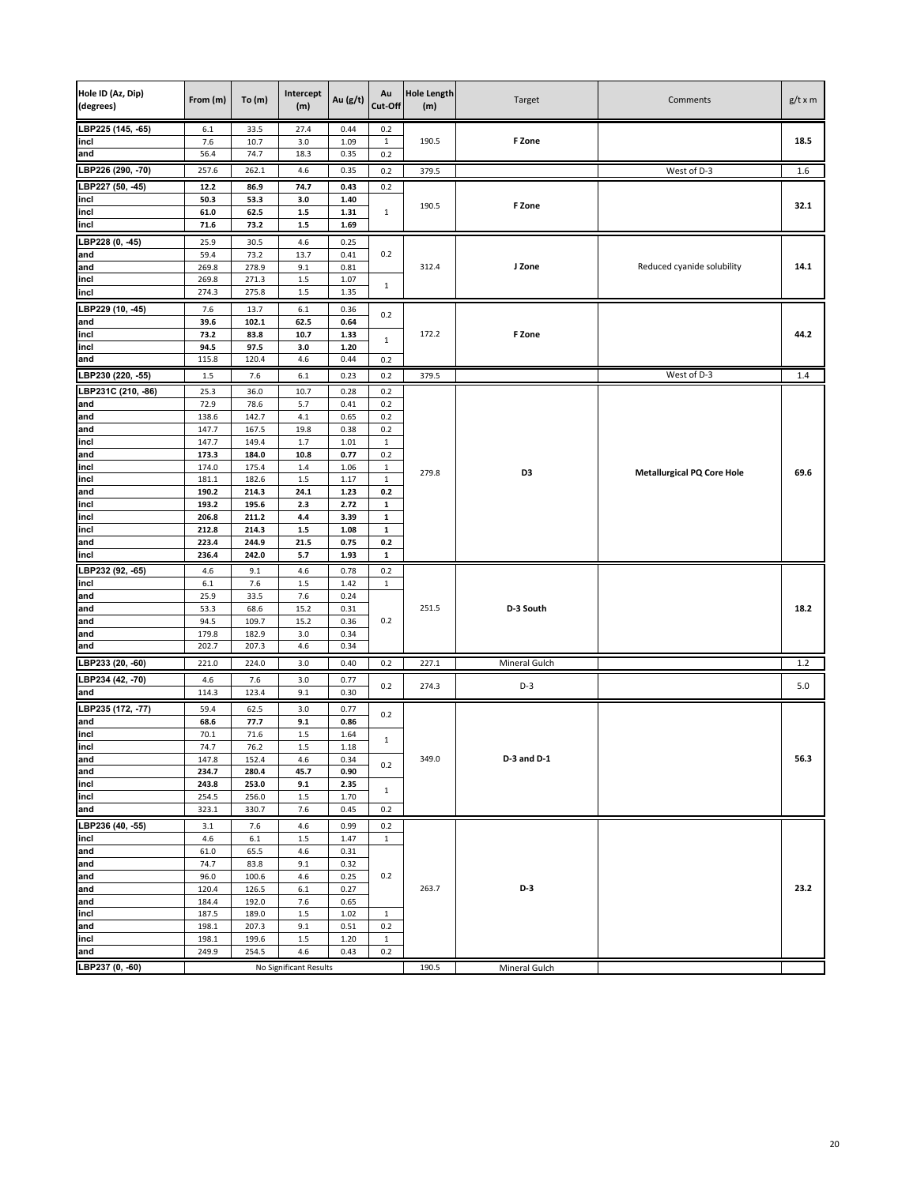| Hole ID (Az, Dip) (degrees) | From (m) | To (m) | Intercept (m) | Au (g/t) | Au Cut-Off | Hole Length (m) | Target | Comments | g/t x m |
|---|---|---|---|---|---|---|---|---|---|
| LBP225 (145, -65) | 6.1 | 33.5 | 27.4 | 0.44 | 0.2 | 190.5 | **F Zone** | | **18.5** |
| incl | 7.6 | 10.7 | 3.0 | 1.09 | 1 | | | | |
| and | 56.4 | 74.7 | 18.3 | 0.35 | 0.2 | | | | |
| LBP226 (290, -70) | 257.6 | 262.1 | 4.6 | 0.35 | 0.2 | 379.5 | | West of D-3 | 1.6 |
| LBP227 (50, -45) | **12.2** | **86.9** | **74.7** | **0.43** | 0.2 | 190.5 | **F Zone** | | **32.1** |
| incl | **50.3** | **53.3** | **3.0** | **1.40** | 1 | | | | |
| incl | **61.0** | **62.5** | **1.5** | **1.31** | | | | | |
| incl | **71.6** | **73.2** | **1.5** | **1.69** | | | | | |
| LBP228 (0, -45) | 25.9 | 30.5 | 4.6 | 0.25 | 0.2 | 312.4 | **J Zone** | Reduced cyanide solubility | **14.1** |
| and | 59.4 | 73.2 | 13.7 | 0.41 | | | | | |
| and | 269.8 | 278.9 | 9.1 | 0.81 | | | | | |
| incl | 269.8 | 271.3 | 1.5 | 1.07 | 1 | | | | |
| incl | 274.3 | 275.8 | 1.5 | 1.35 | | | | | |
| LBP229 (10, -45) | 7.6 | 13.7 | 6.1 | 0.36 | 0.2 | 172.2 | **F Zone** | | **44.2** |
| and | **39.6** | **102.1** | **62.5** | **0.64** | | | | | |
| incl | **73.2** | **83.8** | **10.7** | **1.33** | 1 | | | | |
| incl | **94.5** | **97.5** | **3.0** | **1.20** | | | | | |
| and | 115.8 | 120.4 | 4.6 | 0.44 | 0.2 | | | | |
| LBP230 (220, -55) | 1.5 | 7.6 | 6.1 | 0.23 | 0.2 | 379.5 | | West of D-3 | 1.4 |
| LBP231C (210, -86) | 25.3 | 36.0 | 10.7 | 0.28 | 0.2 | 279.8 | **D3** | **Metallurgical PQ Core Hole** | **69.6** |
| and | 72.9 | 78.6 | 5.7 | 0.41 | 0.2 | | | | |
| and | 138.6 | 142.7 | 4.1 | 0.65 | 0.2 | | | | |
| and | 147.7 | 167.5 | 19.8 | 0.38 | 0.2 | | | | |
| incl | 147.7 | 149.4 | 1.7 | 1.01 | 1 | | | | |
| and | **173.3** | **184.0** | **10.8** | **0.77** | 0.2 | | | | |
| incl | 174.0 | 175.4 | 1.4 | 1.06 | 1 | | | | |
| incl | 181.1 | 182.6 | 1.5 | 1.17 | 1 | | | | |
| and | **190.2** | **214.3** | **24.1** | **1.23** | **0.2** | | | | |
| incl | **193.2** | **195.6** | **2.3** | **2.72** | **1** | | | | |
| incl | **206.8** | **211.2** | **4.4** | **3.39** | **1** | | | | |
| incl | **212.8** | **214.3** | **1.5** | **1.08** | **1** | | | | |
| and | **223.4** | **244.9** | **21.5** | **0.75** | **0.2** | | | | |
| incl | **236.4** | **242.0** | **5.7** | **1.93** | **1** | | | | |
| LBP232 (92, -65) | 4.6 | 9.1 | 4.6 | 0.78 | 0.2 | 251.5 | **D-3 South** | | **18.2** |
| incl | 6.1 | 7.6 | 1.5 | 1.42 | 1 | | | | |
| and | 25.9 | 33.5 | 7.6 | 0.24 | 0.2 | | | | |
| and | 53.3 | 68.6 | 15.2 | 0.31 | | | | | |
| and | 94.5 | 109.7 | 15.2 | 0.36 | | | | | |
| and | 179.8 | 182.9 | 3.0 | 0.34 | | | | | |
| and | 202.7 | 207.3 | 4.6 | 0.34 | | | | | |
| LBP233 (20, -60) | 221.0 | 224.0 | 3.0 | 0.40 | 0.2 | 227.1 | Mineral Gulch | | 1.2 |
| LBP234 (42, -70) | 4.6 | 7.6 | 3.0 | 0.77 | 0.2 | 274.3 | D-3 | | 5.0 |
| and | 114.3 | 123.4 | 9.1 | 0.30 | | | | | |
| LBP235 (172, -77) | 59.4 | 62.5 | 3.0 | 0.77 | 0.2 | 349.0 | **D-3 and D-1** | | **56.3** |
| and | **68.6** | **77.7** | **9.1** | **0.86** | | | | | |
| incl | 70.1 | 71.6 | 1.5 | 1.64 | 1 | | | | |
| incl | 74.7 | 76.2 | 1.5 | 1.18 | | | | | |
| and | 147.8 | 152.4 | 4.6 | 0.34 | 0.2 | | | | |
| and | **234.7** | **280.4** | **45.7** | **0.90** | | | | | |
| incl | **243.8** | **253.0** | **9.1** | **2.35** | 1 | | | | |
| incl | 254.5 | 256.0 | 1.5 | 1.70 | | | | | |
| and | 323.1 | 330.7 | 7.6 | 0.45 | 0.2 | | | | |
| LBP236 (40, -55) | 3.1 | 7.6 | 4.6 | 0.99 | 0.2 | 263.7 | **D-3** | | **23.2** |
| incl | 4.6 | 6.1 | 1.5 | 1.47 | 1 | | | | |
| and | 61.0 | 65.5 | 4.6 | 0.31 | 0.2 | | | | |
| and | 74.7 | 83.8 | 9.1 | 0.32 | | | | | |
| and | 96.0 | 100.6 | 4.6 | 0.25 | | | | | |
| and | 120.4 | 126.5 | 6.1 | 0.27 | | | | | |
| and | 184.4 | 192.0 | 7.6 | 0.65 | | | | | |
| incl | 187.5 | 189.0 | 1.5 | 1.02 | 1 | | | | |
| and | 198.1 | 207.3 | 9.1 | 0.51 | 0.2 | | | | |
| incl | 198.1 | 199.6 | 1.5 | 1.20 | 1 | | | | |
| and | 249.9 | 254.5 | 4.6 | 0.43 | 0.2 | | | | |
| LBP237 (0, -60) | No Significant Results | | | | | 190.5 | Mineral Gulch | | |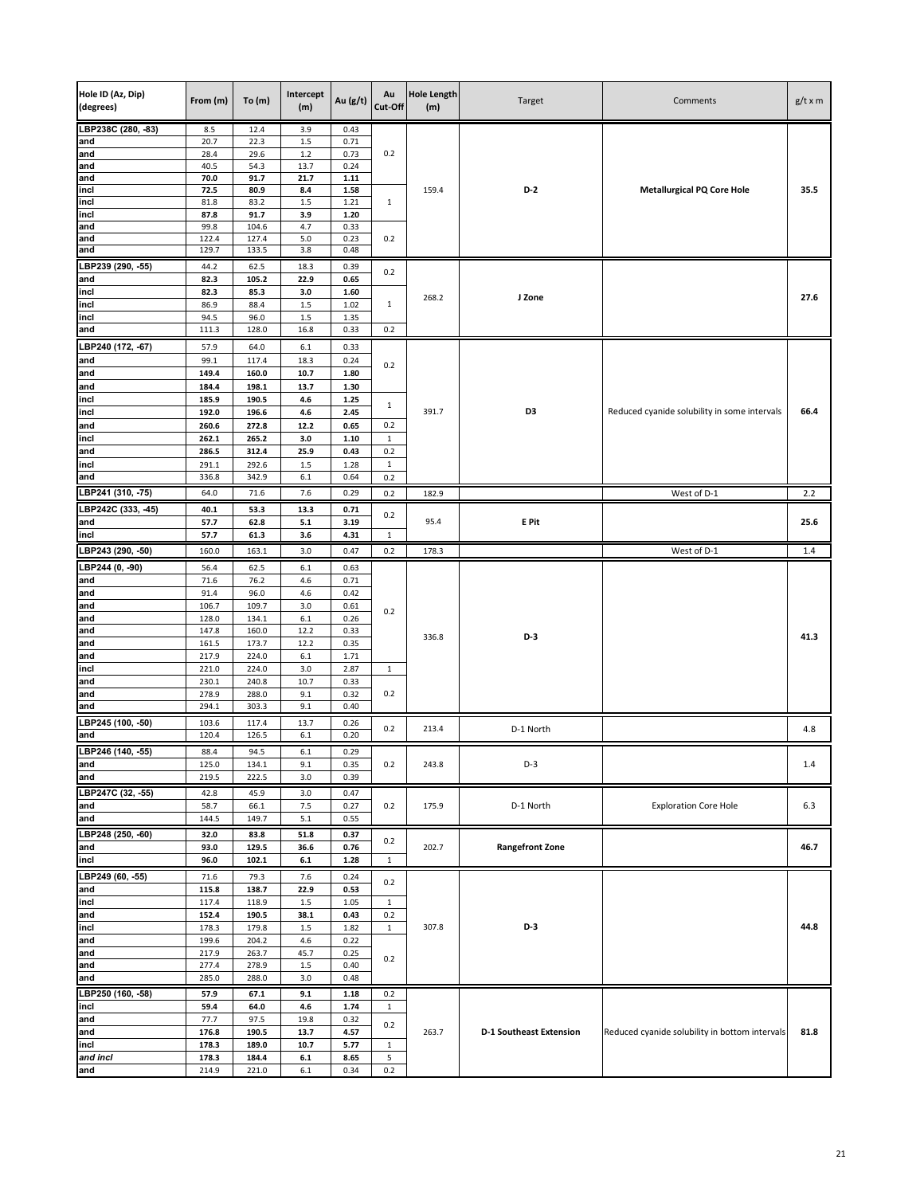| Hole ID (Az, Dip) (degrees) | From (m) | To (m) | Intercept (m) | Au (g/t) | Au Cut-Off | Hole Length (m) | Target | Comments | g/t x m |
|---|---|---|---|---|---|---|---|---|---|
| LBP238C (280, -83) | 8.5 | 12.4 | 3.9 | 0.43 | 0.2 | 159.4 | **D-2** | **Metallurgical PQ Core Hole** | **35.5** |
| and | 20.7 | 22.3 | 1.5 | 0.71 | | | | | |
| and | 28.4 | 29.6 | 1.2 | 0.73 | | | | | |
| and | 40.5 | 54.3 | 13.7 | 0.24 | | | | | |
| and | **70.0** | **91.7** | **21.7** | **1.11** | | | | | |
| incl | **72.5** | **80.9** | **8.4** | **1.58** | 1 | | | | |
| incl | 81.8 | 83.2 | 1.5 | 1.21 | | | | | |
| incl | **87.8** | **91.7** | **3.9** | **1.20** | | | | | |
| and | 99.8 | 104.6 | 4.7 | 0.33 | 0.2 | | | | |
| and | 122.4 | 127.4 | 5.0 | 0.23 | | | | | |
| and | 129.7 | 133.5 | 3.8 | 0.48 | | | | | |
| LBP239 (290, -55) | 44.2 | 62.5 | 18.3 | 0.39 | 0.2 | 268.2 | **J Zone** | | **27.6** |
| and | **82.3** | **105.2** | **22.9** | **0.65** | | | | | |
| incl | **82.3** | **85.3** | **3.0** | **1.60** | 1 | | | | |
| incl | 86.9 | 88.4 | 1.5 | 1.02 | | | | | |
| incl | 94.5 | 96.0 | 1.5 | 1.35 | | | | | |
| and | 111.3 | 128.0 | 16.8 | 0.33 | 0.2 | | | | |
| LBP240 (172, -67) | 57.9 | 64.0 | 6.1 | 0.33 | 0.2 | 391.7 | **D3** | Reduced cyanide solubility in some intervals | **66.4** |
| and | 99.1 | 117.4 | 18.3 | 0.24 | | | | | |
| and | **149.4** | **160.0** | **10.7** | **1.80** | | | | | |
| and | **184.4** | **198.1** | **13.7** | **1.30** | | | | | |
| incl | **185.9** | **190.5** | **4.6** | **1.25** | 1 | | | | |
| incl | **192.0** | **196.6** | **4.6** | **2.45** | | | | | |
| and | **260.6** | **272.8** | **12.2** | **0.65** | 0.2 | | | | |
| incl | **262.1** | **265.2** | **3.0** | **1.10** | 1 | | | | |
| and | **286.5** | **312.4** | **25.9** | **0.43** | 0.2 | | | | |
| incl | 291.1 | 292.6 | 1.5 | 1.28 | 1 | | | | |
| and | 336.8 | 342.9 | 6.1 | 0.64 | 0.2 | | | | |
| LBP241 (310, -75) | 64.0 | 71.6 | 7.6 | 0.29 | 0.2 | 182.9 | | West of D-1 | 2.2 |
| LBP242C (333, -45) | **40.1** | **53.3** | **13.3** | **0.71** | 0.2 | 95.4 | **E Pit** | | **25.6** |
| and | **57.7** | **62.8** | **5.1** | **3.19** | | | | | |
| incl | **57.7** | **61.3** | **3.6** | **4.31** | 1 | | | | |
| LBP243 (290, -50) | 160.0 | 163.1 | 3.0 | 0.47 | 0.2 | 178.3 | | West of D-1 | 1.4 |
| LBP244 (0, -90) | 56.4 | 62.5 | 6.1 | 0.63 | 0.2 | 336.8 | **D-3** | | **41.3** |
| and | 71.6 | 76.2 | 4.6 | 0.71 | | | | | |
| and | 91.4 | 96.0 | 4.6 | 0.42 | | | | | |
| and | 106.7 | 109.7 | 3.0 | 0.61 | | | | | |
| and | 128.0 | 134.1 | 6.1 | 0.26 | | | | | |
| and | 147.8 | 160.0 | 12.2 | 0.33 | | | | | |
| and | 161.5 | 173.7 | 12.2 | 0.35 | | | | | |
| and | 217.9 | 224.0 | 6.1 | 1.71 | | | | | |
| incl | 221.0 | 224.0 | 3.0 | 2.87 | 1 | | | | |
| and | 230.1 | 240.8 | 10.7 | 0.33 | 0.2 | | | | |
| and | 278.9 | 288.0 | 9.1 | 0.32 | | | | | |
| and | 294.1 | 303.3 | 9.1 | 0.40 | | | | | |
| LBP245 (100, -50) | 103.6 | 117.4 | 13.7 | 0.26 | 0.2 | 213.4 | D-1 North | | 4.8 |
| and | 120.4 | 126.5 | 6.1 | 0.20 | | | | | |
| LBP246 (140, -55) | 88.4 | 94.5 | 6.1 | 0.29 | 0.2 | 243.8 | D-3 | | 1.4 |
| and | 125.0 | 134.1 | 9.1 | 0.35 | | | | | |
| and | 219.5 | 222.5 | 3.0 | 0.39 | | | | | |
| LBP247C (32, -55) | 42.8 | 45.9 | 3.0 | 0.47 | 0.2 | 175.9 | D-1 North | Exploration Core Hole | 6.3 |
| and | 58.7 | 66.1 | 7.5 | 0.27 | | | | | |
| and | 144.5 | 149.7 | 5.1 | 0.55 | | | | | |
| LBP248 (250, -60) | **32.0** | **83.8** | **51.8** | **0.37** | 0.2 | 202.7 | **Rangefront Zone** | | **46.7** |
| and | **93.0** | **129.5** | **36.6** | **0.76** | | | | | |
| incl | **96.0** | **102.1** | **6.1** | **1.28** | 1 | | | | |
| LBP249 (60, -55) | 71.6 | 79.3 | 7.6 | 0.24 | 0.2 | 307.8 | **D-3** | | **44.8** |
| and | **115.8** | **138.7** | **22.9** | **0.53** | | | | | |
| incl | 117.4 | 118.9 | 1.5 | 1.05 | 1 | | | | |
| and | **152.4** | **190.5** | **38.1** | **0.43** | 0.2 | | | | |
| incl | 178.3 | 179.8 | 1.5 | 1.82 | 1 | | | | |
| and | 199.6 | 204.2 | 4.6 | 0.22 | 0.2 | | | | |
| and | 217.9 | 263.7 | 45.7 | 0.25 | | | | | |
| and | 277.4 | 278.9 | 1.5 | 0.40 | | | | | |
| and | 285.0 | 288.0 | 3.0 | 0.48 | | | | | |
| LBP250 (160, -58) | **57.9** | **67.1** | **9.1** | **1.18** | 0.2 | 263.7 | **D-1 Southeast Extension** | Reduced cyanide solubility in bottom intervals | **81.8** |
| incl | **59.4** | **64.0** | **4.6** | **1.74** | 1 | | | | |
| and | 77.7 | 97.5 | 19.8 | 0.32 | 0.2 | | | | |
| and | **176.8** | **190.5** | **13.7** | **4.57** | | | | | |
| incl | **178.3** | **189.0** | **10.7** | **5.77** | 1 | | | | |
| *and incl* | **178.3** | **184.4** | **6.1** | **8.65** | 5 | | | | |
| and | 214.9 | 221.0 | 6.1 | 0.34 | 0.2 | | | | |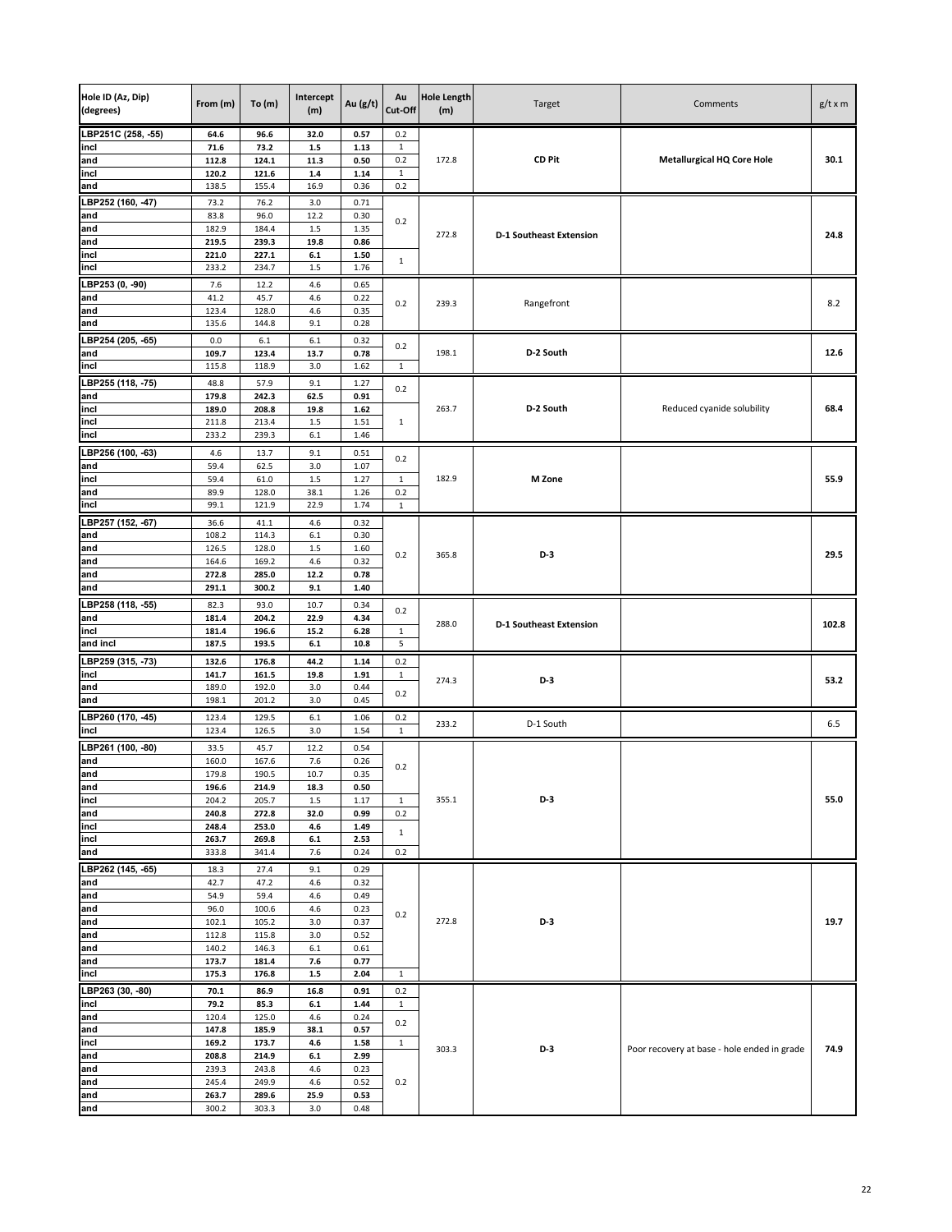| Hole ID (Az, Dip) (degrees) | From (m) | To (m) | Intercept (m) | Au (g/t) | Au Cut-Off | Hole Length (m) | Target | Comments | g/t x m |
|---|---|---|---|---|---|---|---|---|---|
| LBP251C (258, -55) | **64.6** | **96.6** | **32.0** | **0.57** | 0.2 | 172.8 | **CD Pit** | **Metallurgical HQ Core Hole** | **30.1** |
| incl | **71.6** | **73.2** | **1.5** | **1.13** | 1 | | | | |
| and | **112.8** | **124.1** | **11.3** | **0.50** | 0.2 | | | | |
| incl | **120.2** | **121.6** | **1.4** | **1.14** | 1 | | | | |
| and | 138.5 | 155.4 | 16.9 | 0.36 | 0.2 | | | | |
| LBP252 (160, -47) | 73.2 | 76.2 | 3.0 | 0.71 | 0.2 | 272.8 | **D-1 Southeast Extension** | | **24.8** |
| and | 83.8 | 96.0 | 12.2 | 0.30 | | | | | |
| and | 182.9 | 184.4 | 1.5 | 1.35 | | | | | |
| and | **219.5** | **239.3** | **19.8** | **0.86** | | | | | |
| incl | **221.0** | **227.1** | **6.1** | **1.50** | 1 | | | | |
| incl | 233.2 | 234.7 | 1.5 | 1.76 | | | | | |
| LBP253 (0, -90) | 7.6 | 12.2 | 4.6 | 0.65 | 0.2 | 239.3 | Rangefront | | 8.2 |
| and | 41.2 | 45.7 | 4.6 | 0.22 | | | | | |
| and | 123.4 | 128.0 | 4.6 | 0.35 | | | | | |
| and | 135.6 | 144.8 | 9.1 | 0.28 | | | | | |
| LBP254 (205, -65) | 0.0 | 6.1 | 6.1 | 0.32 | 0.2 | 198.1 | **D-2 South** | | **12.6** |
| and | **109.7** | **123.4** | **13.7** | **0.78** | | | | | |
| incl | 115.8 | 118.9 | 3.0 | 1.62 | 1 | | | | |
| LBP255 (118, -75) | 48.8 | 57.9 | 9.1 | 1.27 | 0.2 | 263.7 | **D-2 South** | Reduced cyanide solubility | **68.4** |
| and | **179.8** | **242.3** | **62.5** | **0.91** | | | | | |
| incl | **189.0** | **208.8** | **19.8** | **1.62** | 1 | | | | |
| incl | 211.8 | 213.4 | 1.5 | 1.51 | | | | | |
| incl | 233.2 | 239.3 | 6.1 | 1.46 | | | | | |
| LBP256 (100, -63) | 4.6 | 13.7 | 9.1 | 0.51 | 0.2 | 182.9 | **M Zone** | | **55.9** |
| and | 59.4 | 62.5 | 3.0 | 1.07 | | | | | |
| incl | 59.4 | 61.0 | 1.5 | 1.27 | 1 | | | | |
| and | **89.9** | **128.0** | **38.1** | **1.26** | 0.2 | | | | |
| incl | 99.1 | 121.9 | 22.9 | 1.74 | 1 | | | | |
| LBP257 (152, -67) | 36.6 | 41.1 | 4.6 | 0.32 | 0.2 | 365.8 | **D-3** | | **29.5** |
| and | 108.2 | 114.3 | 6.1 | 0.30 | | | | | |
| and | 126.5 | 128.0 | 1.5 | 1.60 | | | | | |
| and | 164.6 | 169.2 | 4.6 | 0.32 | | | | | |
| and | **272.8** | **285.0** | **12.2** | **0.78** | | | | | |
| and | **291.1** | **300.2** | **9.1** | **1.40** | | | | | |
| LBP258 (118, -55) | 82.3 | 93.0 | 10.7 | 0.34 | 0.2 | 288.0 | **D-1 Southeast Extension** | | **102.8** |
| and | **181.4** | **204.2** | **22.9** | **4.34** | | | | | |
| incl | **181.4** | **196.6** | **15.2** | **6.28** | 1 | | | | |
| and incl | **187.5** | **193.5** | **6.1** | **10.8** | 5 | | | | |
| LBP259 (315, -73) | **132.6** | **176.8** | **44.2** | **1.14** | 0.2 | 274.3 | **D-3** | | **53.2** |
| incl | **141.7** | **161.5** | **19.8** | **1.91** | 1 | | | | |
| and | 189.0 | 192.0 | 3.0 | 0.44 | 0.2 | | | | |
| and | 198.1 | 201.2 | 3.0 | 0.45 | | | | | |
| LBP260 (170, -45) | 123.4 | 129.5 | 6.1 | 1.06 | 0.2 | 233.2 | D-1 South | | 6.5 |
| incl | 123.4 | 126.5 | 3.0 | 1.54 | 1 | | | | |
| LBP261 (100, -80) | 33.5 | 45.7 | 12.2 | 0.54 | 0.2 | 355.1 | **D-3** | | **55.0** |
| and | 160.0 | 167.6 | 7.6 | 0.26 | | | | | |
| and | 179.8 | 190.5 | 10.7 | 0.35 | | | | | |
| and | **196.6** | **214.9** | **18.3** | **0.50** | | | | | |
| incl | 204.2 | 205.7 | 1.5 | 1.17 | 1 | | | | |
| and | **240.8** | **272.8** | **32.0** | **0.99** | 0.2 | | | | |
| incl | **248.4** | **253.0** | **4.6** | **1.49** | 1 | | | | |
| incl | **263.7** | **269.8** | **6.1** | **2.53** | | | | | |
| and | 333.8 | 341.4 | 7.6 | 0.24 | 0.2 | | | | |
| LBP262 (145, -65) | 18.3 | 27.4 | 9.1 | 0.29 | 0.2 | 272.8 | **D-3** | | **19.7** |
| and | 42.7 | 47.2 | 4.6 | 0.32 | | | | | |
| and | 54.9 | 59.4 | 4.6 | 0.49 | | | | | |
| and | 96.0 | 100.6 | 4.6 | 0.23 | | | | | |
| and | 102.1 | 105.2 | 3.0 | 0.37 | | | | | |
| and | 112.8 | 115.8 | 3.0 | 0.52 | | | | | |
| and | 140.2 | 146.3 | 6.1 | 0.61 | | | | | |
| and | **173.7** | **181.4** | **7.6** | **0.77** | | | | | |
| incl | **175.3** | **176.8** | **1.5** | **2.04** | 1 | | | | |
| LBP263 (30, -80) | **70.1** | **86.9** | **16.8** | **0.91** | 0.2 | 303.3 | **D-3** | Poor recovery at base - hole ended in grade | **74.9** |
| incl | **79.2** | **85.3** | **6.1** | **1.44** | 1 | | | | |
| and | 120.4 | 125.0 | 4.6 | 0.24 | 0.2 | | | | |
| and | **147.8** | **185.9** | **38.1** | **0.57** | | | | | |
| incl | **169.2** | **173.7** | **4.6** | **1.58** | 1 | | | | |
| and | **208.8** | **214.9** | **6.1** | **2.99** | 0.2 | | | | |
| and | 239.3 | 243.8 | 4.6 | 0.23 | | | | | |
| and | 245.4 | 249.9 | 4.6 | 0.52 | | | | | |
| and | **263.7** | **289.6** | **25.9** | **0.53** | | | | | |
| and | 300.2 | 303.3 | 3.0 | 0.48 | | | | | |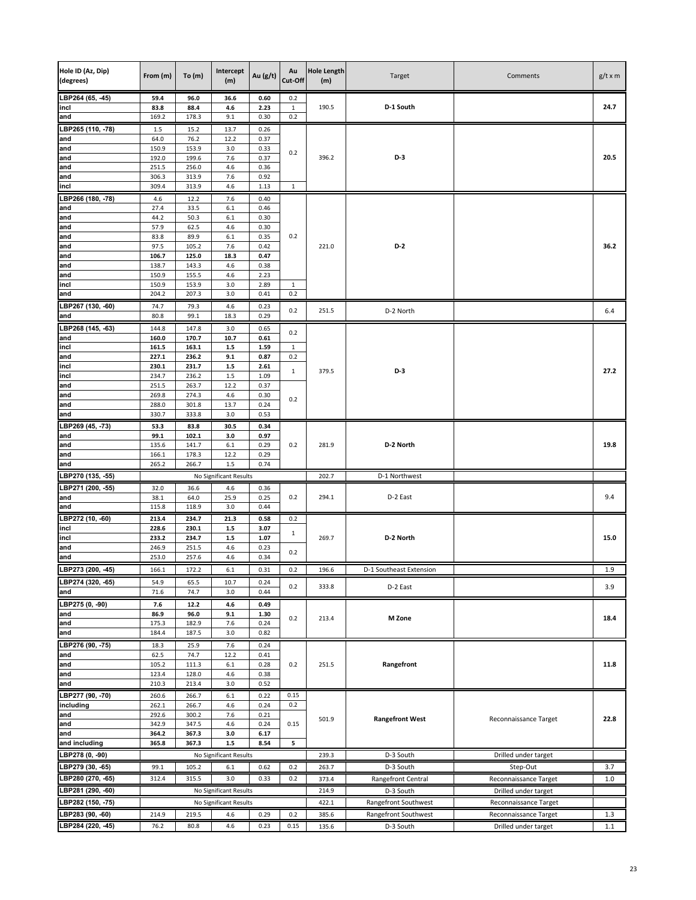| Hole ID (Az, Dip) (degrees) | From (m) | To (m) | Intercept (m) | Au (g/t) | Au Cut-Off | Hole Length (m) | Target | Comments | g/t x m |
|---|---|---|---|---|---|---|---|---|---|
| LBP264 (65, -45) | **59.4** | **96.0** | **36.6** | **0.60** | 0.2 | 190.5 | **D-1 South** | | **24.7** |
| incl | **83.8** | **88.4** | **4.6** | **2.23** | 1 | | | | |
| and | 169.2 | 178.3 | 9.1 | 0.30 | 0.2 | | | | |
| LBP265 (110, -78) | 1.5 | 15.2 | 13.7 | 0.26 | 0.2 | 396.2 | **D-3** | | **20.5** |
| and | 64.0 | 76.2 | 12.2 | 0.37 | | | | | |
| and | 150.9 | 153.9 | 3.0 | 0.33 | | | | | |
| and | 192.0 | 199.6 | 7.6 | 0.37 | | | | | |
| and | 251.5 | 256.0 | 4.6 | 0.36 | | | | | |
| and | 306.3 | 313.9 | 7.6 | 0.92 | | | | | |
| incl | 309.4 | 313.9 | 4.6 | 1.13 | 1 | | | | |
| LBP266 (180, -78) | 4.6 | 12.2 | 7.6 | 0.40 | 0.2 | 221.0 | **D-2** | | **36.2** |
| and | 27.4 | 33.5 | 6.1 | 0.46 | | | | | |
| and | 44.2 | 50.3 | 6.1 | 0.30 | | | | | |
| and | 57.9 | 62.5 | 4.6 | 0.30 | | | | | |
| and | 83.8 | 89.9 | 6.1 | 0.35 | | | | | |
| and | 97.5 | 105.2 | 7.6 | 0.42 | | | | | |
| and | **106.7** | **125.0** | **18.3** | **0.47** | | | | | |
| and | 138.7 | 143.3 | 4.6 | 0.38 | | | | | |
| and | 150.9 | 155.5 | 4.6 | 2.23 | | | | | |
| incl | 150.9 | 153.9 | 3.0 | 2.89 | 1 | | | | |
| and | 204.2 | 207.3 | 3.0 | 0.41 | 0.2 | | | | |
| LBP267 (130, -60) | 74.7 | 79.3 | 4.6 | 0.23 | 0.2 | 251.5 | D-2 North | | 6.4 |
| and | 80.8 | 99.1 | 18.3 | 0.29 | | | | | |
| LBP268 (145, -63) | 144.8 | 147.8 | 3.0 | 0.65 | 0.2 | 379.5 | **D-3** | | **27.2** |
| and | **160.0** | **170.7** | **10.7** | **0.61** | | | | | |
| incl | **161.5** | **163.1** | **1.5** | **1.59** | 1 | | | | |
| and | **227.1** | **236.2** | **9.1** | **0.87** | 0.2 | | | | |
| incl | **230.1** | **231.7** | **1.5** | **2.61** | 1 | | | | |
| incl | 234.7 | 236.2 | 1.5 | 1.09 | | | | | |
| and | 251.5 | 263.7 | 12.2 | 0.37 | 0.2 | | | | |
| and | 269.8 | 274.3 | 4.6 | 0.30 | | | | | |
| and | 288.0 | 301.8 | 13.7 | 0.24 | | | | | |
| and | 330.7 | 333.8 | 3.0 | 0.53 | | | | | |
| LBP269 (45, -73) | **53.3** | **83.8** | **30.5** | **0.34** | 0.2 | 281.9 | **D-2 North** | | **19.8** |
| and | **99.1** | **102.1** | **3.0** | **0.97** | | | | | |
| and | 135.6 | 141.7 | 6.1 | 0.29 | | | | | |
| and | 166.1 | 178.3 | 12.2 | 0.29 | | | | | |
| and | 265.2 | 266.7 | 1.5 | 0.74 | | | | | |
| LBP270 (135, -55) | No Significant Results | | | | | 202.7 | D-1 Northwest | | |
| LBP271 (200, -55) | 32.0 | 36.6 | 4.6 | 0.36 | 0.2 | 294.1 | D-2 East | | 9.4 |
| and | 38.1 | 64.0 | 25.9 | 0.25 | | | | | |
| and | 115.8 | 118.9 | 3.0 | 0.44 | | | | | |
| LBP272 (10, -60) | **213.4** | **234.7** | **21.3** | **0.58** | 0.2 | 269.7 | **D-2 North** | | **15.0** |
| incl | **228.6** | **230.1** | **1.5** | **3.07** | 1 | | | | |
| incl | **233.2** | **234.7** | **1.5** | **1.07** | | | | | |
| and | 246.9 | 251.5 | 4.6 | 0.23 | 0.2 | | | | |
| and | 253.0 | 257.6 | 4.6 | 0.34 | | | | | |
| LBP273 (200, -45) | 166.1 | 172.2 | 6.1 | 0.31 | 0.2 | 196.6 | D-1 Southeast Extension | | 1.9 |
| LBP274 (320, -65) | 54.9 | 65.5 | 10.7 | 0.24 | 0.2 | 333.8 | D-2 East | | 3.9 |
| and | 71.6 | 74.7 | 3.0 | 0.44 | | | | | |
| LBP275 (0, -90) | **7.6** | **12.2** | **4.6** | **0.49** | 0.2 | 213.4 | **M Zone** | | **18.4** |
| and | **86.9** | **96.0** | **9.1** | **1.30** | | | | | |
| and | 175.3 | 182.9 | 7.6 | 0.24 | | | | | |
| and | 184.4 | 187.5 | 3.0 | 0.82 | | | | | |
| LBP276 (90, -75) | 18.3 | 25.9 | 7.6 | 0.24 | 0.2 | 251.5 | **Rangefront** | | **11.8** |
| and | 62.5 | 74.7 | 12.2 | 0.41 | | | | | |
| and | 105.2 | 111.3 | 6.1 | 0.28 | | | | | |
| and | 123.4 | 128.0 | 4.6 | 0.38 | | | | | |
| and | 210.3 | 213.4 | 3.0 | 0.52 | | | | | |
| LBP277 (90, -70) | 260.6 | 266.7 | 6.1 | 0.22 | 0.15 | 501.9 | **Rangefront West** | Reconnaissance Target | **22.8** |
| including | 262.1 | 266.7 | 4.6 | 0.24 | 0.2 | | | | |
| and | 292.6 | 300.2 | 7.6 | 0.21 | 0.15 | | | | |
| and | 342.9 | 347.5 | 4.6 | 0.24 | | | | | |
| and | **364.2** | **367.3** | **3.0** | **6.17** | | | | | |
| and including | **365.8** | **367.3** | **1.5** | **8.54** | **5** | | | | |
| LBP278 (0, -90) | No Significant Results | | | | | 239.3 | D-3 South | Drilled under target | |
| LBP279 (30, -65) | 99.1 | 105.2 | 6.1 | 0.62 | 0.2 | 263.7 | D-3 South | Step-Out | 3.7 |
| LBP280 (270, -65) | 312.4 | 315.5 | 3.0 | 0.33 | 0.2 | 373.4 | Rangefront Central | Reconnaissance Target | 1.0 |
| LBP281 (290, -60) | No Significant Results | | | | | 214.9 | D-3 South | Drilled under target | |
| LBP282 (150, -75) | No Significant Results | | | | | 422.1 | Rangefront Southwest | Reconnaissance Target | |
| LBP283 (90, -60) | 214.9 | 219.5 | 4.6 | 0.29 | 0.2 | 385.6 | Rangefront Southwest | Reconnaissance Target | 1.3 |
| LBP284 (220, -45) | 76.2 | 80.8 | 4.6 | 0.23 | 0.15 | 135.6 | D-3 South | Drilled under target | 1.1 |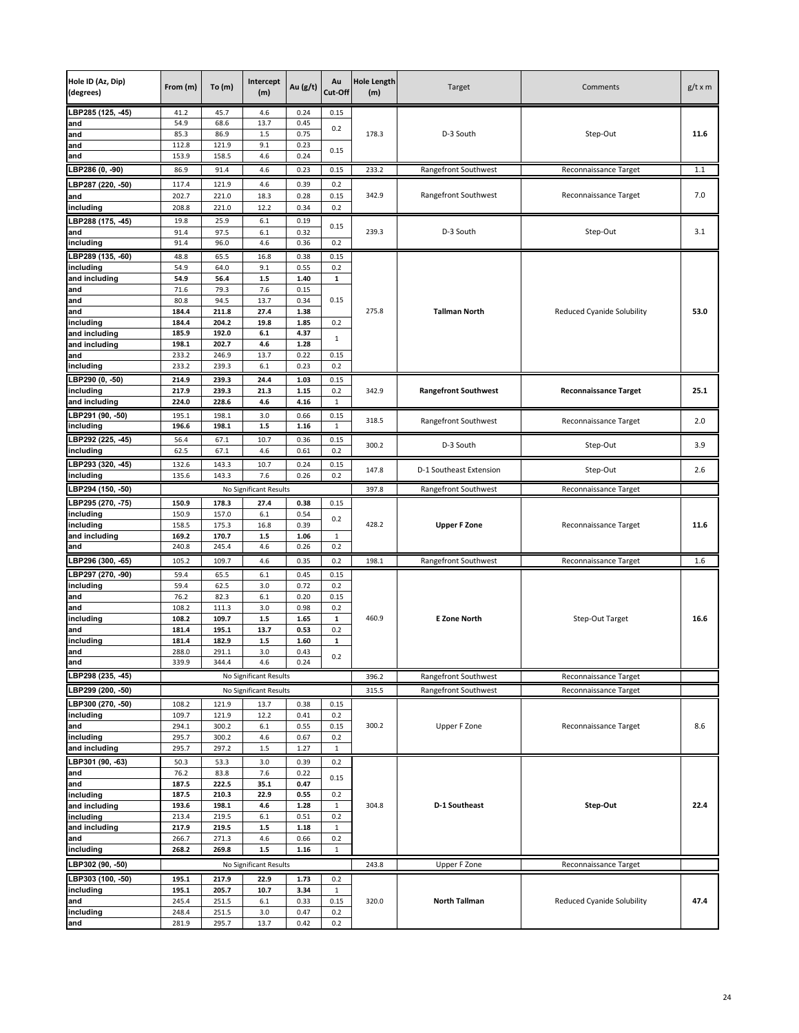| Hole ID (Az, Dip) (degrees) | From (m) | To (m) | Intercept (m) | Au (g/t) | Au Cut-Off | Hole Length (m) | Target | Comments | g/t x m |
|---|---|---|---|---|---|---|---|---|---|
| LBP285 (125, -45) | 41.2 | 45.7 | 4.6 | 0.24 | 0.15 | 178.3 | D-3 South | Step-Out | **11.6** |
| and | 54.9 | 68.6 | 13.7 | 0.45 | 0.2 | | | | |
| and | 85.3 | 86.9 | 1.5 | 0.75 | | | | | |
| and | 112.8 | 121.9 | 9.1 | 0.23 | 0.15 | | | | |
| and | 153.9 | 158.5 | 4.6 | 0.24 | | | | | |
| LBP286 (0, -90) | 86.9 | 91.4 | 4.6 | 0.23 | 0.15 | 233.2 | Rangefront Southwest | Reconnaissance Target | 1.1 |
| LBP287 (220, -50) | 117.4 | 121.9 | 4.6 | 0.39 | 0.2 | 342.9 | Rangefront Southwest | Reconnaissance Target | 7.0 |
| and | 202.7 | 221.0 | 18.3 | 0.28 | 0.15 | | | | |
| including | 208.8 | 221.0 | 12.2 | 0.34 | 0.2 | | | | |
| LBP288 (175, -45) | 19.8 | 25.9 | 6.1 | 0.19 | 0.15 | 239.3 | D-3 South | Step-Out | 3.1 |
| and | 91.4 | 97.5 | 6.1 | 0.32 | | | | | |
| including | 91.4 | 96.0 | 4.6 | 0.36 | 0.2 | | | | |
| LBP289 (135, -60) | 48.8 | 65.5 | 16.8 | 0.38 | 0.15 | 275.8 | **Tallman North** | Reduced Cyanide Solubility | **53.0** |
| including | 54.9 | 64.0 | 9.1 | 0.55 | 0.2 | | | | |
| and including | **54.9** | **56.4** | **1.5** | **1.40** | **1** | | | | |
| and | 71.6 | 79.3 | 7.6 | 0.15 | 0.15 | | | | |
| and | 80.8 | 94.5 | 13.7 | 0.34 | | | | | |
| and | **184.4** | **211.8** | **27.4** | **1.38** | | | | | |
| including | **184.4** | **204.2** | **19.8** | **1.85** | 0.2 | | | | |
| and including | **185.9** | **192.0** | **6.1** | **4.37** | 1 | | | | |
| and including | **198.1** | **202.7** | **4.6** | **1.28** | | | | | |
| and | 233.2 | 246.9 | 13.7 | 0.22 | 0.15 | | | | |
| including | 233.2 | 239.3 | 6.1 | 0.23 | 0.2 | | | | |
| LBP290 (0, -50) | **214.9** | **239.3** | **24.4** | **1.03** | 0.15 | 342.9 | **Rangefront Southwest** | **Reconnaissance Target** | **25.1** |
| including | **217.9** | **239.3** | **21.3** | **1.15** | 0.2 | | | | |
| and including | **224.0** | **228.6** | **4.6** | **4.16** | 1 | | | | |
| LBP291 (90, -50) | 195.1 | 198.1 | 3.0 | 0.66 | 0.15 | 318.5 | Rangefront Southwest | Reconnaissance Target | 2.0 |
| including | 196.6 | 198.1 | 1.5 | 1.16 | 1 | | | | |
| LBP292 (225, -45) | 56.4 | 67.1 | 10.7 | 0.36 | 0.15 | 300.2 | D-3 South | Step-Out | 3.9 |
| including | 62.5 | 67.1 | 4.6 | 0.61 | 0.2 | | | | |
| LBP293 (320, -45) | 132.6 | 143.3 | 10.7 | 0.24 | 0.15 | 147.8 | D-1 Southeast Extension | Step-Out | 2.6 |
| including | 135.6 | 143.3 | 7.6 | 0.26 | 0.2 | | | | |
| LBP294 (150, -50) | | | No Significant Results | | | 397.8 | Rangefront Southwest | Reconnaissance Target | |
| LBP295 (270, -75) | **150.9** | **178.3** | **27.4** | **0.38** | 0.15 | 428.2 | **Upper F Zone** | Reconnaissance Target | **11.6** |
| including | 150.9 | 157.0 | 6.1 | 0.54 | 0.2 | | | | |
| including | 158.5 | 175.3 | 16.8 | 0.39 | | | | | |
| and including | **169.2** | **170.7** | **1.5** | **1.06** | 1 | | | | |
| and | 240.8 | 245.4 | 4.6 | 0.26 | 0.2 | | | | |
| LBP296 (300, -65) | 105.2 | 109.7 | 4.6 | 0.35 | 0.2 | 198.1 | Rangefront Southwest | Reconnaissance Target | 1.6 |
| LBP297 (270, -90) | 59.4 | 65.5 | 6.1 | 0.45 | 0.15 | 460.9 | **E Zone North** | Step-Out Target | **16.6** |
| including | 59.4 | 62.5 | 3.0 | 0.72 | 0.2 | | | | |
| and | 76.2 | 82.3 | 6.1 | 0.20 | 0.15 | | | | |
| and | 108.2 | 111.3 | 3.0 | 0.98 | 0.2 | | | | |
| including | **108.2** | **109.7** | **1.5** | **1.65** | **1** | | | | |
| and | **181.4** | **195.1** | **13.7** | **0.53** | 0.2 | | | | |
| including | **181.4** | **182.9** | **1.5** | **1.60** | **1** | | | | |
| and | 288.0 | 291.1 | 3.0 | 0.43 | 0.2 | | | | |
| and | 339.9 | 344.4 | 4.6 | 0.24 | | | | | |
| LBP298 (235, -45) | | | No Significant Results | | | 396.2 | Rangefront Southwest | Reconnaissance Target | |
| LBP299 (200, -50) | | | No Significant Results | | | 315.5 | Rangefront Southwest | Reconnaissance Target | |
| LBP300 (270, -50) | 108.2 | 121.9 | 13.7 | 0.38 | 0.15 | 300.2 | Upper F Zone | Reconnaissance Target | 8.6 |
| including | 109.7 | 121.9 | 12.2 | 0.41 | 0.2 | | | | |
| and | 294.1 | 300.2 | 6.1 | 0.55 | 0.15 | | | | |
| including | 295.7 | 300.2 | 4.6 | 0.67 | 0.2 | | | | |
| and including | 295.7 | 297.2 | 1.5 | 1.27 | 1 | | | | |
| LBP301 (90, -63) | 50.3 | 53.3 | 3.0 | 0.39 | 0.2 | 304.8 | **D-1 Southeast** | **Step-Out** | **22.4** |
| and | 76.2 | 83.8 | 7.6 | 0.22 | 0.15 | | | | |
| and | **187.5** | **222.5** | **35.1** | **0.47** | | | | | |
| including | **187.5** | **210.3** | **22.9** | **0.55** | 0.2 | | | | |
| and including | **193.6** | **198.1** | **4.6** | **1.28** | 1 | | | | |
| including | 213.4 | 219.5 | 6.1 | 0.51 | 0.2 | | | | |
| and including | **217.9** | **219.5** | **1.5** | **1.18** | 1 | | | | |
| and | 266.7 | 271.3 | 4.6 | 0.66 | 0.2 | | | | |
| including | **268.2** | **269.8** | **1.5** | **1.16** | 1 | | | | |
| LBP302 (90, -50) | | | No Significant Results | | | 243.8 | Upper F Zone | Reconnaissance Target | |
| LBP303 (100, -50) | **195.1** | **217.9** | **22.9** | **1.73** | 0.2 | 320.0 | **North Tallman** | Reduced Cyanide Solubility | **47.4** |
| including | **195.1** | **205.7** | **10.7** | **3.34** | 1 | | | | |
| and | 245.4 | 251.5 | 6.1 | 0.33 | 0.15 | | | | |
| including | 248.4 | 251.5 | 3.0 | 0.47 | 0.2 | | | | |
| and | 281.9 | 295.7 | 13.7 | 0.42 | 0.2 | | | | |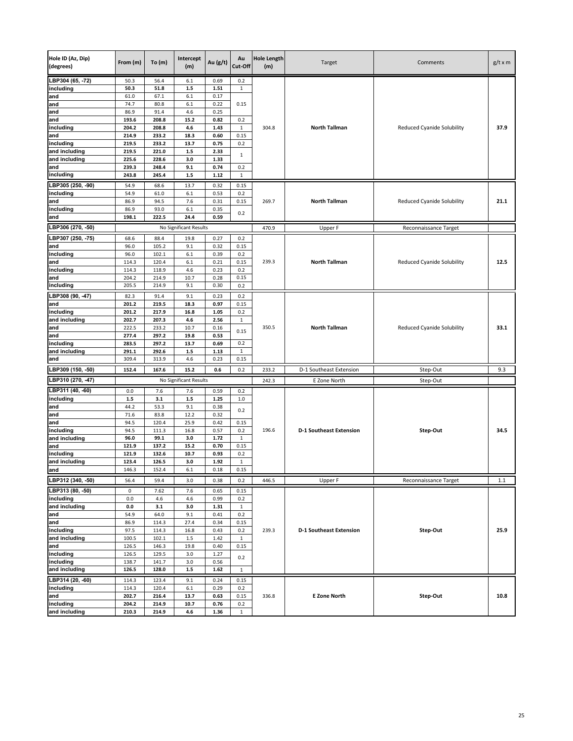| Hole ID (Az, Dip) (degrees) | From (m) | To (m) | Intercept (m) | Au (g/t) | Au Cut-Off | Hole Length (m) | Target | Comments | g/t x m |
|---|---|---|---|---|---|---|---|---|---|
| LBP304 (65, -72) | 50.3 | 56.4 | 6.1 | 0.69 | 0.2 | 304.8 | North Tallman | Reduced Cyanide Solubility | 37.9 |
| including | **50.3** | **51.8** | **1.5** | **1.51** | 1 | | | | |
| and | 61.0 | 67.1 | 6.1 | 0.17 | 0.15 | | | | |
| and | 74.7 | 80.8 | 6.1 | 0.22 | | | | | |
| and | 86.9 | 91.4 | 4.6 | 0.25 | | | | | |
| and | **193.6** | **208.8** | **15.2** | **0.82** | 0.2 | | | | |
| including | **204.2** | **208.8** | **4.6** | **1.43** | 1 | | | | |
| and | **214.9** | **233.2** | **18.3** | **0.60** | 0.15 | | | | |
| including | **219.5** | **233.2** | **13.7** | **0.75** | 0.2 | | | | |
| and including | **219.5** | **221.0** | **1.5** | **2.33** | 1 | | | | |
| and including | **225.6** | **228.6** | **3.0** | **1.33** | | | | | |
| and | **239.3** | **248.4** | **9.1** | **0.74** | 0.2 | | | | |
| including | **243.8** | **245.4** | **1.5** | **1.12** | 1 | | | | |
| LBP305 (250, -90) | 54.9 | 68.6 | 13.7 | 0.32 | 0.15 | 269.7 | North Tallman | Reduced Cyanide Solubility | 21.1 |
| including | 54.9 | 61.0 | 6.1 | 0.53 | 0.2 | | | | |
| and | 86.9 | 94.5 | 7.6 | 0.31 | 0.15 | | | | |
| including | 86.9 | 93.0 | 6.1 | 0.35 | 0.2 | | | | |
| and | **198.1** | **222.5** | **24.4** | **0.59** | | | | | |
| LBP306 (270, -50) | | | No Significant Results | | | 470.9 | Upper F | Reconnaissance Target | |
| LBP307 (250, -75) | 68.6 | 88.4 | 19.8 | 0.27 | 0.2 | 239.3 | North Tallman | Reduced Cyanide Solubility | 12.5 |
| and | 96.0 | 105.2 | 9.1 | 0.32 | 0.15 | | | | |
| including | 96.0 | 102.1 | 6.1 | 0.39 | 0.2 | | | | |
| and | 114.3 | 120.4 | 6.1 | 0.21 | 0.15 | | | | |
| including | 114.3 | 118.9 | 4.6 | 0.23 | 0.2 | | | | |
| and | 204.2 | 214.9 | 10.7 | 0.28 | 0.15 | | | | |
| including | 205.5 | 214.9 | 9.1 | 0.30 | 0.2 | | | | |
| LBP308 (90, -47) | 82.3 | 91.4 | 9.1 | 0.23 | 0.2 | 350.5 | North Tallman | Reduced Cyanide Solubility | 33.1 |
| and | **201.2** | **219.5** | **18.3** | **0.97** | 0.15 | | | | |
| including | **201.2** | **217.9** | **16.8** | **1.05** | 0.2 | | | | |
| and including | **202.7** | **207.3** | **4.6** | **2.56** | 1 | | | | |
| and | 222.5 | 233.2 | 10.7 | 0.16 | 0.15 | | | | |
| and | **277.4** | **297.2** | **19.8** | **0.53** | | | | | |
| including | **283.5** | **297.2** | **13.7** | **0.69** | 0.2 | | | | |
| and including | **291.1** | **292.6** | **1.5** | **1.13** | 1 | | | | |
| and | 309.4 | 313.9 | 4.6 | 0.23 | 0.15 | | | | |
| LBP309 (150, -50) | **152.4** | **167.6** | **15.2** | **0.6** | 0.2 | 233.2 | D-1 Southeast Extension | Step-Out | 9.3 |
| LBP310 (270, -47) | | | No Significant Results | | | 242.3 | E Zone North | Step-Out | |
| LBP311 (40, -60) | 0.0 | 7.6 | 7.6 | 0.59 | 0.2 | 196.6 | D-1 Southeast Extension | Step-Out | 34.5 |
| including | **1.5** | **3.1** | **1.5** | **1.25** | 1.0 | | | | |
| and | 44.2 | 53.3 | 9.1 | 0.38 | 0.2 | | | | |
| and | 71.6 | 83.8 | 12.2 | 0.32 | | | | | |
| and | 94.5 | 120.4 | 25.9 | 0.42 | 0.15 | | | | |
| including | 94.5 | 111.3 | 16.8 | 0.57 | 0.2 | | | | |
| and including | **96.0** | **99.1** | **3.0** | **1.72** | 1 | | | | |
| and | **121.9** | **137.2** | **15.2** | **0.70** | 0.15 | | | | |
| including | **121.9** | **132.6** | **10.7** | **0.93** | 0.2 | | | | |
| and including | **123.4** | **126.5** | **3.0** | **1.92** | 1 | | | | |
| and | 146.3 | 152.4 | 6.1 | 0.18 | 0.15 | | | | |
| LBP312 (340, -50) | 56.4 | 59.4 | 3.0 | 0.38 | 0.2 | 446.5 | Upper F | Reconnaissance Target | 1.1 |
| LBP313 (80, -50) | 0 | 7.62 | 7.6 | 0.65 | 0.15 | 239.3 | D-1 Southeast Extension | Step-Out | 25.9 |
| including | 0.0 | 4.6 | 4.6 | 0.99 | 0.2 | | | | |
| and including | **0.0** | **3.1** | **3.0** | **1.31** | 1 | | | | |
| and | 54.9 | 64.0 | 9.1 | 0.41 | 0.2 | | | | |
| and | 86.9 | 114.3 | 27.4 | 0.34 | 0.15 | | | | |
| including | 97.5 | 114.3 | 16.8 | 0.43 | 0.2 | | | | |
| and including | 100.5 | 102.1 | 1.5 | 1.42 | 1 | | | | |
| and | 126.5 | 146.3 | 19.8 | 0.40 | 0.15 | | | | |
| including | 126.5 | 129.5 | 3.0 | 1.27 | 0.2 | | | | |
| including | 138.7 | 141.7 | 3.0 | 0.56 | | | | | |
| and including | **126.5** | **128.0** | **1.5** | **1.62** | 1 | | | | |
| LBP314 (20, -60) | 114.3 | 123.4 | 9.1 | 0.24 | 0.15 | 336.8 | E Zone North | Step-Out | 10.8 |
| including | 114.3 | 120.4 | 6.1 | 0.29 | 0.2 | | | | |
| and | **202.7** | **216.4** | **13.7** | **0.63** | 0.15 | | | | |
| including | **204.2** | **214.9** | **10.7** | **0.76** | 0.2 | | | | |
| and including | **210.3** | **214.9** | **4.6** | **1.36** | 1 | | | | |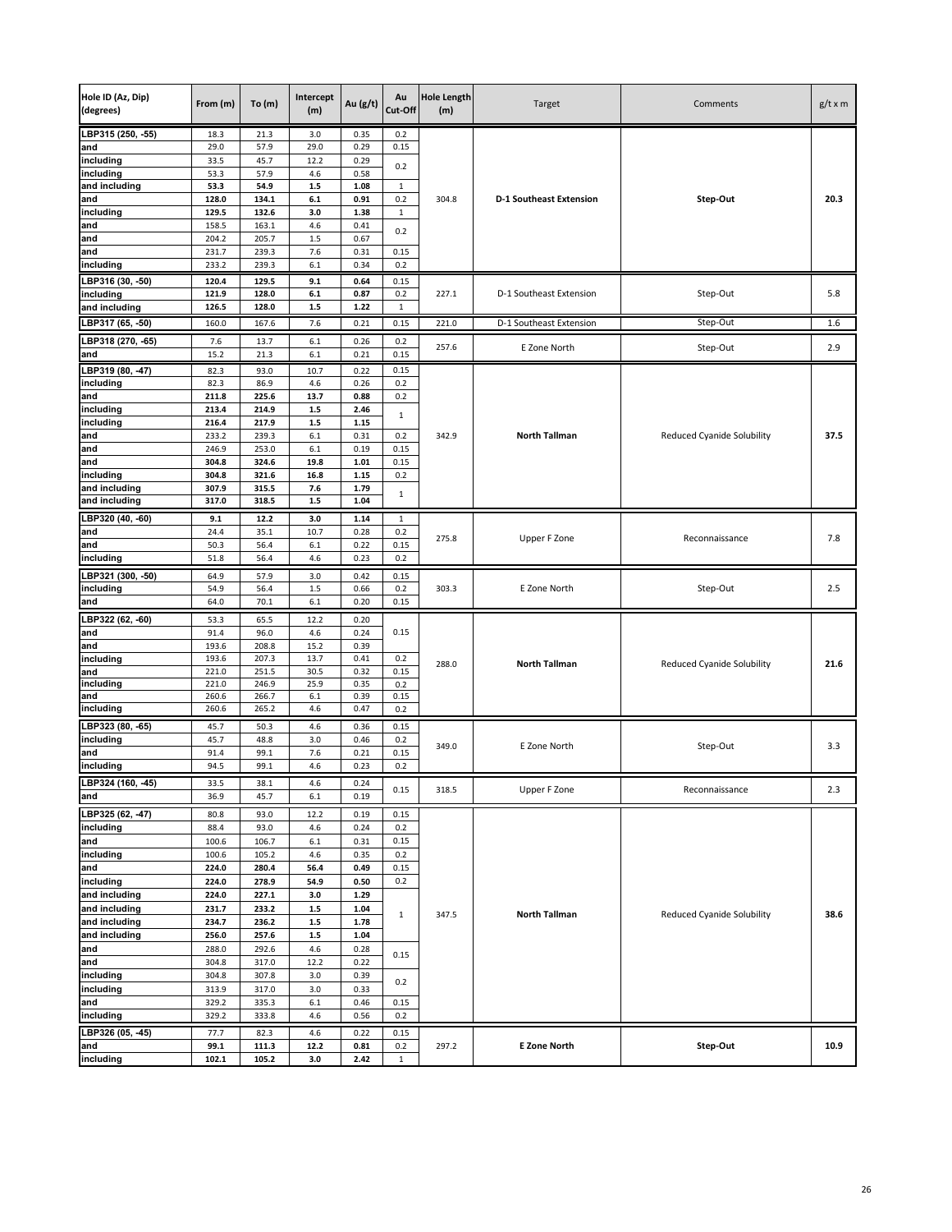| Hole ID (Az, Dip) (degrees) | From (m) | To (m) | Intercept (m) | Au (g/t) | Au Cut-Off | Hole Length (m) | Target | Comments | g/t x m |
|---|---|---|---|---|---|---|---|---|---|
| LBP315 (250, -55) | 18.3 | 21.3 | 3.0 | 0.35 | 0.2 | 304.8 | **D-1 Southeast Extension** | **Step-Out** | **20.3** |
| and | 29.0 | 57.9 | 29.0 | 0.29 | 0.15 | | | | |
| including | 33.5 | 45.7 | 12.2 | 0.29 | 0.2 | | | | |
| including | 53.3 | 57.9 | 4.6 | 0.58 | | | | | |
| and including | **53.3** | **54.9** | **1.5** | **1.08** | 1 | | | | |
| and | **128.0** | **134.1** | **6.1** | **0.91** | 0.2 | | | | |
| including | **129.5** | **132.6** | **3.0** | **1.38** | 1 | | | | |
| and | 158.5 | 163.1 | 4.6 | 0.41 | 0.2 | | | | |
| and | 204.2 | 205.7 | 1.5 | 0.67 | | | | | |
| and | 231.7 | 239.3 | 7.6 | 0.31 | 0.15 | | | | |
| including | 233.2 | 239.3 | 6.1 | 0.34 | 0.2 | | | | |
| LBP316 (30, -50) | **120.4** | **129.5** | **9.1** | **0.64** | 0.15 | 227.1 | D-1 Southeast Extension | Step-Out | 5.8 |
| including | **121.9** | **128.0** | **6.1** | **0.87** | 0.2 | | | | |
| and including | **126.5** | **128.0** | **1.5** | **1.22** | 1 | | | | |
| LBP317 (65, -50) | 160.0 | 167.6 | 7.6 | 0.21 | 0.15 | 221.0 | D-1 Southeast Extension | Step-Out | 1.6 |
| LBP318 (270, -65) | 7.6 | 13.7 | 6.1 | 0.26 | 0.2 | 257.6 | E Zone North | Step-Out | 2.9 |
| and | 15.2 | 21.3 | 6.1 | 0.21 | 0.15 | | | | |
| LBP319 (80, -47) | 82.3 | 93.0 | 10.7 | 0.22 | 0.15 | 342.9 | **North Tallman** | Reduced Cyanide Solubility | **37.5** |
| including | 82.3 | 86.9 | 4.6 | 0.26 | 0.2 | | | | |
| and | **211.8** | **225.6** | **13.7** | **0.88** | 0.2 | | | | |
| including | **213.4** | **214.9** | **1.5** | **2.46** | 1 | | | | |
| including | **216.4** | **217.9** | **1.5** | **1.15** | | | | | |
| and | 233.2 | 239.3 | 6.1 | 0.31 | 0.2 | | | | |
| and | 246.9 | 253.0 | 6.1 | 0.19 | 0.15 | | | | |
| and | **304.8** | **324.6** | **19.8** | **1.01** | 0.15 | | | | |
| including | **304.8** | **321.6** | **16.8** | **1.15** | 0.2 | | | | |
| and including | **307.9** | **315.5** | **7.6** | **1.79** | 1 | | | | |
| and including | **317.0** | **318.5** | **1.5** | **1.04** | | | | | |
| LBP320 (40, -60) | **9.1** | **12.2** | **3.0** | **1.14** | 1 | 275.8 | Upper F Zone | Reconnaissance | 7.8 |
| and | 24.4 | 35.1 | 10.7 | 0.28 | 0.2 | | | | |
| and | 50.3 | 56.4 | 6.1 | 0.22 | 0.15 | | | | |
| including | 51.8 | 56.4 | 4.6 | 0.23 | 0.2 | | | | |
| LBP321 (300, -50) | 64.9 | 57.9 | 3.0 | 0.42 | 0.15 | 303.3 | E Zone North | Step-Out | 2.5 |
| including | 54.9 | 56.4 | 1.5 | 0.66 | 0.2 | | | | |
| and | 64.0 | 70.1 | 6.1 | 0.20 | 0.15 | | | | |
| LBP322 (62, -60) | 53.3 | 65.5 | 12.2 | 0.20 | 0.15 | 288.0 | **North Tallman** | Reduced Cyanide Solubility | **21.6** |
| and | 91.4 | 96.0 | 4.6 | 0.24 | | | | | |
| and | 193.6 | 208.8 | 15.2 | 0.39 | | | | | |
| including | 193.6 | 207.3 | 13.7 | 0.41 | 0.2 | | | | |
| and | 221.0 | 251.5 | 30.5 | 0.32 | 0.15 | | | | |
| including | 221.0 | 246.9 | 25.9 | 0.35 | 0.2 | | | | |
| and | 260.6 | 266.7 | 6.1 | 0.39 | 0.15 | | | | |
| including | 260.6 | 265.2 | 4.6 | 0.47 | 0.2 | | | | |
| LBP323 (80, -65) | 45.7 | 50.3 | 4.6 | 0.36 | 0.15 | 349.0 | E Zone North | Step-Out | 3.3 |
| including | 45.7 | 48.8 | 3.0 | 0.46 | 0.2 | | | | |
| and | 91.4 | 99.1 | 7.6 | 0.21 | 0.15 | | | | |
| including | 94.5 | 99.1 | 4.6 | 0.23 | 0.2 | | | | |
| LBP324 (160, -45) | 33.5 | 38.1 | 4.6 | 0.24 | 0.15 | 318.5 | Upper F Zone | Reconnaissance | 2.3 |
| and | 36.9 | 45.7 | 6.1 | 0.19 | | | | | |
| LBP325 (62, -47) | 80.8 | 93.0 | 12.2 | 0.19 | 0.15 | 347.5 | **North Tallman** | Reduced Cyanide Solubility | **38.6** |
| including | 88.4 | 93.0 | 4.6 | 0.24 | 0.2 | | | | |
| and | 100.6 | 106.7 | 6.1 | 0.31 | 0.15 | | | | |
| including | 100.6 | 105.2 | 4.6 | 0.35 | 0.2 | | | | |
| and | **224.0** | **280.4** | **56.4** | **0.49** | 0.15 | | | | |
| including | **224.0** | **278.9** | **54.9** | **0.50** | 0.2 | | | | |
| and including | **224.0** | **227.1** | **3.0** | **1.29** | 1 | | | | |
| and including | **231.7** | **233.2** | **1.5** | **1.04** | | | | | |
| and including | **234.7** | **236.2** | **1.5** | **1.78** | | | | | |
| and including | **256.0** | **257.6** | **1.5** | **1.04** | | | | | |
| and | 288.0 | 292.6 | 4.6 | 0.28 | 0.15 | | | | |
| and | 304.8 | 317.0 | 12.2 | 0.22 | | | | | |
| including | 304.8 | 307.8 | 3.0 | 0.39 | 0.2 | | | | |
| including | 313.9 | 317.0 | 3.0 | 0.33 | | | | | |
| and | 329.2 | 335.3 | 6.1 | 0.46 | 0.15 | | | | |
| including | 329.2 | 333.8 | 4.6 | 0.56 | 0.2 | | | | |
| LBP326 (05, -45) | 77.7 | 82.3 | 4.6 | 0.22 | 0.15 | 297.2 | **E Zone North** | **Step-Out** | **10.9** |
| and | **99.1** | **111.3** | **12.2** | **0.81** | 0.2 | | | | |
| including | **102.1** | **105.2** | **3.0** | **2.42** | 1 | | | | |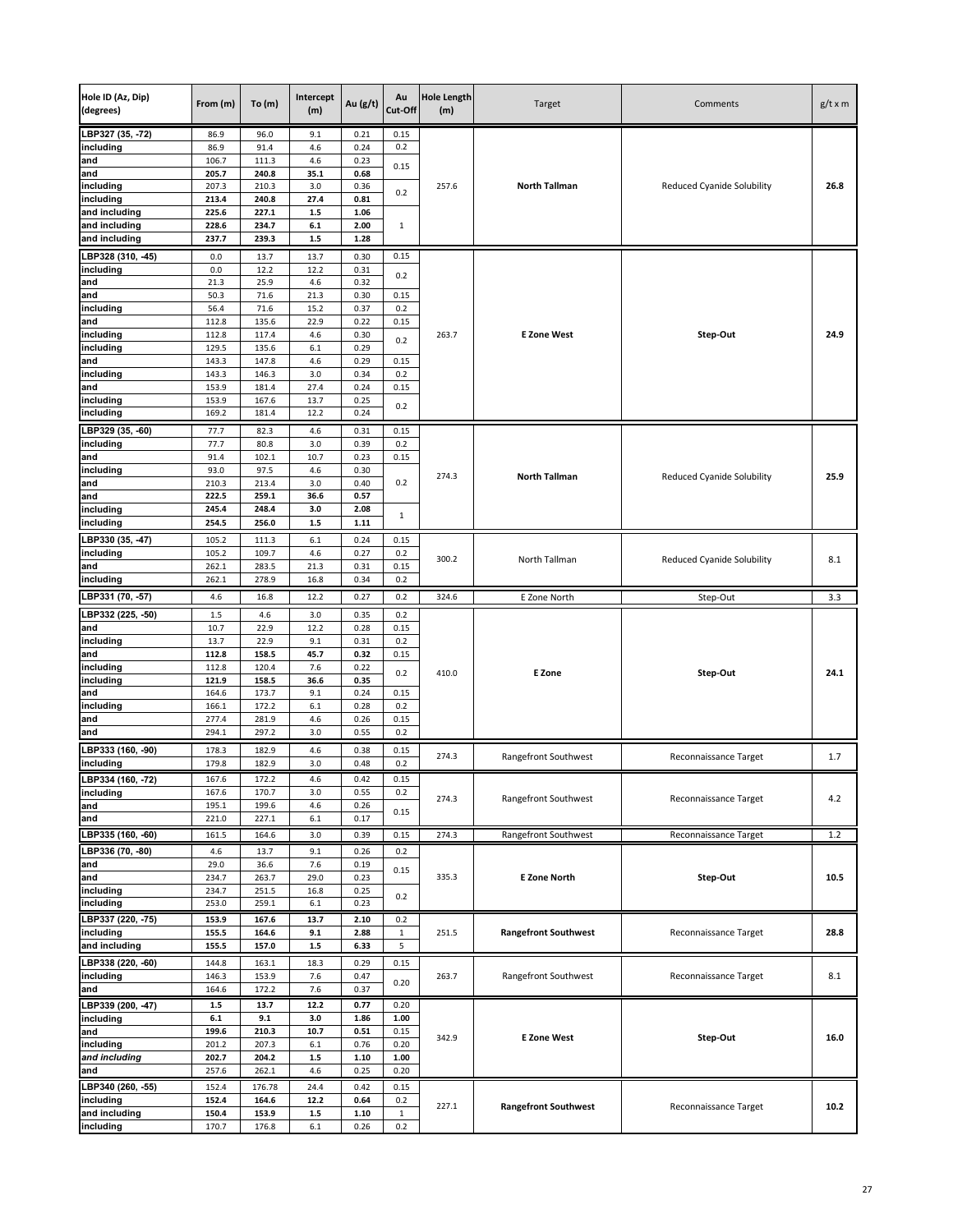| Hole ID (Az, Dip) (degrees) | From (m) | To (m) | Intercept (m) | Au (g/t) | Au Cut-Off | Hole Length (m) | Target | Comments | g/t x m |
|---|---|---|---|---|---|---|---|---|---|
| LBP327 (35, -72) | 86.9 | 96.0 | 9.1 | 0.21 | 0.15 | 257.6 | **North Tallman** | Reduced Cyanide Solubility | **26.8** |
| including | 86.9 | 91.4 | 4.6 | 0.24 | 0.2 | | | | |
| and | 106.7 | 111.3 | 4.6 | 0.23 | 0.15 | | | | |
| and | **205.7** | **240.8** | **35.1** | **0.68** | | | | | |
| including | 207.3 | 210.3 | 3.0 | 0.36 | 0.2 | | | | |
| including | **213.4** | **240.8** | **27.4** | **0.81** | | | | | |
| and including | **225.6** | **227.1** | **1.5** | **1.06** | 1 | | | | |
| and including | **228.6** | **234.7** | **6.1** | **2.00** | | | | | |
| and including | **237.7** | **239.3** | **1.5** | **1.28** | | | | | |
| LBP328 (310, -45) | 0.0 | 13.7 | 13.7 | 0.30 | 0.15 | 263.7 | **E Zone West** | **Step-Out** | **24.9** |
| including | 0.0 | 12.2 | 12.2 | 0.31 | 0.2 | | | | |
| and | 21.3 | 25.9 | 4.6 | 0.32 | | | | | |
| and | 50.3 | 71.6 | 21.3 | 0.30 | 0.15 | | | | |
| including | 56.4 | 71.6 | 15.2 | 0.37 | 0.2 | | | | |
| and | 112.8 | 135.6 | 22.9 | 0.22 | 0.15 | | | | |
| including | 112.8 | 117.4 | 4.6 | 0.30 | 0.2 | | | | |
| including | 129.5 | 135.6 | 6.1 | 0.29 | | | | | |
| and | 143.3 | 147.8 | 4.6 | 0.29 | 0.15 | | | | |
| including | 143.3 | 146.3 | 3.0 | 0.34 | 0.2 | | | | |
| and | 153.9 | 181.4 | 27.4 | 0.24 | 0.15 | | | | |
| including | 153.9 | 167.6 | 13.7 | 0.25 | 0.2 | | | | |
| including | 169.2 | 181.4 | 12.2 | 0.24 | | | | | |
| LBP329 (35, -60) | 77.7 | 82.3 | 4.6 | 0.31 | 0.15 | 274.3 | **North Tallman** | Reduced Cyanide Solubility | **25.9** |
| including | 77.7 | 80.8 | 3.0 | 0.39 | 0.2 | | | | |
| and | 91.4 | 102.1 | 10.7 | 0.23 | 0.15 | | | | |
| including | 93.0 | 97.5 | 4.6 | 0.30 | 0.2 | | | | |
| and | 210.3 | 213.4 | 3.0 | 0.40 | | | | | |
| and | **222.5** | **259.1** | **36.6** | **0.57** | | | | | |
| including | **245.4** | **248.4** | **3.0** | **2.08** | 1 | | | | |
| including | **254.5** | **256.0** | **1.5** | **1.11** | | | | | |
| LBP330 (35, -47) | 105.2 | 111.3 | 6.1 | 0.24 | 0.15 | 300.2 | North Tallman | Reduced Cyanide Solubility | 8.1 |
| including | 105.2 | 109.7 | 4.6 | 0.27 | 0.2 | | | | |
| and | 262.1 | 283.5 | 21.3 | 0.31 | 0.15 | | | | |
| including | 262.1 | 278.9 | 16.8 | 0.34 | 0.2 | | | | |
| LBP331 (70, -57) | 4.6 | 16.8 | 12.2 | 0.27 | 0.2 | 324.6 | E Zone North | Step-Out | 3.3 |
| LBP332 (225, -50) | 1.5 | 4.6 | 3.0 | 0.35 | 0.2 | 410.0 | **E Zone** | **Step-Out** | **24.1** |
| and | 10.7 | 22.9 | 12.2 | 0.28 | 0.15 | | | | |
| including | 13.7 | 22.9 | 9.1 | 0.31 | 0.2 | | | | |
| and | **112.8** | **158.5** | **45.7** | **0.32** | 0.15 | | | | |
| including | 112.8 | 120.4 | 7.6 | 0.22 | 0.2 | | | | |
| including | **121.9** | **158.5** | **36.6** | **0.35** | | | | | |
| and | 164.6 | 173.7 | 9.1 | 0.24 | 0.15 | | | | |
| including | 166.1 | 172.2 | 6.1 | 0.28 | 0.2 | | | | |
| and | 277.4 | 281.9 | 4.6 | 0.26 | 0.15 | | | | |
| and | 294.1 | 297.2 | 3.0 | 0.55 | 0.2 | | | | |
| LBP333 (160, -90) | 178.3 | 182.9 | 4.6 | 0.38 | 0.15 | 274.3 | Rangefront Southwest | Reconnaissance Target | 1.7 |
| including | 179.8 | 182.9 | 3.0 | 0.48 | 0.2 | | | | |
| LBP334 (160, -72) | 167.6 | 172.2 | 4.6 | 0.42 | 0.15 | 274.3 | Rangefront Southwest | Reconnaissance Target | 4.2 |
| including | 167.6 | 170.7 | 3.0 | 0.55 | 0.2 | | | | |
| and | 195.1 | 199.6 | 4.6 | 0.26 | 0.15 | | | | |
| and | 221.0 | 227.1 | 6.1 | 0.17 | | | | | |
| LBP335 (160, -60) | 161.5 | 164.6 | 3.0 | 0.39 | 0.15 | 274.3 | Rangefront Southwest | Reconnaissance Target | 1.2 |
| LBP336 (70, -80) | 4.6 | 13.7 | 9.1 | 0.26 | 0.2 | 335.3 | **E Zone North** | **Step-Out** | **10.5** |
| and | 29.0 | 36.6 | 7.6 | 0.19 | 0.15 | | | | |
| and | 234.7 | 263.7 | 29.0 | 0.23 | | | | | |
| including | 234.7 | 251.5 | 16.8 | 0.25 | 0.2 | | | | |
| including | 253.0 | 259.1 | 6.1 | 0.23 | | | | | |
| LBP337 (220, -75) | **153.9** | **167.6** | **13.7** | **2.10** | 0.2 | 251.5 | **Rangefront Southwest** | Reconnaissance Target | **28.8** |
| including | **155.5** | **164.6** | **9.1** | **2.88** | 1 | | | | |
| and including | **155.5** | **157.0** | **1.5** | **6.33** | 5 | | | | |
| LBP338 (220, -60) | 144.8 | 163.1 | 18.3 | 0.29 | 0.15 | 263.7 | Rangefront Southwest | Reconnaissance Target | 8.1 |
| including | 146.3 | 153.9 | 7.6 | 0.47 | 0.20 | | | | |
| and | 164.6 | 172.2 | 7.6 | 0.37 | | | | | |
| LBP339 (200, -47) | **1.5** | **13.7** | **12.2** | **0.77** | **0.20** | 342.9 | **E Zone West** | **Step-Out** | **16.0** |
| including | **6.1** | **9.1** | **3.0** | **1.86** | **1.00** | | | | |
| and | **199.6** | **210.3** | **10.7** | **0.51** | 0.15 | | | | |
| including | **201.2** | **207.3** | **6.1** | **0.76** | 0.20 | | | | |
| *and including* | **202.7** | **204.2** | **1.5** | **1.10** | **1.00** | | | | |
| and | 257.6 | 262.1 | 4.6 | 0.25 | 0.20 | | | | |
| LBP340 (260, -55) | 152.4 | 176.78 | 24.4 | 0.42 | 0.15 | 227.1 | **Rangefront Southwest** | Reconnaissance Target | **10.2** |
| including | **152.4** | **164.6** | **12.2** | **0.64** | 0.2 | | | | |
| and including | 150.4 | 153.9 | 1.5 | 1.10 | 1 | | | | |
| including | 170.7 | 176.8 | 6.1 | 0.26 | 0.2 | | | | |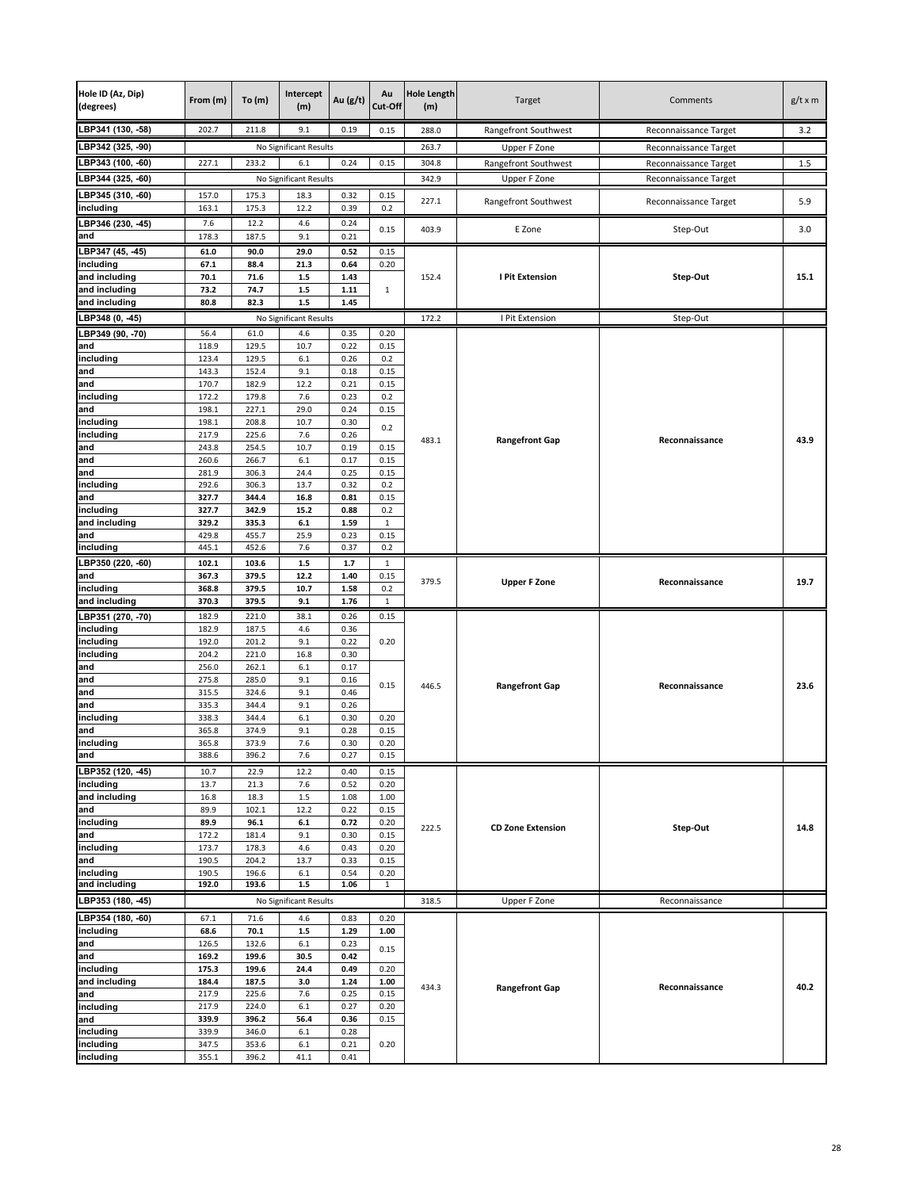| Hole ID (Az, Dip) (degrees) | From (m) | To (m) | Intercept (m) | Au (g/t) | Au Cut-Off | Hole Length (m) | Target | Comments | g/t x m |
|---|---|---|---|---|---|---|---|---|---|
| LBP341 (130, -58) | 202.7 | 211.8 | 9.1 | 0.19 | 0.15 | 288.0 | Rangefront Southwest | Reconnaissance Target | 3.2 |
| LBP342 (325, -90) | No Significant Results | | | | | 263.7 | Upper F Zone | Reconnaissance Target | |
| LBP343 (100, -60) | 227.1 | 233.2 | 6.1 | 0.24 | 0.15 | 304.8 | Rangefront Southwest | Reconnaissance Target | 1.5 |
| LBP344 (325, -60) | No Significant Results | | | | | 342.9 | Upper F Zone | Reconnaissance Target | |
| LBP345 (310, -60) | 157.0 | 175.3 | 18.3 | 0.32 | 0.15 | 227.1 | Rangefront Southwest | Reconnaissance Target | 5.9 |
| including | 163.1 | 175.3 | 12.2 | 0.39 | 0.2 | | | | |
| LBP346 (230, -45) | 7.6 | 12.2 | 4.6 | 0.24 | 0.15 | 403.9 | E Zone | Step-Out | 3.0 |
| and | 178.3 | 187.5 | 9.1 | 0.21 | | | | | |
| **LBP347 (45, -45)** | **61.0** | **90.0** | **29.0** | **0.52** | 0.15 | 152.4 | **I Pit Extension** | **Step-Out** | **15.1** |
| **including** | **67.1** | **88.4** | **21.3** | **0.64** | 0.20 | | | | |
| **and including** | **70.1** | **71.6** | **1.5** | **1.43** | 1 | | | | |
| **and including** | **73.2** | **74.7** | **1.5** | **1.11** | | | | | |
| **and including** | **80.8** | **82.3** | **1.5** | **1.45** | | | | | |
| LBP348 (0, -45) | No Significant Results | | | | | 172.2 | I Pit Extension | Step-Out | |
| LBP349 (90, -70) | 56.4 | 61.0 | 4.6 | 0.35 | 0.20 | 483.1 | **Rangefront Gap** | **Reconnaissance** | **43.9** |
| and | 118.9 | 129.5 | 10.7 | 0.22 | 0.15 | | | | |
| including | 123.4 | 129.5 | 6.1 | 0.26 | 0.2 | | | | |
| and | 143.3 | 152.4 | 9.1 | 0.18 | 0.15 | | | | |
| and | 170.7 | 182.9 | 12.2 | 0.21 | 0.15 | | | | |
| including | 172.2 | 179.8 | 7.6 | 0.23 | 0.2 | | | | |
| and | 198.1 | 227.1 | 29.0 | 0.24 | 0.15 | | | | |
| including | 198.1 | 208.8 | 10.7 | 0.30 | 0.2 | | | | |
| including | 217.9 | 225.6 | 7.6 | 0.26 | | | | | |
| and | 243.8 | 254.5 | 10.7 | 0.19 | 0.15 | | | | |
| and | 260.6 | 266.7 | 6.1 | 0.17 | 0.15 | | | | |
| and | 281.9 | 306.3 | 24.4 | 0.25 | 0.15 | | | | |
| including | 292.6 | 306.3 | 13.7 | 0.32 | 0.2 | | | | |
| **and** | **327.7** | **344.4** | **16.8** | **0.81** | 0.15 | | | | |
| **including** | **327.7** | **342.9** | **15.2** | **0.88** | 0.2 | | | | |
| **and including** | **329.2** | **335.3** | **6.1** | **1.59** | 1 | | | | |
| and | 429.8 | 455.7 | 25.9 | 0.23 | 0.15 | | | | |
| including | 445.1 | 452.6 | 7.6 | 0.37 | 0.2 | | | | |
| **LBP350 (220, -60)** | **102.1** | **103.6** | **1.5** | **1.7** | 1 | 379.5 | **Upper F Zone** | **Reconnaissance** | **19.7** |
| **and** | **367.3** | **379.5** | **12.2** | **1.40** | 0.15 | | | | |
| **including** | **368.8** | **379.5** | **10.7** | **1.58** | 0.2 | | | | |
| **and including** | **370.3** | **379.5** | **9.1** | **1.76** | 1 | | | | |
| LBP351 (270, -70) | 182.9 | 221.0 | 38.1 | 0.26 | 0.15 | 446.5 | **Rangefront Gap** | **Reconnaissance** | **23.6** |
| including | 182.9 | 187.5 | 4.6 | 0.36 | 0.20 | | | | |
| including | 192.0 | 201.2 | 9.1 | 0.22 | | | | | |
| including | 204.2 | 221.0 | 16.8 | 0.30 | | | | | |
| and | 256.0 | 262.1 | 6.1 | 0.17 | 0.15 | | | | |
| and | 275.8 | 285.0 | 9.1 | 0.16 | | | | | |
| and | 315.5 | 324.6 | 9.1 | 0.46 | | | | | |
| and | 335.3 | 344.4 | 9.1 | 0.26 | | | | | |
| including | 338.3 | 344.4 | 6.1 | 0.30 | 0.20 | | | | |
| and | 365.8 | 374.9 | 9.1 | 0.28 | 0.15 | | | | |
| including | 365.8 | 373.9 | 7.6 | 0.30 | 0.20 | | | | |
| and | 388.6 | 396.2 | 7.6 | 0.27 | 0.15 | | | | |
| LBP352 (120, -45) | 10.7 | 22.9 | 12.2 | 0.40 | 0.15 | 222.5 | **CD Zone Extension** | **Step-Out** | **14.8** |
| including | 13.7 | 21.3 | 7.6 | 0.52 | 0.20 | | | | |
| and including | 16.8 | 18.3 | 1.5 | 1.08 | 1.00 | | | | |
| and | 89.9 | 102.1 | 12.2 | 0.22 | 0.15 | | | | |
| including | **89.9** | **96.1** | **6.1** | **0.72** | 0.20 | | | | |
| and | 172.2 | 181.4 | 9.1 | 0.30 | 0.15 | | | | |
| including | 173.7 | 178.3 | 4.6 | 0.43 | 0.20 | | | | |
| and | 190.5 | 204.2 | 13.7 | 0.33 | 0.15 | | | | |
| including | 190.5 | 196.6 | 6.1 | 0.54 | 0.20 | | | | |
| **and including** | **192.0** | **193.6** | **1.5** | **1.06** | 1 | | | | |
| LBP353 (180, -45) | No Significant Results | | | | | 318.5 | Upper F Zone | Reconnaissance | |
| LBP354 (180, -60) | 67.1 | 71.6 | 4.6 | 0.83 | 0.20 | 434.3 | **Rangefront Gap** | **Reconnaissance** | **40.2** |
| including | **68.6** | **70.1** | **1.5** | **1.29** | **1.00** | | | | |
| and | 126.5 | 132.6 | 6.1 | 0.23 | 0.15 | | | | |
| and | **169.2** | **199.6** | **30.5** | **0.42** | | | | | |
| including | **175.3** | **199.6** | **24.4** | **0.49** | 0.20 | | | | |
| and including | **184.4** | **187.5** | **3.0** | **1.24** | **1.00** | | | | |
| and | 217.9 | 225.6 | 7.6 | 0.25 | 0.15 | | | | |
| including | 217.9 | 224.0 | 6.1 | 0.27 | 0.20 | | | | |
| and | **339.9** | **396.2** | **56.4** | **0.36** | 0.15 | | | | |
| including | 339.9 | 346.0 | 6.1 | 0.28 | 0.20 | | | | |
| including | 347.5 | 353.6 | 6.1 | 0.21 | | | | | |
| including | 355.1 | 396.2 | 41.1 | 0.41 | | | | | |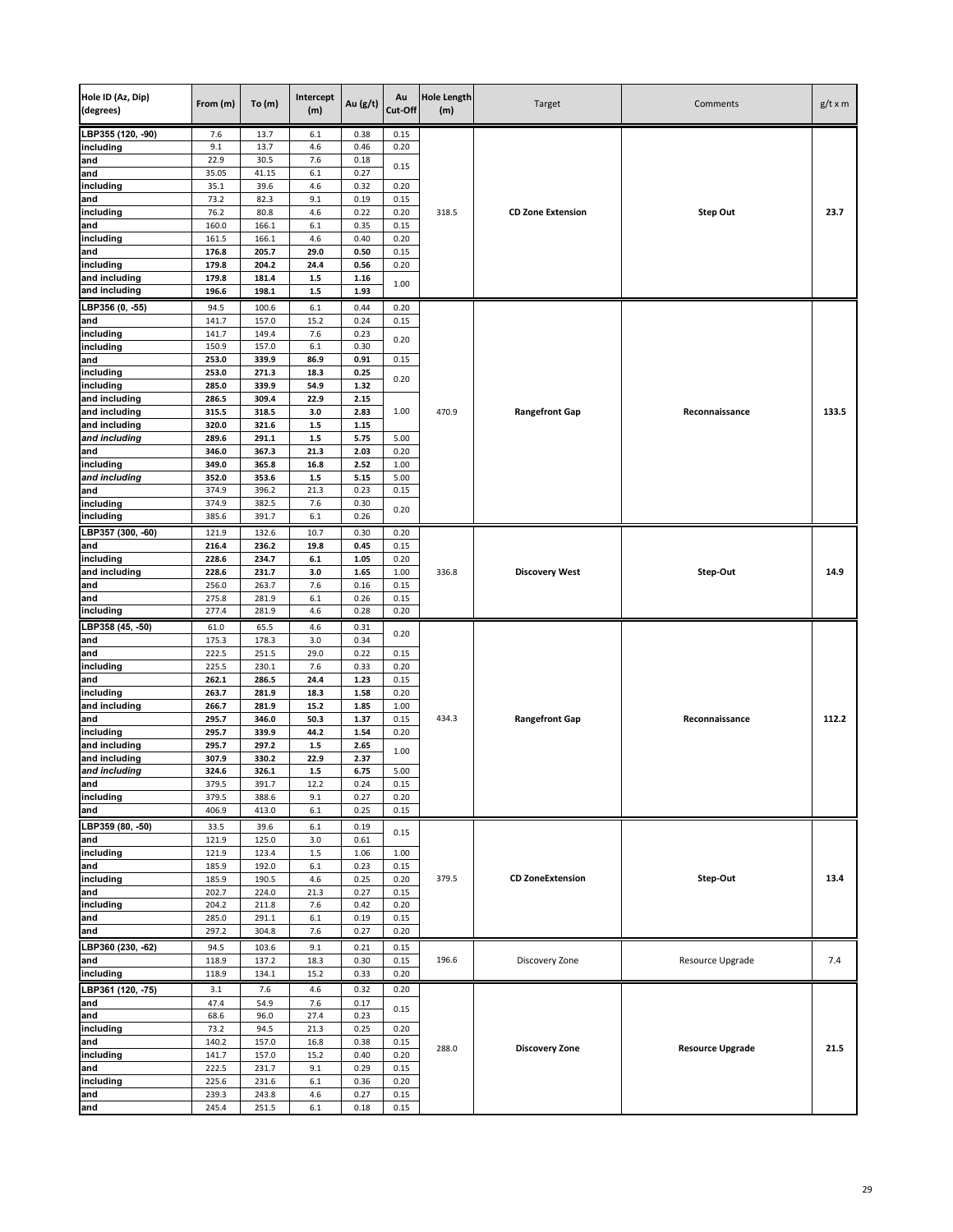| Hole ID (Az, Dip) (degrees) | From (m) | To (m) | Intercept (m) | Au (g/t) | Au Cut-Off | Hole Length (m) | Target | Comments | g/t x m |
|---|---|---|---|---|---|---|---|---|---|
| LBP355 (120, -90) | 7.6 | 13.7 | 6.1 | 0.38 | 0.15 | 318.5 | **CD Zone Extension** | **Step Out** | **23.7** |
| including | 9.1 | 13.7 | 4.6 | 0.46 | 0.20 | | | | |
| and | 22.9 | 30.5 | 7.6 | 0.18 | 0.15 | | | | |
| and | 35.05 | 41.15 | 6.1 | 0.27 | | | | | |
| including | 35.1 | 39.6 | 4.6 | 0.32 | 0.20 | | | | |
| and | 73.2 | 82.3 | 9.1 | 0.19 | 0.15 | | | | |
| including | 76.2 | 80.8 | 4.6 | 0.22 | 0.20 | | | | |
| and | 160.0 | 166.1 | 6.1 | 0.35 | 0.15 | | | | |
| including | 161.5 | 166.1 | 4.6 | 0.40 | 0.20 | | | | |
| and | **176.8** | **205.7** | **29.0** | **0.50** | 0.15 | | | | |
| including | **179.8** | **204.2** | **24.4** | **0.56** | 0.20 | | | | |
| and including | **179.8** | **181.4** | **1.5** | **1.16** | 1.00 | | | | |
| and including | **196.6** | **198.1** | **1.5** | **1.93** | | | | | |
| LBP356 (0, -55) | 94.5 | 100.6 | 6.1 | 0.44 | 0.20 | 470.9 | **Rangefront Gap** | **Reconnaissance** | **133.5** |
| and | 141.7 | 157.0 | 15.2 | 0.24 | 0.15 | | | | |
| including | 141.7 | 149.4 | 7.6 | 0.23 | 0.20 | | | | |
| including | 150.9 | 157.0 | 6.1 | 0.30 | | | | | |
| and | **253.0** | **339.9** | **86.9** | **0.91** | 0.15 | | | | |
| including | **253.0** | **271.3** | **18.3** | **0.25** | 0.20 | | | | |
| including | **285.0** | **339.9** | **54.9** | **1.32** | | | | | |
| and including | **286.5** | **309.4** | **22.9** | **2.15** | 1.00 | | | | |
| and including | **315.5** | **318.5** | **3.0** | **2.83** | | | | | |
| and including | **320.0** | **321.6** | **1.5** | **1.15** | | | | | |
| *and including* | **289.6** | **291.1** | **1.5** | **5.75** | 5.00 | | | | |
| and | **346.0** | **367.3** | **21.3** | **2.03** | 0.20 | | | | |
| including | **349.0** | **365.8** | **16.8** | **2.52** | 1.00 | | | | |
| *and including* | **352.0** | **353.6** | **1.5** | **5.15** | 5.00 | | | | |
| and | 374.9 | 396.2 | 21.3 | 0.23 | 0.15 | | | | |
| including | 374.9 | 382.5 | 7.6 | 0.30 | 0.20 | | | | |
| including | 385.6 | 391.7 | 6.1 | 0.26 | | | | | |
| LBP357 (300, -60) | 121.9 | 132.6 | 10.7 | 0.30 | 0.20 | 336.8 | **Discovery West** | **Step-Out** | **14.9** |
| and | **216.4** | **236.2** | **19.8** | **0.45** | 0.15 | | | | |
| including | **228.6** | **234.7** | **6.1** | **1.05** | 0.20 | | | | |
| and including | **228.6** | **231.7** | **3.0** | **1.65** | 1.00 | | | | |
| and | 256.0 | 263.7 | 7.6 | 0.16 | 0.15 | | | | |
| and | 275.8 | 281.9 | 6.1 | 0.26 | 0.15 | | | | |
| including | 277.4 | 281.9 | 4.6 | 0.28 | 0.20 | | | | |
| LBP358 (45, -50) | 61.0 | 65.5 | 4.6 | 0.31 | 0.20 | 434.3 | **Rangefront Gap** | **Reconnaissance** | **112.2** |
| and | 175.3 | 178.3 | 3.0 | 0.34 | | | | | |
| and | 222.5 | 251.5 | 29.0 | 0.22 | 0.15 | | | | |
| including | 225.5 | 230.1 | 7.6 | 0.33 | 0.20 | | | | |
| and | **262.1** | **286.5** | **24.4** | **1.23** | 0.15 | | | | |
| including | **263.7** | **281.9** | **18.3** | **1.58** | 0.20 | | | | |
| and including | **266.7** | **281.9** | **15.2** | **1.85** | 1.00 | | | | |
| and | **295.7** | **346.0** | **50.3** | **1.37** | 0.15 | | | | |
| including | **295.7** | **339.9** | **44.2** | **1.54** | 0.20 | | | | |
| and including | **295.7** | **297.2** | **1.5** | **2.65** | 1.00 | | | | |
| and including | **307.9** | **330.2** | **22.9** | **2.37** | | | | | |
| *and including* | **324.6** | **326.1** | **1.5** | **6.75** | 5.00 | | | | |
| and | 379.5 | 391.7 | 12.2 | 0.24 | 0.15 | | | | |
| including | 379.5 | 388.6 | 9.1 | 0.27 | 0.20 | | | | |
| and | 406.9 | 413.0 | 6.1 | 0.25 | 0.15 | | | | |
| LBP359 (80, -50) | 33.5 | 39.6 | 6.1 | 0.19 | 0.15 | 379.5 | **CD ZoneExtension** | **Step-Out** | **13.4** |
| and | 121.9 | 125.0 | 3.0 | 0.61 | | | | | |
| including | 121.9 | 123.4 | 1.5 | 1.06 | 1.00 | | | | |
| and | 185.9 | 192.0 | 6.1 | 0.23 | 0.15 | | | | |
| including | 185.9 | 190.5 | 4.6 | 0.25 | 0.20 | | | | |
| and | 202.7 | 224.0 | 21.3 | 0.27 | 0.15 | | | | |
| including | 204.2 | 211.8 | 7.6 | 0.42 | 0.20 | | | | |
| and | 285.0 | 291.1 | 6.1 | 0.19 | 0.15 | | | | |
| and | 297.2 | 304.8 | 7.6 | 0.27 | 0.20 | | | | |
| LBP360 (230, -62) | 94.5 | 103.6 | 9.1 | 0.21 | 0.15 | 196.6 | Discovery Zone | Resource Upgrade | 7.4 |
| and | 118.9 | 137.2 | 18.3 | 0.30 | 0.15 | | | | |
| including | 118.9 | 134.1 | 15.2 | 0.33 | 0.20 | | | | |
| LBP361 (120, -75) | 3.1 | 7.6 | 4.6 | 0.32 | 0.20 | 288.0 | **Discovery Zone** | **Resource Upgrade** | **21.5** |
| and | 47.4 | 54.9 | 7.6 | 0.17 | 0.15 | | | | |
| and | 68.6 | 96.0 | 27.4 | 0.23 | | | | | |
| including | 73.2 | 94.5 | 21.3 | 0.25 | 0.20 | | | | |
| and | 140.2 | 157.0 | 16.8 | 0.38 | 0.15 | | | | |
| including | 141.7 | 157.0 | 15.2 | 0.40 | 0.20 | | | | |
| and | 222.5 | 231.7 | 9.1 | 0.29 | 0.15 | | | | |
| including | 225.6 | 231.6 | 6.1 | 0.36 | 0.20 | | | | |
| and | 239.3 | 243.8 | 4.6 | 0.27 | 0.15 | | | | |
| and | 245.4 | 251.5 | 6.1 | 0.18 | 0.15 | | | | |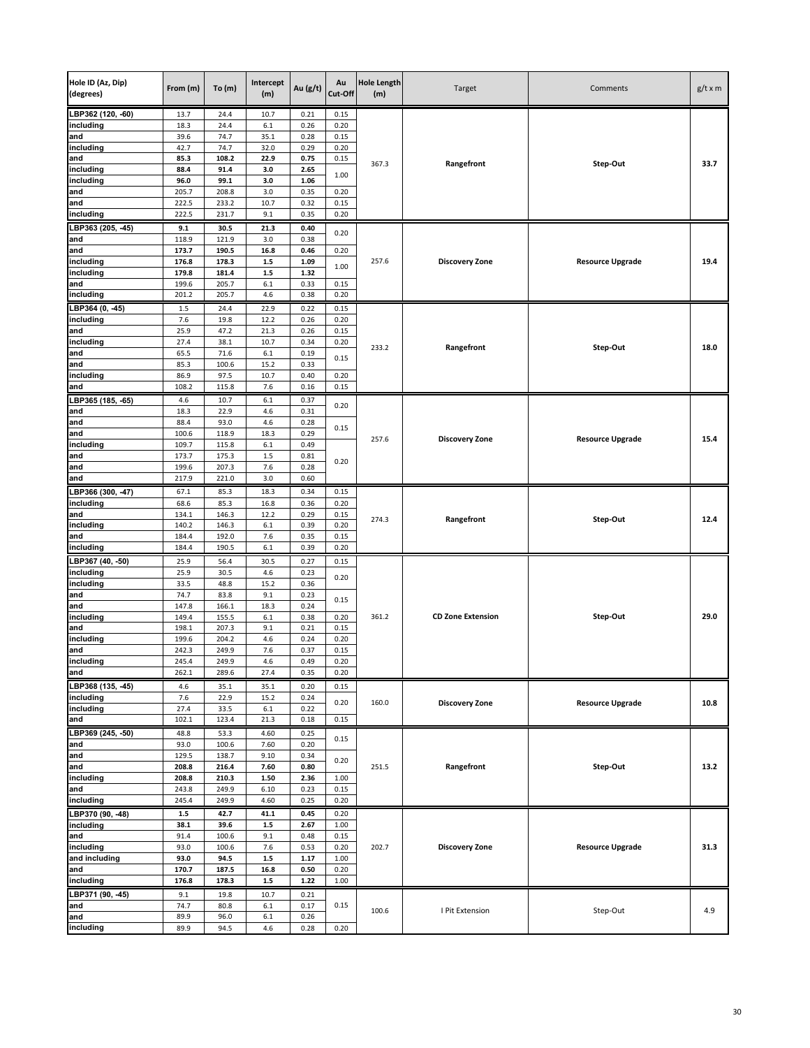| Hole ID (Az, Dip) (degrees) | From (m) | To (m) | Intercept (m) | Au (g/t) | Au Cut-Off | Hole Length (m) | Target | Comments | g/t x m |
|---|---|---|---|---|---|---|---|---|---|
| LBP362 (120, -60) | 13.7 | 24.4 | 10.7 | 0.21 | 0.15 | 367.3 | **Rangefront** | **Step-Out** | **33.7** |
| including | 18.3 | 24.4 | 6.1 | 0.26 | 0.20 | | | | |
| and | 39.6 | 74.7 | 35.1 | 0.28 | 0.15 | | | | |
| including | 42.7 | 74.7 | 32.0 | 0.29 | 0.20 | | | | |
| **and** | **85.3** | **108.2** | **22.9** | **0.75** | 0.15 | | | | |
| **including** | **88.4** | **91.4** | **3.0** | **2.65** | 1.00 | | | | |
| **including** | **96.0** | **99.1** | **3.0** | **1.06** | | | | | |
| and | 205.7 | 208.8 | 3.0 | 0.35 | 0.20 | | | | |
| and | 222.5 | 233.2 | 10.7 | 0.32 | 0.15 | | | | |
| including | 222.5 | 231.7 | 9.1 | 0.35 | 0.20 | | | | |
| LBP363 (205, -45) | **9.1** | **30.5** | **21.3** | **0.40** | 0.20 | 257.6 | **Discovery Zone** | **Resource Upgrade** | **19.4** |
| and | 118.9 | 121.9 | 3.0 | 0.38 | | | | | |
| and | **173.7** | **190.5** | **16.8** | **0.46** | 0.20 | | | | |
| including | **176.8** | **178.3** | **1.5** | **1.09** | 1.00 | | | | |
| including | **179.8** | **181.4** | **1.5** | **1.32** | | | | | |
| and | 199.6 | 205.7 | 6.1 | 0.33 | 0.15 | | | | |
| including | 201.2 | 205.7 | 4.6 | 0.38 | 0.20 | | | | |
| LBP364 (0, -45) | 1.5 | 24.4 | 22.9 | 0.22 | 0.15 | 233.2 | **Rangefront** | **Step-Out** | **18.0** |
| including | 7.6 | 19.8 | 12.2 | 0.26 | 0.20 | | | | |
| and | 25.9 | 47.2 | 21.3 | 0.26 | 0.15 | | | | |
| including | 27.4 | 38.1 | 10.7 | 0.34 | 0.20 | | | | |
| and | 65.5 | 71.6 | 6.1 | 0.19 | 0.15 | | | | |
| and | 85.3 | 100.6 | 15.2 | 0.33 | | | | | |
| including | 86.9 | 97.5 | 10.7 | 0.40 | 0.20 | | | | |
| and | 108.2 | 115.8 | 7.6 | 0.16 | 0.15 | | | | |
| LBP365 (185, -65) | 4.6 | 10.7 | 6.1 | 0.37 | 0.20 | 257.6 | **Discovery Zone** | **Resource Upgrade** | **15.4** |
| and | 18.3 | 22.9 | 4.6 | 0.31 | | | | | |
| and | 88.4 | 93.0 | 4.6 | 0.28 | 0.15 | | | | |
| and | 100.6 | 118.9 | 18.3 | 0.29 | | | | | |
| including | 109.7 | 115.8 | 6.1 | 0.49 | 0.20 | | | | |
| and | 173.7 | 175.3 | 1.5 | 0.81 | | | | | |
| and | 199.6 | 207.3 | 7.6 | 0.28 | | | | | |
| and | 217.9 | 221.0 | 3.0 | 0.60 | | | | | |
| LBP366 (300, -47) | 67.1 | 85.3 | 18.3 | 0.34 | 0.15 | 274.3 | **Rangefront** | **Step-Out** | **12.4** |
| including | 68.6 | 85.3 | 16.8 | 0.36 | 0.20 | | | | |
| and | 134.1 | 146.3 | 12.2 | 0.29 | 0.15 | | | | |
| including | 140.2 | 146.3 | 6.1 | 0.39 | 0.20 | | | | |
| and | 184.4 | 192.0 | 7.6 | 0.35 | 0.15 | | | | |
| including | 184.4 | 190.5 | 6.1 | 0.39 | 0.20 | | | | |
| LBP367 (40, -50) | 25.9 | 56.4 | 30.5 | 0.27 | 0.15 | 361.2 | **CD Zone Extension** | **Step-Out** | **29.0** |
| including | 25.9 | 30.5 | 4.6 | 0.23 | 0.20 | | | | |
| including | 33.5 | 48.8 | 15.2 | 0.36 | | | | | |
| and | 74.7 | 83.8 | 9.1 | 0.23 | 0.15 | | | | |
| and | 147.8 | 166.1 | 18.3 | 0.24 | | | | | |
| including | 149.4 | 155.5 | 6.1 | 0.38 | 0.20 | | | | |
| and | 198.1 | 207.3 | 9.1 | 0.21 | 0.15 | | | | |
| including | 199.6 | 204.2 | 4.6 | 0.24 | 0.20 | | | | |
| and | 242.3 | 249.9 | 7.6 | 0.37 | 0.15 | | | | |
| including | 245.4 | 249.9 | 4.6 | 0.49 | 0.20 | | | | |
| and | 262.1 | 289.6 | 27.4 | 0.35 | 0.20 | | | | |
| LBP368 (135, -45) | 4.6 | 35.1 | 35.1 | 0.20 | 0.15 | 160.0 | **Discovery Zone** | **Resource Upgrade** | **10.8** |
| including | 7.6 | 22.9 | 15.2 | 0.24 | 0.20 | | | | |
| including | 27.4 | 33.5 | 6.1 | 0.22 | | | | | |
| and | 102.1 | 123.4 | 21.3 | 0.18 | 0.15 | | | | |
| LBP369 (245, -50) | 48.8 | 53.3 | 4.60 | 0.25 | 0.15 | 251.5 | **Rangefront** | **Step-Out** | **13.2** |
| and | 93.0 | 100.6 | 7.60 | 0.20 | | | | | |
| and | 129.5 | 138.7 | 9.10 | 0.34 | 0.20 | | | | |
| **and** | **208.8** | **216.4** | **7.60** | **0.80** | | | | | |
| **including** | **208.8** | **210.3** | **1.50** | **2.36** | 1.00 | | | | |
| and | 243.8 | 249.9 | 6.10 | 0.23 | 0.15 | | | | |
| including | 245.4 | 249.9 | 4.60 | 0.25 | 0.20 | | | | |
| LBP370 (90, -48) | **1.5** | **42.7** | **41.1** | **0.45** | 0.20 | 202.7 | **Discovery Zone** | **Resource Upgrade** | **31.3** |
| **including** | **38.1** | **39.6** | **1.5** | **2.67** | 1.00 | | | | |
| and | 91.4 | 100.6 | 9.1 | 0.48 | 0.15 | | | | |
| including | 93.0 | 100.6 | 7.6 | 0.53 | 0.20 | | | | |
| **and including** | **93.0** | **94.5** | **1.5** | **1.17** | 1.00 | | | | |
| **and** | **170.7** | **187.5** | **16.8** | **0.50** | 0.20 | | | | |
| **including** | **176.8** | **178.3** | **1.5** | **1.22** | 1.00 | | | | |
| LBP371 (90, -45) | 9.1 | 19.8 | 10.7 | 0.21 | 0.15 | 100.6 | I Pit Extension | Step-Out | 4.9 |
| and | 74.7 | 80.8 | 6.1 | 0.17 | | | | | |
| and | 89.9 | 96.0 | 6.1 | 0.26 | | | | | |
| including | 89.9 | 94.5 | 4.6 | 0.28 | 0.20 | | | | |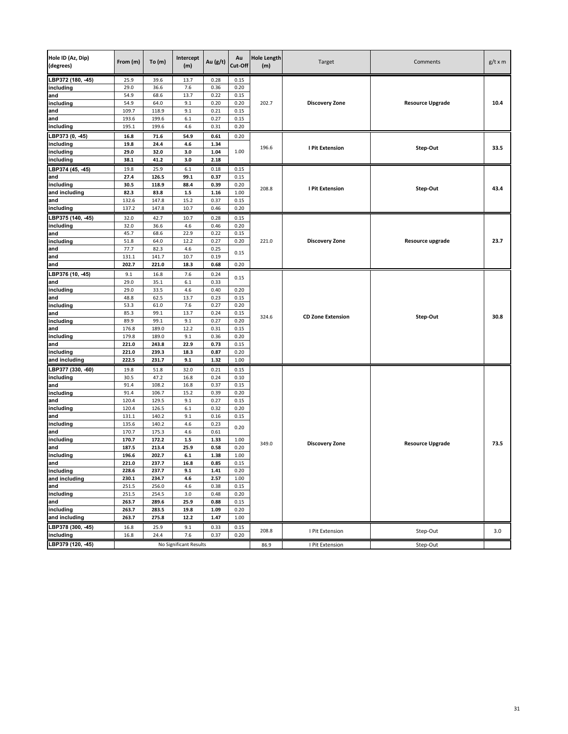| Hole ID (Az, Dip) (degrees) | From (m) | To (m) | Intercept (m) | Au (g/t) | Au Cut-Off | Hole Length (m) | Target | Comments | g/t x m |
|---|---|---|---|---|---|---|---|---|---|
| LBP372 (180, -45) | 25.9 | 39.6 | 13.7 | 0.28 | 0.15 | 202.7 | **Discovery Zone** | **Resource Upgrade** | **10.4** |
| including | 29.0 | 36.6 | 7.6 | 0.36 | 0.20 | | | | |
| and | 54.9 | 68.6 | 13.7 | 0.22 | 0.15 | | | | |
| including | 54.9 | 64.0 | 9.1 | 0.20 | 0.20 | | | | |
| and | 109.7 | 118.9 | 9.1 | 0.21 | 0.15 | | | | |
| and | 193.6 | 199.6 | 6.1 | 0.27 | 0.15 | | | | |
| including | 195.1 | 199.6 | 4.6 | 0.31 | 0.20 | | | | |
| LBP373 (0, -45) | **16.8** | **71.6** | **54.9** | **0.61** | 0.20 | 196.6 | **I Pit Extension** | **Step-Out** | **33.5** |
| including | **19.8** | **24.4** | **4.6** | **1.34** | 1.00 | | | | |
| including | **29.0** | **32.0** | **3.0** | **1.04** | | | | | |
| including | **38.1** | **41.2** | **3.0** | **2.18** | | | | | |
| LBP374 (45, -45) | 19.8 | 25.9 | 6.1 | 0.18 | 0.15 | 208.8 | **I Pit Extension** | **Step-Out** | **43.4** |
| and | **27.4** | **126.5** | **99.1** | **0.37** | 0.15 | | | | |
| including | **30.5** | **118.9** | **88.4** | **0.39** | 0.20 | | | | |
| and including | **82.3** | **83.8** | **1.5** | **1.16** | 1.00 | | | | |
| and | 132.6 | 147.8 | 15.2 | 0.37 | 0.15 | | | | |
| including | 137.2 | 147.8 | 10.7 | 0.46 | 0.20 | | | | |
| LBP375 (140, -45) | 32.0 | 42.7 | 10.7 | 0.28 | 0.15 | 221.0 | **Discovery Zone** | **Resource upgrade** | **23.7** |
| including | 32.0 | 36.6 | 4.6 | 0.46 | 0.20 | | | | |
| and | 45.7 | 68.6 | 22.9 | 0.22 | 0.15 | | | | |
| including | 51.8 | 64.0 | 12.2 | 0.27 | 0.20 | | | | |
| and | 77.7 | 82.3 | 4.6 | 0.25 | 0.15 | | | | |
| and | 131.1 | 141.7 | 10.7 | 0.19 | | | | | |
| and | **202.7** | **221.0** | **18.3** | **0.68** | 0.20 | | | | |
| LBP376 (10, -45) | 9.1 | 16.8 | 7.6 | 0.24 | 0.15 | 324.6 | **CD Zone Extension** | **Step-Out** | **30.8** |
| and | 29.0 | 35.1 | 6.1 | 0.33 | | | | | |
| including | 29.0 | 33.5 | 4.6 | 0.40 | 0.20 | | | | |
| and | 48.8 | 62.5 | 13.7 | 0.23 | 0.15 | | | | |
| including | 53.3 | 61.0 | 7.6 | 0.27 | 0.20 | | | | |
| and | 85.3 | 99.1 | 13.7 | 0.24 | 0.15 | | | | |
| including | 89.9 | 99.1 | 9.1 | 0.27 | 0.20 | | | | |
| and | 176.8 | 189.0 | 12.2 | 0.31 | 0.15 | | | | |
| including | 179.8 | 189.0 | 9.1 | 0.36 | 0.20 | | | | |
| and | **221.0** | **243.8** | **22.9** | **0.73** | 0.15 | | | | |
| including | **221.0** | **239.3** | **18.3** | **0.87** | 0.20 | | | | |
| and including | **222.5** | **231.7** | **9.1** | **1.32** | 1.00 | | | | |
| LBP377 (330, -60) | 19.8 | 51.8 | 32.0 | 0.21 | 0.15 | 349.0 | **Discovery Zone** | **Resource Upgrade** | **73.5** |
| including | 30.5 | 47.2 | 16.8 | 0.24 | 0.10 | | | | |
| and | 91.4 | 108.2 | 16.8 | 0.37 | 0.15 | | | | |
| including | 91.4 | 106.7 | 15.2 | 0.39 | 0.20 | | | | |
| and | 120.4 | 129.5 | 9.1 | 0.27 | 0.15 | | | | |
| including | 120.4 | 126.5 | 6.1 | 0.32 | 0.20 | | | | |
| and | 131.1 | 140.2 | 9.1 | 0.16 | 0.15 | | | | |
| including | 135.6 | 140.2 | 4.6 | 0.23 | 0.20 | | | | |
| and | 170.7 | 175.3 | 4.6 | 0.61 | | | | | |
| including | **170.7** | **172.2** | **1.5** | **1.33** | 1.00 | | | | |
| and | **187.5** | **213.4** | **25.9** | **0.58** | 0.20 | | | | |
| including | **196.6** | **202.7** | **6.1** | **1.38** | 1.00 | | | | |
| and | **221.0** | **237.7** | **16.8** | **0.85** | 0.15 | | | | |
| including | **228.6** | **237.7** | **9.1** | **1.41** | 0.20 | | | | |
| and including | **230.1** | **234.7** | **4.6** | **2.57** | 1.00 | | | | |
| and | 251.5 | 256.0 | 4.6 | 0.38 | 0.15 | | | | |
| including | 251.5 | 254.5 | 3.0 | 0.48 | 0.20 | | | | |
| and | **263.7** | **289.6** | **25.9** | **0.88** | 0.15 | | | | |
| including | **263.7** | **283.5** | **19.8** | **1.09** | 0.20 | | | | |
| and including | **263.7** | **275.8** | **12.2** | **1.47** | 1.00 | | | | |
| LBP378 (300, -45) | 16.8 | 25.9 | 9.1 | 0.33 | 0.15 | 208.8 | I Pit Extension | Step-Out | 3.0 |
| including | 16.8 | 24.4 | 7.6 | 0.37 | 0.20 | | | | |
| LBP379 (120, -45) | No Significant Results | | | | | 86.9 | I Pit Extension | Step-Out | |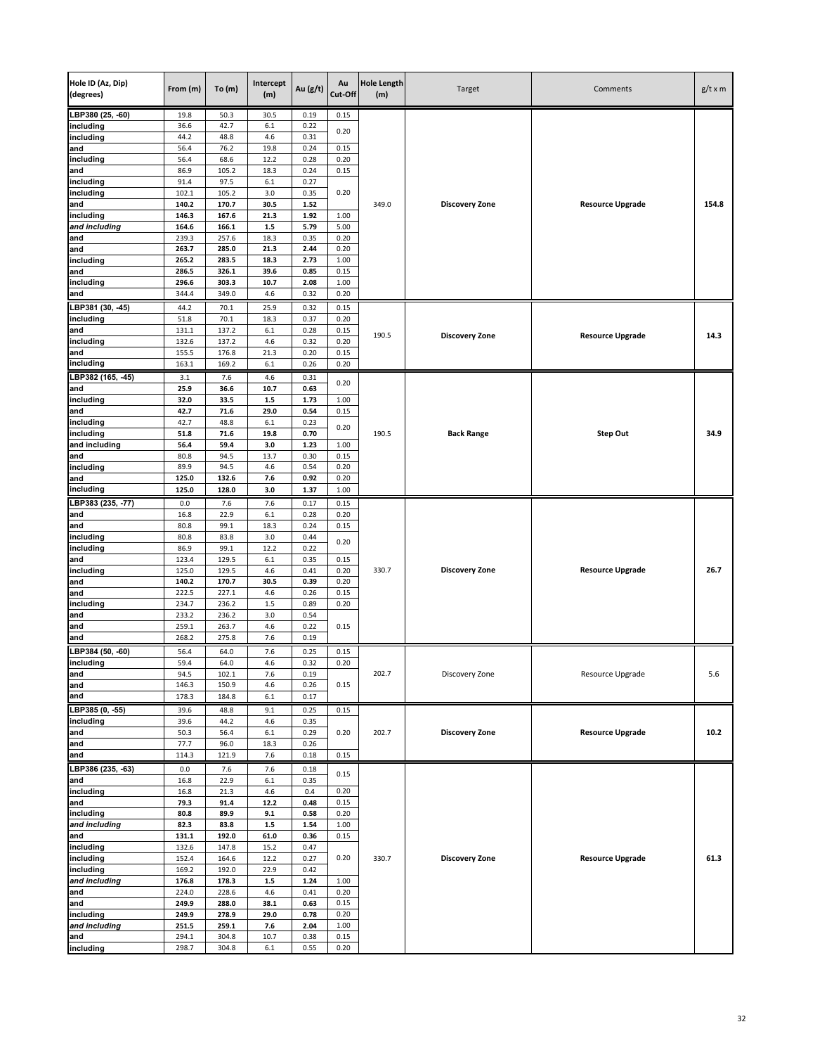| Hole ID (Az, Dip) (degrees) | From (m) | To (m) | Intercept (m) | Au (g/t) | Au Cut-Off | Hole Length (m) | Target | Comments | g/t x m |
|---|---|---|---|---|---|---|---|---|---|
| LBP380 (25, -60) | 19.8 | 50.3 | 30.5 | 0.19 | 0.15 | 349.0 | **Discovery Zone** | **Resource Upgrade** | **154.8** |
| including | 36.6 | 42.7 | 6.1 | 0.22 | 0.20 | | | | |
| including | 44.2 | 48.8 | 4.6 | 0.31 | | | | | |
| and | 56.4 | 76.2 | 19.8 | 0.24 | 0.15 | | | | |
| including | 56.4 | 68.6 | 12.2 | 0.28 | 0.20 | | | | |
| and | 86.9 | 105.2 | 18.3 | 0.24 | 0.15 | | | | |
| including | 91.4 | 97.5 | 6.1 | 0.27 | 0.20 | | | | |
| including | 102.1 | 105.2 | 3.0 | 0.35 | | | | | |
| and | **140.2** | **170.7** | **30.5** | **1.52** | | | | | |
| including | **146.3** | **167.6** | **21.3** | **1.92** | 1.00 | | | | |
| *and including* | **164.6** | **166.1** | **1.5** | **5.79** | 5.00 | | | | |
| and | 239.3 | 257.6 | 18.3 | 0.35 | 0.20 | | | | |
| and | **263.7** | **285.0** | **21.3** | **2.44** | 0.20 | | | | |
| including | **265.2** | **283.5** | **18.3** | **2.73** | 1.00 | | | | |
| and | **286.5** | **326.1** | **39.6** | **0.85** | 0.15 | | | | |
| including | **296.6** | **303.3** | **10.7** | **2.08** | 1.00 | | | | |
| and | 344.4 | 349.0 | 4.6 | 0.32 | 0.20 | | | | |
| LBP381 (30, -45) | 44.2 | 70.1 | 25.9 | 0.32 | 0.15 | 190.5 | **Discovery Zone** | **Resource Upgrade** | **14.3** |
| including | 51.8 | 70.1 | 18.3 | 0.37 | 0.20 | | | | |
| and | 131.1 | 137.2 | 6.1 | 0.28 | 0.15 | | | | |
| including | 132.6 | 137.2 | 4.6 | 0.32 | 0.20 | | | | |
| and | 155.5 | 176.8 | 21.3 | 0.20 | 0.15 | | | | |
| including | 163.1 | 169.2 | 6.1 | 0.26 | 0.20 | | | | |
| LBP382 (165, -45) | 3.1 | 7.6 | 4.6 | 0.31 | 0.20 | 190.5 | **Back Range** | **Step Out** | **34.9** |
| and | **25.9** | **36.6** | **10.7** | **0.63** | | | | | |
| including | **32.0** | **33.5** | **1.5** | **1.73** | 1.00 | | | | |
| and | **42.7** | **71.6** | **29.0** | **0.54** | 0.15 | | | | |
| including | 42.7 | 48.8 | 6.1 | 0.23 | 0.20 | | | | |
| including | **51.8** | **71.6** | **19.8** | **0.70** | | | | | |
| and including | **56.4** | **59.4** | **3.0** | **1.23** | 1.00 | | | | |
| and | 80.8 | 94.5 | 13.7 | 0.30 | 0.15 | | | | |
| including | 89.9 | 94.5 | 4.6 | 0.54 | 0.20 | | | | |
| and | **125.0** | **132.6** | **7.6** | **0.92** | 0.20 | | | | |
| including | **125.0** | **128.0** | **3.0** | **1.37** | 1.00 | | | | |
| LBP383 (235, -77) | 0.0 | 7.6 | 7.6 | 0.17 | 0.15 | 330.7 | **Discovery Zone** | **Resource Upgrade** | **26.7** |
| and | 16.8 | 22.9 | 6.1 | 0.28 | 0.20 | | | | |
| and | 80.8 | 99.1 | 18.3 | 0.24 | 0.15 | | | | |
| including | 80.8 | 83.8 | 3.0 | 0.44 | 0.20 | | | | |
| including | 86.9 | 99.1 | 12.2 | 0.22 | | | | | |
| and | 123.4 | 129.5 | 6.1 | 0.35 | 0.15 | | | | |
| including | 125.0 | 129.5 | 4.6 | 0.41 | 0.20 | | | | |
| and | **140.2** | **170.7** | **30.5** | **0.39** | 0.20 | | | | |
| and | 222.5 | 227.1 | 4.6 | 0.26 | 0.15 | | | | |
| including | 234.7 | 236.2 | 1.5 | 0.89 | 0.20 | | | | |
| and | 233.2 | 236.2 | 3.0 | 0.54 | 0.15 | | | | |
| and | 259.1 | 263.7 | 4.6 | 0.22 | | | | | |
| and | 268.2 | 275.8 | 7.6 | 0.19 | | | | | |
| LBP384 (50, -60) | 56.4 | 64.0 | 7.6 | 0.25 | 0.15 | 202.7 | Discovery Zone | Resource Upgrade | 5.6 |
| including | 59.4 | 64.0 | 4.6 | 0.32 | 0.20 | | | | |
| and | 94.5 | 102.1 | 7.6 | 0.19 | 0.15 | | | | |
| and | 146.3 | 150.9 | 4.6 | 0.26 | | | | | |
| and | 178.3 | 184.8 | 6.1 | 0.17 | | | | | |
| LBP385 (0, -55) | 39.6 | 48.8 | 9.1 | 0.25 | 0.15 | 202.7 | **Discovery Zone** | **Resource Upgrade** | **10.2** |
| including | 39.6 | 44.2 | 4.6 | 0.35 | 0.20 | | | | |
| and | 50.3 | 56.4 | 6.1 | 0.29 | | | | | |
| and | 77.7 | 96.0 | 18.3 | 0.26 | | | | | |
| and | 114.3 | 121.9 | 7.6 | 0.18 | 0.15 | | | | |
| LBP386 (235, -63) | 0.0 | 7.6 | 7.6 | 0.18 | 0.15 | 330.7 | **Discovery Zone** | **Resource Upgrade** | **61.3** |
| and | 16.8 | 22.9 | 6.1 | 0.35 | | | | | |
| including | 16.8 | 21.3 | 4.6 | 0.4 | 0.20 | | | | |
| and | **79.3** | **91.4** | **12.2** | **0.48** | 0.15 | | | | |
| including | **80.8** | **89.9** | **9.1** | **0.58** | 0.20 | | | | |
| *and including* | **82.3** | **83.8** | **1.5** | **1.54** | 1.00 | | | | |
| and | **131.1** | **192.0** | **61.0** | **0.36** | 0.15 | | | | |
| including | 132.6 | 147.8 | 15.2 | 0.47 | 0.20 | | | | |
| including | 152.4 | 164.6 | 12.2 | 0.27 | | | | | |
| including | 169.2 | 192.0 | 22.9 | 0.42 | | | | | |
| *and including* | **176.8** | **178.3** | **1.5** | **1.24** | 1.00 | | | | |
| and | 224.0 | 228.6 | 4.6 | 0.41 | 0.20 | | | | |
| and | **249.9** | **288.0** | **38.1** | **0.63** | 0.15 | | | | |
| including | **249.9** | **278.9** | **29.0** | **0.78** | 0.20 | | | | |
| *and including* | **251.5** | **259.1** | **7.6** | **2.04** | 1.00 | | | | |
| and | 294.1 | 304.8 | 10.7 | 0.38 | 0.15 | | | | |
| including | 298.7 | 304.8 | 6.1 | 0.55 | 0.20 | | | | |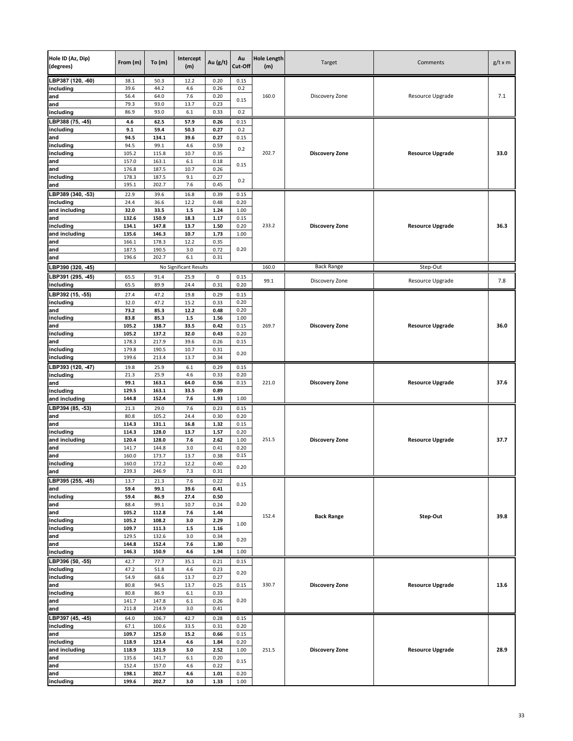| Hole ID (Az, Dip) (degrees) | From (m) | To (m) | Intercept (m) | Au (g/t) | Au Cut-Off | Hole Length (m) | Target | Comments | g/t x m |
|---|---|---|---|---|---|---|---|---|---|
| LBP387 (120, -60) | 38.1 | 50.3 | 12.2 | 0.20 | 0.15 | 160.0 | Discovery Zone | Resource Upgrade | 7.1 |
| including | 39.6 | 44.2 | 4.6 | 0.26 | 0.2 | | | | |
| and | 56.4 | 64.0 | 7.6 | 0.20 | 0.15 | | | | |
| and | 79.3 | 93.0 | 13.7 | 0.23 | | | | | |
| including | 86.9 | 93.0 | 6.1 | 0.33 | 0.2 | | | | |
| LBP388 (75, -45) | **4.6** | **62.5** | **57.9** | **0.26** | 0.15 | 202.7 | **Discovery Zone** | **Resource Upgrade** | **33.0** |
| including | **9.1** | **59.4** | **50.3** | **0.27** | 0.2 | | | | |
| and | **94.5** | **134.1** | **39.6** | **0.27** | 0.15 | | | | |
| including | 94.5 | 99.1 | 4.6 | 0.59 | 0.2 | | | | |
| including | 105.2 | 115.8 | 10.7 | 0.35 | | | | | |
| and | 157.0 | 163.1 | 6.1 | 0.18 | 0.15 | | | | |
| and | 176.8 | 187.5 | 10.7 | 0.26 | | | | | |
| including | 178.3 | 187.5 | 9.1 | 0.27 | 0.2 | | | | |
| and | 195.1 | 202.7 | 7.6 | 0.45 | | | | | |
| LBP389 (340, -53) | 22.9 | 39.6 | 16.8 | 0.39 | 0.15 | 233.2 | **Discovery Zone** | **Resource Upgrade** | **36.3** |
| including | 24.4 | 36.6 | 12.2 | 0.48 | 0.20 | | | | |
| and including | **32.0** | **33.5** | **1.5** | **1.24** | 1.00 | | | | |
| and | **132.6** | **150.9** | **18.3** | **1.17** | 0.15 | | | | |
| including | **134.1** | **147.8** | **13.7** | **1.50** | 0.20 | | | | |
| and including | **135.6** | **146.3** | **10.7** | **1.73** | 1.00 | | | | |
| and | 166.1 | 178.3 | 12.2 | 0.35 | 0.20 | | | | |
| and | 187.5 | 190.5 | 3.0 | 0.72 | | | | | |
| and | 196.6 | 202.7 | 6.1 | 0.31 | | | | | |
| LBP390 (320, -45) | | | No Significant Results | | | 160.0 | Back Range | Step-Out | |
| LBP391 (295, -45) | 65.5 | 91.4 | 25.9 | 0 | 0.15 | 99.1 | Discovery Zone | Resource Upgrade | 7.8 |
| including | 65.5 | 89.9 | 24.4 | 0.31 | 0.20 | | | | |
| LBP392 (15, -55) | 27.4 | 47.2 | 19.8 | 0.29 | 0.15 | 269.7 | **Discovery Zone** | **Resource Upgrade** | **36.0** |
| including | 32.0 | 47.2 | 15.2 | 0.33 | 0.20 | | | | |
| and | **73.2** | **85.3** | **12.2** | **0.48** | 0.20 | | | | |
| including | **83.8** | **85.3** | **1.5** | **1.56** | 1.00 | | | | |
| and | **105.2** | **138.7** | **33.5** | **0.42** | 0.15 | | | | |
| including | **105.2** | **137.2** | **32.0** | **0.43** | 0.20 | | | | |
| and | 178.3 | 217.9 | 39.6 | 0.26 | 0.15 | | | | |
| including | 179.8 | 190.5 | 10.7 | 0.31 | 0.20 | | | | |
| including | 199.6 | 213.4 | 13.7 | 0.34 | | | | | |
| LBP393 (120, -47) | 19.8 | 25.9 | 6.1 | 0.29 | 0.15 | 221.0 | **Discovery Zone** | **Resource Upgrade** | **37.6** |
| including | 21.3 | 25.9 | 4.6 | 0.33 | 0.20 | | | | |
| and | **99.1** | **163.1** | **64.0** | **0.56** | 0.15 | | | | |
| including | **129.5** | **163.1** | **33.5** | **0.89** | | | | | |
| and including | **144.8** | **152.4** | **7.6** | **1.93** | 1.00 | | | | |
| LBP394 (85, -53) | 21.3 | 29.0 | 7.6 | 0.23 | 0.15 | 251.5 | **Discovery Zone** | **Resource Upgrade** | **37.7** |
| and | 80.8 | 105.2 | 24.4 | 0.30 | 0.20 | | | | |
| and | **114.3** | **131.1** | **16.8** | **1.32** | 0.15 | | | | |
| including | **114.3** | **128.0** | **13.7** | **1.57** | 0.20 | | | | |
| and including | **120.4** | **128.0** | **7.6** | **2.62** | 1.00 | | | | |
| and | 141.7 | 144.8 | 3.0 | 0.41 | 0.20 | | | | |
| and | 160.0 | 173.7 | 13.7 | 0.38 | 0.15 | | | | |
| including | 160.0 | 172.2 | 12.2 | 0.40 | 0.20 | | | | |
| and | 239.3 | 246.9 | 7.3 | 0.31 | | | | | |
| LBP395 (255, -45) | 13.7 | 21.3 | 7.6 | 0.22 | 0.15 | 152.4 | **Back Range** | **Step-Out** | **39.8** |
| and | **59.4** | **99.1** | **39.6** | **0.41** | | | | | |
| including | **59.4** | **86.9** | **27.4** | **0.50** | 0.20 | | | | |
| and | 88.4 | 99.1 | 10.7 | 0.24 | | | | | |
| and | **105.2** | **112.8** | **7.6** | **1.44** | | | | | |
| including | **105.2** | **108.2** | **3.0** | **2.29** | 1.00 | | | | |
| including | **109.7** | **111.3** | **1.5** | **1.16** | | | | | |
| and | 129.5 | 132.6 | 3.0 | 0.34 | 0.20 | | | | |
| and | **144.8** | **152.4** | **7.6** | **1.30** | | | | | |
| including | **146.3** | **150.9** | **4.6** | **1.94** | 1.00 | | | | |
| LBP396 (50, -55) | 42.7 | 77.7 | 35.1 | 0.21 | 0.15 | 330.7 | **Discovery Zone** | **Resource Upgrade** | **13.6** |
| including | 47.2 | 51.8 | 4.6 | 0.23 | 0.20 | | | | |
| including | 54.9 | 68.6 | 13.7 | 0.27 | | | | | |
| and | 80.8 | 94.5 | 13.7 | 0.25 | 0.15 | | | | |
| including | 80.8 | 86.9 | 6.1 | 0.33 | 0.20 | | | | |
| and | 141.7 | 147.8 | 6.1 | 0.26 | | | | | |
| and | 211.8 | 214.9 | 3.0 | 0.41 | | | | | |
| LBP397 (45, -45) | 64.0 | 106.7 | 42.7 | 0.28 | 0.15 | 251.5 | **Discovery Zone** | **Resource Upgrade** | **28.9** |
| including | 67.1 | 100.6 | 33.5 | 0.31 | 0.20 | | | | |
| and | **109.7** | **125.0** | **15.2** | **0.66** | 0.15 | | | | |
| including | **118.9** | **123.4** | **4.6** | **1.84** | 0.20 | | | | |
| and including | **118.9** | **121.9** | **3.0** | **2.52** | 1.00 | | | | |
| and | 135.6 | 141.7 | 6.1 | 0.20 | 0.15 | | | | |
| and | 152.4 | 157.0 | 4.6 | 0.22 | | | | | |
| and | **198.1** | **202.7** | **4.6** | **1.01** | 0.20 | | | | |
| including | **199.6** | **202.7** | **3.0** | **1.33** | 1.00 | | | | |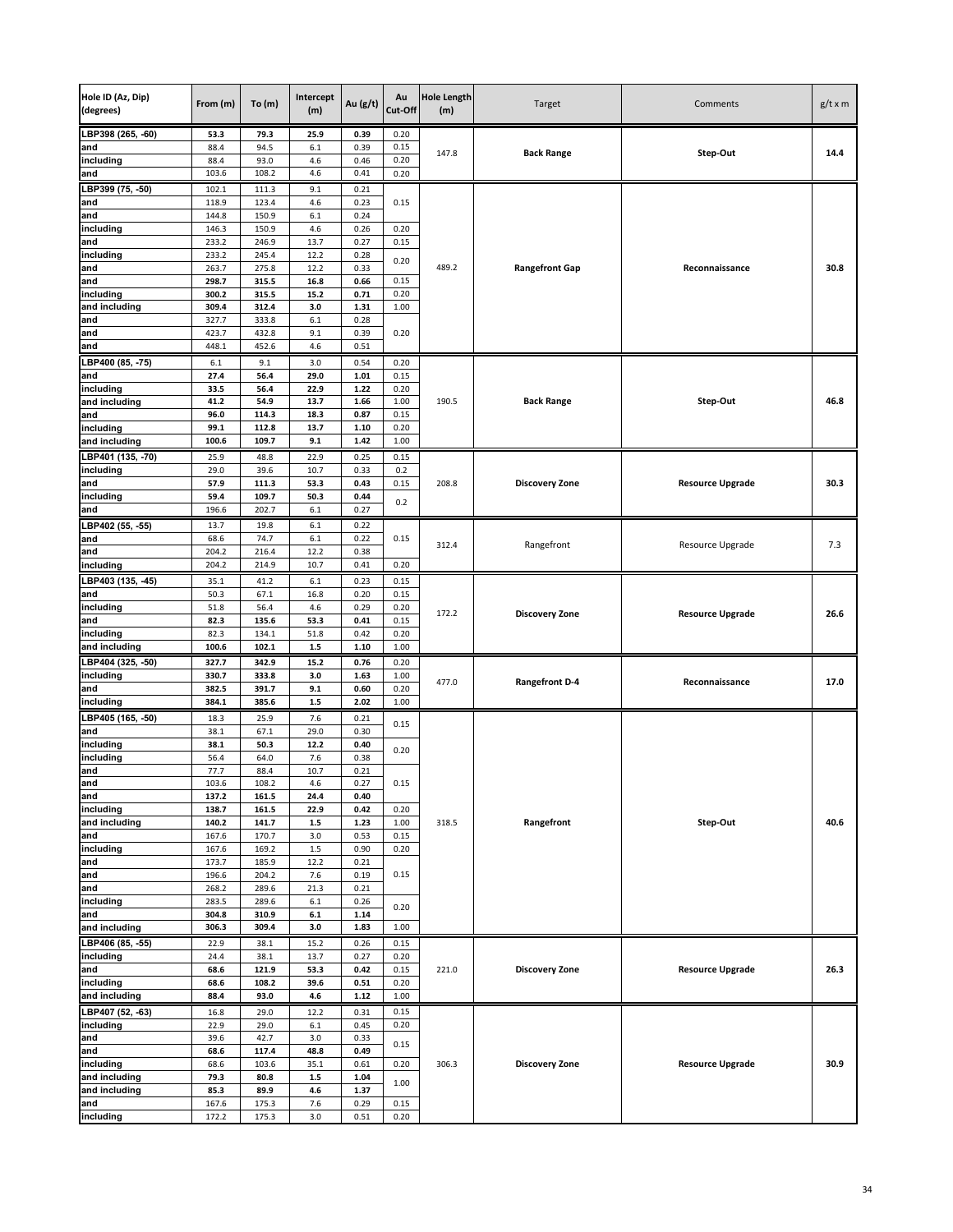| Hole ID (Az, Dip) (degrees) | From (m) | To (m) | Intercept (m) | Au (g/t) | Au Cut-Off | Hole Length (m) | Target | Comments | g/t x m |
|---|---|---|---|---|---|---|---|---|---|
| LBP398 (265, -60) | **53.3** | **79.3** | **25.9** | **0.39** | 0.20 | 147.8 | **Back Range** | **Step-Out** | **14.4** |
| and | 88.4 | 94.5 | 6.1 | 0.39 | 0.15 | | | | |
| including | 88.4 | 93.0 | 4.6 | 0.46 | 0.20 | | | | |
| and | 103.6 | 108.2 | 4.6 | 0.41 | 0.20 | | | | |
| LBP399 (75, -50) | 102.1 | 111.3 | 9.1 | 0.21 | 0.15 | 489.2 | **Rangefront Gap** | **Reconnaissance** | **30.8** |
| and | 118.9 | 123.4 | 4.6 | 0.23 | 0.15 | | | | |
| and | 144.8 | 150.9 | 6.1 | 0.24 | 0.15 | | | | |
| including | 146.3 | 150.9 | 4.6 | 0.26 | 0.20 | | | | |
| and | 233.2 | 246.9 | 13.7 | 0.27 | 0.15 | | | | |
| including | 233.2 | 245.4 | 12.2 | 0.28 | 0.20 | | | | |
| and | 263.7 | 275.8 | 12.2 | 0.33 | 0.20 | | | | |
| and | **298.7** | **315.5** | **16.8** | **0.66** | 0.15 | | | | |
| including | **300.2** | **315.5** | **15.2** | **0.71** | 0.20 | | | | |
| and including | **309.4** | **312.4** | **3.0** | **1.31** | 1.00 | | | | |
| and | 327.7 | 333.8 | 6.1 | 0.28 | 0.20 | | | | |
| and | 423.7 | 432.8 | 9.1 | 0.39 | 0.20 | | | | |
| and | 448.1 | 452.6 | 4.6 | 0.51 | 0.20 | | | | |
| LBP400 (85, -75) | 6.1 | 9.1 | 3.0 | 0.54 | 0.20 | 190.5 | **Back Range** | **Step-Out** | **46.8** |
| and | **27.4** | **56.4** | **29.0** | **1.01** | 0.15 | | | | |
| including | **33.5** | **56.4** | **22.9** | **1.22** | 0.20 | | | | |
| and including | **41.2** | **54.9** | **13.7** | **1.66** | 1.00 | | | | |
| and | **96.0** | **114.3** | **18.3** | **0.87** | 0.15 | | | | |
| including | **99.1** | **112.8** | **13.7** | **1.10** | 0.20 | | | | |
| and including | **100.6** | **109.7** | **9.1** | **1.42** | 1.00 | | | | |
| LBP401 (135, -70) | 25.9 | 48.8 | 22.9 | 0.25 | 0.15 | 208.8 | **Discovery Zone** | **Resource Upgrade** | **30.3** |
| including | 29.0 | 39.6 | 10.7 | 0.33 | 0.2 | | | | |
| and | **57.9** | **111.3** | **53.3** | **0.43** | 0.15 | | | | |
| including | **59.4** | **109.7** | **50.3** | **0.44** | 0.2 | | | | |
| and | 196.6 | 202.7 | 6.1 | 0.27 | 0.2 | | | | |
| LBP402 (55, -55) | 13.7 | 19.8 | 6.1 | 0.22 | 0.15 | 312.4 | Rangefront | Resource Upgrade | 7.3 |
| and | 68.6 | 74.7 | 6.1 | 0.22 | 0.15 | | | | |
| and | 204.2 | 216.4 | 12.2 | 0.38 | 0.15 | | | | |
| including | 204.2 | 214.9 | 10.7 | 0.41 | 0.20 | | | | |
| LBP403 (135, -45) | 35.1 | 41.2 | 6.1 | 0.23 | 0.15 | 172.2 | **Discovery Zone** | **Resource Upgrade** | **26.6** |
| and | 50.3 | 67.1 | 16.8 | 0.20 | 0.15 | | | | |
| including | 51.8 | 56.4 | 4.6 | 0.29 | 0.20 | | | | |
| and | **82.3** | **135.6** | **53.3** | **0.41** | 0.15 | | | | |
| including | **82.3** | **134.1** | **51.8** | **0.42** | 0.20 | | | | |
| and including | **100.6** | **102.1** | **1.5** | **1.10** | 1.00 | | | | |
| LBP404 (325, -50) | **327.7** | **342.9** | **15.2** | **0.76** | 0.20 | 477.0 | **Rangefront D-4** | **Reconnaissance** | **17.0** |
| including | **330.7** | **333.8** | **3.0** | **1.63** | 1.00 | | | | |
| and | **382.5** | **391.7** | **9.1** | **0.60** | 0.20 | | | | |
| including | **384.1** | **385.6** | **1.5** | **2.02** | 1.00 | | | | |
| LBP405 (165, -50) | 18.3 | 25.9 | 7.6 | 0.21 | 0.15 | 318.5 | **Rangefront** | **Step-Out** | **40.6** |
| and | 38.1 | 67.1 | 29.0 | 0.30 | 0.15 | | | | |
| including | **38.1** | **50.3** | **12.2** | **0.40** | 0.20 | | | | |
| including | 56.4 | 64.0 | 7.6 | 0.38 | 0.20 | | | | |
| and | 77.7 | 88.4 | 10.7 | 0.21 | 0.15 | | | | |
| and | 103.6 | 108.2 | 4.6 | 0.27 | 0.15 | | | | |
| and | **137.2** | **161.5** | **24.4** | **0.40** | 0.15 | | | | |
| including | **138.7** | **161.5** | **22.9** | **0.42** | 0.20 | | | | |
| and including | 140.2 | 141.7 | 1.5 | 1.23 | 1.00 | | | | |
| and | 167.6 | 170.7 | 3.0 | 0.53 | 0.15 | | | | |
| including | 167.6 | 169.2 | 1.5 | 0.90 | 0.20 | | | | |
| and | 173.7 | 185.9 | 12.2 | 0.21 | 0.15 | | | | |
| and | 196.6 | 204.2 | 7.6 | 0.19 | 0.15 | | | | |
| and | 268.2 | 289.6 | 21.3 | 0.21 | 0.15 | | | | |
| including | 283.5 | 289.6 | 6.1 | 0.26 | 0.20 | | | | |
| and | **304.8** | **310.9** | **6.1** | **1.14** | 0.20 | | | | |
| and including | **306.3** | **309.4** | **3.0** | **1.83** | 1.00 | | | | |
| LBP406 (85, -55) | 22.9 | 38.1 | 15.2 | 0.26 | 0.15 | 221.0 | **Discovery Zone** | **Resource Upgrade** | **26.3** |
| including | 24.4 | 38.1 | 13.7 | 0.27 | 0.20 | | | | |
| and | **68.6** | **121.9** | **53.3** | **0.42** | 0.15 | | | | |
| including | **68.6** | **108.2** | **39.6** | **0.51** | 0.20 | | | | |
| and including | **88.4** | **93.0** | **4.6** | **1.12** | 1.00 | | | | |
| LBP407 (52, -63) | 16.8 | 29.0 | 12.2 | 0.31 | 0.15 | 306.3 | **Discovery Zone** | **Resource Upgrade** | **30.9** |
| including | 22.9 | 29.0 | 6.1 | 0.45 | 0.20 | | | | |
| and | 39.6 | 42.7 | 3.0 | 0.33 | 0.15 | | | | |
| and | **68.6** | **117.4** | **48.8** | **0.49** | 0.15 | | | | |
| including | **68.6** | **103.6** | **35.1** | **0.61** | 0.20 | | | | |
| and including | **79.3** | **80.8** | **1.5** | **1.04** | 1.00 | | | | |
| and including | **85.3** | **89.9** | **4.6** | **1.37** | 1.00 | | | | |
| and | 167.6 | 175.3 | 7.6 | 0.29 | 0.15 | | | | |
| including | 172.2 | 175.3 | 3.0 | 0.51 | 0.20 | | | | |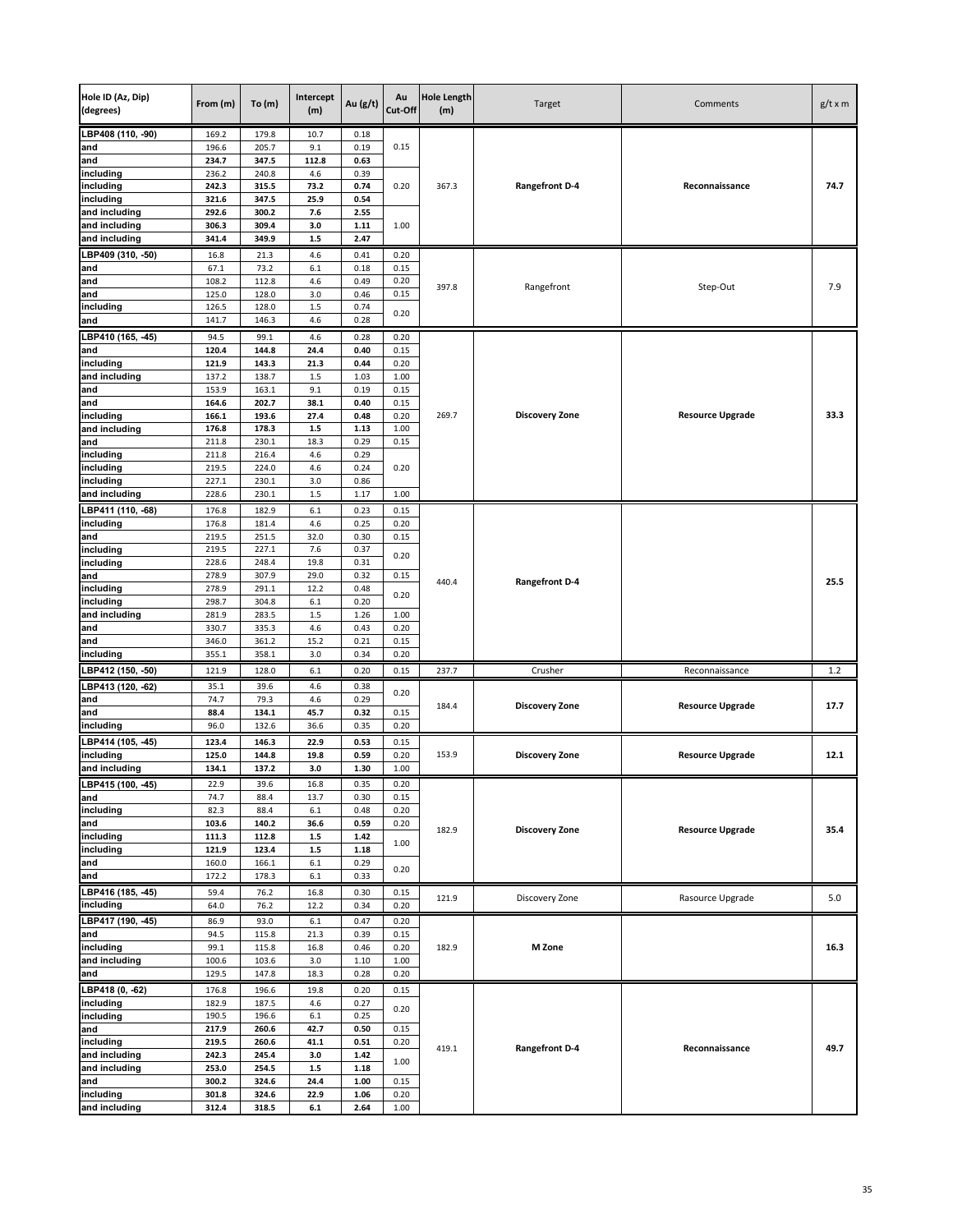| Hole ID (Az, Dip) (degrees) | From (m) | To (m) | Intercept (m) | Au (g/t) | Au Cut-Off | Hole Length (m) | Target | Comments | g/t x m |
|---|---|---|---|---|---|---|---|---|---|
| LBP408 (110, -90) | 169.2 | 179.8 | 10.7 | 0.18 | 0.15 | 367.3 | **Rangefront D-4** | **Reconnaissance** | **74.7** |
| and | 196.6 | 205.7 | 9.1 | 0.19 | | | | | |
| and | **234.7** | **347.5** | **112.8** | **0.63** | | | | | |
| including | 236.2 | 240.8 | 4.6 | 0.39 | 0.20 | | | | |
| including | **242.3** | **315.5** | **73.2** | **0.74** | | | | | |
| including | **321.6** | **347.5** | **25.9** | **0.54** | | | | | |
| and including | **292.6** | **300.2** | **7.6** | **2.55** | 1.00 | | | | |
| and including | **306.3** | **309.4** | **3.0** | **1.11** | | | | | |
| and including | **341.4** | **349.9** | **1.5** | **2.47** | | | | | |
| LBP409 (310, -50) | 16.8 | 21.3 | 4.6 | 0.41 | 0.20 | 397.8 | Rangefront | Step-Out | 7.9 |
| and | 67.1 | 73.2 | 6.1 | 0.18 | 0.15 | | | | |
| and | 108.2 | 112.8 | 4.6 | 0.49 | 0.20 | | | | |
| and | 125.0 | 128.0 | 3.0 | 0.46 | 0.15 | | | | |
| including | 126.5 | 128.0 | 1.5 | 0.74 | 0.20 | | | | |
| and | 141.7 | 146.3 | 4.6 | 0.28 | | | | | |
| LBP410 (165, -45) | 94.5 | 99.1 | 4.6 | 0.28 | 0.20 | 269.7 | **Discovery Zone** | **Resource Upgrade** | **33.3** |
| and | **120.4** | **144.8** | **24.4** | **0.40** | 0.15 | | | | |
| including | **121.9** | **143.3** | **21.3** | **0.44** | 0.20 | | | | |
| and including | 137.2 | 138.7 | 1.5 | 1.03 | 1.00 | | | | |
| and | 153.9 | 163.1 | 9.1 | 0.19 | 0.15 | | | | |
| and | **164.6** | **202.7** | **38.1** | **0.40** | 0.15 | | | | |
| including | **166.1** | **193.6** | **27.4** | **0.48** | 0.20 | | | | |
| and including | **176.8** | **178.3** | **1.5** | **1.13** | 1.00 | | | | |
| and | 211.8 | 230.1 | 18.3 | 0.29 | 0.15 | | | | |
| including | 211.8 | 216.4 | 4.6 | 0.29 | 0.20 | | | | |
| including | 219.5 | 224.0 | 4.6 | 0.24 | | | | | |
| including | 227.1 | 230.1 | 3.0 | 0.86 | | | | | |
| and including | 228.6 | 230.1 | 1.5 | 1.17 | 1.00 | | | | |
| LBP411 (110, -68) | 176.8 | 182.9 | 6.1 | 0.23 | 0.15 | 440.4 | **Rangefront D-4** | | **25.5** |
| including | 176.8 | 181.4 | 4.6 | 0.25 | 0.20 | | | | |
| and | 219.5 | 251.5 | 32.0 | 0.30 | 0.15 | | | | |
| including | 219.5 | 227.1 | 7.6 | 0.37 | 0.20 | | | | |
| including | 228.6 | 248.4 | 19.8 | 0.31 | | | | | |
| and | 278.9 | 307.9 | 29.0 | 0.32 | 0.15 | | | | |
| including | 278.9 | 291.1 | 12.2 | 0.48 | 0.20 | | | | |
| including | 298.7 | 304.8 | 6.1 | 0.20 | | | | | |
| and including | 281.9 | 283.5 | 1.5 | 1.26 | 1.00 | | | | |
| and | 330.7 | 335.3 | 4.6 | 0.43 | 0.20 | | | | |
| and | 346.0 | 361.2 | 15.2 | 0.21 | 0.15 | | | | |
| including | 355.1 | 358.1 | 3.0 | 0.34 | 0.20 | | | | |
| LBP412 (150, -50) | 121.9 | 128.0 | 6.1 | 0.20 | 0.15 | 237.7 | Crusher | Reconnaissance | 1.2 |
| LBP413 (120, -62) | 35.1 | 39.6 | 4.6 | 0.38 | 0.20 | 184.4 | **Discovery Zone** | **Resource Upgrade** | **17.7** |
| and | 74.7 | 79.3 | 4.6 | 0.29 | | | | | |
| and | **88.4** | **134.1** | **45.7** | **0.32** | 0.15 | | | | |
| including | 96.0 | 132.6 | 36.6 | 0.35 | 0.20 | | | | |
| LBP414 (105, -45) | **123.4** | **146.3** | **22.9** | **0.53** | 0.15 | 153.9 | **Discovery Zone** | **Resource Upgrade** | **12.1** |
| including | **125.0** | **144.8** | **19.8** | **0.59** | 0.20 | | | | |
| and including | **134.1** | **137.2** | **3.0** | **1.30** | 1.00 | | | | |
| LBP415 (100, -45) | 22.9 | 39.6 | 16.8 | 0.35 | 0.20 | 182.9 | **Discovery Zone** | **Resource Upgrade** | **35.4** |
| and | 74.7 | 88.4 | 13.7 | 0.30 | 0.15 | | | | |
| including | 82.3 | 88.4 | 6.1 | 0.48 | 0.20 | | | | |
| and | **103.6** | **140.2** | **36.6** | **0.59** | 0.20 | | | | |
| including | **111.3** | **112.8** | **1.5** | **1.42** | 1.00 | | | | |
| including | **121.9** | **123.4** | **1.5** | **1.18** | | | | | |
| and | 160.0 | 166.1 | 6.1 | 0.29 | 0.20 | | | | |
| and | 172.2 | 178.3 | 6.1 | 0.33 | | | | | |
| LBP416 (185, -45) | 59.4 | 76.2 | 16.8 | 0.30 | 0.15 | 121.9 | Discovery Zone | Rasource Upgrade | 5.0 |
| including | 64.0 | 76.2 | 12.2 | 0.34 | 0.20 | | | | |
| LBP417 (190, -45) | 86.9 | 93.0 | 6.1 | 0.47 | 0.20 | 182.9 | **M Zone** | | **16.3** |
| and | 94.5 | 115.8 | 21.3 | 0.39 | 0.15 | | | | |
| including | 99.1 | 115.8 | 16.8 | 0.46 | 0.20 | | | | |
| and including | 100.6 | 103.6 | 3.0 | 1.10 | 1.00 | | | | |
| and | 129.5 | 147.8 | 18.3 | 0.28 | 0.20 | | | | |
| LBP418 (0, -62) | 176.8 | 196.6 | 19.8 | 0.20 | 0.15 | 419.1 | **Rangefront D-4** | **Reconnaissance** | **49.7** |
| including | 182.9 | 187.5 | 4.6 | 0.27 | 0.20 | | | | |
| including | 190.5 | 196.6 | 6.1 | 0.25 | | | | | |
| and | **217.9** | **260.6** | **42.7** | **0.50** | 0.15 | | | | |
| including | **219.5** | **260.6** | **41.1** | **0.51** | 0.20 | | | | |
| and including | **242.3** | **245.4** | **3.0** | **1.42** | 1.00 | | | | |
| and including | **253.0** | **254.5** | **1.5** | **1.18** | | | | | |
| and | **300.2** | **324.6** | **24.4** | **1.00** | 0.15 | | | | |
| including | **301.8** | **324.6** | **22.9** | **1.06** | 0.20 | | | | |
| and including | **312.4** | **318.5** | **6.1** | **2.64** | 1.00 | | | | |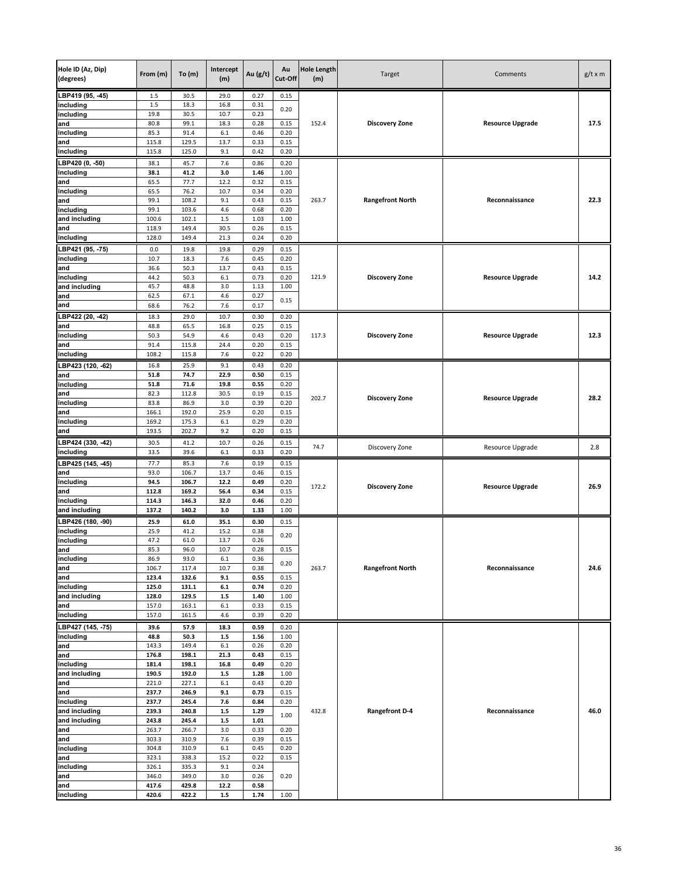| Hole ID (Az, Dip) (degrees) | From (m) | To (m) | Intercept (m) | Au (g/t) | Au Cut-Off | Hole Length (m) | Target | Comments | g/t x m |
|---|---|---|---|---|---|---|---|---|---|
| LBP419 (95, -45) | 1.5 | 30.5 | 29.0 | 0.27 | 0.15 | 152.4 | **Discovery Zone** | **Resource Upgrade** | **17.5** |
| including | 1.5 | 18.3 | 16.8 | 0.31 | 0.20 | | | | |
| including | 19.8 | 30.5 | 10.7 | 0.23 | | | | | |
| and | 80.8 | 99.1 | 18.3 | 0.28 | 0.15 | | | | |
| including | 85.3 | 91.4 | 6.1 | 0.46 | 0.20 | | | | |
| and | 115.8 | 129.5 | 13.7 | 0.33 | 0.15 | | | | |
| including | 115.8 | 125.0 | 9.1 | 0.42 | 0.20 | | | | |
| LBP420 (0, -50) | 38.1 | 45.7 | 7.6 | 0.86 | 0.20 | 263.7 | **Rangefront North** | **Reconnaissance** | **22.3** |
| including | **38.1** | **41.2** | **3.0** | **1.46** | 1.00 | | | | |
| and | 65.5 | 77.7 | 12.2 | 0.32 | 0.15 | | | | |
| including | 65.5 | 76.2 | 10.7 | 0.34 | 0.20 | | | | |
| and | 99.1 | 108.2 | 9.1 | 0.43 | 0.15 | | | | |
| including | 99.1 | 103.6 | 4.6 | 0.68 | 0.20 | | | | |
| and including | 100.6 | 102.1 | 1.5 | 1.03 | 1.00 | | | | |
| and | 118.9 | 149.4 | 30.5 | 0.26 | 0.15 | | | | |
| including | 128.0 | 149.4 | 21.3 | 0.24 | 0.20 | | | | |
| LBP421 (95, -75) | 0.0 | 19.8 | 19.8 | 0.29 | 0.15 | 121.9 | **Discovery Zone** | **Resource Upgrade** | **14.2** |
| including | 10.7 | 18.3 | 7.6 | 0.45 | 0.20 | | | | |
| and | 36.6 | 50.3 | 13.7 | 0.43 | 0.15 | | | | |
| including | 44.2 | 50.3 | 6.1 | 0.73 | 0.20 | | | | |
| and including | 45.7 | 48.8 | 3.0 | 1.13 | 1.00 | | | | |
| and | 62.5 | 67.1 | 4.6 | 0.27 | 0.15 | | | | |
| and | 68.6 | 76.2 | 7.6 | 0.17 | | | | | |
| LBP422 (20, -42) | 18.3 | 29.0 | 10.7 | 0.30 | 0.20 | 117.3 | **Discovery Zone** | **Resource Upgrade** | **12.3** |
| and | 48.8 | 65.5 | 16.8 | 0.25 | 0.15 | | | | |
| including | 50.3 | 54.9 | 4.6 | 0.43 | 0.20 | | | | |
| and | 91.4 | 115.8 | 24.4 | 0.20 | 0.15 | | | | |
| including | 108.2 | 115.8 | 7.6 | 0.22 | 0.20 | | | | |
| LBP423 (120, -62) | 16.8 | 25.9 | 9.1 | 0.43 | 0.20 | 202.7 | **Discovery Zone** | **Resource Upgrade** | **28.2** |
| and | **51.8** | **74.7** | **22.9** | **0.50** | 0.15 | | | | |
| including | **51.8** | **71.6** | **19.8** | **0.55** | 0.20 | | | | |
| and | 82.3 | 112.8 | 30.5 | 0.19 | 0.15 | | | | |
| including | 83.8 | 86.9 | 3.0 | 0.39 | 0.20 | | | | |
| and | 166.1 | 192.0 | 25.9 | 0.20 | 0.15 | | | | |
| including | 169.2 | 175.3 | 6.1 | 0.29 | 0.20 | | | | |
| and | 193.5 | 202.7 | 9.2 | 0.20 | 0.15 | | | | |
| LBP424 (330, -42) | 30.5 | 41.2 | 10.7 | 0.26 | 0.15 | 74.7 | Discovery Zone | Resource Upgrade | 2.8 |
| including | 33.5 | 39.6 | 6.1 | 0.33 | 0.20 | | | | |
| LBP425 (145, -45) | 77.7 | 85.3 | 7.6 | 0.19 | 0.15 | 172.2 | **Discovery Zone** | **Resource Upgrade** | **26.9** |
| and | 93.0 | 106.7 | 13.7 | 0.46 | 0.15 | | | | |
| including | **94.5** | **106.7** | **12.2** | **0.49** | 0.20 | | | | |
| and | **112.8** | **169.2** | **56.4** | **0.34** | 0.15 | | | | |
| including | **114.3** | **146.3** | **32.0** | **0.46** | 0.20 | | | | |
| and including | **137.2** | **140.2** | **3.0** | **1.33** | 1.00 | | | | |
| LBP426 (180, -90) | **25.9** | **61.0** | **35.1** | **0.30** | 0.15 | 263.7 | **Rangefront North** | **Reconnaissance** | **24.6** |
| including | 25.9 | 41.2 | 15.2 | 0.38 | 0.20 | | | | |
| including | 47.2 | 61.0 | 13.7 | 0.26 | | | | | |
| and | 85.3 | 96.0 | 10.7 | 0.28 | 0.15 | | | | |
| including | 86.9 | 93.0 | 6.1 | 0.36 | 0.20 | | | | |
| and | 106.7 | 117.4 | 10.7 | 0.38 | | | | | |
| and | **123.4** | **132.6** | **9.1** | **0.55** | 0.15 | | | | |
| including | **125.0** | **131.1** | **6.1** | **0.74** | 0.20 | | | | |
| and including | **128.0** | **129.5** | **1.5** | **1.40** | 1.00 | | | | |
| and | 157.0 | 163.1 | 6.1 | 0.33 | 0.15 | | | | |
| including | 157.0 | 161.5 | 4.6 | 0.39 | 0.20 | | | | |
| LBP427 (145, -75) | **39.6** | **57.9** | **18.3** | **0.59** | 0.20 | 432.8 | **Rangefront D-4** | **Reconnaissance** | **46.0** |
| including | **48.8** | **50.3** | **1.5** | **1.56** | 1.00 | | | | |
| and | 143.3 | 149.4 | 6.1 | 0.26 | 0.20 | | | | |
| and | **176.8** | **198.1** | **21.3** | **0.43** | 0.15 | | | | |
| including | **181.4** | **198.1** | **16.8** | **0.49** | 0.20 | | | | |
| and including | **190.5** | **192.0** | **1.5** | **1.28** | 1.00 | | | | |
| and | 221.0 | 227.1 | 6.1 | 0.43 | 0.20 | | | | |
| and | **237.7** | **246.9** | **9.1** | **0.73** | 0.15 | | | | |
| including | **237.7** | **245.4** | **7.6** | **0.84** | 0.20 | | | | |
| and including | **239.3** | **240.8** | **1.5** | **1.29** | 1.00 | | | | |
| and including | **243.8** | **245.4** | **1.5** | **1.01** | | | | | |
| and | 263.7 | 266.7 | 3.0 | 0.33 | 0.20 | | | | |
| and | 303.3 | 310.9 | 7.6 | 0.39 | 0.15 | | | | |
| including | 304.8 | 310.9 | 6.1 | 0.45 | 0.20 | | | | |
| and | 323.1 | 338.3 | 15.2 | 0.22 | 0.15 | | | | |
| including | 326.1 | 335.3 | 9.1 | 0.24 | 0.20 | | | | |
| and | 346.0 | 349.0 | 3.0 | 0.26 | | | | | |
| and | **417.6** | **429.8** | **12.2** | **0.58** | | | | | |
| including | **420.6** | **422.2** | **1.5** | **1.74** | 1.00 | | | | |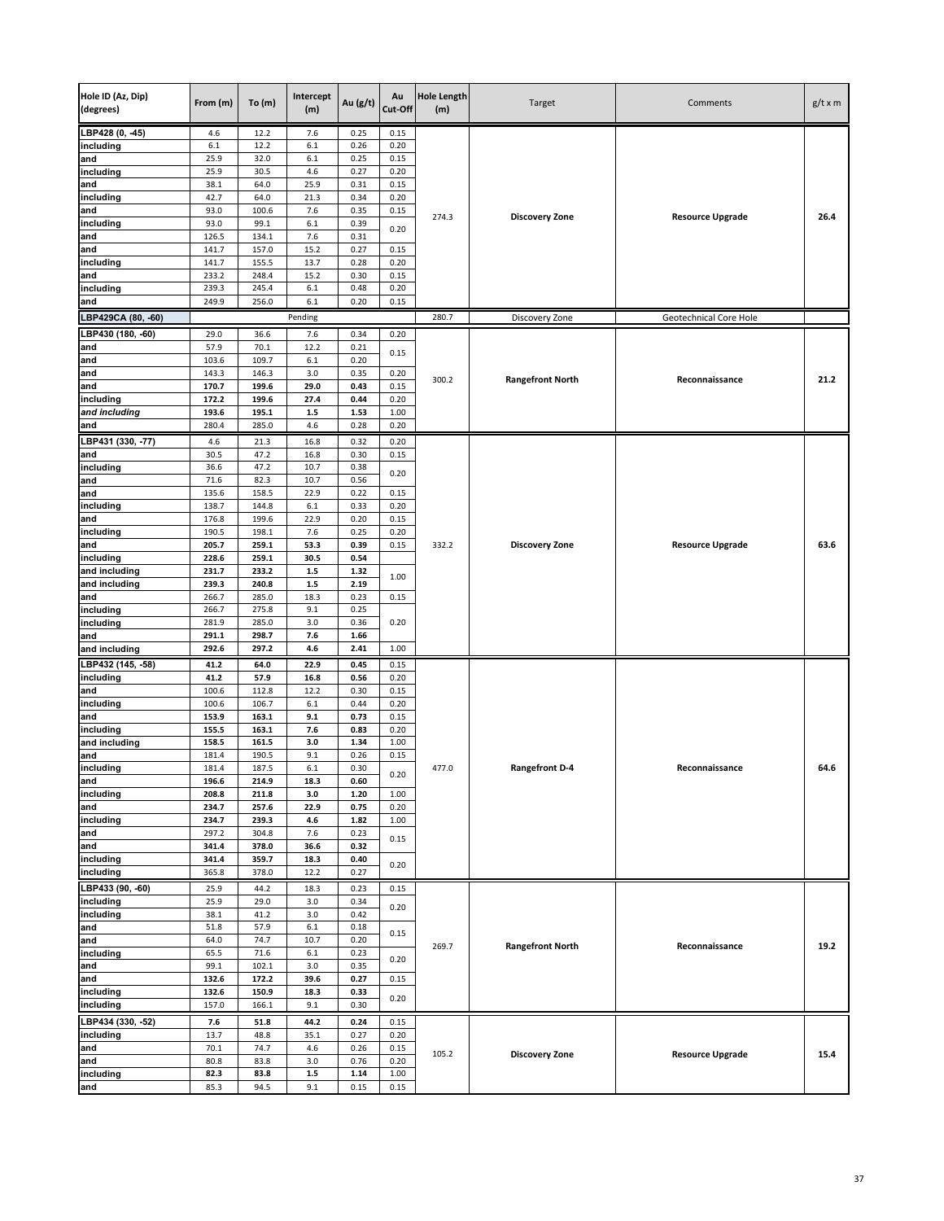| Hole ID (Az, Dip) (degrees) | From (m) | To (m) | Intercept (m) | Au (g/t) | Au Cut-Off | Hole Length (m) | Target | Comments | g/t x m |
|---|---|---|---|---|---|---|---|---|---|
| LBP428 (0, -45) | 4.6 | 12.2 | 7.6 | 0.25 | 0.15 | 274.3 | **Discovery Zone** | **Resource Upgrade** | **26.4** |
| including | 6.1 | 12.2 | 6.1 | 0.26 | 0.20 | | | | |
| and | 25.9 | 32.0 | 6.1 | 0.25 | 0.15 | | | | |
| including | 25.9 | 30.5 | 4.6 | 0.27 | 0.20 | | | | |
| and | 38.1 | 64.0 | 25.9 | 0.31 | 0.15 | | | | |
| including | 42.7 | 64.0 | 21.3 | 0.34 | 0.20 | | | | |
| and | 93.0 | 100.6 | 7.6 | 0.35 | 0.15 | | | | |
| including | 93.0 | 99.1 | 6.1 | 0.39 | 0.20 | | | | |
| and | 126.5 | 134.1 | 7.6 | 0.31 | 0.20 | | | | |
| and | 141.7 | 157.0 | 15.2 | 0.27 | 0.15 | | | | |
| including | 141.7 | 155.5 | 13.7 | 0.28 | 0.20 | | | | |
| and | 233.2 | 248.4 | 15.2 | 0.30 | 0.15 | | | | |
| including | 239.3 | 245.4 | 6.1 | 0.48 | 0.20 | | | | |
| and | 249.9 | 256.0 | 6.1 | 0.20 | 0.15 | | | | |
| **LBP429CA (80, -60)** | | | Pending | | | 280.7 | Discovery Zone | Geotechnical Core Hole | |
| LBP430 (180, -60) | 29.0 | 36.6 | 7.6 | 0.34 | 0.20 | 300.2 | **Rangefront North** | **Reconnaissance** | **21.2** |
| and | 57.9 | 70.1 | 12.2 | 0.21 | 0.15 | | | | |
| and | 103.6 | 109.7 | 6.1 | 0.20 | 0.15 | | | | |
| and | 143.3 | 146.3 | 3.0 | 0.35 | 0.20 | | | | |
| and | **170.7** | **199.6** | **29.0** | **0.43** | 0.15 | | | | |
| including | **172.2** | **199.6** | **27.4** | **0.44** | 0.20 | | | | |
| *and including* | **193.6** | **195.1** | **1.5** | **1.53** | 1.00 | | | | |
| and | 280.4 | 285.0 | 4.6 | 0.28 | 0.20 | | | | |
| LBP431 (330, -77) | 4.6 | 21.3 | 16.8 | 0.32 | 0.20 | 332.2 | **Discovery Zone** | **Resource Upgrade** | **63.6** |
| and | 30.5 | 47.2 | 16.8 | 0.30 | 0.15 | | | | |
| including | 36.6 | 47.2 | 10.7 | 0.38 | 0.20 | | | | |
| and | 71.6 | 82.3 | 10.7 | 0.56 | 0.20 | | | | |
| and | 135.6 | 158.5 | 22.9 | 0.22 | 0.15 | | | | |
| including | 138.7 | 144.8 | 6.1 | 0.33 | 0.20 | | | | |
| and | 176.8 | 199.6 | 22.9 | 0.20 | 0.15 | | | | |
| including | 190.5 | 198.1 | 7.6 | 0.25 | 0.20 | | | | |
| and | **205.7** | **259.1** | **53.3** | **0.39** | 0.15 | | | | |
| including | **228.6** | **259.1** | **30.5** | **0.54** | | | | | |
| and including | **231.7** | **233.2** | **1.5** | **1.32** | 1.00 | | | | |
| and including | **239.3** | **240.8** | **1.5** | **2.19** | 1.00 | | | | |
| and | 266.7 | 285.0 | 18.3 | 0.23 | 0.15 | | | | |
| including | 266.7 | 275.8 | 9.1 | 0.25 | 0.20 | | | | |
| including | 281.9 | 285.0 | 3.0 | 0.36 | 0.20 | | | | |
| and | **291.1** | **298.7** | **7.6** | **1.66** | 0.20 | | | | |
| and including | **292.6** | **297.2** | **4.6** | **2.41** | 1.00 | | | | |
| LBP432 (145, -58) | **41.2** | **64.0** | **22.9** | **0.45** | 0.15 | 477.0 | **Rangefront D-4** | **Reconnaissance** | **64.6** |
| including | **41.2** | **57.9** | **16.8** | **0.56** | 0.20 | | | | |
| and | 100.6 | 112.8 | 12.2 | 0.30 | 0.15 | | | | |
| including | 100.6 | 106.7 | 6.1 | 0.44 | 0.20 | | | | |
| and | **153.9** | **163.1** | **9.1** | **0.73** | 0.15 | | | | |
| including | **155.5** | **163.1** | **7.6** | **0.83** | 0.20 | | | | |
| and including | **158.5** | **161.5** | **3.0** | **1.34** | 1.00 | | | | |
| and | 181.4 | 190.5 | 9.1 | 0.26 | 0.15 | | | | |
| including | 181.4 | 187.5 | 6.1 | 0.30 | 0.20 | | | | |
| and | **196.6** | **214.9** | **18.3** | **0.60** | 0.20 | | | | |
| including | **208.8** | **211.8** | **3.0** | **1.20** | 1.00 | | | | |
| and | **234.7** | **257.6** | **22.9** | **0.75** | 0.20 | | | | |
| including | **234.7** | **239.3** | **4.6** | **1.82** | 1.00 | | | | |
| and | 297.2 | 304.8 | 7.6 | 0.23 | 0.15 | | | | |
| and | **341.4** | **378.0** | **36.6** | **0.32** | 0.15 | | | | |
| including | **341.4** | **359.7** | **18.3** | **0.40** | 0.20 | | | | |
| including | 365.8 | 378.0 | 12.2 | 0.27 | 0.20 | | | | |
| LBP433 (90, -60) | 25.9 | 44.2 | 18.3 | 0.23 | 0.15 | 269.7 | **Rangefront North** | **Reconnaissance** | **19.2** |
| including | 25.9 | 29.0 | 3.0 | 0.34 | 0.20 | | | | |
| including | 38.1 | 41.2 | 3.0 | 0.42 | 0.20 | | | | |
| and | 51.8 | 57.9 | 6.1 | 0.18 | 0.15 | | | | |
| and | 64.0 | 74.7 | 10.7 | 0.20 | 0.15 | | | | |
| including | 65.5 | 71.6 | 6.1 | 0.23 | 0.20 | | | | |
| and | 99.1 | 102.1 | 3.0 | 0.35 | 0.20 | | | | |
| and | **132.6** | **172.2** | **39.6** | **0.27** | 0.15 | | | | |
| including | **132.6** | **150.9** | **18.3** | **0.33** | 0.20 | | | | |
| including | 157.0 | 166.1 | 9.1 | 0.30 | 0.20 | | | | |
| LBP434 (330, -52) | **7.6** | **51.8** | **44.2** | **0.24** | 0.15 | 105.2 | **Discovery Zone** | **Resource Upgrade** | **15.4** |
| including | 13.7 | 48.8 | 35.1 | 0.27 | 0.20 | | | | |
| and | 70.1 | 74.7 | 4.6 | 0.26 | 0.15 | | | | |
| and | 80.8 | 83.8 | 3.0 | 0.76 | 0.20 | | | | |
| including | **82.3** | **83.8** | **1.5** | **1.14** | 1.00 | | | | |
| and | 85.3 | 94.5 | 9.1 | 0.15 | 0.15 | | | | |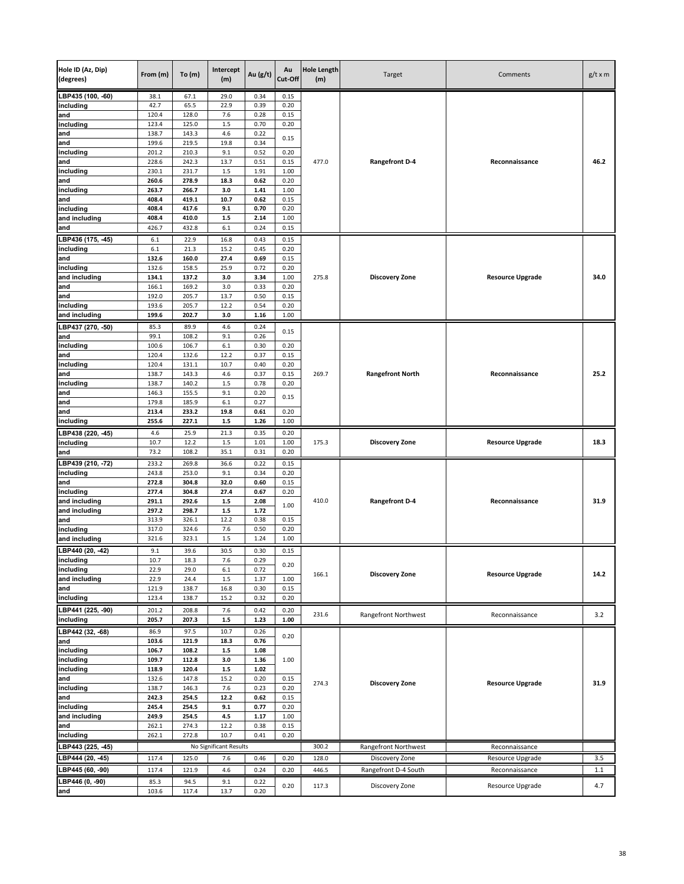| Hole ID (Az, Dip) (degrees) | From (m) | To (m) | Intercept (m) | Au (g/t) | Au Cut-Off | Hole Length (m) | Target | Comments | g/t x m |
|---|---|---|---|---|---|---|---|---|---|
| LBP435 (100, -60) | 38.1 | 67.1 | 29.0 | 0.34 | 0.15 | 477.0 | **Rangefront D-4** | **Reconnaissance** | **46.2** |
| including | 42.7 | 65.5 | 22.9 | 0.39 | 0.20 | | | | |
| and | 120.4 | 128.0 | 7.6 | 0.28 | 0.15 | | | | |
| including | 123.4 | 125.0 | 1.5 | 0.70 | 0.20 | | | | |
| and | 138.7 | 143.3 | 4.6 | 0.22 | 0.15 | | | | |
| and | 199.6 | 219.5 | 19.8 | 0.34 | | | | | |
| including | 201.2 | 210.3 | 9.1 | 0.52 | 0.20 | | | | |
| and | 228.6 | 242.3 | 13.7 | 0.51 | 0.15 | | | | |
| including | 230.1 | 231.7 | 1.5 | 1.91 | 1.00 | | | | |
| and | **260.6** | **278.9** | **18.3** | **0.62** | 0.20 | | | | |
| including | **263.7** | **266.7** | **3.0** | **1.41** | 1.00 | | | | |
| and | **408.4** | **419.1** | **10.7** | **0.62** | 0.15 | | | | |
| including | **408.4** | **417.6** | **9.1** | **0.70** | 0.20 | | | | |
| and including | **408.4** | **410.0** | **1.5** | **2.14** | 1.00 | | | | |
| and | 426.7 | 432.8 | 6.1 | 0.24 | 0.15 | | | | |
| LBP436 (175, -45) | 6.1 | 22.9 | 16.8 | 0.43 | 0.15 | 275.8 | **Discovery Zone** | **Resource Upgrade** | **34.0** |
| including | 6.1 | 21.3 | 15.2 | 0.45 | 0.20 | | | | |
| and | **132.6** | **160.0** | **27.4** | **0.69** | 0.15 | | | | |
| including | **132.6** | **158.5** | **25.9** | **0.72** | 0.20 | | | | |
| and including | **134.1** | **137.2** | **3.0** | **3.34** | 1.00 | | | | |
| and | 166.1 | 169.2 | 3.0 | 0.33 | 0.20 | | | | |
| and | 192.0 | 205.7 | 13.7 | 0.50 | 0.15 | | | | |
| including | 193.6 | 205.7 | 12.2 | 0.54 | 0.20 | | | | |
| and including | **199.6** | **202.7** | **3.0** | **1.16** | 1.00 | | | | |
| LBP437 (270, -50) | 85.3 | 89.9 | 4.6 | 0.24 | 0.15 | 269.7 | **Rangefront North** | **Reconnaissance** | **25.2** |
| and | 99.1 | 108.2 | 9.1 | 0.26 | | | | | |
| including | 100.6 | 106.7 | 6.1 | 0.30 | 0.20 | | | | |
| and | 120.4 | 132.6 | 12.2 | 0.37 | 0.15 | | | | |
| including | 120.4 | 131.1 | 10.7 | 0.40 | 0.20 | | | | |
| and | 138.7 | 143.3 | 4.6 | 0.37 | 0.15 | | | | |
| including | 138.7 | 140.2 | 1.5 | 0.78 | 0.20 | | | | |
| and | 146.3 | 155.5 | 9.1 | 0.20 | 0.15 | | | | |
| and | 179.8 | 185.9 | 6.1 | 0.27 | | | | | |
| and | **213.4** | **233.2** | **19.8** | **0.61** | 0.20 | | | | |
| including | **255.6** | **227.1** | **1.5** | **1.26** | 1.00 | | | | |
| LBP438 (220, -45) | 4.6 | 25.9 | 21.3 | 0.35 | 0.20 | 175.3 | **Discovery Zone** | **Resource Upgrade** | **18.3** |
| including | 10.7 | 12.2 | 1.5 | 1.01 | 1.00 | | | | |
| and | 73.2 | 108.2 | 35.1 | 0.31 | 0.20 | | | | |
| LBP439 (210, -72) | 233.2 | 269.8 | 36.6 | 0.22 | 0.15 | 410.0 | **Rangefront D-4** | **Reconnaissance** | **31.9** |
| including | 243.8 | 253.0 | 9.1 | 0.34 | 0.20 | | | | |
| and | **272.8** | **304.8** | **32.0** | **0.60** | 0.15 | | | | |
| including | **277.4** | **304.8** | **27.4** | **0.67** | 0.20 | | | | |
| and including | **291.1** | **292.6** | **1.5** | **2.08** | 1.00 | | | | |
| and including | **297.2** | **298.7** | **1.5** | **1.72** | | | | | |
| and | 313.9 | 326.1 | 12.2 | 0.38 | 0.15 | | | | |
| including | 317.0 | 324.6 | 7.6 | 0.50 | 0.20 | | | | |
| and including | 321.6 | 323.1 | 1.5 | 1.24 | 1.00 | | | | |
| LBP440 (20, -42) | 9.1 | 39.6 | 30.5 | 0.30 | 0.15 | 166.1 | **Discovery Zone** | **Resource Upgrade** | **14.2** |
| including | 10.7 | 18.3 | 7.6 | 0.29 | 0.20 | | | | |
| including | 22.9 | 29.0 | 6.1 | 0.72 | | | | | |
| and including | 22.9 | 24.4 | 1.5 | 1.37 | 1.00 | | | | |
| and | 121.9 | 138.7 | 16.8 | 0.30 | 0.15 | | | | |
| including | 123.4 | 138.7 | 15.2 | 0.32 | 0.20 | | | | |
| LBP441 (225, -90) | 201.2 | 208.8 | 7.6 | 0.42 | 0.20 | 231.6 | Rangefront Northwest | Reconnaissance | 3.2 |
| including | **205.7** | **207.3** | **1.5** | **1.23** | **1.00** | | | | |
| LBP442 (32, -68) | 86.9 | 97.5 | 10.7 | 0.26 | 0.20 | 274.3 | **Discovery Zone** | **Resource Upgrade** | **31.9** |
| and | **103.6** | **121.9** | **18.3** | **0.76** | | | | | |
| including | **106.7** | **108.2** | **1.5** | **1.08** | 1.00 | | | | |
| including | **109.7** | **112.8** | **3.0** | **1.36** | | | | | |
| including | **118.9** | **120.4** | **1.5** | **1.02** | | | | | |
| and | 132.6 | 147.8 | 15.2 | 0.20 | 0.15 | | | | |
| including | 138.7 | 146.3 | 7.6 | 0.23 | 0.20 | | | | |
| and | **242.3** | **254.5** | **12.2** | **0.62** | 0.15 | | | | |
| including | **245.4** | **254.5** | **9.1** | **0.77** | 0.20 | | | | |
| and including | **249.9** | **254.5** | **4.5** | **1.17** | 1.00 | | | | |
| and | 262.1 | 274.3 | 12.2 | 0.38 | 0.15 | | | | |
| including | 262.1 | 272.8 | 10.7 | 0.41 | 0.20 | | | | |
| LBP443 (225, -45) | No Significant Results | | | | | 300.2 | Rangefront Northwest | Reconnaissance | |
| LBP444 (20, -45) | 117.4 | 125.0 | 7.6 | 0.46 | 0.20 | 128.0 | Discovery Zone | Resource Upgrade | 3.5 |
| LBP445 (60, -90) | 117.4 | 121.9 | 4.6 | 0.24 | 0.20 | 446.5 | Rangefront D-4 South | Reconnaissance | 1.1 |
| LBP446 (0, -90) | 85.3 | 94.5 | 9.1 | 0.22 | 0.20 | 117.3 | Discovery Zone | Resource Upgrade | 4.7 |
| and | 103.6 | 117.4 | 13.7 | 0.20 | | | | | |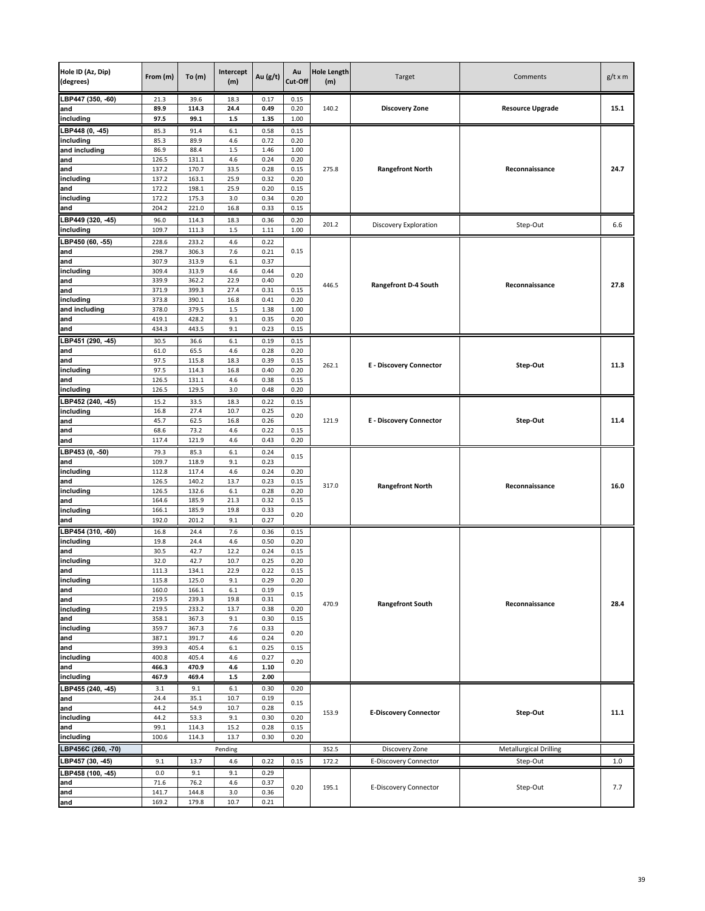| Hole ID (Az, Dip) (degrees) | From (m) | To (m) | Intercept (m) | Au (g/t) | Au Cut-Off | Hole Length (m) | Target | Comments | g/t x m |
|---|---|---|---|---|---|---|---|---|---|
| LBP447 (350, -60) | 21.3 | 39.6 | 18.3 | 0.17 | 0.15 | 140.2 | **Discovery Zone** | **Resource Upgrade** | **15.1** |
| and | **89.9** | **114.3** | **24.4** | **0.49** | 0.20 | | | | |
| including | **97.5** | **99.1** | **1.5** | **1.35** | 1.00 | | | | |
| LBP448 (0, -45) | 85.3 | 91.4 | 6.1 | 0.58 | 0.15 | 275.8 | **Rangefront North** | **Reconnaissance** | **24.7** |
| including | 85.3 | 89.9 | 4.6 | 0.72 | 0.20 | | | | |
| and including | 86.9 | 88.4 | 1.5 | 1.46 | 1.00 | | | | |
| and | 126.5 | 131.1 | 4.6 | 0.24 | 0.20 | | | | |
| and | 137.2 | 170.7 | 33.5 | 0.28 | 0.15 | | | | |
| including | 137.2 | 163.1 | 25.9 | 0.32 | 0.20 | | | | |
| and | 172.2 | 198.1 | 25.9 | 0.20 | 0.15 | | | | |
| including | 172.2 | 175.3 | 3.0 | 0.34 | 0.20 | | | | |
| and | 204.2 | 221.0 | 16.8 | 0.33 | 0.15 | | | | |
| LBP449 (320, -45) | 96.0 | 114.3 | 18.3 | 0.36 | 0.20 | 201.2 | Discovery Exploration | Step-Out | 6.6 |
| including | 109.7 | 111.3 | 1.5 | 1.11 | 1.00 | | | | |
| LBP450 (60, -55) | 228.6 | 233.2 | 4.6 | 0.22 | 0.15 | 446.5 | **Rangefront D-4 South** | **Reconnaissance** | **27.8** |
| and | 298.7 | 306.3 | 7.6 | 0.21 | | | | | |
| and | 307.9 | 313.9 | 6.1 | 0.37 | | | | | |
| including | 309.4 | 313.9 | 4.6 | 0.44 | 0.20 | | | | |
| and | 339.9 | 362.2 | 22.9 | 0.40 | | | | | |
| and | 371.9 | 399.3 | 27.4 | 0.31 | 0.15 | | | | |
| including | 373.8 | 390.1 | 16.8 | 0.41 | 0.20 | | | | |
| and including | 378.0 | 379.5 | 1.5 | 1.38 | 1.00 | | | | |
| and | 419.1 | 428.2 | 9.1 | 0.35 | 0.20 | | | | |
| and | 434.3 | 443.5 | 9.1 | 0.23 | 0.15 | | | | |
| LBP451 (290, -45) | 30.5 | 36.6 | 6.1 | 0.19 | 0.15 | 262.1 | **E - Discovery Connector** | **Step-Out** | **11.3** |
| and | 61.0 | 65.5 | 4.6 | 0.28 | 0.20 | | | | |
| and | 97.5 | 115.8 | 18.3 | 0.39 | 0.15 | | | | |
| including | 97.5 | 114.3 | 16.8 | 0.40 | 0.20 | | | | |
| and | 126.5 | 131.1 | 4.6 | 0.38 | 0.15 | | | | |
| including | 126.5 | 129.5 | 3.0 | 0.48 | 0.20 | | | | |
| LBP452 (240, -45) | 15.2 | 33.5 | 18.3 | 0.22 | 0.15 | 121.9 | **E - Discovery Connector** | **Step-Out** | **11.4** |
| including | 16.8 | 27.4 | 10.7 | 0.25 | 0.20 | | | | |
| and | 45.7 | 62.5 | 16.8 | 0.26 | | | | | |
| and | 68.6 | 73.2 | 4.6 | 0.22 | 0.15 | | | | |
| and | 117.4 | 121.9 | 4.6 | 0.43 | 0.20 | | | | |
| LBP453 (0, -50) | 79.3 | 85.3 | 6.1 | 0.24 | 0.15 | 317.0 | **Rangefront North** | **Reconnaissance** | **16.0** |
| and | 109.7 | 118.9 | 9.1 | 0.23 | | | | | |
| including | 112.8 | 117.4 | 4.6 | 0.24 | 0.20 | | | | |
| and | 126.5 | 140.2 | 13.7 | 0.23 | 0.15 | | | | |
| including | 126.5 | 132.6 | 6.1 | 0.28 | 0.20 | | | | |
| and | 164.6 | 185.9 | 21.3 | 0.32 | 0.15 | | | | |
| including | 166.1 | 185.9 | 19.8 | 0.33 | 0.20 | | | | |
| and | 192.0 | 201.2 | 9.1 | 0.27 | | | | | |
| LBP454 (310, -60) | 16.8 | 24.4 | 7.6 | 0.36 | 0.15 | 470.9 | **Rangefront South** | **Reconnaissance** | **28.4** |
| including | 19.8 | 24.4 | 4.6 | 0.50 | 0.20 | | | | |
| and | 30.5 | 42.7 | 12.2 | 0.24 | 0.15 | | | | |
| including | 32.0 | 42.7 | 10.7 | 0.25 | 0.20 | | | | |
| and | 111.3 | 134.1 | 22.9 | 0.22 | 0.15 | | | | |
| including | 115.8 | 125.0 | 9.1 | 0.29 | 0.20 | | | | |
| and | 160.0 | 166.1 | 6.1 | 0.19 | 0.15 | | | | |
| and | 219.5 | 239.3 | 19.8 | 0.31 | | | | | |
| including | 219.5 | 233.2 | 13.7 | 0.38 | 0.20 | | | | |
| and | 358.1 | 367.3 | 9.1 | 0.30 | 0.15 | | | | |
| including | 359.7 | 367.3 | 7.6 | 0.33 | 0.20 | | | | |
| and | 387.1 | 391.7 | 4.6 | 0.24 | | | | | |
| and | 399.3 | 405.4 | 6.1 | 0.25 | 0.15 | | | | |
| including | 400.8 | 405.4 | 4.6 | 0.27 | 0.20 | | | | |
| and | **466.3** | **470.9** | **4.6** | **1.10** | | | | | |
| including | **467.9** | **469.4** | **1.5** | **2.00** | | | | | |
| LBP455 (240, -45) | 3.1 | 9.1 | 6.1 | 0.30 | 0.20 | 153.9 | **E-Discovery Connector** | **Step-Out** | **11.1** |
| and | 24.4 | 35.1 | 10.7 | 0.19 | 0.15 | | | | |
| and | 44.2 | 54.9 | 10.7 | 0.28 | | | | | |
| including | 44.2 | 53.3 | 9.1 | 0.30 | 0.20 | | | | |
| and | 99.1 | 114.3 | 15.2 | 0.28 | 0.15 | | | | |
| including | 100.6 | 114.3 | 13.7 | 0.30 | 0.20 | | | | |
| LBP456C (260, -70) | | | Pending | | | 352.5 | Discovery Zone | Metallurgical Drilling | |
| LBP457 (30, -45) | 9.1 | 13.7 | 4.6 | 0.22 | 0.15 | 172.2 | E-Discovery Connector | Step-Out | 1.0 |
| LBP458 (100, -45) | 0.0 | 9.1 | 9.1 | 0.29 | 0.20 | 195.1 | E-Discovery Connector | Step-Out | 7.7 |
| and | 71.6 | 76.2 | 4.6 | 0.37 | | | | | |
| and | 141.7 | 144.8 | 3.0 | 0.36 | | | | | |
| and | 169.2 | 179.8 | 10.7 | 0.21 | | | | | |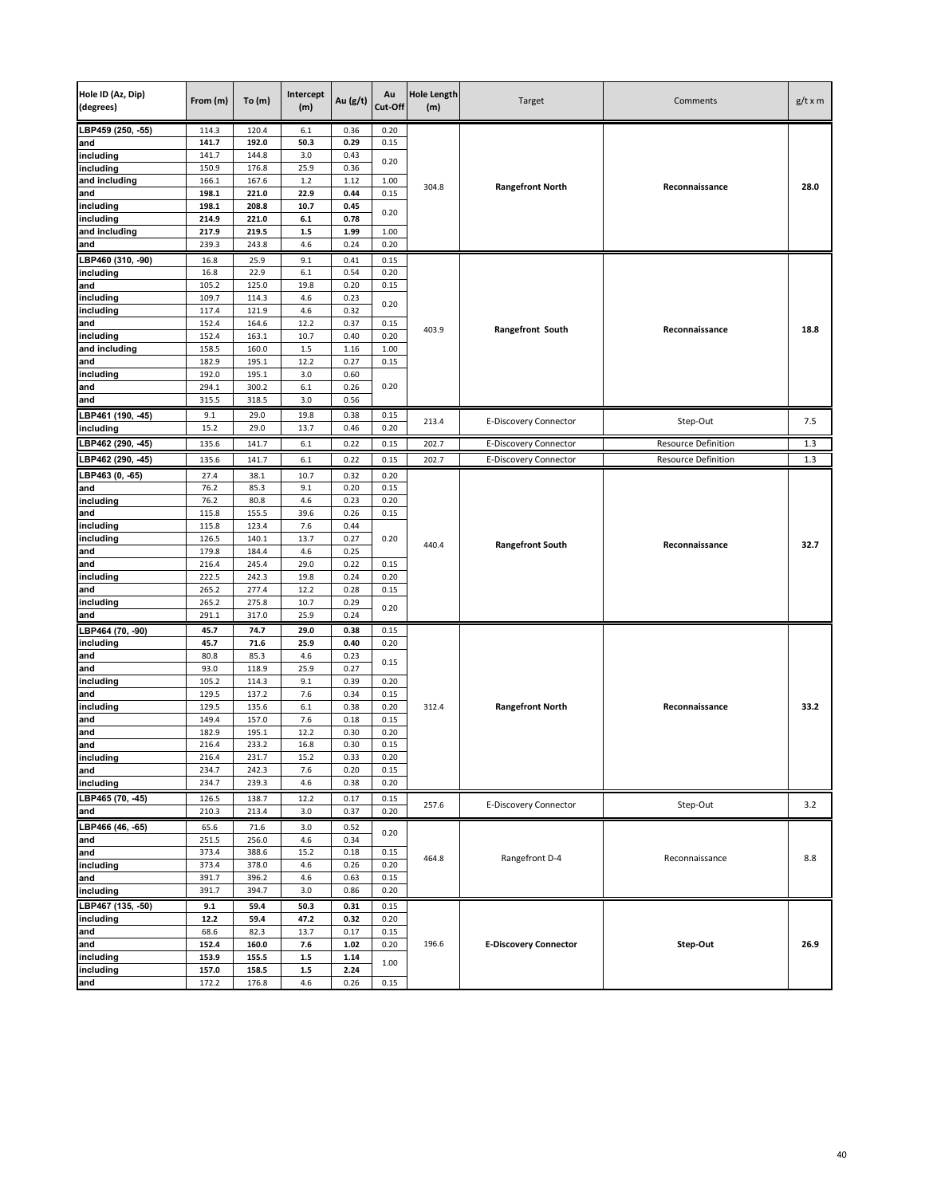| Hole ID (Az, Dip) (degrees) | From (m) | To (m) | Intercept (m) | Au (g/t) | Au Cut-Off | Hole Length (m) | Target | Comments | g/t x m |
|---|---|---|---|---|---|---|---|---|---|
| LBP459 (250, -55) | 114.3 | 120.4 | 6.1 | 0.36 | 0.20 | 304.8 | **Rangefront North** | **Reconnaissance** | **28.0** |
| and | **141.7** | **192.0** | **50.3** | **0.29** | 0.15 | | | | |
| including | 141.7 | 144.8 | 3.0 | 0.43 | 0.20 | | | | |
| including | 150.9 | 176.8 | 25.9 | 0.36 | | | | | |
| and including | 166.1 | 167.6 | 1.2 | 1.12 | 1.00 | | | | |
| and | **198.1** | **221.0** | **22.9** | **0.44** | 0.15 | | | | |
| including | **198.1** | **208.8** | **10.7** | **0.45** | 0.20 | | | | |
| including | **214.9** | **221.0** | **6.1** | **0.78** | | | | | |
| and including | **217.9** | **219.5** | **1.5** | **1.99** | 1.00 | | | | |
| and | 239.3 | 243.8 | 4.6 | 0.24 | 0.20 | | | | |
| LBP460 (310, -90) | 16.8 | 25.9 | 9.1 | 0.41 | 0.15 | 403.9 | **Rangefront South** | **Reconnaissance** | **18.8** |
| including | 16.8 | 22.9 | 6.1 | 0.54 | 0.20 | | | | |
| and | 105.2 | 125.0 | 19.8 | 0.20 | 0.15 | | | | |
| including | 109.7 | 114.3 | 4.6 | 0.23 | 0.20 | | | | |
| including | 117.4 | 121.9 | 4.6 | 0.32 | | | | | |
| and | 152.4 | 164.6 | 12.2 | 0.37 | 0.15 | | | | |
| including | 152.4 | 163.1 | 10.7 | 0.40 | 0.20 | | | | |
| and including | 158.5 | 160.0 | 1.5 | 1.16 | 1.00 | | | | |
| and | 182.9 | 195.1 | 12.2 | 0.27 | 0.15 | | | | |
| including | 192.0 | 195.1 | 3.0 | 0.60 | 0.20 | | | | |
| and | 294.1 | 300.2 | 6.1 | 0.26 | | | | | |
| and | 315.5 | 318.5 | 3.0 | 0.56 | | | | | |
| LBP461 (190, -45) | 9.1 | 29.0 | 19.8 | 0.38 | 0.15 | 213.4 | E-Discovery Connector | Step-Out | 7.5 |
| including | 15.2 | 29.0 | 13.7 | 0.46 | 0.20 | | | | |
| LBP462 (290, -45) | 135.6 | 141.7 | 6.1 | 0.22 | 0.15 | 202.7 | E-Discovery Connector | Resource Definition | 1.3 |
| LBP462 (290, -45) | 135.6 | 141.7 | 6.1 | 0.22 | 0.15 | 202.7 | E-Discovery Connector | Resource Definition | 1.3 |
| LBP463 (0, -65) | 27.4 | 38.1 | 10.7 | 0.32 | 0.20 | 440.4 | **Rangefront South** | **Reconnaissance** | **32.7** |
| and | 76.2 | 85.3 | 9.1 | 0.20 | 0.15 | | | | |
| including | 76.2 | 80.8 | 4.6 | 0.23 | 0.20 | | | | |
| and | 115.8 | 155.5 | 39.6 | 0.26 | 0.15 | | | | |
| including | 115.8 | 123.4 | 7.6 | 0.44 | 0.20 | | | | |
| including | 126.5 | 140.1 | 13.7 | 0.27 | | | | | |
| and | 179.8 | 184.4 | 4.6 | 0.25 | | | | | |
| and | 216.4 | 245.4 | 29.0 | 0.22 | 0.15 | | | | |
| including | 222.5 | 242.3 | 19.8 | 0.24 | 0.20 | | | | |
| and | 265.2 | 277.4 | 12.2 | 0.28 | 0.15 | | | | |
| including | 265.2 | 275.8 | 10.7 | 0.29 | 0.20 | | | | |
| and | 291.1 | 317.0 | 25.9 | 0.24 | | | | | |
| LBP464 (70, -90) | **45.7** | **74.7** | **29.0** | **0.38** | 0.15 | 312.4 | **Rangefront North** | **Reconnaissance** | **33.2** |
| including | **45.7** | **71.6** | **25.9** | **0.40** | 0.20 | | | | |
| and | 80.8 | 85.3 | 4.6 | 0.23 | 0.15 | | | | |
| and | 93.0 | 118.9 | 25.9 | 0.27 | | | | | |
| including | 105.2 | 114.3 | 9.1 | 0.39 | 0.20 | | | | |
| and | 129.5 | 137.2 | 7.6 | 0.34 | 0.15 | | | | |
| including | 129.5 | 135.6 | 6.1 | 0.38 | 0.20 | | | | |
| and | 149.4 | 157.0 | 7.6 | 0.18 | 0.15 | | | | |
| and | 182.9 | 195.1 | 12.2 | 0.30 | 0.20 | | | | |
| and | 216.4 | 233.2 | 16.8 | 0.30 | 0.15 | | | | |
| including | 216.4 | 231.7 | 15.2 | 0.33 | 0.20 | | | | |
| and | 234.7 | 242.3 | 7.6 | 0.20 | 0.15 | | | | |
| including | 234.7 | 239.3 | 4.6 | 0.38 | 0.20 | | | | |
| LBP465 (70, -45) | 126.5 | 138.7 | 12.2 | 0.17 | 0.15 | 257.6 | E-Discovery Connector | Step-Out | 3.2 |
| and | 210.3 | 213.4 | 3.0 | 0.37 | 0.20 | | | | |
| LBP466 (46, -65) | 65.6 | 71.6 | 3.0 | 0.52 | 0.20 | 464.8 | Rangefront D-4 | Reconnaissance | 8.8 |
| and | 251.5 | 256.0 | 4.6 | 0.34 | | | | | |
| and | 373.4 | 388.6 | 15.2 | 0.18 | 0.15 | | | | |
| including | 373.4 | 378.0 | 4.6 | 0.26 | 0.20 | | | | |
| and | 391.7 | 396.2 | 4.6 | 0.63 | 0.15 | | | | |
| including | 391.7 | 394.7 | 3.0 | 0.86 | 0.20 | | | | |
| LBP467 (135, -50) | **9.1** | **59.4** | **50.3** | **0.31** | 0.15 | 196.6 | **E-Discovery Connector** | **Step-Out** | **26.9** |
| including | **12.2** | **59.4** | **47.2** | **0.32** | 0.20 | | | | |
| and | 68.6 | 82.3 | 13.7 | 0.17 | 0.15 | | | | |
| and | **152.4** | **160.0** | **7.6** | **1.02** | 0.20 | | | | |
| including | **153.9** | **155.5** | **1.5** | **1.14** | 1.00 | | | | |
| including | **157.0** | **158.5** | **1.5** | **2.24** | | | | | |
| and | 172.2 | 176.8 | 4.6 | 0.26 | 0.15 | | | | |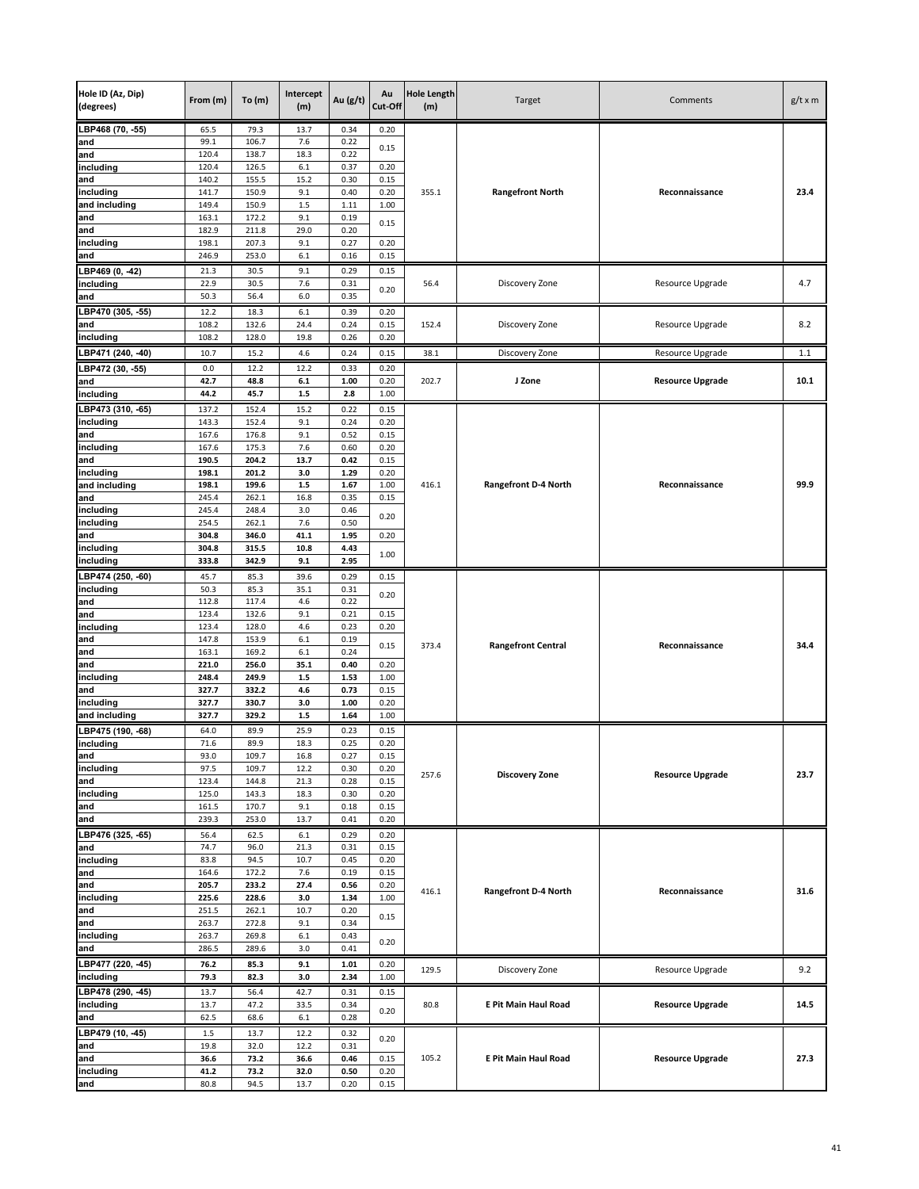| Hole ID (Az, Dip) (degrees) | From (m) | To (m) | Intercept (m) | Au (g/t) | Au Cut-Off | Hole Length (m) | Target | Comments | g/t x m |
|---|---|---|---|---|---|---|---|---|---|
| LBP468 (70, -55) | 65.5 | 79.3 | 13.7 | 0.34 | 0.20 | 355.1 | **Rangefront North** | **Reconnaissance** | **23.4** |
| and | 99.1 | 106.7 | 7.6 | 0.22 | 0.15 | | | | |
| and | 120.4 | 138.7 | 18.3 | 0.22 | | | | | |
| including | 120.4 | 126.5 | 6.1 | 0.37 | 0.20 | | | | |
| and | 140.2 | 155.5 | 15.2 | 0.30 | 0.15 | | | | |
| including | 141.7 | 150.9 | 9.1 | 0.40 | 0.20 | | | | |
| and including | 149.4 | 150.9 | 1.5 | 1.11 | 1.00 | | | | |
| and | 163.1 | 172.2 | 9.1 | 0.19 | 0.15 | | | | |
| and | 182.9 | 211.8 | 29.0 | 0.20 | | | | | |
| including | 198.1 | 207.3 | 9.1 | 0.27 | 0.20 | | | | |
| and | 246.9 | 253.0 | 6.1 | 0.16 | 0.15 | | | | |
| LBP469 (0, -42) | 21.3 | 30.5 | 9.1 | 0.29 | 0.15 | 56.4 | Discovery Zone | Resource Upgrade | 4.7 |
| including | 22.9 | 30.5 | 7.6 | 0.31 | 0.20 | | | | |
| and | 50.3 | 56.4 | 6.0 | 0.35 | | | | | |
| LBP470 (305, -55) | 12.2 | 18.3 | 6.1 | 0.39 | 0.20 | 152.4 | Discovery Zone | Resource Upgrade | 8.2 |
| and | 108.2 | 132.6 | 24.4 | 0.24 | 0.15 | | | | |
| including | 108.2 | 128.0 | 19.8 | 0.26 | 0.20 | | | | |
| LBP471 (240, -40) | 10.7 | 15.2 | 4.6 | 0.24 | 0.15 | 38.1 | Discovery Zone | Resource Upgrade | 1.1 |
| LBP472 (30, -55) | 0.0 | 12.2 | 12.2 | 0.33 | 0.20 | 202.7 | **J Zone** | **Resource Upgrade** | **10.1** |
| and | **42.7** | **48.8** | **6.1** | **1.00** | 0.20 | | | | |
| including | **44.2** | **45.7** | **1.5** | **2.8** | 1.00 | | | | |
| LBP473 (310, -65) | 137.2 | 152.4 | 15.2 | 0.22 | 0.15 | 416.1 | **Rangefront D-4 North** | **Reconnaissance** | **99.9** |
| including | 143.3 | 152.4 | 9.1 | 0.24 | 0.20 | | | | |
| and | 167.6 | 176.8 | 9.1 | 0.52 | 0.15 | | | | |
| including | 167.6 | 175.3 | 7.6 | 0.60 | 0.20 | | | | |
| and | **190.5** | **204.2** | **13.7** | **0.42** | 0.15 | | | | |
| including | **198.1** | **201.2** | **3.0** | **1.29** | 0.20 | | | | |
| and including | **198.1** | **199.6** | **1.5** | **1.67** | 1.00 | | | | |
| and | 245.4 | 262.1 | 16.8 | 0.35 | 0.15 | | | | |
| including | 245.4 | 248.4 | 3.0 | 0.46 | 0.20 | | | | |
| including | 254.5 | 262.1 | 7.6 | 0.50 | | | | | |
| and | **304.8** | **346.0** | **41.1** | **1.95** | 0.20 | | | | |
| including | **304.8** | **315.5** | **10.8** | **4.43** | 1.00 | | | | |
| including | **333.8** | **342.9** | **9.1** | **2.95** | | | | | |
| LBP474 (250, -60) | 45.7 | 85.3 | 39.6 | 0.29 | 0.15 | 373.4 | **Rangefront Central** | **Reconnaissance** | **34.4** |
| including | 50.3 | 85.3 | 35.1 | 0.31 | 0.20 | | | | |
| and | 112.8 | 117.4 | 4.6 | 0.22 | | | | | |
| and | 123.4 | 132.6 | 9.1 | 0.21 | 0.15 | | | | |
| including | 123.4 | 128.0 | 4.6 | 0.23 | 0.20 | | | | |
| and | 147.8 | 153.9 | 6.1 | 0.19 | 0.15 | | | | |
| and | 163.1 | 169.2 | 6.1 | 0.24 | | | | | |
| and | **221.0** | **256.0** | **35.1** | **0.40** | 0.20 | | | | |
| including | **248.4** | **249.9** | **1.5** | **1.53** | 1.00 | | | | |
| and | **327.7** | **332.2** | **4.6** | **0.73** | 0.15 | | | | |
| including | **327.7** | **330.7** | **3.0** | **1.00** | 0.20 | | | | |
| and including | **327.7** | **329.2** | **1.5** | **1.64** | 1.00 | | | | |
| LBP475 (190, -68) | 64.0 | 89.9 | 25.9 | 0.23 | 0.15 | 257.6 | **Discovery Zone** | **Resource Upgrade** | **23.7** |
| including | 71.6 | 89.9 | 18.3 | 0.25 | 0.20 | | | | |
| and | 93.0 | 109.7 | 16.8 | 0.27 | 0.15 | | | | |
| including | 97.5 | 109.7 | 12.2 | 0.30 | 0.20 | | | | |
| and | 123.4 | 144.8 | 21.3 | 0.28 | 0.15 | | | | |
| including | 125.0 | 143.3 | 18.3 | 0.30 | 0.20 | | | | |
| and | 161.5 | 170.7 | 9.1 | 0.18 | 0.15 | | | | |
| and | 239.3 | 253.0 | 13.7 | 0.41 | 0.20 | | | | |
| LBP476 (325, -65) | 56.4 | 62.5 | 6.1 | 0.29 | 0.20 | 416.1 | **Rangefront D-4 North** | **Reconnaissance** | **31.6** |
| and | 74.7 | 96.0 | 21.3 | 0.31 | 0.15 | | | | |
| including | 83.8 | 94.5 | 10.7 | 0.45 | 0.20 | | | | |
| and | 164.6 | 172.2 | 7.6 | 0.19 | 0.15 | | | | |
| and | **205.7** | **233.2** | **27.4** | **0.56** | 0.20 | | | | |
| including | **225.6** | **228.6** | **3.0** | **1.34** | 1.00 | | | | |
| and | 251.5 | 262.1 | 10.7 | 0.20 | 0.15 | | | | |
| and | 263.7 | 272.8 | 9.1 | 0.34 | | | | | |
| including | 263.7 | 269.8 | 6.1 | 0.43 | 0.20 | | | | |
| and | 286.5 | 289.6 | 3.0 | 0.41 | | | | | |
| LBP477 (220, -45) | **76.2** | **85.3** | **9.1** | **1.01** | 0.20 | 129.5 | Discovery Zone | Resource Upgrade | 9.2 |
| including | **79.3** | **82.3** | **3.0** | **2.34** | 1.00 | | | | |
| LBP478 (290, -45) | 13.7 | 56.4 | 42.7 | 0.31 | 0.15 | 80.8 | **E Pit Main Haul Road** | **Resource Upgrade** | **14.5** |
| including | 13.7 | 47.2 | 33.5 | 0.34 | 0.20 | | | | |
| and | 62.5 | 68.6 | 6.1 | 0.28 | | | | | |
| LBP479 (10, -45) | 1.5 | 13.7 | 12.2 | 0.32 | 0.20 | 105.2 | **E Pit Main Haul Road** | **Resource Upgrade** | **27.3** |
| and | 19.8 | 32.0 | 12.2 | 0.31 | | | | | |
| and | **36.6** | **73.2** | **36.6** | **0.46** | 0.15 | | | | |
| including | **41.2** | **73.2** | **32.0** | **0.50** | 0.20 | | | | |
| and | 80.8 | 94.5 | 13.7 | 0.20 | 0.15 | | | | |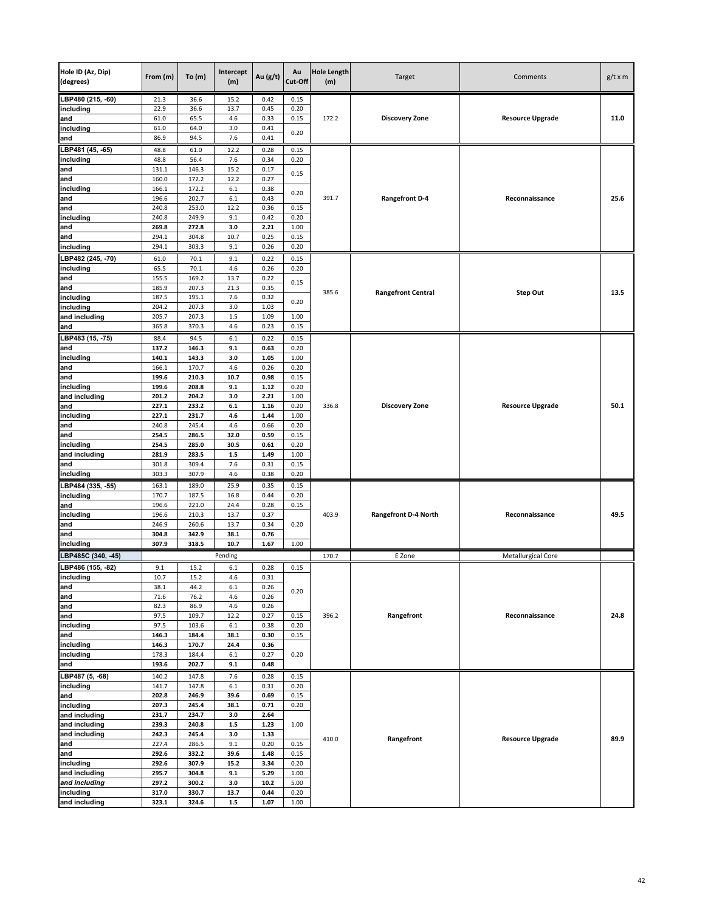| Hole ID (Az, Dip) (degrees) | From (m) | To (m) | Intercept (m) | Au (g/t) | Au Cut-Off | Hole Length (m) | Target | Comments | g/t x m |
|---|---|---|---|---|---|---|---|---|---|
| LBP480 (215, -60) | 21.3 | 36.6 | 15.2 | 0.42 | 0.15 | 172.2 | **Discovery Zone** | **Resource Upgrade** | **11.0** |
| including | 22.9 | 36.6 | 13.7 | 0.45 | 0.20 | | | | |
| and | 61.0 | 65.5 | 4.6 | 0.33 | 0.15 | | | | |
| including | 61.0 | 64.0 | 3.0 | 0.41 | 0.20 | | | | |
| and | 86.9 | 94.5 | 7.6 | 0.41 | | | | | |
| LBP481 (45, -65) | 48.8 | 61.0 | 12.2 | 0.28 | 0.15 | 391.7 | **Rangefront D-4** | **Reconnaissance** | **25.6** |
| including | 48.8 | 56.4 | 7.6 | 0.34 | 0.20 | | | | |
| and | 131.1 | 146.3 | 15.2 | 0.17 | 0.15 | | | | |
| and | 160.0 | 172.2 | 12.2 | 0.27 | | | | | |
| including | 166.1 | 172.2 | 6.1 | 0.38 | 0.20 | | | | |
| and | 196.6 | 202.7 | 6.1 | 0.43 | | | | | |
| and | 240.8 | 253.0 | 12.2 | 0.36 | 0.15 | | | | |
| including | 240.8 | 249.9 | 9.1 | 0.42 | 0.20 | | | | |
| and | **269.8** | **272.8** | **3.0** | **2.21** | 1.00 | | | | |
| and | 294.1 | 304.8 | 10.7 | 0.25 | 0.15 | | | | |
| including | 294.1 | 303.3 | 9.1 | 0.26 | 0.20 | | | | |
| LBP482 (245, -70) | 61.0 | 70.1 | 9.1 | 0.22 | 0.15 | 385.6 | **Rangefront Central** | **Step Out** | **13.5** |
| including | 65.5 | 70.1 | 4.6 | 0.26 | 0.20 | | | | |
| and | 155.5 | 169.2 | 13.7 | 0.22 | 0.15 | | | | |
| and | 185.9 | 207.3 | 21.3 | 0.35 | | | | | |
| including | 187.5 | 195.1 | 7.6 | 0.32 | 0.20 | | | | |
| including | 204.2 | 207.3 | 3.0 | 1.03 | | | | | |
| and including | 205.7 | 207.3 | 1.5 | 1.09 | 1.00 | | | | |
| and | 365.8 | 370.3 | 4.6 | 0.23 | 0.15 | | | | |
| LBP483 (15, -75) | 88.4 | 94.5 | 6.1 | 0.22 | 0.15 | 336.8 | **Discovery Zone** | **Resource Upgrade** | **50.1** |
| and | **137.2** | **146.3** | **9.1** | **0.63** | 0.20 | | | | |
| including | **140.1** | **143.3** | **3.0** | **1.05** | 1.00 | | | | |
| and | 166.1 | 170.7 | 4.6 | 0.26 | 0.20 | | | | |
| and | **199.6** | **210.3** | **10.7** | **0.98** | 0.15 | | | | |
| including | **199.6** | **208.8** | **9.1** | **1.12** | 0.20 | | | | |
| and including | **201.2** | **204.2** | **3.0** | **2.21** | 1.00 | | | | |
| and | **227.1** | **233.2** | **6.1** | **1.16** | 0.20 | | | | |
| including | **227.1** | **231.7** | **4.6** | **1.44** | 1.00 | | | | |
| and | 240.8 | 245.4 | 4.6 | 0.66 | 0.20 | | | | |
| and | **254.5** | **286.5** | **32.0** | **0.59** | 0.15 | | | | |
| including | **254.5** | **285.0** | **30.5** | **0.61** | 0.20 | | | | |
| and including | **281.9** | **283.5** | **1.5** | **1.49** | 1.00 | | | | |
| and | 301.8 | 309.4 | 7.6 | 0.31 | 0.15 | | | | |
| including | 303.3 | 307.9 | 4.6 | 0.38 | 0.20 | | | | |
| LBP484 (335, -55) | 163.1 | 189.0 | 25.9 | 0.35 | 0.15 | 403.9 | **Rangefront D-4 North** | **Reconnaissance** | **49.5** |
| including | 170.7 | 187.5 | 16.8 | 0.44 | 0.20 | | | | |
| and | 196.6 | 221.0 | 24.4 | 0.28 | 0.15 | | | | |
| including | 196.6 | 210.3 | 13.7 | 0.37 | 0.20 | | | | |
| and | 246.9 | 260.6 | 13.7 | 0.34 | | | | | |
| and | **304.8** | **342.9** | **38.1** | **0.76** | | | | | |
| including | **307.9** | **318.5** | **10.7** | **1.67** | 1.00 | | | | |
| LBP485C (340, -45) | | | Pending | | | 170.7 | E Zone | Metallurgical Core | |
| LBP486 (155, -82) | 9.1 | 15.2 | 6.1 | 0.28 | 0.15 | 396.2 | **Rangefront** | **Reconnaissance** | **24.8** |
| including | 10.7 | 15.2 | 4.6 | 0.31 | 0.20 | | | | |
| and | 38.1 | 44.2 | 6.1 | 0.26 | | | | | |
| and | 71.6 | 76.2 | 4.6 | 0.26 | | | | | |
| and | 82.3 | 86.9 | 4.6 | 0.26 | | | | | |
| and | 97.5 | 109.7 | 12.2 | 0.27 | 0.15 | | | | |
| including | 97.5 | 103.6 | 6.1 | 0.38 | 0.20 | | | | |
| and | **146.3** | **184.4** | **38.1** | **0.30** | 0.15 | | | | |
| including | **146.3** | **170.7** | **24.4** | **0.36** | 0.20 | | | | |
| including | 178.3 | 184.4 | 6.1 | 0.27 | | | | | |
| and | **193.6** | **202.7** | **9.1** | **0.48** | | | | | |
| LBP487 (5, -68) | 140.2 | 147.8 | 7.6 | 0.28 | 0.15 | 410.0 | **Rangefront** | **Resource Upgrade** | **89.9** |
| including | 141.7 | 147.8 | 6.1 | 0.31 | 0.20 | | | | |
| and | **202.8** | **246.9** | **39.6** | **0.69** | 0.15 | | | | |
| including | **207.3** | **245.4** | **38.1** | **0.71** | 0.20 | | | | |
| and including | **231.7** | **234.7** | **3.0** | **2.64** | 1.00 | | | | |
| and including | **239.3** | **240.8** | **1.5** | **1.23** | | | | | |
| and including | **242.3** | **245.4** | **3.0** | **1.33** | | | | | |
| and | 227.4 | 286.5 | 9.1 | 0.20 | 0.15 | | | | |
| and | **292.6** | **332.2** | **39.6** | **1.48** | 0.15 | | | | |
| including | **292.6** | **307.9** | **15.2** | **3.34** | 0.20 | | | | |
| and including | **295.7** | **304.8** | **9.1** | **5.29** | 1.00 | | | | |
| *and including* | **297.2** | **300.2** | **3.0** | **10.2** | 5.00 | | | | |
| including | **317.0** | **330.7** | **13.7** | **0.44** | 0.20 | | | | |
| and including | **323.1** | **324.6** | **1.5** | **1.07** | 1.00 | | | | |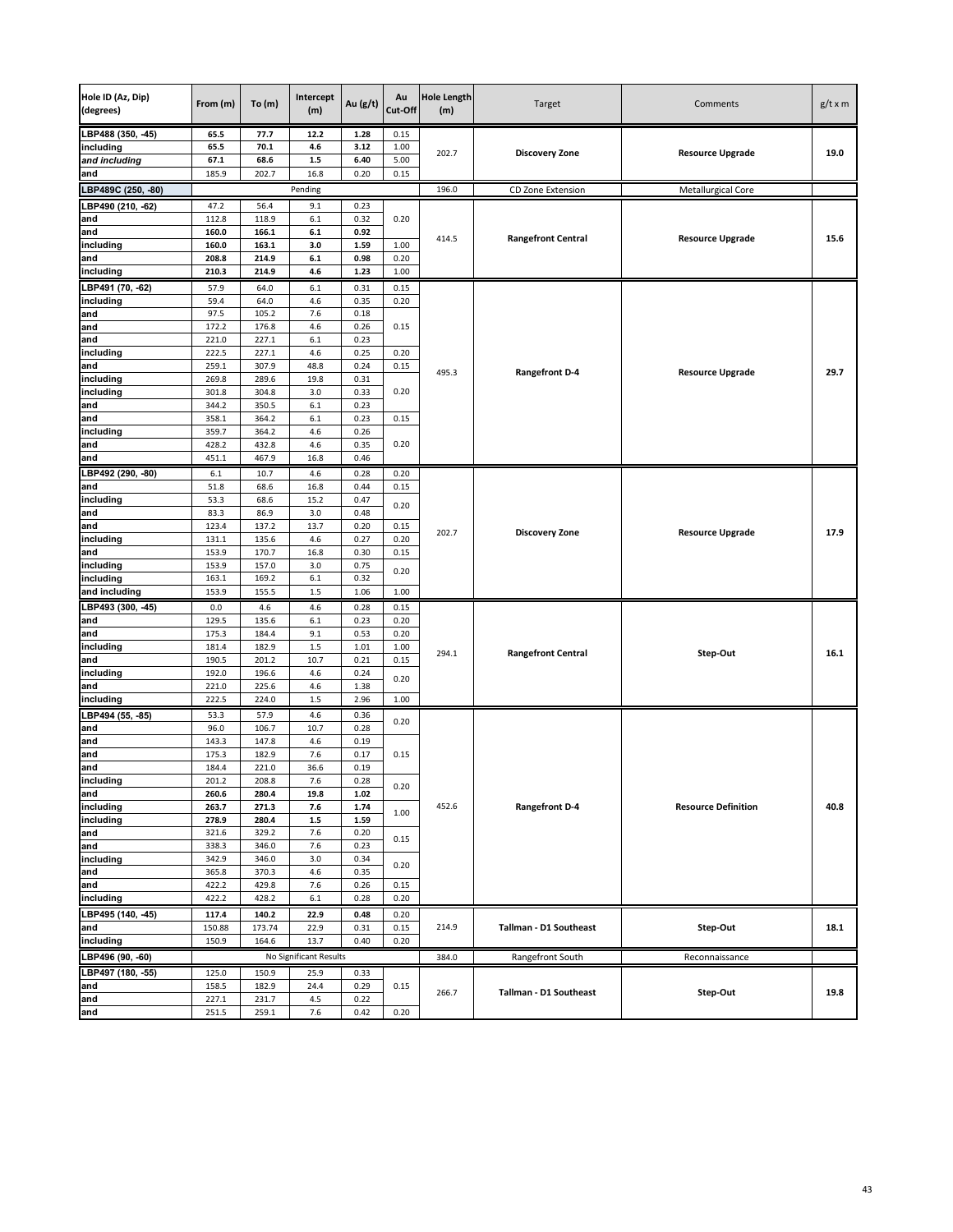| Hole ID (Az, Dip) (degrees) | From (m) | To (m) | Intercept (m) | Au (g/t) | Au Cut-Off | Hole Length (m) | Target | Comments | g/t x m |
|---|---|---|---|---|---|---|---|---|---|
| **LBP488 (350, -45)** | **65.5** | **77.7** | **12.2** | **1.28** | 0.15 | 202.7 | **Discovery Zone** | **Resource Upgrade** | **19.0** |
| **including** | **65.5** | **70.1** | **4.6** | **3.12** | 1.00 | | | | |
| ***and including*** | **67.1** | **68.6** | **1.5** | **6.40** | 5.00 | | | | |
| **and** | 185.9 | 202.7 | 16.8 | 0.20 | 0.15 | | | | |
| **LBP489C (250, -80)** | | | Pending | | | 196.0 | CD Zone Extension | Metallurgical Core | |
| **LBP490 (210, -62)** | 47.2 | 56.4 | 9.1 | 0.23 | 0.20 | 414.5 | **Rangefront Central** | **Resource Upgrade** | **15.6** |
| **and** | 112.8 | 118.9 | 6.1 | 0.32 | | | | | |
| **and** | **160.0** | **166.1** | **6.1** | **0.92** | | | | | |
| **including** | **160.0** | **163.1** | **3.0** | **1.59** | 1.00 | | | | |
| **and** | **208.8** | **214.9** | **6.1** | **0.98** | 0.20 | | | | |
| **including** | **210.3** | **214.9** | **4.6** | **1.23** | 1.00 | | | | |
| **LBP491 (70, -62)** | 57.9 | 64.0 | 6.1 | 0.31 | 0.15 | 495.3 | **Rangefront D-4** | **Resource Upgrade** | **29.7** |
| **including** | 59.4 | 64.0 | 4.6 | 0.35 | 0.20 | | | | |
| **and** | 97.5 | 105.2 | 7.6 | 0.18 | 0.15 | | | | |
| **and** | 172.2 | 176.8 | 4.6 | 0.26 | | | | | |
| **and** | 221.0 | 227.1 | 6.1 | 0.23 | | | | | |
| **including** | 222.5 | 227.1 | 4.6 | 0.25 | 0.20 | | | | |
| **and** | 259.1 | 307.9 | 48.8 | 0.24 | 0.15 | | | | |
| **including** | 269.8 | 289.6 | 19.8 | 0.31 | 0.20 | | | | |
| **including** | 301.8 | 304.8 | 3.0 | 0.33 | | | | | |
| **and** | 344.2 | 350.5 | 6.1 | 0.23 | | | | | |
| **and** | 358.1 | 364.2 | 6.1 | 0.23 | 0.15 | | | | |
| **including** | 359.7 | 364.2 | 4.6 | 0.26 | 0.20 | | | | |
| **and** | 428.2 | 432.8 | 4.6 | 0.35 | | | | | |
| **and** | 451.1 | 467.9 | 16.8 | 0.46 | | | | | |
| **LBP492 (290, -80)** | 6.1 | 10.7 | 4.6 | 0.28 | 0.20 | 202.7 | **Discovery Zone** | **Resource Upgrade** | **17.9** |
| **and** | 51.8 | 68.6 | 16.8 | 0.44 | 0.15 | | | | |
| **including** | 53.3 | 68.6 | 15.2 | 0.47 | 0.20 | | | | |
| **and** | 83.3 | 86.9 | 3.0 | 0.48 | | | | | |
| **and** | 123.4 | 137.2 | 13.7 | 0.20 | 0.15 | | | | |
| **including** | 131.1 | 135.6 | 4.6 | 0.27 | 0.20 | | | | |
| **and** | 153.9 | 170.7 | 16.8 | 0.30 | 0.15 | | | | |
| **including** | 153.9 | 157.0 | 3.0 | 0.75 | 0.20 | | | | |
| **including** | 163.1 | 169.2 | 6.1 | 0.32 | | | | | |
| **and including** | 153.9 | 155.5 | 1.5 | 1.06 | 1.00 | | | | |
| **LBP493 (300, -45)** | 0.0 | 4.6 | 4.6 | 0.28 | 0.15 | 294.1 | **Rangefront Central** | **Step-Out** | **16.1** |
| **and** | 129.5 | 135.6 | 6.1 | 0.23 | 0.20 | | | | |
| **and** | 175.3 | 184.4 | 9.1 | 0.53 | 0.20 | | | | |
| **including** | 181.4 | 182.9 | 1.5 | 1.01 | 1.00 | | | | |
| **and** | 190.5 | 201.2 | 10.7 | 0.21 | 0.15 | | | | |
| **including** | 192.0 | 196.6 | 4.6 | 0.24 | 0.20 | | | | |
| **and** | 221.0 | 225.6 | 4.6 | 1.38 | | | | | |
| **including** | 222.5 | 224.0 | 1.5 | 2.96 | 1.00 | | | | |
| **LBP494 (55, -85)** | 53.3 | 57.9 | 4.6 | 0.36 | 0.20 | 452.6 | **Rangefront D-4** | **Resource Definition** | **40.8** |
| **and** | 96.0 | 106.7 | 10.7 | 0.28 | | | | | |
| **and** | 143.3 | 147.8 | 4.6 | 0.19 | 0.15 | | | | |
| **and** | 175.3 | 182.9 | 7.6 | 0.17 | | | | | |
| **and** | 184.4 | 221.0 | 36.6 | 0.19 | | | | | |
| **including** | 201.2 | 208.8 | 7.6 | 0.28 | 0.20 | | | | |
| **and** | **260.6** | **280.4** | **19.8** | **1.02** | | | | | |
| **including** | **263.7** | **271.3** | **7.6** | **1.74** | 1.00 | | | | |
| **including** | **278.9** | **280.4** | **1.5** | **1.59** | | | | | |
| **and** | 321.6 | 329.2 | 7.6 | 0.20 | 0.15 | | | | |
| **and** | 338.3 | 346.0 | 7.6 | 0.23 | | | | | |
| **including** | 342.9 | 346.0 | 3.0 | 0.34 | 0.20 | | | | |
| **and** | 365.8 | 370.3 | 4.6 | 0.35 | | | | | |
| **and** | 422.2 | 429.8 | 7.6 | 0.26 | 0.15 | | | | |
| **including** | 422.2 | 428.2 | 6.1 | 0.28 | 0.20 | | | | |
| **LBP495 (140, -45)** | **117.4** | **140.2** | **22.9** | **0.48** | 0.20 | 214.9 | **Tallman - D1 Southeast** | **Step-Out** | **18.1** |
| **and** | 150.88 | 173.74 | 22.9 | 0.31 | 0.15 | | | | |
| **including** | 150.9 | 164.6 | 13.7 | 0.40 | 0.20 | | | | |
| **LBP496 (90, -60)** | | | No Significant Results | | | 384.0 | Rangefront South | Reconnaissance | |
| **LBP497 (180, -55)** | 125.0 | 150.9 | 25.9 | 0.33 | 0.15 | 266.7 | **Tallman - D1 Southeast** | **Step-Out** | **19.8** |
| **and** | 158.5 | 182.9 | 24.4 | 0.29 | | | | | |
| **and** | 227.1 | 231.7 | 4.5 | 0.22 | | | | | |
| **and** | 251.5 | 259.1 | 7.6 | 0.42 | 0.20 | | | | |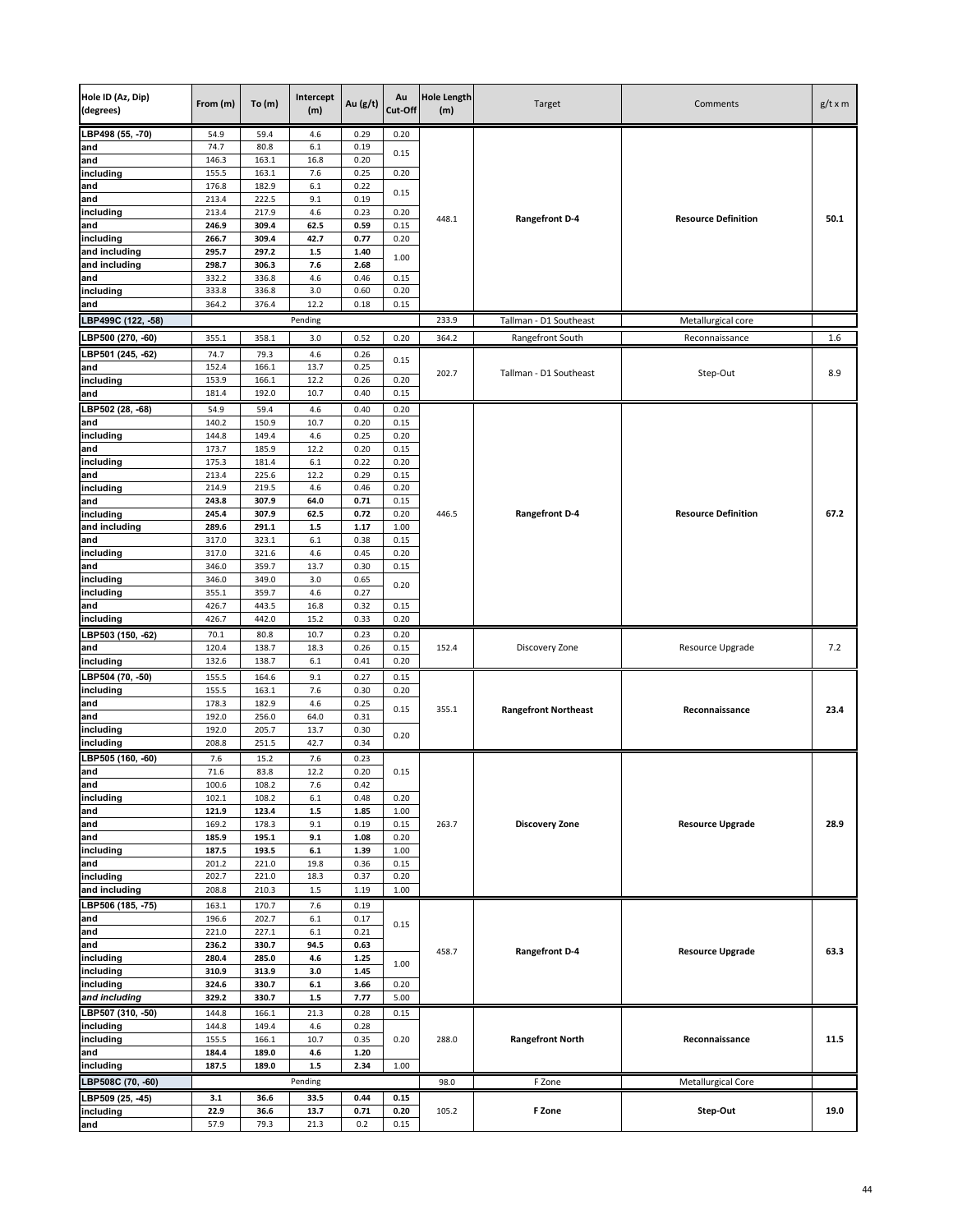| Hole ID (Az, Dip) (degrees) | From (m) | To (m) | Intercept (m) | Au (g/t) | Au Cut-Off | Hole Length (m) | Target | Comments | g/t x m |
|---|---|---|---|---|---|---|---|---|---|
| LBP498 (55, -70) | 54.9 | 59.4 | 4.6 | 0.29 | 0.20 | 448.1 | **Rangefront D-4** | **Resource Definition** | **50.1** |
| and | 74.7 | 80.8 | 6.1 | 0.19 | 0.15 | | | | |
| and | 146.3 | 163.1 | 16.8 | 0.20 | | | | | |
| including | 155.5 | 163.1 | 7.6 | 0.25 | 0.20 | | | | |
| and | 176.8 | 182.9 | 6.1 | 0.22 | 0.15 | | | | |
| and | 213.4 | 222.5 | 9.1 | 0.19 | | | | | |
| including | 213.4 | 217.9 | 4.6 | 0.23 | 0.20 | | | | |
| and | **246.9** | **309.4** | **62.5** | **0.59** | 0.15 | | | | |
| including | **266.7** | **309.4** | **42.7** | **0.77** | 0.20 | | | | |
| and including | **295.7** | **297.2** | **1.5** | **1.40** | 1.00 | | | | |
| and including | **298.7** | **306.3** | **7.6** | **2.68** | | | | | |
| and | 332.2 | 336.8 | 4.6 | 0.46 | 0.15 | | | | |
| including | 333.8 | 336.8 | 3.0 | 0.60 | 0.20 | | | | |
| and | 364.2 | 376.4 | 12.2 | 0.18 | 0.15 | | | | |
| LBP499C (122, -58) | | | Pending | | | 233.9 | Tallman - D1 Southeast | Metallurgical core | |
| LBP500 (270, -60) | 355.1 | 358.1 | 3.0 | 0.52 | 0.20 | 364.2 | Rangefront South | Reconnaissance | 1.6 |
| LBP501 (245, -62) | 74.7 | 79.3 | 4.6 | 0.26 | 0.15 | 202.7 | Tallman - D1 Southeast | Step-Out | 8.9 |
| and | 152.4 | 166.1 | 13.7 | 0.25 | | | | | |
| including | 153.9 | 166.1 | 12.2 | 0.26 | 0.20 | | | | |
| and | 181.4 | 192.0 | 10.7 | 0.40 | 0.15 | | | | |
| LBP502 (28, -68) | 54.9 | 59.4 | 4.6 | 0.40 | 0.20 | 446.5 | **Rangefront D-4** | **Resource Definition** | **67.2** |
| and | 140.2 | 150.9 | 10.7 | 0.20 | 0.15 | | | | |
| including | 144.8 | 149.4 | 4.6 | 0.25 | 0.20 | | | | |
| and | 173.7 | 185.9 | 12.2 | 0.20 | 0.15 | | | | |
| including | 175.3 | 181.4 | 6.1 | 0.22 | 0.20 | | | | |
| and | 213.4 | 225.6 | 12.2 | 0.29 | 0.15 | | | | |
| including | 214.9 | 219.5 | 4.6 | 0.46 | 0.20 | | | | |
| and | **243.8** | **307.9** | **64.0** | **0.71** | 0.15 | | | | |
| including | **245.4** | **307.9** | **62.5** | **0.72** | 0.20 | | | | |
| and including | **289.6** | **291.1** | **1.5** | **1.17** | 1.00 | | | | |
| and | 317.0 | 323.1 | 6.1 | 0.38 | 0.15 | | | | |
| including | 317.0 | 321.6 | 4.6 | 0.45 | 0.20 | | | | |
| and | 346.0 | 359.7 | 13.7 | 0.30 | 0.15 | | | | |
| including | 346.0 | 349.0 | 3.0 | 0.65 | 0.20 | | | | |
| including | 355.1 | 359.7 | 4.6 | 0.27 | | | | | |
| and | 426.7 | 443.5 | 16.8 | 0.32 | 0.15 | | | | |
| including | 426.7 | 442.0 | 15.2 | 0.33 | 0.20 | | | | |
| LBP503 (150, -62) | 70.1 | 80.8 | 10.7 | 0.23 | 0.20 | 152.4 | Discovery Zone | Resource Upgrade | 7.2 |
| and | 120.4 | 138.7 | 18.3 | 0.26 | 0.15 | | | | |
| including | 132.6 | 138.7 | 6.1 | 0.41 | 0.20 | | | | |
| LBP504 (70, -50) | 155.5 | 164.6 | 9.1 | 0.27 | 0.15 | 355.1 | **Rangefront Northeast** | **Reconnaissance** | **23.4** |
| including | 155.5 | 163.1 | 7.6 | 0.30 | 0.20 | | | | |
| and | 178.3 | 182.9 | 4.6 | 0.25 | 0.15 | | | | |
| and | 192.0 | 256.0 | 64.0 | 0.31 | | | | | |
| including | 192.0 | 205.7 | 13.7 | 0.30 | 0.20 | | | | |
| including | 208.8 | 251.5 | 42.7 | 0.34 | | | | | |
| LBP505 (160, -60) | 7.6 | 15.2 | 7.6 | 0.23 | 0.15 | 263.7 | **Discovery Zone** | **Resource Upgrade** | **28.9** |
| and | 71.6 | 83.8 | 12.2 | 0.20 | | | | | |
| and | 100.6 | 108.2 | 7.6 | 0.42 | | | | | |
| including | 102.1 | 108.2 | 6.1 | 0.48 | 0.20 | | | | |
| and | **121.9** | **123.4** | **1.5** | **1.85** | 1.00 | | | | |
| and | 169.2 | 178.3 | 9.1 | 0.19 | 0.15 | | | | |
| and | **185.9** | **195.1** | **9.1** | **1.08** | 0.20 | | | | |
| including | **187.5** | **193.5** | **6.1** | **1.39** | 1.00 | | | | |
| and | 201.2 | 221.0 | 19.8 | 0.36 | 0.15 | | | | |
| including | 202.7 | 221.0 | 18.3 | 0.37 | 0.20 | | | | |
| and including | 208.8 | 210.3 | 1.5 | 1.19 | 1.00 | | | | |
| LBP506 (185, -75) | 163.1 | 170.7 | 7.6 | 0.19 | 0.15 | 458.7 | **Rangefront D-4** | **Resource Upgrade** | **63.3** |
| and | 196.6 | 202.7 | 6.1 | 0.17 | | | | | |
| and | 221.0 | 227.1 | 6.1 | 0.21 | | | | | |
| and | **236.2** | **330.7** | **94.5** | **0.63** | | | | | |
| including | **280.4** | **285.0** | **4.6** | **1.25** | 1.00 | | | | |
| including | **310.9** | **313.9** | **3.0** | **1.45** | | | | | |
| including | **324.6** | **330.7** | **6.1** | **3.66** | 0.20 | | | | |
| *and including* | **329.2** | **330.7** | **1.5** | **7.77** | 5.00 | | | | |
| LBP507 (310, -50) | 144.8 | 166.1 | 21.3 | 0.28 | 0.15 | 288.0 | **Rangefront North** | **Reconnaissance** | **11.5** |
| including | 144.8 | 149.4 | 4.6 | 0.28 | 0.20 | | | | |
| including | 155.5 | 166.1 | 10.7 | 0.35 | | | | | |
| and | **184.4** | **189.0** | **4.6** | **1.20** | | | | | |
| including | **187.5** | **189.0** | **1.5** | **2.34** | 1.00 | | | | |
| LBP508C (70, -60) | | | Pending | | | 98.0 | F Zone | Metallurgical Core | |
| LBP509 (25, -45) | **3.1** | **36.6** | **33.5** | **0.44** | **0.15** | 105.2 | **F Zone** | **Step-Out** | **19.0** |
| including | **22.9** | **36.6** | **13.7** | **0.71** | **0.20** | | | | |
| and | 57.9 | 79.3 | 21.3 | 0.2 | 0.15 | | | | |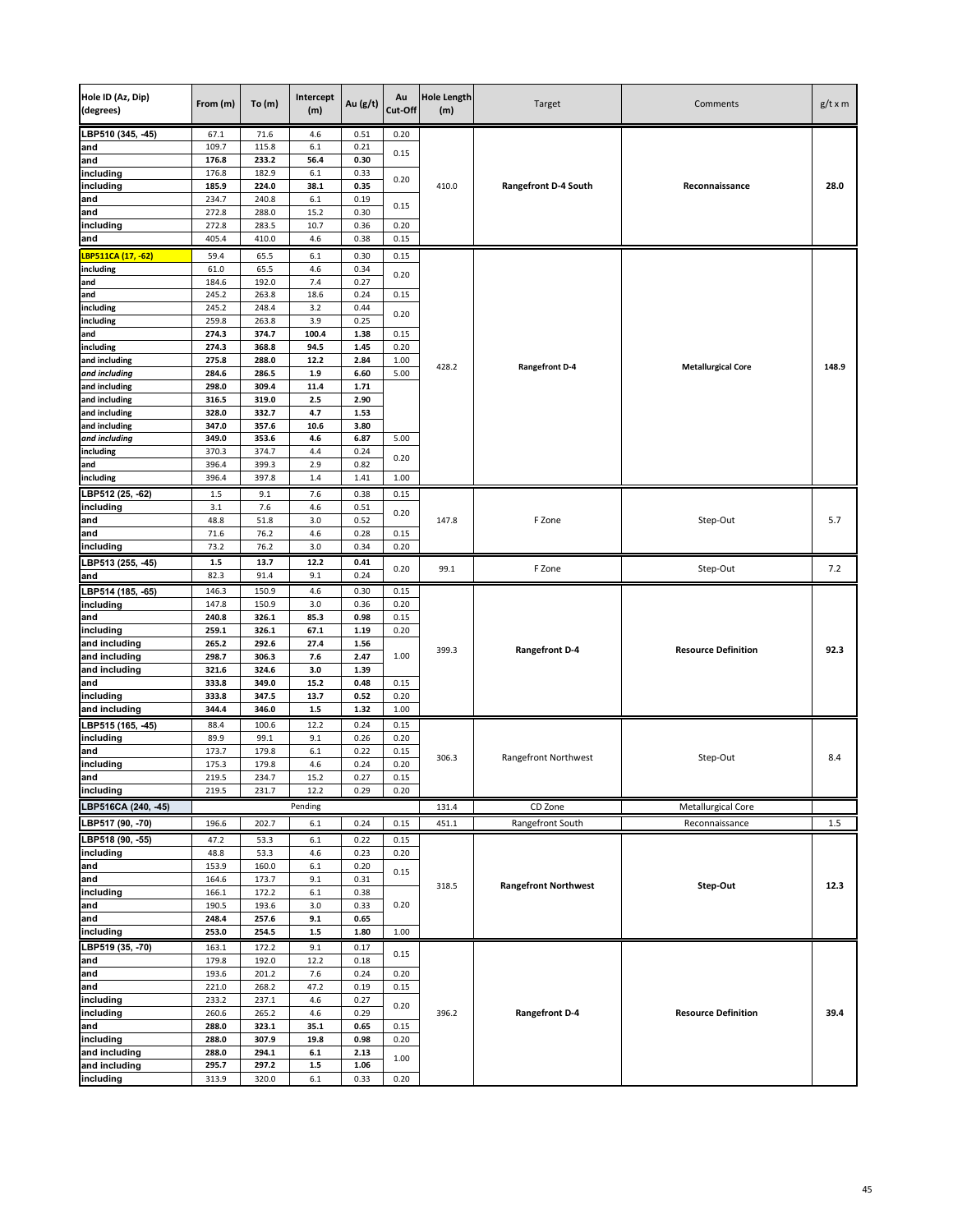| Hole ID (Az, Dip) (degrees) | From (m) | To (m) | Intercept (m) | Au (g/t) | Au Cut-Off | Hole Length (m) | Target | Comments | g/t x m |
|---|---|---|---|---|---|---|---|---|---|
| LBP510 (345, -45) | 67.1 | 71.6 | 4.6 | 0.51 | 0.20 | 410.0 | **Rangefront D-4 South** | **Reconnaissance** | **28.0** |
| and | 109.7 | 115.8 | 6.1 | 0.21 | 0.15 | | | | |
| and | **176.8** | **233.2** | **56.4** | **0.30** | | | | | |
| including | 176.8 | 182.9 | 6.1 | 0.33 | 0.20 | | | | |
| including | **185.9** | **224.0** | **38.1** | **0.35** | | | | | |
| and | 234.7 | 240.8 | 6.1 | 0.19 | 0.15 | | | | |
| and | 272.8 | 288.0 | 15.2 | 0.30 | | | | | |
| including | 272.8 | 283.5 | 10.7 | 0.36 | 0.20 | | | | |
| and | 405.4 | 410.0 | 4.6 | 0.38 | 0.15 | | | | |
| LBP511CA (17, -62) | 59.4 | 65.5 | 6.1 | 0.30 | 0.15 | 428.2 | **Rangefront D-4** | **Metallurgical Core** | **148.9** |
| including | 61.0 | 65.5 | 4.6 | 0.34 | 0.20 | | | | |
| and | 184.6 | 192.0 | 7.4 | 0.27 | | | | | |
| and | 245.2 | 263.8 | 18.6 | 0.24 | 0.15 | | | | |
| including | 245.2 | 248.4 | 3.2 | 0.44 | 0.20 | | | | |
| including | 259.8 | 263.8 | 3.9 | 0.25 | | | | | |
| and | **274.3** | **374.7** | **100.4** | **1.38** | 0.15 | | | | |
| including | **274.3** | **368.8** | **94.5** | **1.45** | 0.20 | | | | |
| and including | **275.8** | **288.0** | **12.2** | **2.84** | 1.00 | | | | |
| *and including* | **284.6** | **286.5** | **1.9** | **6.60** | 5.00 | | | | |
| and including | **298.0** | **309.4** | **11.4** | **1.71** | | | | | |
| and including | **316.5** | **319.0** | **2.5** | **2.90** | | | | | |
| and including | **328.0** | **332.7** | **4.7** | **1.53** | | | | | |
| and including | **347.0** | **357.6** | **10.6** | **3.80** | | | | | |
| *and including* | **349.0** | **353.6** | **4.6** | **6.87** | 5.00 | | | | |
| including | 370.3 | 374.7 | 4.4 | 0.24 | 0.20 | | | | |
| and | 396.4 | 399.3 | 2.9 | 0.82 | | | | | |
| including | 396.4 | 397.8 | 1.4 | 1.41 | 1.00 | | | | |
| LBP512 (25, -62) | 1.5 | 9.1 | 7.6 | 0.38 | 0.15 | 147.8 | F Zone | Step-Out | 5.7 |
| including | 3.1 | 7.6 | 4.6 | 0.51 | 0.20 | | | | |
| and | 48.8 | 51.8 | 3.0 | 0.52 | | | | | |
| and | 71.6 | 76.2 | 4.6 | 0.28 | 0.15 | | | | |
| including | 73.2 | 76.2 | 3.0 | 0.34 | 0.20 | | | | |
| LBP513 (255, -45) | **1.5** | **13.7** | **12.2** | **0.41** | 0.20 | 99.1 | F Zone | Step-Out | 7.2 |
| and | 82.3 | 91.4 | 9.1 | 0.24 | | | | | |
| LBP514 (185, -65) | 146.3 | 150.9 | 4.6 | 0.30 | 0.15 | 399.3 | **Rangefront D-4** | **Resource Definition** | **92.3** |
| including | 147.8 | 150.9 | 3.0 | 0.36 | 0.20 | | | | |
| and | **240.8** | **326.1** | **85.3** | **0.98** | 0.15 | | | | |
| including | **259.1** | **326.1** | **67.1** | **1.19** | 0.20 | | | | |
| and including | **265.2** | **292.6** | **27.4** | **1.56** | 1.00 | | | | |
| and including | **298.7** | **306.3** | **7.6** | **2.47** | | | | | |
| and including | **321.6** | **324.6** | **3.0** | **1.39** | | | | | |
| and | **333.8** | **349.0** | **15.2** | **0.48** | 0.15 | | | | |
| including | **333.8** | **347.5** | **13.7** | **0.52** | 0.20 | | | | |
| and including | **344.4** | **346.0** | **1.5** | **1.32** | 1.00 | | | | |
| LBP515 (165, -45) | 88.4 | 100.6 | 12.2 | 0.24 | 0.15 | 306.3 | Rangefront Northwest | Step-Out | 8.4 |
| including | 89.9 | 99.1 | 9.1 | 0.26 | 0.20 | | | | |
| and | 173.7 | 179.8 | 6.1 | 0.22 | 0.15 | | | | |
| including | 175.3 | 179.8 | 4.6 | 0.24 | 0.20 | | | | |
| and | 219.5 | 234.7 | 15.2 | 0.27 | 0.15 | | | | |
| including | 219.5 | 231.7 | 12.2 | 0.29 | 0.20 | | | | |
| LBP516CA (240, -45) | | | Pending | | | 131.4 | CD Zone | Metallurgical Core | |
| LBP517 (90, -70) | 196.6 | 202.7 | 6.1 | 0.24 | 0.15 | 451.1 | Rangefront South | Reconnaissance | 1.5 |
| LBP518 (90, -55) | 47.2 | 53.3 | 6.1 | 0.22 | 0.15 | 318.5 | **Rangefront Northwest** | **Step-Out** | **12.3** |
| including | 48.8 | 53.3 | 4.6 | 0.23 | 0.20 | | | | |
| and | 153.9 | 160.0 | 6.1 | 0.20 | 0.15 | | | | |
| and | 164.6 | 173.7 | 9.1 | 0.31 | | | | | |
| including | 166.1 | 172.2 | 6.1 | 0.38 | 0.20 | | | | |
| and | 190.5 | 193.6 | 3.0 | 0.33 | | | | | |
| and | **248.4** | **257.6** | **9.1** | **0.65** | | | | | |
| including | **253.0** | **254.5** | **1.5** | **1.80** | 1.00 | | | | |
| LBP519 (35, -70) | 163.1 | 172.2 | 9.1 | 0.17 | 0.15 | 396.2 | **Rangefront D-4** | **Resource Definition** | **39.4** |
| and | 179.8 | 192.0 | 12.2 | 0.18 | | | | | |
| and | 193.6 | 201.2 | 7.6 | 0.24 | 0.20 | | | | |
| and | 221.0 | 268.2 | 47.2 | 0.19 | 0.15 | | | | |
| including | 233.2 | 237.1 | 4.6 | 0.27 | 0.20 | | | | |
| including | 260.6 | 265.2 | 4.6 | 0.29 | | | | | |
| and | **288.0** | **323.1** | **35.1** | **0.65** | 0.15 | | | | |
| including | **288.0** | **307.9** | **19.8** | **0.98** | 0.20 | | | | |
| and including | **288.0** | **294.1** | **6.1** | **2.13** | 1.00 | | | | |
| and including | **295.7** | **297.2** | **1.5** | **1.06** | | | | | |
| including | 313.9 | 320.0 | 6.1 | 0.33 | 0.20 | | | | |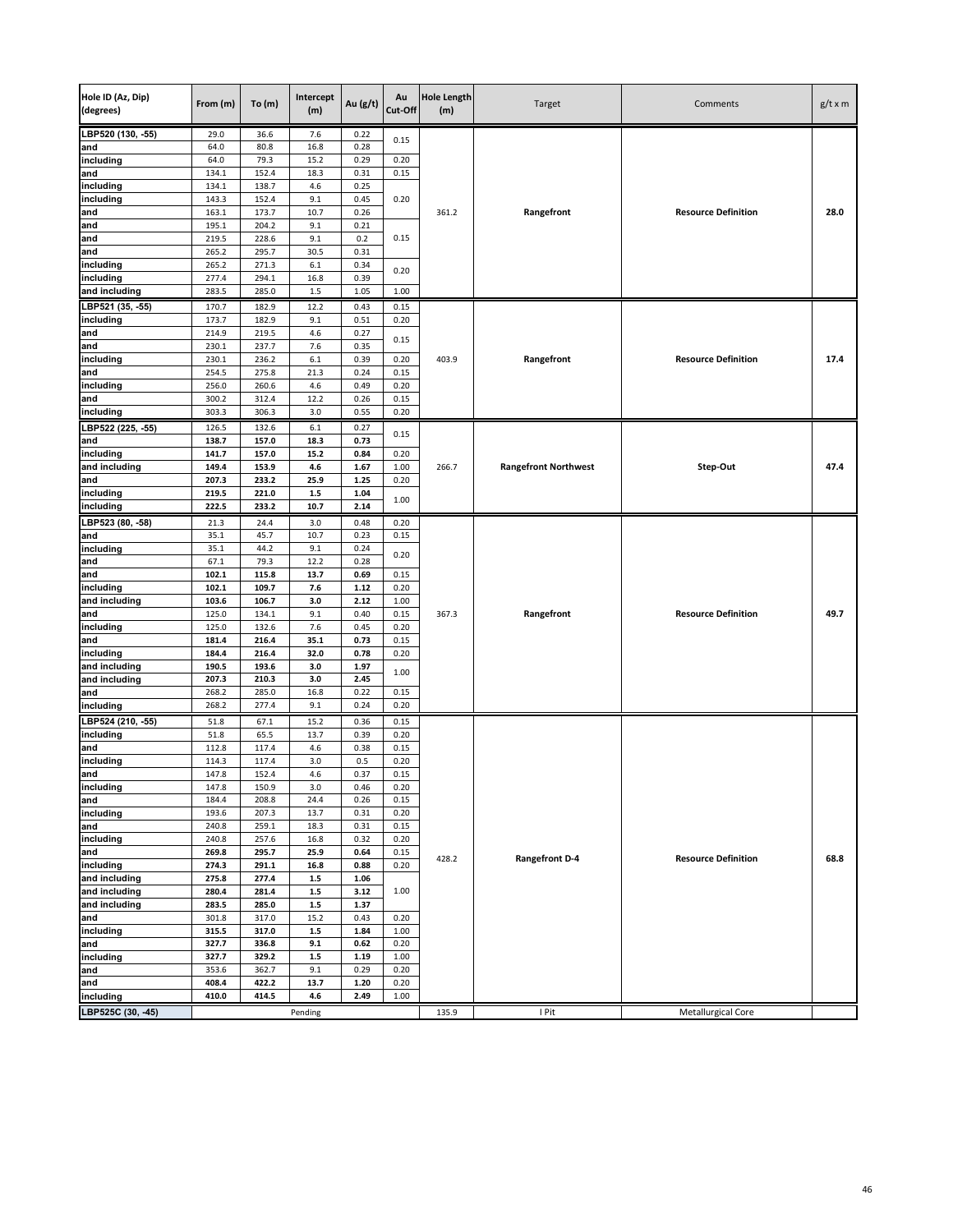| Hole ID (Az, Dip) (degrees) | From (m) | To (m) | Intercept (m) | Au (g/t) | Au Cut-Off | Hole Length (m) | Target | Comments | g/t x m |
|---|---|---|---|---|---|---|---|---|---|
| LBP520 (130, -55) | 29.0 | 36.6 | 7.6 | 0.22 | 0.15 | 361.2 | Rangefront | Resource Definition | 28.0 |
| and | 64.0 | 80.8 | 16.8 | 0.28 | | | | | |
| including | 64.0 | 79.3 | 15.2 | 0.29 | 0.20 | | | | |
| and | 134.1 | 152.4 | 18.3 | 0.31 | 0.15 | | | | |
| including | 134.1 | 138.7 | 4.6 | 0.25 | 0.20 | | | | |
| including | 143.3 | 152.4 | 9.1 | 0.45 | | | | | |
| and | 163.1 | 173.7 | 10.7 | 0.26 | | | | | |
| and | 195.1 | 204.2 | 9.1 | 0.21 | 0.15 | | | | |
| and | 219.5 | 228.6 | 9.1 | 0.2 | | | | | |
| and | 265.2 | 295.7 | 30.5 | 0.31 | | | | | |
| including | 265.2 | 271.3 | 6.1 | 0.34 | 0.20 | | | | |
| including | 277.4 | 294.1 | 16.8 | 0.39 | | | | | |
| and including | 283.5 | 285.0 | 1.5 | 1.05 | 1.00 | | | | |
| LBP521 (35, -55) | 170.7 | 182.9 | 12.2 | 0.43 | 0.15 | 403.9 | Rangefront | Resource Definition | 17.4 |
| including | 173.7 | 182.9 | 9.1 | 0.51 | 0.20 | | | | |
| and | 214.9 | 219.5 | 4.6 | 0.27 | 0.15 | | | | |
| and | 230.1 | 237.7 | 7.6 | 0.35 | | | | | |
| including | 230.1 | 236.2 | 6.1 | 0.39 | 0.20 | | | | |
| and | 254.5 | 275.8 | 21.3 | 0.24 | 0.15 | | | | |
| including | 256.0 | 260.6 | 4.6 | 0.49 | 0.20 | | | | |
| and | 300.2 | 312.4 | 12.2 | 0.26 | 0.15 | | | | |
| including | 303.3 | 306.3 | 3.0 | 0.55 | 0.20 | | | | |
| LBP522 (225, -55) | 126.5 | 132.6 | 6.1 | 0.27 | 0.15 | 266.7 | Rangefront Northwest | Step-Out | 47.4 |
| and | **138.7** | **157.0** | **18.3** | **0.73** | | | | | |
| including | **141.7** | **157.0** | **15.2** | **0.84** | 0.20 | | | | |
| and including | **149.4** | **153.9** | **4.6** | **1.67** | 1.00 | | | | |
| and | **207.3** | **233.2** | **25.9** | **1.25** | 0.20 | | | | |
| including | **219.5** | **221.0** | **1.5** | **1.04** | 1.00 | | | | |
| including | **222.5** | **233.2** | **10.7** | **2.14** | | | | | |
| LBP523 (80, -58) | 21.3 | 24.4 | 3.0 | 0.48 | 0.20 | 367.3 | Rangefront | Resource Definition | 49.7 |
| and | 35.1 | 45.7 | 10.7 | 0.23 | 0.15 | | | | |
| including | 35.1 | 44.2 | 9.1 | 0.24 | 0.20 | | | | |
| and | 67.1 | 79.3 | 12.2 | 0.28 | | | | | |
| and | **102.1** | **115.8** | **13.7** | **0.69** | 0.15 | | | | |
| including | **102.1** | **109.7** | **7.6** | **1.12** | 0.20 | | | | |
| and including | **103.6** | **106.7** | **3.0** | **2.12** | 1.00 | | | | |
| and | 125.0 | 134.1 | 9.1 | 0.40 | 0.15 | | | | |
| including | 125.0 | 132.6 | 7.6 | 0.45 | 0.20 | | | | |
| and | **181.4** | **216.4** | **35.1** | **0.73** | 0.15 | | | | |
| including | **184.4** | **216.4** | **32.0** | **0.78** | 0.20 | | | | |
| and including | **190.5** | **193.6** | **3.0** | **1.97** | 1.00 | | | | |
| and including | **207.3** | **210.3** | **3.0** | **2.45** | | | | | |
| and | 268.2 | 285.0 | 16.8 | 0.22 | 0.15 | | | | |
| including | 268.2 | 277.4 | 9.1 | 0.24 | 0.20 | | | | |
| LBP524 (210, -55) | 51.8 | 67.1 | 15.2 | 0.36 | 0.15 | 428.2 | Rangefront D-4 | Resource Definition | 68.8 |
| including | 51.8 | 65.5 | 13.7 | 0.39 | 0.20 | | | | |
| and | 112.8 | 117.4 | 4.6 | 0.38 | 0.15 | | | | |
| including | 114.3 | 117.4 | 3.0 | 0.5 | 0.20 | | | | |
| and | 147.8 | 152.4 | 4.6 | 0.37 | 0.15 | | | | |
| including | 147.8 | 150.9 | 3.0 | 0.46 | 0.20 | | | | |
| and | 184.4 | 208.8 | 24.4 | 0.26 | 0.15 | | | | |
| including | 193.6 | 207.3 | 13.7 | 0.31 | 0.20 | | | | |
| and | 240.8 | 259.1 | 18.3 | 0.31 | 0.15 | | | | |
| including | 240.8 | 257.6 | 16.8 | 0.32 | 0.20 | | | | |
| and | **269.8** | **295.7** | **25.9** | **0.64** | 0.15 | | | | |
| including | **274.3** | **291.1** | **16.8** | **0.88** | 0.20 | | | | |
| and including | **275.8** | **277.4** | **1.5** | **1.06** | 1.00 | | | | |
| and including | **280.4** | **281.4** | **1.5** | **3.12** | | | | | |
| and including | **283.5** | **285.0** | **1.5** | **1.37** | | | | | |
| and | 301.8 | 317.0 | 15.2 | 0.43 | 0.20 | | | | |
| including | **315.5** | **317.0** | **1.5** | **1.84** | 1.00 | | | | |
| and | **327.7** | **336.8** | **9.1** | **0.62** | 0.20 | | | | |
| including | **327.7** | **329.2** | **1.5** | **1.19** | 1.00 | | | | |
| and | 353.6 | 362.7 | 9.1 | 0.29 | 0.20 | | | | |
| and | **408.4** | **422.2** | **13.7** | **1.20** | 0.20 | | | | |
| including | **410.0** | **414.5** | **4.6** | **2.49** | 1.00 | | | | |
| LBP525C (30, -45) | | | Pending | | | 135.9 | I Pit | Metallurgical Core | |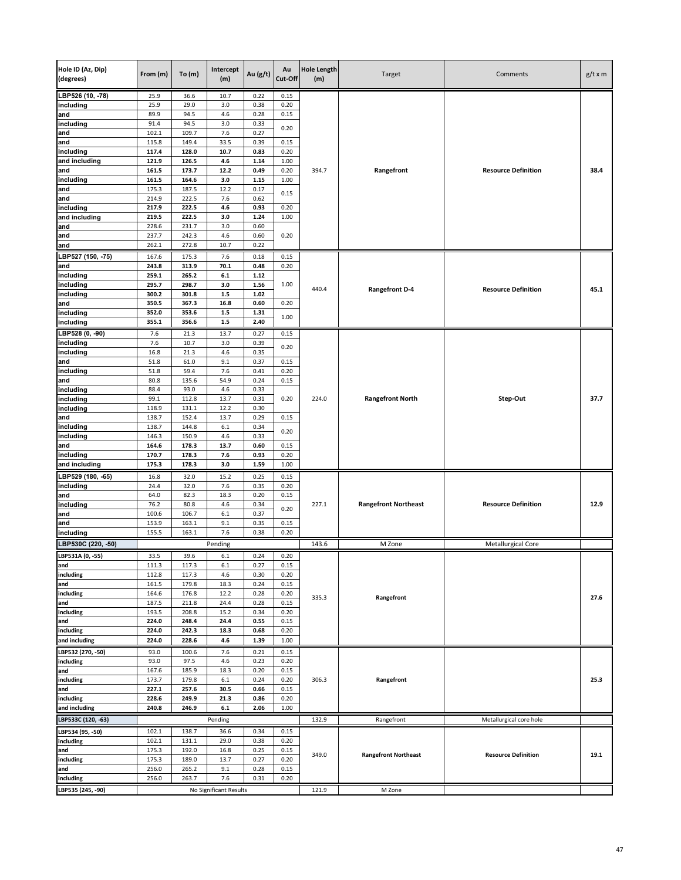| Hole ID (Az, Dip) (degrees) | From (m) | To (m) | Intercept (m) | Au (g/t) | Au Cut-Off | Hole Length (m) | Target | Comments | g/t x m |
|---|---|---|---|---|---|---|---|---|---|
| LBP526 (10, -78) | 25.9 | 36.6 | 10.7 | 0.22 | 0.15 | 394.7 | **Rangefront** | **Resource Definition** | **38.4** |
| including | 25.9 | 29.0 | 3.0 | 0.38 | 0.20 | | | | |
| and | 89.9 | 94.5 | 4.6 | 0.28 | 0.15 | | | | |
| including | 91.4 | 94.5 | 3.0 | 0.33 | 0.20 | | | | |
| and | 102.1 | 109.7 | 7.6 | 0.27 | | | | | |
| and | 115.8 | 149.4 | 33.5 | 0.39 | 0.15 | | | | |
| including | **117.4** | **128.0** | **10.7** | **0.83** | 0.20 | | | | |
| and including | **121.9** | **126.5** | **4.6** | **1.14** | 1.00 | | | | |
| and | **161.5** | **173.7** | **12.2** | **0.49** | 0.20 | | | | |
| including | **161.5** | **164.6** | **3.0** | **1.15** | 1.00 | | | | |
| and | 175.3 | 187.5 | 12.2 | 0.17 | 0.15 | | | | |
| and | 214.9 | 222.5 | 7.6 | 0.62 | | | | | |
| including | **217.9** | **222.5** | **4.6** | **0.93** | 0.20 | | | | |
| and including | **219.5** | **222.5** | **3.0** | **1.24** | 1.00 | | | | |
| and | 228.6 | 231.7 | 3.0 | 0.60 | 0.20 | | | | |
| and | 237.7 | 242.3 | 4.6 | 0.60 | | | | | |
| and | 262.1 | 272.8 | 10.7 | 0.22 | | | | | |
| LBP527 (150, -75) | 167.6 | 175.3 | 7.6 | 0.18 | 0.15 | 440.4 | **Rangefront D-4** | **Resource Definition** | **45.1** |
| and | **243.8** | **313.9** | **70.1** | **0.48** | 0.20 | | | | |
| including | **259.1** | **265.2** | **6.1** | **1.12** | 1.00 | | | | |
| including | **295.7** | **298.7** | **3.0** | **1.56** | | | | | |
| including | **300.2** | **301.8** | **1.5** | **1.02** | | | | | |
| and | **350.5** | **367.3** | **16.8** | **0.60** | 0.20 | | | | |
| including | **352.0** | **353.6** | **1.5** | **1.31** | 1.00 | | | | |
| including | **355.1** | **356.6** | **1.5** | **2.40** | | | | | |
| LBP528 (0, -90) | 7.6 | 21.3 | 13.7 | 0.27 | 0.15 | 224.0 | **Rangefront North** | **Step-Out** | **37.7** |
| including | 7.6 | 10.7 | 3.0 | 0.39 | 0.20 | | | | |
| including | 16.8 | 21.3 | 4.6 | 0.35 | | | | | |
| and | 51.8 | 61.0 | 9.1 | 0.37 | 0.15 | | | | |
| including | 51.8 | 59.4 | 7.6 | 0.41 | 0.20 | | | | |
| and | 80.8 | 135.6 | 54.9 | 0.24 | 0.15 | | | | |
| including | 88.4 | 93.0 | 4.6 | 0.33 | 0.20 | | | | |
| including | 99.1 | 112.8 | 13.7 | 0.31 | | | | | |
| including | 118.9 | 131.1 | 12.2 | 0.30 | | | | | |
| and | 138.7 | 152.4 | 13.7 | 0.29 | 0.15 | | | | |
| including | 138.7 | 144.8 | 6.1 | 0.34 | 0.20 | | | | |
| including | 146.3 | 150.9 | 4.6 | 0.33 | | | | | |
| and | **164.6** | **178.3** | **13.7** | **0.60** | 0.15 | | | | |
| including | **170.7** | **178.3** | **7.6** | **0.93** | 0.20 | | | | |
| and including | **175.3** | **178.3** | **3.0** | **1.59** | 1.00 | | | | |
| LBP529 (180, -65) | 16.8 | 32.0 | 15.2 | 0.25 | 0.15 | 227.1 | **Rangefront Northeast** | **Resource Definition** | **12.9** |
| including | 24.4 | 32.0 | 7.6 | 0.35 | 0.20 | | | | |
| and | 64.0 | 82.3 | 18.3 | 0.20 | 0.15 | | | | |
| including | 76.2 | 80.8 | 4.6 | 0.34 | 0.20 | | | | |
| and | 100.6 | 106.7 | 6.1 | 0.37 | | | | | |
| and | 153.9 | 163.1 | 9.1 | 0.35 | 0.15 | | | | |
| including | 155.5 | 163.1 | 7.6 | 0.38 | 0.20 | | | | |
| LBP530C (220, -50) | | | Pending | | | 143.6 | M Zone | Metallurgical Core | |
| LBP531A (0, -55) | 33.5 | 39.6 | 6.1 | 0.24 | 0.20 | 335.3 | **Rangefront** | | **27.6** |
| and | 111.3 | 117.3 | 6.1 | 0.27 | 0.15 | | | | |
| including | 112.8 | 117.3 | 4.6 | 0.30 | 0.20 | | | | |
| and | 161.5 | 179.8 | 18.3 | 0.24 | 0.15 | | | | |
| including | 164.6 | 176.8 | 12.2 | 0.28 | 0.20 | | | | |
| and | 187.5 | 211.8 | 24.4 | 0.28 | 0.15 | | | | |
| including | 193.5 | 208.8 | 15.2 | 0.34 | 0.20 | | | | |
| and | **224.0** | **248.4** | **24.4** | **0.55** | 0.15 | | | | |
| including | **224.0** | **242.3** | **18.3** | **0.68** | 0.20 | | | | |
| and including | **224.0** | **228.6** | **4.6** | **1.39** | 1.00 | | | | |
| LBP532 (270, -50) | 93.0 | 100.6 | 7.6 | 0.21 | 0.15 | 306.3 | **Rangefront** | | **25.3** |
| including | 93.0 | 97.5 | 4.6 | 0.23 | 0.20 | | | | |
| and | 167.6 | 185.9 | 18.3 | 0.20 | 0.15 | | | | |
| including | 173.7 | 179.8 | 6.1 | 0.24 | 0.20 | | | | |
| and | **227.1** | **257.6** | **30.5** | **0.66** | 0.15 | | | | |
| including | **228.6** | **249.9** | **21.3** | **0.86** | 0.20 | | | | |
| and including | **240.8** | **246.9** | **6.1** | **2.06** | 1.00 | | | | |
| LBP533C (120, -63) | | | Pending | | | 132.9 | Rangefront | Metallurgical core hole | |
| LBP534 (95, -50) | 102.1 | 138.7 | 36.6 | 0.34 | 0.15 | 349.0 | **Rangefront Northeast** | **Resource Definition** | **19.1** |
| including | 102.1 | 131.1 | 29.0 | 0.38 | 0.20 | | | | |
| and | 175.3 | 192.0 | 16.8 | 0.25 | 0.15 | | | | |
| including | 175.3 | 189.0 | 13.7 | 0.27 | 0.20 | | | | |
| and | 256.0 | 265.2 | 9.1 | 0.28 | 0.15 | | | | |
| including | 256.0 | 263.7 | 7.6 | 0.31 | 0.20 | | | | |
| LBP535 (245, -90) | | | No Significant Results | | | 121.9 | M Zone | | |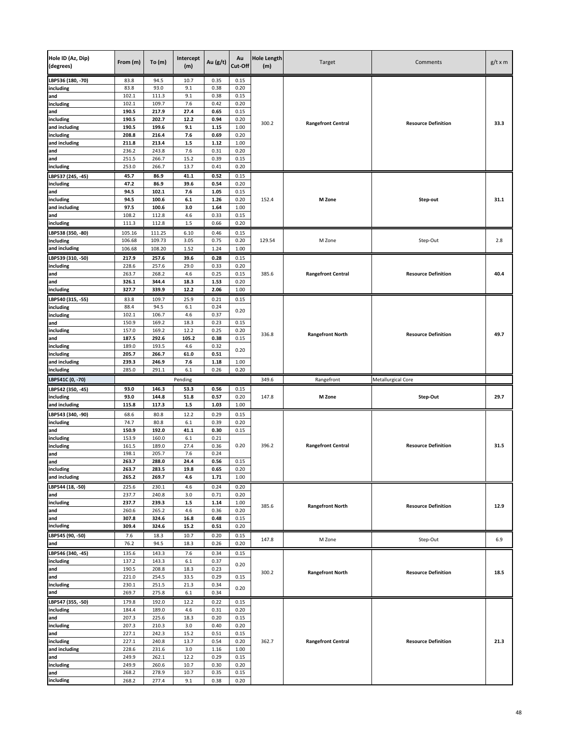| Hole ID (Az, Dip) (degrees) | From (m) | To (m) | Intercept (m) | Au (g/t) | Au Cut-Off | Hole Length (m) | Target | Comments | g/t x m |
|---|---|---|---|---|---|---|---|---|---|
| LBP536 (180, -70) | 83.8 | 94.5 | 10.7 | 0.35 | 0.15 | 300.2 | **Rangefront Central** | **Resource Definition** | **33.3** |
| including | 83.8 | 93.0 | 9.1 | 0.38 | 0.20 | | | | |
| and | 102.1 | 111.3 | 9.1 | 0.38 | 0.15 | | | | |
| including | 102.1 | 109.7 | 7.6 | 0.42 | 0.20 | | | | |
| and | **190.5** | **217.9** | **27.4** | **0.65** | 0.15 | | | | |
| including | **190.5** | **202.7** | **12.2** | **0.94** | 0.20 | | | | |
| and including | **190.5** | **199.6** | **9.1** | **1.15** | 1.00 | | | | |
| including | **208.8** | **216.4** | **7.6** | **0.69** | 0.20 | | | | |
| and including | **211.8** | **213.4** | **1.5** | **1.12** | 1.00 | | | | |
| and | 236.2 | 243.8 | 7.6 | 0.31 | 0.20 | | | | |
| and | 251.5 | 266.7 | 15.2 | 0.39 | 0.15 | | | | |
| including | 253.0 | 266.7 | 13.7 | 0.41 | 0.20 | | | | |
| LBP537 (245, -45) | **45.7** | **86.9** | **41.1** | **0.52** | 0.15 | 152.4 | **M Zone** | **Step-out** | **31.1** |
| including | **47.2** | **86.9** | **39.6** | **0.54** | 0.20 | | | | |
| and | **94.5** | **102.1** | **7.6** | **1.05** | 0.15 | | | | |
| including | **94.5** | **100.6** | **6.1** | **1.26** | 0.20 | | | | |
| and including | **97.5** | **100.6** | **3.0** | **1.64** | 1.00 | | | | |
| and | 108.2 | 112.8 | 4.6 | 0.33 | 0.15 | | | | |
| including | 111.3 | 112.8 | 1.5 | 0.66 | 0.20 | | | | |
| LBP538 (350, -80) | 105.16 | 111.25 | 6.10 | 0.46 | 0.15 | 129.54 | M Zone | Step-Out | 2.8 |
| including | 106.68 | 109.73 | 3.05 | 0.75 | 0.20 | | | | |
| and including | 106.68 | 108.20 | 1.52 | 1.24 | 1.00 | | | | |
| LBP539 (310, -50) | **217.9** | **257.6** | **39.6** | **0.28** | 0.15 | 385.6 | **Rangefront Central** | **Resource Definition** | **40.4** |
| including | 228.6 | 257.6 | 29.0 | 0.33 | 0.20 | | | | |
| and | 263.7 | 268.2 | 4.6 | 0.25 | 0.15 | | | | |
| and | **326.1** | **344.4** | **18.3** | **1.53** | 0.20 | | | | |
| including | **327.7** | **339.9** | **12.2** | **2.06** | 1.00 | | | | |
| LBP540 (315, -55) | 83.8 | 109.7 | 25.9 | 0.21 | 0.15 | 336.8 | **Rangefront North** | **Resource Definition** | **49.7** |
| including | 88.4 | 94.5 | 6.1 | 0.24 | 0.20 | | | | |
| including | 102.1 | 106.7 | 4.6 | 0.37 | | | | | |
| and | 150.9 | 169.2 | 18.3 | 0.23 | 0.15 | | | | |
| including | 157.0 | 169.2 | 12.2 | 0.25 | 0.20 | | | | |
| and | **187.5** | **292.6** | **105.2** | **0.38** | 0.15 | | | | |
| including | 189.0 | 193.5 | 4.6 | 0.32 | 0.20 | | | | |
| including | **205.7** | **266.7** | **61.0** | **0.51** | | | | | |
| and including | **239.3** | **246.9** | **7.6** | **1.18** | 1.00 | | | | |
| including | 285.0 | 291.1 | 6.1 | 0.26 | 0.20 | | | | |
| LBP541C (0, -70) | | | Pending | | | 349.6 | Rangefront | Metallurgical Core | |
| LBP542 (350, -45) | **93.0** | **146.3** | **53.3** | **0.56** | 0.15 | 147.8 | **M Zone** | **Step-Out** | **29.7** |
| including | **93.0** | **144.8** | **51.8** | **0.57** | 0.20 | | | | |
| and including | **115.8** | **117.3** | **1.5** | **1.03** | 1.00 | | | | |
| LBP543 (340, -90) | 68.6 | 80.8 | 12.2 | 0.29 | 0.15 | 396.2 | **Rangefront Central** | **Resource Definition** | **31.5** |
| including | 74.7 | 80.8 | 6.1 | 0.39 | 0.20 | | | | |
| and | **150.9** | **192.0** | **41.1** | **0.30** | 0.15 | | | | |
| including | 153.9 | 160.0 | 6.1 | 0.21 | 0.20 | | | | |
| including | 161.5 | 189.0 | 27.4 | 0.36 | | | | | |
| and | 198.1 | 205.7 | 7.6 | 0.24 | | | | | |
| and | **263.7** | **288.0** | **24.4** | **0.56** | 0.15 | | | | |
| including | **263.7** | **283.5** | **19.8** | **0.65** | 0.20 | | | | |
| and including | **265.2** | **269.7** | **4.6** | **1.71** | 1.00 | | | | |
| LBP544 (18, -50) | 225.6 | 230.1 | 4.6 | 0.24 | 0.20 | 385.6 | **Rangefront North** | **Resource Definition** | **12.9** |
| and | 237.7 | 240.8 | 3.0 | 0.71 | 0.20 | | | | |
| including | **237.7** | **239.3** | **1.5** | **1.14** | 1.00 | | | | |
| and | 260.6 | 265.2 | 4.6 | 0.36 | 0.20 | | | | |
| and | **307.8** | **324.6** | **16.8** | **0.48** | 0.15 | | | | |
| including | **309.4** | **324.6** | **15.2** | **0.51** | 0.20 | | | | |
| LBP545 (90, -50) | 7.6 | 18.3 | 10.7 | 0.20 | 0.15 | 147.8 | M Zone | Step-Out | 6.9 |
| and | 76.2 | 94.5 | 18.3 | 0.26 | 0.20 | | | | |
| LBP546 (340, -45) | 135.6 | 143.3 | 7.6 | 0.34 | 0.15 | 300.2 | **Rangefront North** | **Resource Definition** | **18.5** |
| including | 137.2 | 143.3 | 6.1 | 0.37 | 0.20 | | | | |
| and | 190.5 | 208.8 | 18.3 | 0.23 | | | | | |
| and | 221.0 | 254.5 | 33.5 | 0.29 | 0.15 | | | | |
| including | 230.1 | 251.5 | 21.3 | 0.34 | 0.20 | | | | |
| and | 269.7 | 275.8 | 6.1 | 0.34 | | | | | |
| LBP547 (355, -50) | 179.8 | 192.0 | 12.2 | 0.22 | 0.15 | 362.7 | **Rangefront Central** | **Resource Definition** | **21.3** |
| including | 184.4 | 189.0 | 4.6 | 0.31 | 0.20 | | | | |
| and | 207.3 | 225.6 | 18.3 | 0.20 | 0.15 | | | | |
| including | 207.3 | 210.3 | 3.0 | 0.40 | 0.20 | | | | |
| and | 227.1 | 242.3 | 15.2 | 0.51 | 0.15 | | | | |
| including | 227.1 | 240.8 | 13.7 | 0.54 | 0.20 | | | | |
| and including | 228.6 | 231.6 | 3.0 | 1.16 | 1.00 | | | | |
| and | 249.9 | 262.1 | 12.2 | 0.29 | 0.15 | | | | |
| including | 249.9 | 260.6 | 10.7 | 0.30 | 0.20 | | | | |
| and | 268.2 | 278.9 | 10.7 | 0.35 | 0.15 | | | | |
| including | 268.2 | 277.4 | 9.1 | 0.38 | 0.20 | | | | |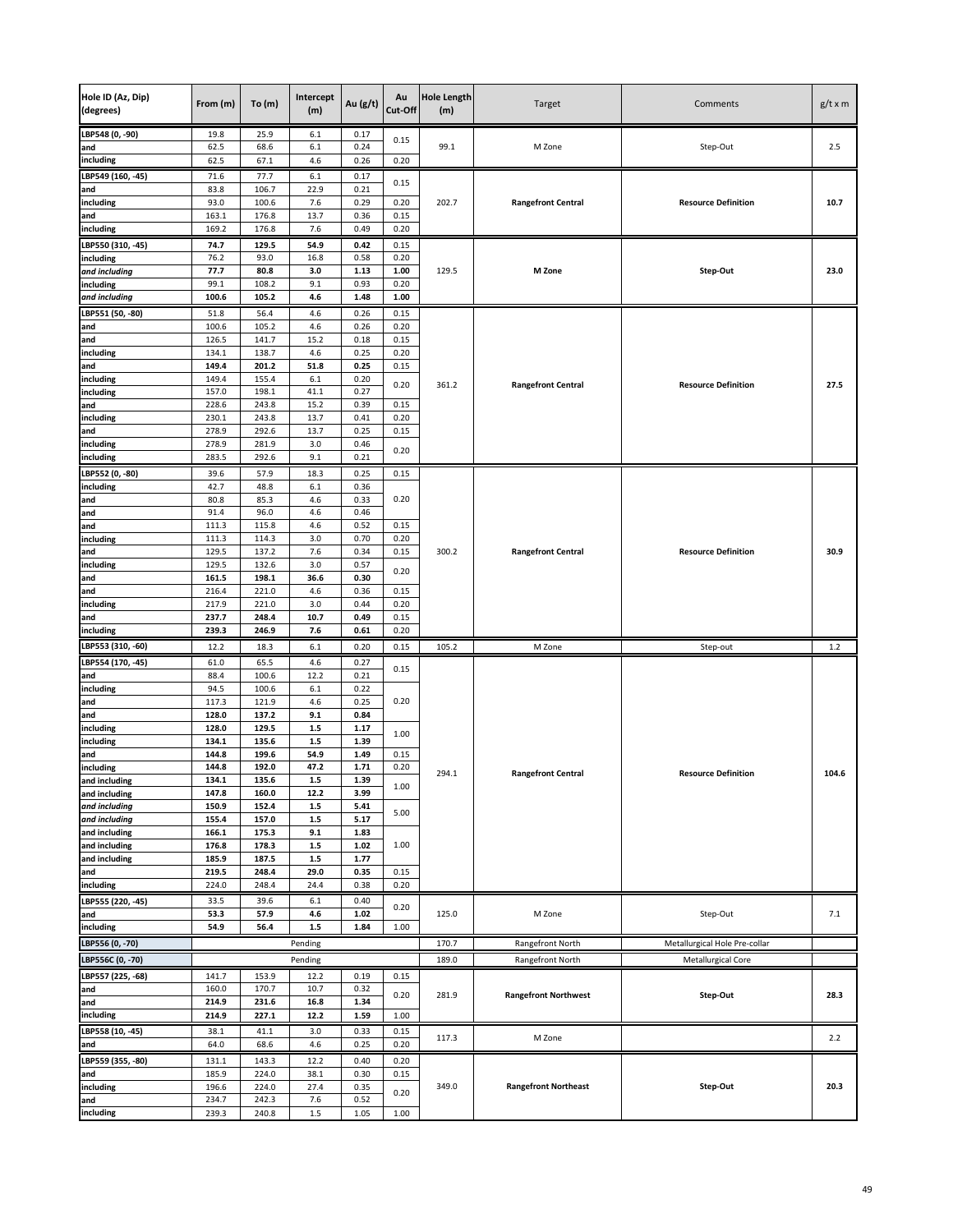| Hole ID (Az, Dip) (degrees) | From (m) | To (m) | Intercept (m) | Au (g/t) | Au Cut-Off | Hole Length (m) | Target | Comments | g/t x m |
|---|---|---|---|---|---|---|---|---|---|
| LBP548 (0, -90) | 19.8 | 25.9 | 6.1 | 0.17 | 0.15 | 99.1 | M Zone | Step-Out | 2.5 |
| and | 62.5 | 68.6 | 6.1 | 0.24 | | | | | |
| including | 62.5 | 67.1 | 4.6 | 0.26 | 0.20 | | | | |
| LBP549 (160, -45) | 71.6 | 77.7 | 6.1 | 0.17 | 0.15 | 202.7 | **Rangefront Central** | **Resource Definition** | **10.7** |
| and | 83.8 | 106.7 | 22.9 | 0.21 | | | | | |
| including | 93.0 | 100.6 | 7.6 | 0.29 | 0.20 | | | | |
| and | 163.1 | 176.8 | 13.7 | 0.36 | 0.15 | | | | |
| including | 169.2 | 176.8 | 7.6 | 0.49 | 0.20 | | | | |
| **LBP550 (310, -45)** | **74.7** | **129.5** | **54.9** | **0.42** | 0.15 | 129.5 | **M Zone** | **Step-Out** | **23.0** |
| including | 76.2 | 93.0 | 16.8 | 0.58 | 0.20 | | | | |
| ***and including*** | **77.7** | **80.8** | **3.0** | **1.13** | **1.00** | | | | |
| including | 99.1 | 108.2 | 9.1 | 0.93 | 0.20 | | | | |
| ***and including*** | **100.6** | **105.2** | **4.6** | **1.48** | **1.00** | | | | |
| LBP551 (50, -80) | 51.8 | 56.4 | 4.6 | 0.26 | 0.15 | 361.2 | **Rangefront Central** | **Resource Definition** | **27.5** |
| and | 100.6 | 105.2 | 4.6 | 0.26 | 0.20 | | | | |
| and | 126.5 | 141.7 | 15.2 | 0.18 | 0.15 | | | | |
| including | 134.1 | 138.7 | 4.6 | 0.25 | 0.20 | | | | |
| and | **149.4** | **201.2** | **51.8** | **0.25** | 0.15 | | | | |
| including | 149.4 | 155.4 | 6.1 | 0.20 | 0.20 | | | | |
| including | 157.0 | 198.1 | 41.1 | 0.27 | | | | | |
| and | 228.6 | 243.8 | 15.2 | 0.39 | 0.15 | | | | |
| including | 230.1 | 243.8 | 13.7 | 0.41 | 0.20 | | | | |
| and | 278.9 | 292.6 | 13.7 | 0.25 | 0.15 | | | | |
| including | 278.9 | 281.9 | 3.0 | 0.46 | 0.20 | | | | |
| including | 283.5 | 292.6 | 9.1 | 0.21 | | | | | |
| LBP552 (0, -80) | 39.6 | 57.9 | 18.3 | 0.25 | 0.15 | 300.2 | **Rangefront Central** | **Resource Definition** | **30.9** |
| including | 42.7 | 48.8 | 6.1 | 0.36 | 0.20 | | | | |
| and | 80.8 | 85.3 | 4.6 | 0.33 | | | | | |
| and | 91.4 | 96.0 | 4.6 | 0.46 | | | | | |
| and | 111.3 | 115.8 | 4.6 | 0.52 | 0.15 | | | | |
| including | 111.3 | 114.3 | 3.0 | 0.70 | 0.20 | | | | |
| and | 129.5 | 137.2 | 7.6 | 0.34 | 0.15 | | | | |
| including | 129.5 | 132.6 | 3.0 | 0.57 | 0.20 | | | | |
| and | **161.5** | **198.1** | **36.6** | **0.30** | | | | | |
| and | 216.4 | 221.0 | 4.6 | 0.36 | 0.15 | | | | |
| including | 217.9 | 221.0 | 3.0 | 0.44 | 0.20 | | | | |
| and | **237.7** | **248.4** | **10.7** | **0.49** | 0.15 | | | | |
| including | **239.3** | **246.9** | **7.6** | **0.61** | 0.20 | | | | |
| LBP553 (310, -60) | 12.2 | 18.3 | 6.1 | 0.20 | 0.15 | 105.2 | M Zone | Step-out | 1.2 |
| LBP554 (170, -45) | 61.0 | 65.5 | 4.6 | 0.27 | 0.15 | 294.1 | **Rangefront Central** | **Resource Definition** | **104.6** |
| and | 88.4 | 100.6 | 12.2 | 0.21 | | | | | |
| including | 94.5 | 100.6 | 6.1 | 0.22 | 0.20 | | | | |
| and | 117.3 | 121.9 | 4.6 | 0.25 | | | | | |
| and | **128.0** | **137.2** | **9.1** | **0.84** | | | | | |
| including | **128.0** | **129.5** | **1.5** | **1.17** | 1.00 | | | | |
| including | **134.1** | **135.6** | **1.5** | **1.39** | | | | | |
| and | **144.8** | **199.6** | **54.9** | **1.49** | 0.15 | | | | |
| including | **144.8** | **192.0** | **47.2** | **1.71** | 0.20 | | | | |
| and including | **134.1** | **135.6** | **1.5** | **1.39** | 1.00 | | | | |
| and including | **147.8** | **160.0** | **12.2** | **3.99** | | | | | |
| *and including* | **150.9** | **152.4** | **1.5** | **5.41** | 5.00 | | | | |
| *and including* | **155.4** | **157.0** | **1.5** | **5.17** | | | | | |
| and including | **166.1** | **175.3** | **9.1** | **1.83** | 1.00 | | | | |
| and including | **176.8** | **178.3** | **1.5** | **1.02** | | | | | |
| and including | **185.9** | **187.5** | **1.5** | **1.77** | | | | | |
| and | **219.5** | **248.4** | **29.0** | **0.35** | 0.15 | | | | |
| including | 224.0 | 248.4 | 24.4 | 0.38 | 0.20 | | | | |
| LBP555 (220, -45) | 33.5 | 39.6 | 6.1 | 0.40 | 0.20 | 125.0 | M Zone | Step-Out | 7.1 |
| and | **53.3** | **57.9** | **4.6** | **1.02** | | | | | |
| including | **54.9** | **56.4** | **1.5** | **1.84** | 1.00 | | | | |
| LBP556 (0, -70) | | | Pending | | | 170.7 | Rangefront North | Metallurgical Hole Pre-collar | |
| LBP556C (0, -70) | | | Pending | | | 189.0 | Rangefront North | Metallurgical Core | |
| LBP557 (225, -68) | 141.7 | 153.9 | 12.2 | 0.19 | 0.15 | 281.9 | **Rangefront Northwest** | **Step-Out** | **28.3** |
| and | 160.0 | 170.7 | 10.7 | 0.32 | 0.20 | | | | |
| and | **214.9** | **231.6** | **16.8** | **1.34** | | | | | |
| including | **214.9** | **227.1** | **12.2** | **1.59** | 1.00 | | | | |
| LBP558 (10, -45) | 38.1 | 41.1 | 3.0 | 0.33 | 0.15 | 117.3 | M Zone | | 2.2 |
| and | 64.0 | 68.6 | 4.6 | 0.25 | 0.20 | | | | |
| LBP559 (355, -80) | 131.1 | 143.3 | 12.2 | 0.40 | 0.20 | 349.0 | **Rangefront Northeast** | **Step-Out** | **20.3** |
| and | 185.9 | 224.0 | 38.1 | 0.30 | 0.15 | | | | |
| including | 196.6 | 224.0 | 27.4 | 0.35 | 0.20 | | | | |
| and | 234.7 | 242.3 | 7.6 | 0.52 | | | | | |
| including | 239.3 | 240.8 | 1.5 | 1.05 | 1.00 | | | | |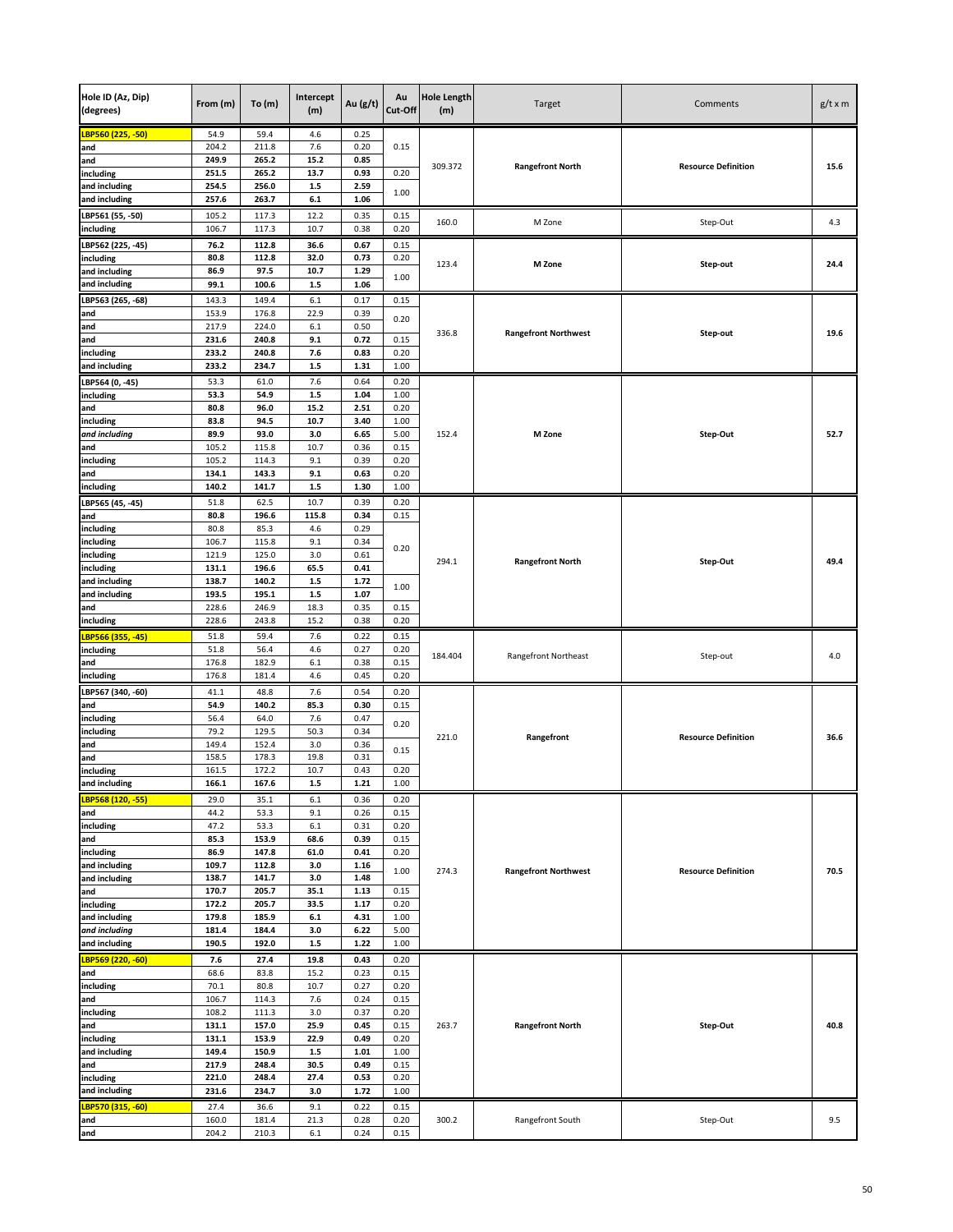| Hole ID (Az, Dip) (degrees) | From (m) | To (m) | Intercept (m) | Au (g/t) | Au Cut-Off | Hole Length (m) | Target | Comments | g/t x m |
|---|---|---|---|---|---|---|---|---|---|
| LBP560 (225, -50) | 54.9 | 59.4 | 4.6 | 0.25 | 0.15 | 309.372 | **Rangefront North** | **Resource Definition** | **15.6** |
| and | 204.2 | 211.8 | 7.6 | 0.20 | | | | | |
| and | **249.9** | **265.2** | **15.2** | **0.85** | | | | | |
| including | **251.5** | **265.2** | **13.7** | **0.93** | 0.20 | | | | |
| and including | **254.5** | **256.0** | **1.5** | **2.59** | 1.00 | | | | |
| and including | **257.6** | **263.7** | **6.1** | **1.06** | | | | | |
| LBP561 (55, -50) | 105.2 | 117.3 | 12.2 | 0.35 | 0.15 | 160.0 | M Zone | Step-Out | 4.3 |
| including | 106.7 | 117.3 | 10.7 | 0.38 | 0.20 | | | | |
| LBP562 (225, -45) | **76.2** | **112.8** | **36.6** | **0.67** | 0.15 | 123.4 | **M Zone** | **Step-out** | **24.4** |
| including | **80.8** | **112.8** | **32.0** | **0.73** | 0.20 | | | | |
| and including | **86.9** | **97.5** | **10.7** | **1.29** | 1.00 | | | | |
| and including | **99.1** | **100.6** | **1.5** | **1.06** | | | | | |
| LBP563 (265, -68) | 143.3 | 149.4 | 6.1 | 0.17 | 0.15 | 336.8 | **Rangefront Northwest** | **Step-out** | **19.6** |
| and | 153.9 | 176.8 | 22.9 | 0.39 | 0.20 | | | | |
| and | 217.9 | 224.0 | 6.1 | 0.50 | | | | | |
| and | **231.6** | **240.8** | **9.1** | **0.72** | 0.15 | | | | |
| including | **233.2** | **240.8** | **7.6** | **0.83** | 0.20 | | | | |
| and including | **233.2** | **234.7** | **1.5** | **1.31** | 1.00 | | | | |
| LBP564 (0, -45) | 53.3 | 61.0 | 7.6 | 0.64 | 0.20 | 152.4 | **M Zone** | **Step-Out** | **52.7** |
| including | **53.3** | **54.9** | **1.5** | **1.04** | 1.00 | | | | |
| and | **80.8** | **96.0** | **15.2** | **2.51** | 0.20 | | | | |
| including | **83.8** | **94.5** | **10.7** | **3.40** | 1.00 | | | | |
| *and including* | **89.9** | **93.0** | **3.0** | **6.65** | 5.00 | | | | |
| and | 105.2 | 115.8 | 10.7 | 0.36 | 0.15 | | | | |
| including | 105.2 | 114.3 | 9.1 | 0.39 | 0.20 | | | | |
| and | **134.1** | **143.3** | **9.1** | **0.63** | 0.20 | | | | |
| including | **140.2** | **141.7** | **1.5** | **1.30** | 1.00 | | | | |
| LBP565 (45, -45) | 51.8 | 62.5 | 10.7 | 0.39 | 0.20 | 294.1 | **Rangefront North** | **Step-Out** | **49.4** |
| and | **80.8** | **196.6** | **115.8** | **0.34** | 0.15 | | | | |
| including | 80.8 | 85.3 | 4.6 | 0.29 | 0.20 | | | | |
| including | 106.7 | 115.8 | 9.1 | 0.34 | | | | | |
| including | 121.9 | 125.0 | 3.0 | 0.61 | | | | | |
| including | **131.1** | **196.6** | **65.5** | **0.41** | | | | | |
| and including | **138.7** | **140.2** | **1.5** | **1.72** | 1.00 | | | | |
| and including | **193.5** | **195.1** | **1.5** | **1.07** | | | | | |
| and | 228.6 | 246.9 | 18.3 | 0.35 | 0.15 | | | | |
| including | 228.6 | 243.8 | 15.2 | 0.38 | 0.20 | | | | |
| LBP566 (355, -45) | 51.8 | 59.4 | 7.6 | 0.22 | 0.15 | 184.404 | Rangefront Northeast | Step-out | 4.0 |
| including | 51.8 | 56.4 | 4.6 | 0.27 | 0.20 | | | | |
| and | 176.8 | 182.9 | 6.1 | 0.38 | 0.15 | | | | |
| including | 176.8 | 181.4 | 4.6 | 0.45 | 0.20 | | | | |
| LBP567 (340, -60) | 41.1 | 48.8 | 7.6 | 0.54 | 0.20 | 221.0 | **Rangefront** | **Resource Definition** | **36.6** |
| and | **54.9** | **140.2** | **85.3** | **0.30** | 0.15 | | | | |
| including | 56.4 | 64.0 | 7.6 | 0.47 | 0.20 | | | | |
| including | 79.2 | 129.5 | 50.3 | 0.34 | | | | | |
| and | 149.4 | 152.4 | 3.0 | 0.36 | 0.15 | | | | |
| and | 158.5 | 178.3 | 19.8 | 0.31 | | | | | |
| including | 161.5 | 172.2 | 10.7 | 0.43 | 0.20 | | | | |
| and including | **166.1** | **167.6** | **1.5** | **1.21** | 1.00 | | | | |
| LBP568 (120, -55) | 29.0 | 35.1 | 6.1 | 0.36 | 0.20 | 274.3 | **Rangefront Northwest** | **Resource Definition** | **70.5** |
| and | 44.2 | 53.3 | 9.1 | 0.26 | 0.15 | | | | |
| including | 47.2 | 53.3 | 6.1 | 0.31 | 0.20 | | | | |
| and | **85.3** | **153.9** | **68.6** | **0.39** | 0.15 | | | | |
| including | **86.9** | **147.8** | **61.0** | **0.41** | 0.20 | | | | |
| and including | **109.7** | **112.8** | **3.0** | **1.16** | 1.00 | | | | |
| and including | **138.7** | **141.7** | **3.0** | **1.48** | | | | | |
| and | **170.7** | **205.7** | **35.1** | **1.13** | 0.15 | | | | |
| including | **172.2** | **205.7** | **33.5** | **1.17** | 0.20 | | | | |
| and including | **179.8** | **185.9** | **6.1** | **4.31** | 1.00 | | | | |
| *and including* | **181.4** | **184.4** | **3.0** | **6.22** | 5.00 | | | | |
| and including | **190.5** | **192.0** | **1.5** | **1.22** | 1.00 | | | | |
| LBP569 (220, -60) | **7.6** | **27.4** | **19.8** | **0.43** | 0.20 | 263.7 | **Rangefront North** | **Step-Out** | **40.8** |
| and | 68.6 | 83.8 | 15.2 | 0.23 | 0.15 | | | | |
| including | 70.1 | 80.8 | 10.7 | 0.27 | 0.20 | | | | |
| and | 106.7 | 114.3 | 7.6 | 0.24 | 0.15 | | | | |
| including | 108.2 | 111.3 | 3.0 | 0.37 | 0.20 | | | | |
| and | **131.1** | **157.0** | **25.9** | **0.45** | 0.15 | | | | |
| including | **131.1** | **153.9** | **22.9** | **0.49** | 0.20 | | | | |
| and including | **149.4** | **150.9** | **1.5** | **1.01** | 1.00 | | | | |
| and | **217.9** | **248.4** | **30.5** | **0.49** | 0.15 | | | | |
| including | **221.0** | **248.4** | **27.4** | **0.53** | 0.20 | | | | |
| and including | **231.6** | **234.7** | **3.0** | **1.72** | 1.00 | | | | |
| LBP570 (315, -60) | 27.4 | 36.6 | 9.1 | 0.22 | 0.15 | 300.2 | Rangefront South | Step-Out | 9.5 |
| and | 160.0 | 181.4 | 21.3 | 0.28 | 0.20 | | | | |
| and | 204.2 | 210.3 | 6.1 | 0.24 | 0.15 | | | | |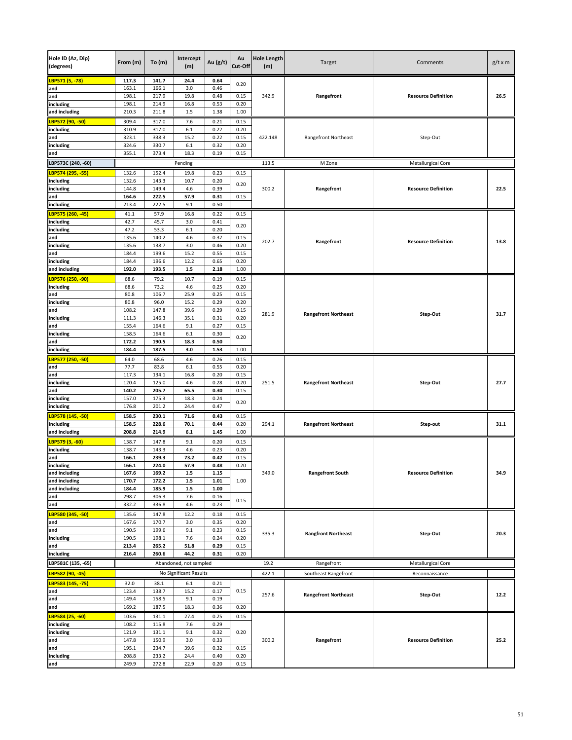| Hole ID (Az, Dip) (degrees) | From (m) | To (m) | Intercept (m) | Au (g/t) | Au Cut-Off | Hole Length (m) | Target | Comments | g/t x m |
|---|---|---|---|---|---|---|---|---|---|
| LBP571 (5, -78) | **117.3** | **141.7** | **24.4** | **0.64** | 0.20 | 342.9 | **Rangefront** | **Resource Definition** | **26.5** |
| and | 163.1 | 166.1 | 3.0 | 0.46 | | | | | |
| and | 198.1 | 217.9 | 19.8 | 0.48 | 0.15 | | | | |
| including | 198.1 | 214.9 | 16.8 | 0.53 | 0.20 | | | | |
| and including | 210.3 | 211.8 | 1.5 | 1.38 | 1.00 | | | | |
| LBP572 (90, -50) | 309.4 | 317.0 | 7.6 | 0.21 | 0.15 | 422.148 | Rangefront Northeast | Step-Out | |
| including | 310.9 | 317.0 | 6.1 | 0.22 | 0.20 | | | | |
| and | 323.1 | 338.3 | 15.2 | 0.22 | 0.15 | | | | |
| including | 324.6 | 330.7 | 6.1 | 0.32 | 0.20 | | | | |
| and | 355.1 | 373.4 | 18.3 | 0.19 | 0.15 | | | | |
| LBP573C (240, -60) | Pending | | | | | 113.5 | M Zone | Metallurgical Core | |
| LBP574 (295, -55) | 132.6 | 152.4 | 19.8 | 0.23 | 0.15 | 300.2 | **Rangefront** | **Resource Definition** | **22.5** |
| including | 132.6 | 143.3 | 10.7 | 0.20 | 0.20 | | | | |
| including | 144.8 | 149.4 | 4.6 | 0.39 | | | | | |
| and | **164.6** | **222.5** | **57.9** | **0.31** | 0.15 | | | | |
| including | 213.4 | 222.5 | 9.1 | 0.50 | | | | | |
| LBP575 (260, -45) | 41.1 | 57.9 | 16.8 | 0.22 | 0.15 | 202.7 | **Rangefront** | **Resource Definition** | **13.8** |
| including | 42.7 | 45.7 | 3.0 | 0.41 | 0.20 | | | | |
| including | 47.2 | 53.3 | 6.1 | 0.20 | | | | | |
| and | 135.6 | 140.2 | 4.6 | 0.37 | 0.15 | | | | |
| including | 135.6 | 138.7 | 3.0 | 0.46 | 0.20 | | | | |
| and | 184.4 | 199.6 | 15.2 | 0.55 | 0.15 | | | | |
| including | 184.4 | 196.6 | 12.2 | 0.65 | 0.20 | | | | |
| and including | **192.0** | **193.5** | **1.5** | **2.18** | 1.00 | | | | |
| LBP576 (250, -90) | 68.6 | 79.2 | 10.7 | 0.19 | 0.15 | 281.9 | **Rangefront Northeast** | **Step-Out** | **31.7** |
| including | 68.6 | 73.2 | 4.6 | 0.25 | 0.20 | | | | |
| and | 80.8 | 106.7 | 25.9 | 0.25 | 0.15 | | | | |
| including | 80.8 | 96.0 | 15.2 | 0.29 | 0.20 | | | | |
| and | 108.2 | 147.8 | 39.6 | 0.29 | 0.15 | | | | |
| including | 111.3 | 146.3 | 35.1 | 0.31 | 0.20 | | | | |
| and | 155.4 | 164.6 | 9.1 | 0.27 | 0.15 | | | | |
| including | 158.5 | 164.6 | 6.1 | 0.30 | 0.20 | | | | |
| and | **172.2** | **190.5** | **18.3** | **0.50** | | | | | |
| including | **184.4** | **187.5** | **3.0** | **1.53** | 1.00 | | | | |
| LBP577 (250, -50) | 64.0 | 68.6 | 4.6 | 0.26 | 0.15 | 251.5 | **Rangefront Northeast** | **Step-Out** | **27.7** |
| and | 77.7 | 83.8 | 6.1 | 0.55 | 0.20 | | | | |
| and | 117.3 | 134.1 | 16.8 | 0.20 | 0.15 | | | | |
| including | 120.4 | 125.0 | 4.6 | 0.28 | 0.20 | | | | |
| and | **140.2** | **205.7** | **65.5** | **0.30** | 0.15 | | | | |
| including | 157.0 | 175.3 | 18.3 | 0.24 | 0.20 | | | | |
| including | 176.8 | 201.2 | 24.4 | 0.47 | | | | | |
| LBP578 (145, -50) | **158.5** | **230.1** | **71.6** | **0.43** | 0.15 | 294.1 | **Rangefront Northeast** | **Step-out** | **31.1** |
| including | 158.5 | 228.6 | 70.1 | 0.44 | 0.20 | | | | |
| and including | **208.8** | **214.9** | **6.1** | **1.45** | 1.00 | | | | |
| LBP579 (3, -60) | 138.7 | 147.8 | 9.1 | 0.20 | 0.15 | 349.0 | **Rangefront South** | **Resource Definition** | **34.9** |
| including | 138.7 | 143.3 | 4.6 | 0.23 | 0.20 | | | | |
| and | **166.1** | **239.3** | **73.2** | **0.42** | 0.15 | | | | |
| including | 166.1 | 224.0 | 57.9 | 0.48 | 0.20 | | | | |
| and including | **167.6** | **169.2** | **1.5** | **1.15** | 1.00 | | | | |
| and including | **170.7** | **172.2** | **1.5** | **1.01** | | | | | |
| and including | **184.4** | **185.9** | **1.5** | **1.00** | | | | | |
| and | 298.7 | 306.3 | 7.6 | 0.16 | 0.15 | | | | |
| and | 332.2 | 336.8 | 4.6 | 0.23 | | | | | |
| LBP580 (345, -50) | 135.6 | 147.8 | 12.2 | 0.18 | 0.15 | 335.3 | **Rangfront Northeast** | **Step-Out** | **20.3** |
| and | 167.6 | 170.7 | 3.0 | 0.35 | 0.20 | | | | |
| and | 190.5 | 199.6 | 9.1 | 0.23 | 0.15 | | | | |
| including | 190.5 | 198.1 | 7.6 | 0.24 | 0.20 | | | | |
| and | **213.4** | **265.2** | **51.8** | **0.29** | 0.15 | | | | |
| including | 216.4 | 260.6 | 44.2 | 0.31 | 0.20 | | | | |
| LBP581C (135, -65) | Abandoned, not sampled | | | | | 19.2 | Rangefront | Metallurgical Core | |
| LBP582 (90, -45) | No Significant Results | | | | | 422.1 | Southeast Rangefront | Reconnaissance | |
| LBP583 (145, -75) | 32.0 | 38.1 | 6.1 | 0.21 | 0.15 | 257.6 | **Rangefront Northeast** | **Step-Out** | **12.2** |
| and | 123.4 | 138.7 | 15.2 | 0.17 | | | | | |
| and | 149.4 | 158.5 | 9.1 | 0.19 | | | | | |
| and | 169.2 | 187.5 | 18.3 | 0.36 | 0.20 | | | | |
| LBP584 (25, -60) | 103.6 | 131.1 | 27.4 | 0.25 | 0.15 | 300.2 | **Rangefront** | **Resource Definition** | **25.2** |
| including | 108.2 | 115.8 | 7.6 | 0.29 | 0.20 | | | | |
| including | 121.9 | 131.1 | 9.1 | 0.32 | | | | | |
| and | 147.8 | 150.9 | 3.0 | 0.33 | | | | | |
| and | 195.1 | 234.7 | 39.6 | 0.32 | 0.15 | | | | |
| including | 208.8 | 233.2 | 24.4 | 0.40 | 0.20 | | | | |
| and | 249.9 | 272.8 | 22.9 | 0.20 | 0.15 | | | | |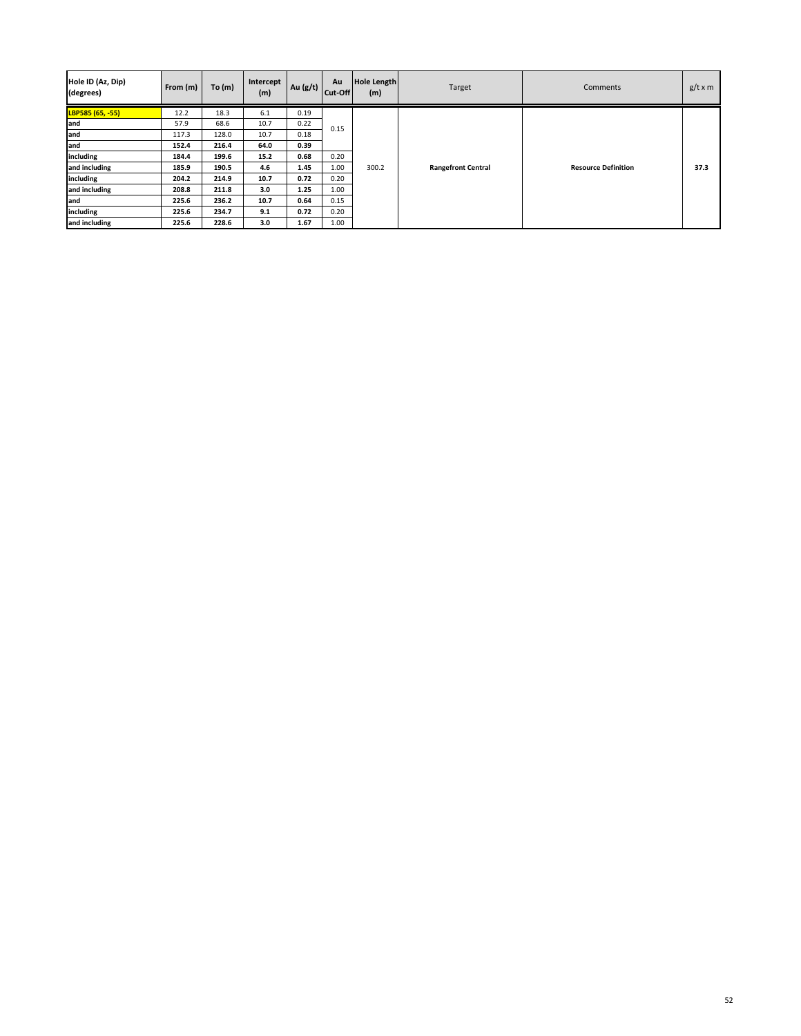| Hole ID (Az, Dip) (degrees) | From (m) | To (m) | Intercept (m) | Au (g/t) | Au Cut-Off | Hole Length (m) | Target | Comments | g/t x m |
|---|---|---|---|---|---|---|---|---|---|
| **LBP585 (65, -55)** | 12.2 | 18.3 | 6.1 | 0.19 | 0.15 | 300.2 | **Rangefront Central** | **Resource Definition** | **37.3** |
| **and** | 57.9 | 68.6 | 10.7 | 0.22 | | | | | |
| **and** | 117.3 | 128.0 | 10.7 | 0.18 | | | | | |
| **and** | **152.4** | **216.4** | **64.0** | **0.39** | | | | | |
| **including** | **184.4** | **199.6** | **15.2** | **0.68** | 0.20 | | | | |
| **and including** | **185.9** | **190.5** | **4.6** | **1.45** | 1.00 | | | | |
| **including** | **204.2** | **214.9** | **10.7** | **0.72** | 0.20 | | | | |
| **and including** | **208.8** | **211.8** | **3.0** | **1.25** | 1.00 | | | | |
| **and** | **225.6** | **236.2** | **10.7** | **0.64** | 0.15 | | | | |
| **including** | **225.6** | **234.7** | **9.1** | **0.72** | 0.20 | | | | |
| **and including** | **225.6** | **228.6** | **3.0** | **1.67** | 1.00 | | | | |